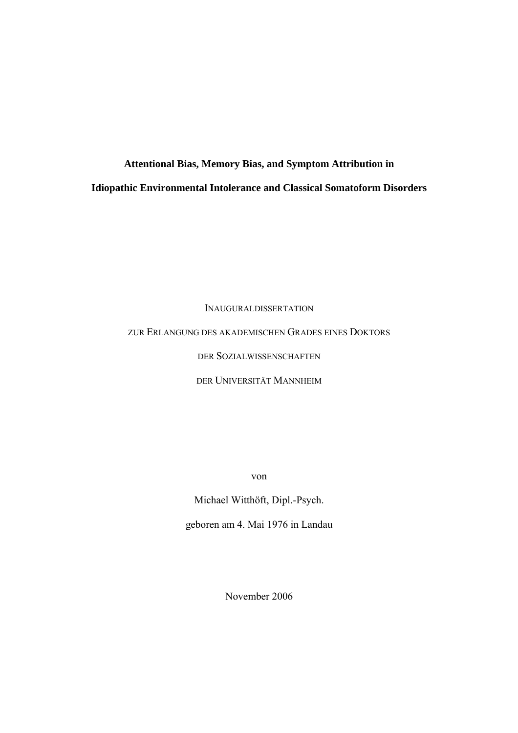# Attentional Bias, Memory Bias, and Symptom Attribution in Idiopathic Environmental Intolerance and Classical Somatoform Disorders

INAUGURALDISSERTATION

ZUR ERLANGUNG DES AKADEMISCHEN GRADES EINES DOKTORS

DER SOZIALWISSENSCHAFTEN

DER UNIVERSITÄT MANNHEIM

von

Michael Witthöft, Dipl.-Psych.

geboren am 4. Mai 1976 in Landau

November 2006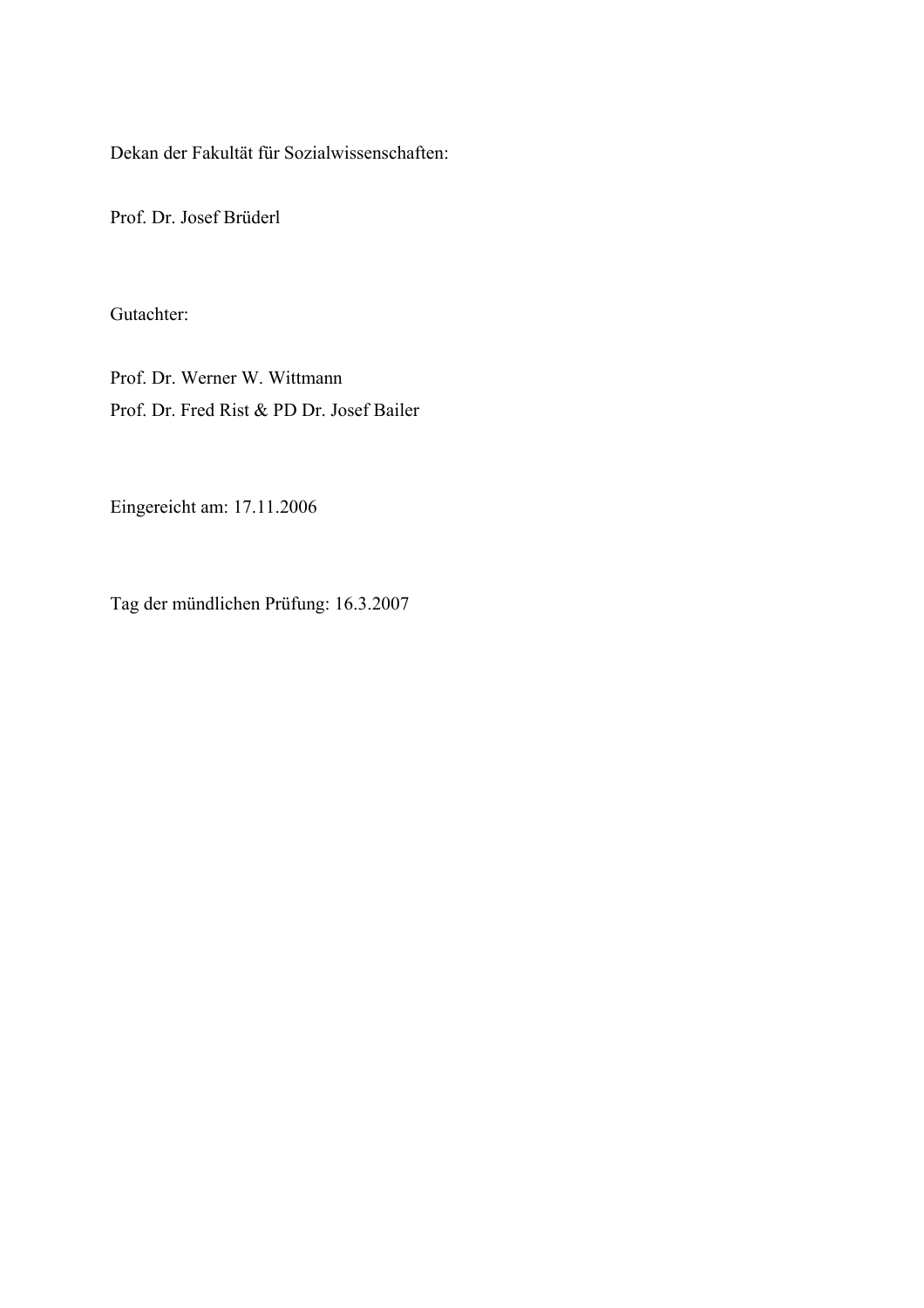Dekan der Fakultät für Sozialwissenschaften:

Prof. Dr. Josef Brüderl

Gutachter:

Prof. Dr. Werner W. Wittmann
Prof. Dr. Fred Rist & PD Dr. Josef Bailer

Eingereicht am: 17.11.2006

Tag der mündlichen Prüfung: 16.3.2007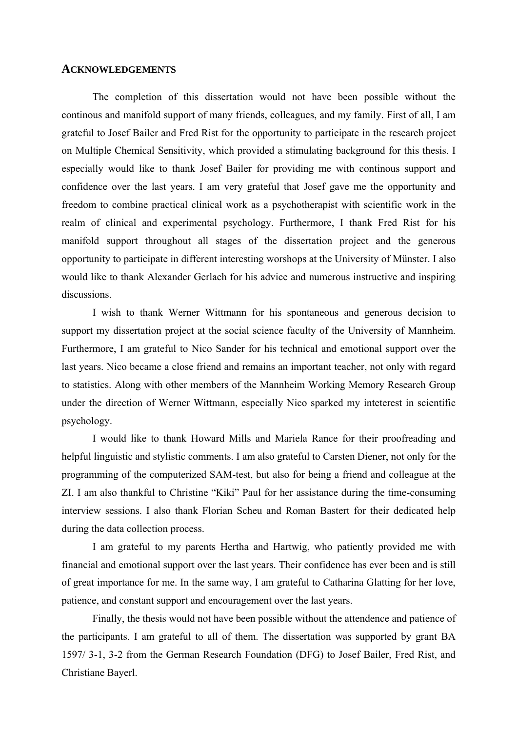## ACKNOWLEDGEMENTS

The completion of this dissertation would not have been possible without the continous and manifold support of many friends, colleagues, and my family. First of all, I am grateful to Josef Bailer and Fred Rist for the opportunity to participate in the research project on Multiple Chemical Sensitivity, which provided a stimulating background for this thesis. I especially would like to thank Josef Bailer for providing me with continous support and confidence over the last years. I am very grateful that Josef gave me the opportunity and freedom to combine practical clinical work as a psychotherapist with scientific work in the realm of clinical and experimental psychology. Furthermore, I thank Fred Rist for his manifold support throughout all stages of the dissertation project and the generous opportunity to participate in different interesting worshops at the University of Münster. I also would like to thank Alexander Gerlach for his advice and numerous instructive and inspiring discussions.

I wish to thank Werner Wittmann for his spontaneous and generous decision to support my dissertation project at the social science faculty of the University of Mannheim. Furthermore, I am grateful to Nico Sander for his technical and emotional support over the last years. Nico became a close friend and remains an important teacher, not only with regard to statistics. Along with other members of the Mannheim Working Memory Research Group under the direction of Werner Wittmann, especially Nico sparked my inteterest in scientific psychology.

I would like to thank Howard Mills and Mariela Rance for their proofreading and helpful linguistic and stylistic comments. I am also grateful to Carsten Diener, not only for the programming of the computerized SAM-test, but also for being a friend and colleague at the ZI. I am also thankful to Christine "Kiki" Paul for her assistance during the time-consuming interview sessions. I also thank Florian Scheu and Roman Bastert for their dedicated help during the data collection process.

I am grateful to my parents Hertha and Hartwig, who patiently provided me with financial and emotional support over the last years. Their confidence has ever been and is still of great importance for me. In the same way, I am grateful to Catharina Glatting for her love, patience, and constant support and encouragement over the last years.

Finally, the thesis would not have been possible without the attendence and patience of the participants. I am grateful to all of them. The dissertation was supported by grant BA 1597/ 3-1, 3-2 from the German Research Foundation (DFG) to Josef Bailer, Fred Rist, and Christiane Bayerl.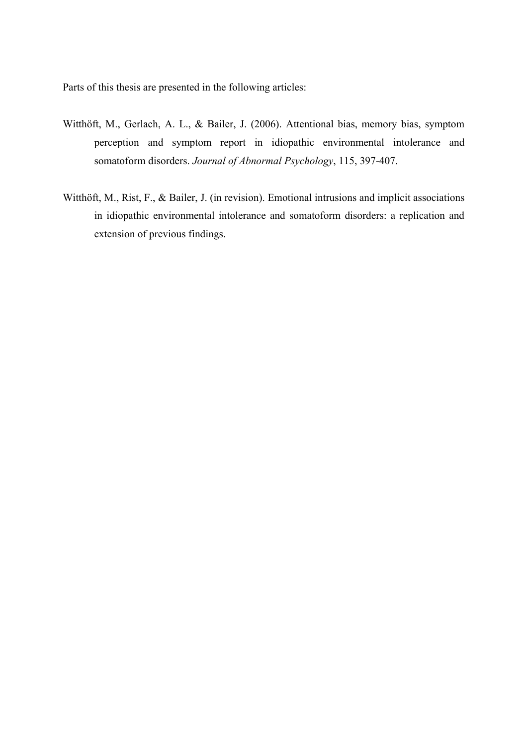Parts of this thesis are presented in the following articles:

Witthöft, M., Gerlach, A. L., & Bailer, J. (2006). Attentional bias, memory bias, symptom perception and symptom report in idiopathic environmental intolerance and somatoform disorders. *Journal of Abnormal Psychology*, 115, 397-407.

Witthöft, M., Rist, F., & Bailer, J. (in revision). Emotional intrusions and implicit associations in idiopathic environmental intolerance and somatoform disorders: a replication and extension of previous findings.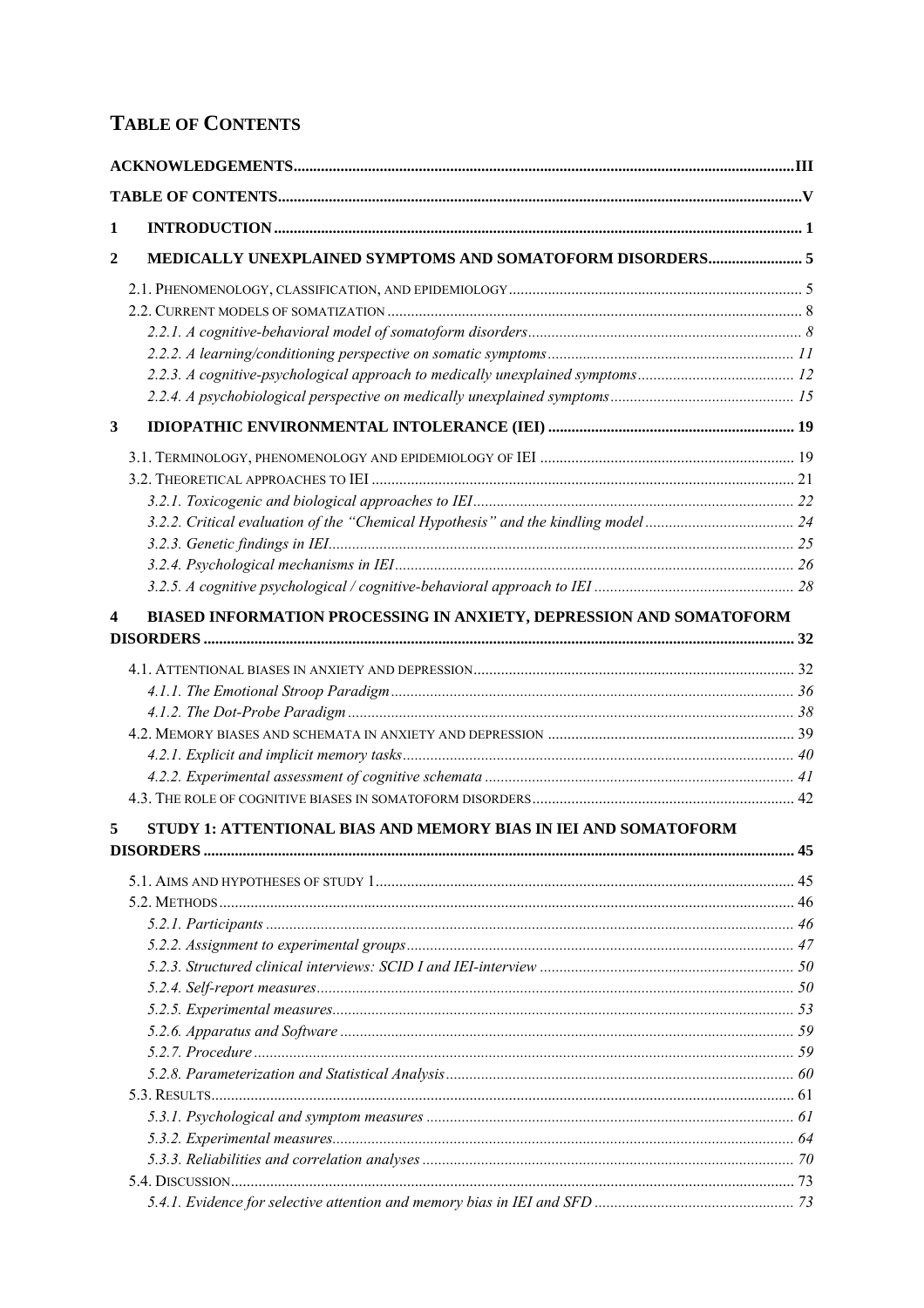# Table of Contents

**ACKNOWLEDGEMENTS** .......... III

**TABLE OF CONTENTS** .......... V

**1 INTRODUCTION** .......... 1

**2 MEDICALLY UNEXPLAINED SYMPTOMS AND SOMATOFORM DISORDERS** .......... 5

- 2.1. Phenomenology, classification, and epidemiology .......... 5
- 2.2. Current models of somatization .......... 8
  - *2.2.1. A cognitive-behavioral model of somatoform disorders* .......... 8
  - *2.2.2. A learning/conditioning perspective on somatic symptoms* .......... 11
  - *2.2.3. A cognitive-psychological approach to medically unexplained symptoms* .......... 12
  - *2.2.4. A psychobiological perspective on medically unexplained symptoms* .......... 15

**3 IDIOPATHIC ENVIRONMENTAL INTOLERANCE (IEI)** .......... 19

- 3.1. Terminology, phenomenology and epidemiology of IEI .......... 19
- 3.2. Theoretical approaches to IEI .......... 21
  - *3.2.1. Toxicogenic and biological approaches to IEI* .......... 22
  - *3.2.2. Critical evaluation of the "Chemical Hypothesis" and the kindling model* .......... 24
  - *3.2.3. Genetic findings in IEI* .......... 25
  - *3.2.4. Psychological mechanisms in IEI* .......... 26
  - *3.2.5. A cognitive psychological / cognitive-behavioral approach to IEI* .......... 28

**4 BIASED INFORMATION PROCESSING IN ANXIETY, DEPRESSION AND SOMATOFORM DISORDERS** .......... 32

- 4.1. Attentional biases in anxiety and depression .......... 32
  - *4.1.1. The Emotional Stroop Paradigm* .......... 36
  - *4.1.2. The Dot-Probe Paradigm* .......... 38
- 4.2. Memory biases and schemata in anxiety and depression .......... 39
  - *4.2.1. Explicit and implicit memory tasks* .......... 40
  - *4.2.2. Experimental assessment of cognitive schemata* .......... 41
- 4.3. The role of cognitive biases in somatoform disorders .......... 42

**5 STUDY 1: ATTENTIONAL BIAS AND MEMORY BIAS IN IEI AND SOMATOFORM DISORDERS** .......... 45

- 5.1. Aims and hypotheses of study 1 .......... 45
- 5.2. Methods .......... 46
  - *5.2.1. Participants* .......... 46
  - *5.2.2. Assignment to experimental groups* .......... 47
  - *5.2.3. Structured clinical interviews: SCID I and IEI-interview* .......... 50
  - *5.2.4. Self-report measures* .......... 50
  - *5.2.5. Experimental measures* .......... 53
  - *5.2.6. Apparatus and Software* .......... 59
  - *5.2.7. Procedure* .......... 59
  - *5.2.8. Parameterization and Statistical Analysis* .......... 60
- 5.3. Results .......... 61
  - *5.3.1. Psychological and symptom measures* .......... 61
  - *5.3.2. Experimental measures* .......... 64
  - *5.3.3. Reliabilities and correlation analyses* .......... 70
- 5.4. Discussion .......... 73
  - *5.4.1. Evidence for selective attention and memory bias in IEI and SFD* .......... 73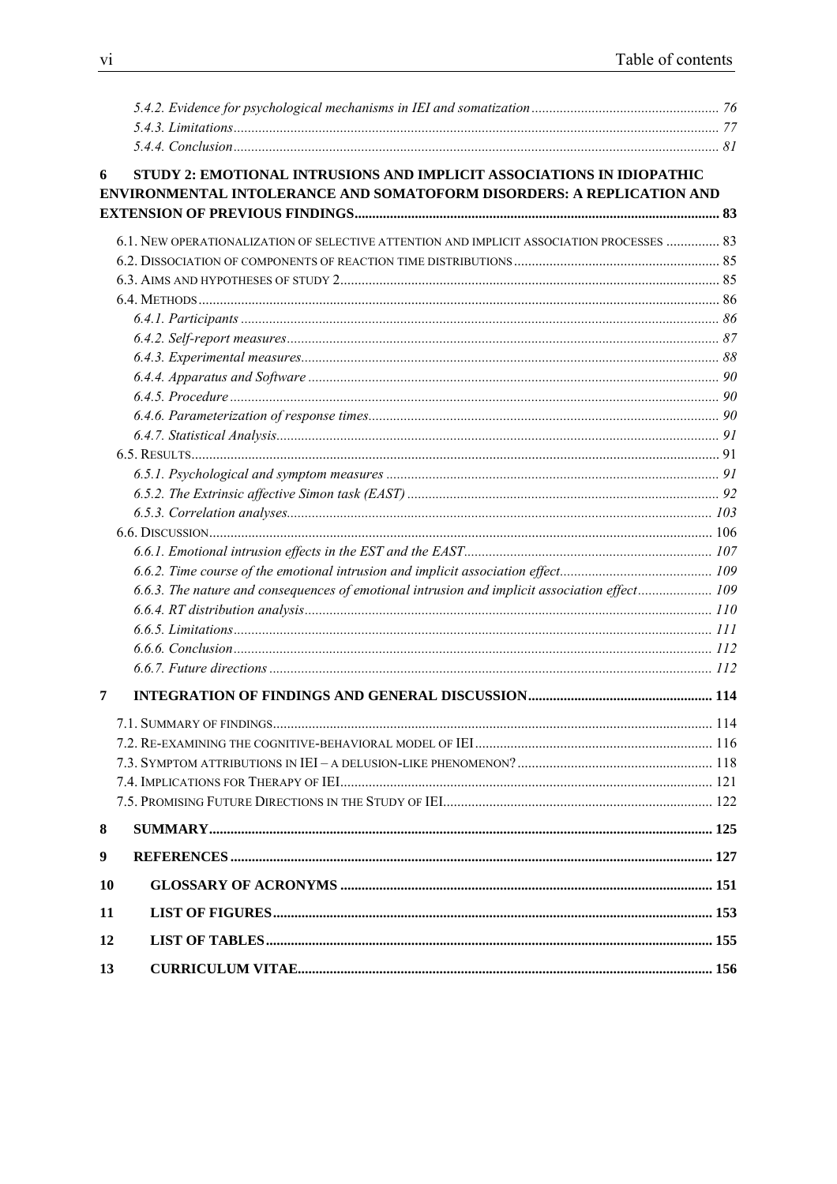*5.4.2. Evidence for psychological mechanisms in IEI and somatization* ..... 76
*5.4.3. Limitations* ..... 77
*5.4.4. Conclusion* ..... 81

**6 STUDY 2: EMOTIONAL INTRUSIONS AND IMPLICIT ASSOCIATIONS IN IDIOPATHIC ENVIRONMENTAL INTOLERANCE AND SOMATOFORM DISORDERS: A REPLICATION AND EXTENSION OF PREVIOUS FINDINGS** ..... 83

6.1. NEW OPERATIONALIZATION OF SELECTIVE ATTENTION AND IMPLICIT ASSOCIATION PROCESSES ..... 83
6.2. DISSOCIATION OF COMPONENTS OF REACTION TIME DISTRIBUTIONS ..... 85
6.3. AIMS AND HYPOTHESES OF STUDY 2 ..... 85
6.4. METHODS ..... 86
*6.4.1. Participants* ..... 86
*6.4.2. Self-report measures* ..... 87
*6.4.3. Experimental measures* ..... 88
*6.4.4. Apparatus and Software* ..... 90
*6.4.5. Procedure* ..... 90
*6.4.6. Parameterization of response times* ..... 90
*6.4.7. Statistical Analysis* ..... 91
6.5. RESULTS ..... 91
*6.5.1. Psychological and symptom measures* ..... 91
*6.5.2. The Extrinsic affective Simon task (EAST)* ..... 92
*6.5.3. Correlation analyses* ..... 103
6.6. DISCUSSION ..... 106
*6.6.1. Emotional intrusion effects in the EST and the EAST* ..... 107
*6.6.2. Time course of the emotional intrusion and implicit association effect* ..... 109
*6.6.3. The nature and consequences of emotional intrusion and implicit association effect* ..... 109
*6.6.4. RT distribution analysis* ..... 110
*6.6.5. Limitations* ..... 111
*6.6.6. Conclusion* ..... 112
*6.6.7. Future directions* ..... 112

**7 INTEGRATION OF FINDINGS AND GENERAL DISCUSSION** ..... 114

7.1. SUMMARY OF FINDINGS ..... 114
7.2. RE-EXAMINING THE COGNITIVE-BEHAVIORAL MODEL OF IEI ..... 116
7.3. SYMPTOM ATTRIBUTIONS IN IEI – A DELUSION-LIKE PHENOMENON? ..... 118
7.4. IMPLICATIONS FOR THERAPY OF IEI ..... 121
7.5. PROMISING FUTURE DIRECTIONS IN THE STUDY OF IEI ..... 122

**8 SUMMARY** ..... 125

**9 REFERENCES** ..... 127

**10 GLOSSARY OF ACRONYMS** ..... 151

**11 LIST OF FIGURES** ..... 153

**12 LIST OF TABLES** ..... 155

**13 CURRICULUM VITAE** ..... 156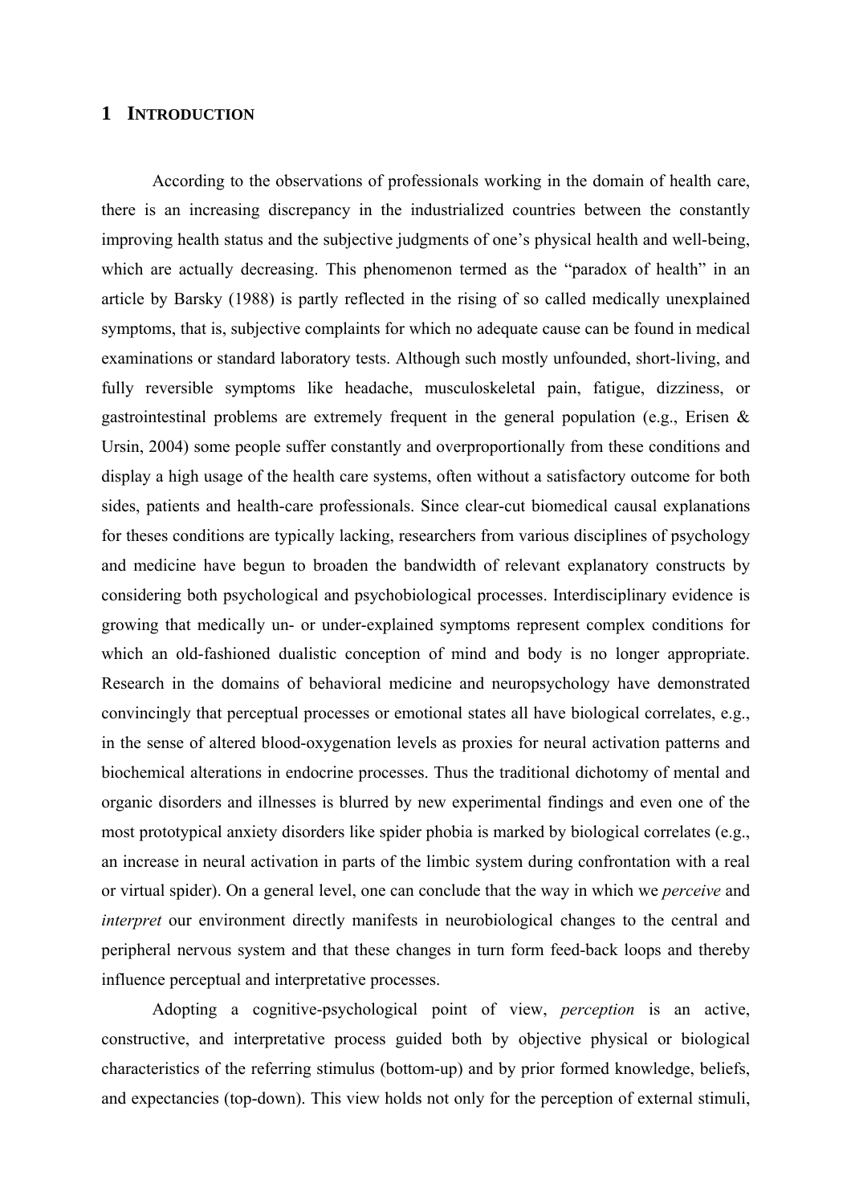# 1 INTRODUCTION

According to the observations of professionals working in the domain of health care, there is an increasing discrepancy in the industrialized countries between the constantly improving health status and the subjective judgments of one's physical health and well-being, which are actually decreasing. This phenomenon termed as the "paradox of health" in an article by Barsky (1988) is partly reflected in the rising of so called medically unexplained symptoms, that is, subjective complaints for which no adequate cause can be found in medical examinations or standard laboratory tests. Although such mostly unfounded, short-living, and fully reversible symptoms like headache, musculoskeletal pain, fatigue, dizziness, or gastrointestinal problems are extremely frequent in the general population (e.g., Erisen & Ursin, 2004) some people suffer constantly and overproportionally from these conditions and display a high usage of the health care systems, often without a satisfactory outcome for both sides, patients and health-care professionals. Since clear-cut biomedical causal explanations for theses conditions are typically lacking, researchers from various disciplines of psychology and medicine have begun to broaden the bandwidth of relevant explanatory constructs by considering both psychological and psychobiological processes. Interdisciplinary evidence is growing that medically un- or under-explained symptoms represent complex conditions for which an old-fashioned dualistic conception of mind and body is no longer appropriate. Research in the domains of behavioral medicine and neuropsychology have demonstrated convincingly that perceptual processes or emotional states all have biological correlates, e.g., in the sense of altered blood-oxygenation levels as proxies for neural activation patterns and biochemical alterations in endocrine processes. Thus the traditional dichotomy of mental and organic disorders and illnesses is blurred by new experimental findings and even one of the most prototypical anxiety disorders like spider phobia is marked by biological correlates (e.g., an increase in neural activation in parts of the limbic system during confrontation with a real or virtual spider). On a general level, one can conclude that the way in which we *perceive* and *interpret* our environment directly manifests in neurobiological changes to the central and peripheral nervous system and that these changes in turn form feed-back loops and thereby influence perceptual and interpretative processes.

Adopting a cognitive-psychological point of view, *perception* is an active, constructive, and interpretative process guided both by objective physical or biological characteristics of the referring stimulus (bottom-up) and by prior formed knowledge, beliefs, and expectancies (top-down). This view holds not only for the perception of external stimuli,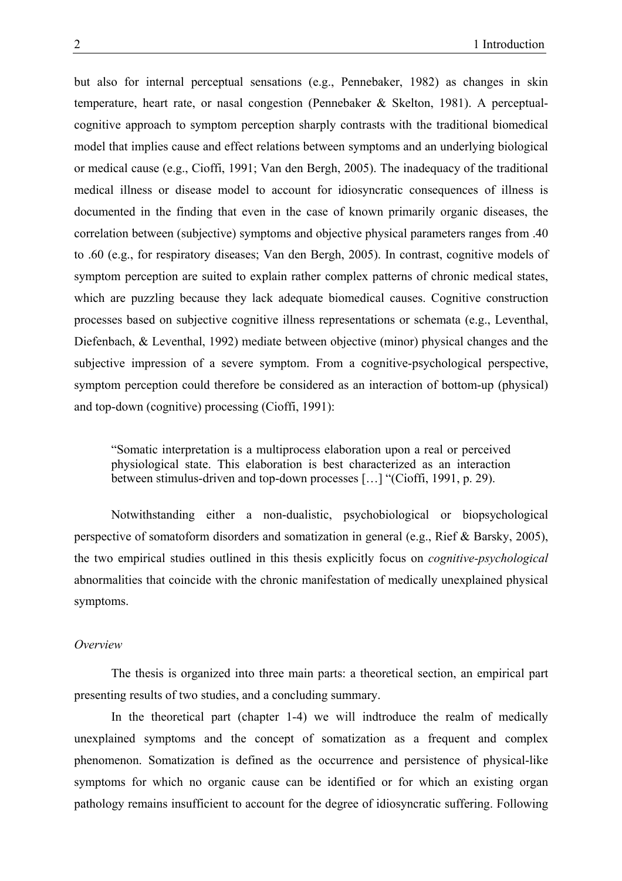but also for internal perceptual sensations (e.g., Pennebaker, 1982) as changes in skin temperature, heart rate, or nasal congestion (Pennebaker & Skelton, 1981). A perceptual-cognitive approach to symptom perception sharply contrasts with the traditional biomedical model that implies cause and effect relations between symptoms and an underlying biological or medical cause (e.g., Cioffi, 1991; Van den Bergh, 2005). The inadequacy of the traditional medical illness or disease model to account for idiosyncratic consequences of illness is documented in the finding that even in the case of known primarily organic diseases, the correlation between (subjective) symptoms and objective physical parameters ranges from .40 to .60 (e.g., for respiratory diseases; Van den Bergh, 2005). In contrast, cognitive models of symptom perception are suited to explain rather complex patterns of chronic medical states, which are puzzling because they lack adequate biomedical causes. Cognitive construction processes based on subjective cognitive illness representations or schemata (e.g., Leventhal, Diefenbach, & Leventhal, 1992) mediate between objective (minor) physical changes and the subjective impression of a severe symptom. From a cognitive-psychological perspective, symptom perception could therefore be considered as an interaction of bottom-up (physical) and top-down (cognitive) processing (Cioffi, 1991):

> "Somatic interpretation is a multiprocess elaboration upon a real or perceived physiological state. This elaboration is best characterized as an interaction between stimulus-driven and top-down processes […] "(Cioffi, 1991, p. 29).

Notwithstanding either a non-dualistic, psychobiological or biopsychological perspective of somatoform disorders and somatization in general (e.g., Rief & Barsky, 2005), the two empirical studies outlined in this thesis explicitly focus on *cognitive-psychological* abnormalities that coincide with the chronic manifestation of medically unexplained physical symptoms.

*Overview*

The thesis is organized into three main parts: a theoretical section, an empirical part presenting results of two studies, and a concluding summary.

In the theoretical part (chapter 1-4) we will indtroduce the realm of medically unexplained symptoms and the concept of somatization as a frequent and complex phenomenon. Somatization is defined as the occurrence and persistence of physical-like symptoms for which no organic cause can be identified or for which an existing organ pathology remains insufficient to account for the degree of idiosyncratic suffering. Following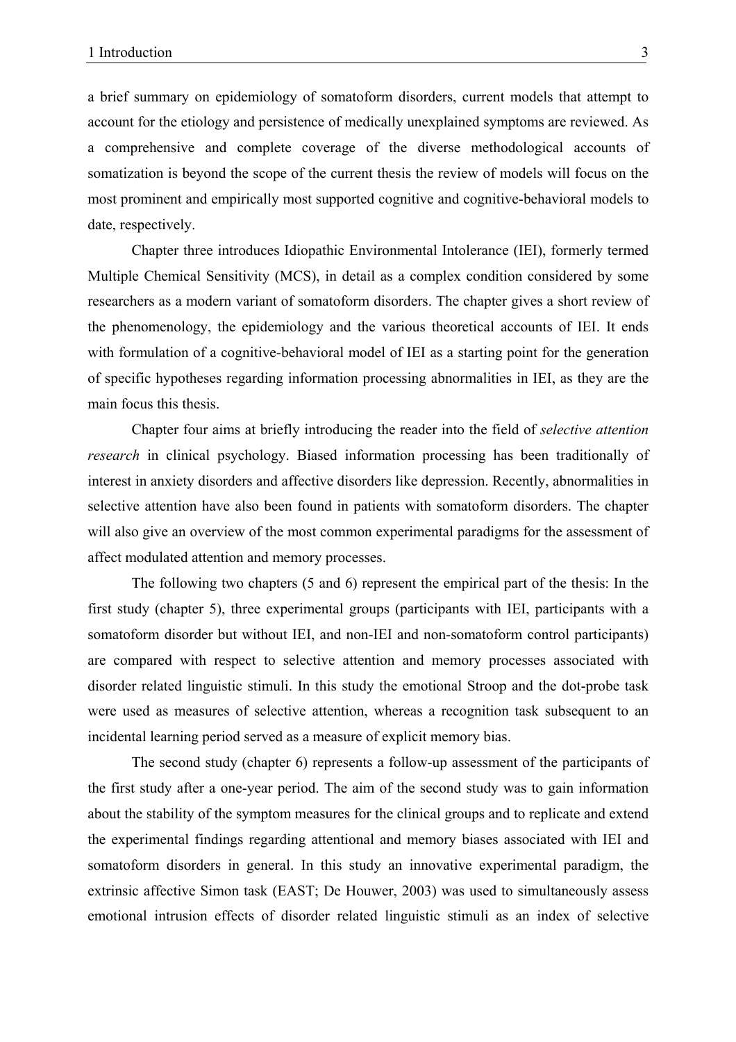a brief summary on epidemiology of somatoform disorders, current models that attempt to account for the etiology and persistence of medically unexplained symptoms are reviewed. As a comprehensive and complete coverage of the diverse methodological accounts of somatization is beyond the scope of the current thesis the review of models will focus on the most prominent and empirically most supported cognitive and cognitive-behavioral models to date, respectively.

Chapter three introduces Idiopathic Environmental Intolerance (IEI), formerly termed Multiple Chemical Sensitivity (MCS), in detail as a complex condition considered by some researchers as a modern variant of somatoform disorders. The chapter gives a short review of the phenomenology, the epidemiology and the various theoretical accounts of IEI. It ends with formulation of a cognitive-behavioral model of IEI as a starting point for the generation of specific hypotheses regarding information processing abnormalities in IEI, as they are the main focus this thesis.

Chapter four aims at briefly introducing the reader into the field of *selective attention research* in clinical psychology. Biased information processing has been traditionally of interest in anxiety disorders and affective disorders like depression. Recently, abnormalities in selective attention have also been found in patients with somatoform disorders. The chapter will also give an overview of the most common experimental paradigms for the assessment of affect modulated attention and memory processes.

The following two chapters (5 and 6) represent the empirical part of the thesis: In the first study (chapter 5), three experimental groups (participants with IEI, participants with a somatoform disorder but without IEI, and non-IEI and non-somatoform control participants) are compared with respect to selective attention and memory processes associated with disorder related linguistic stimuli. In this study the emotional Stroop and the dot-probe task were used as measures of selective attention, whereas a recognition task subsequent to an incidental learning period served as a measure of explicit memory bias.

The second study (chapter 6) represents a follow-up assessment of the participants of the first study after a one-year period. The aim of the second study was to gain information about the stability of the symptom measures for the clinical groups and to replicate and extend the experimental findings regarding attentional and memory biases associated with IEI and somatoform disorders in general. In this study an innovative experimental paradigm, the extrinsic affective Simon task (EAST; De Houwer, 2003) was used to simultaneously assess emotional intrusion effects of disorder related linguistic stimuli as an index of selective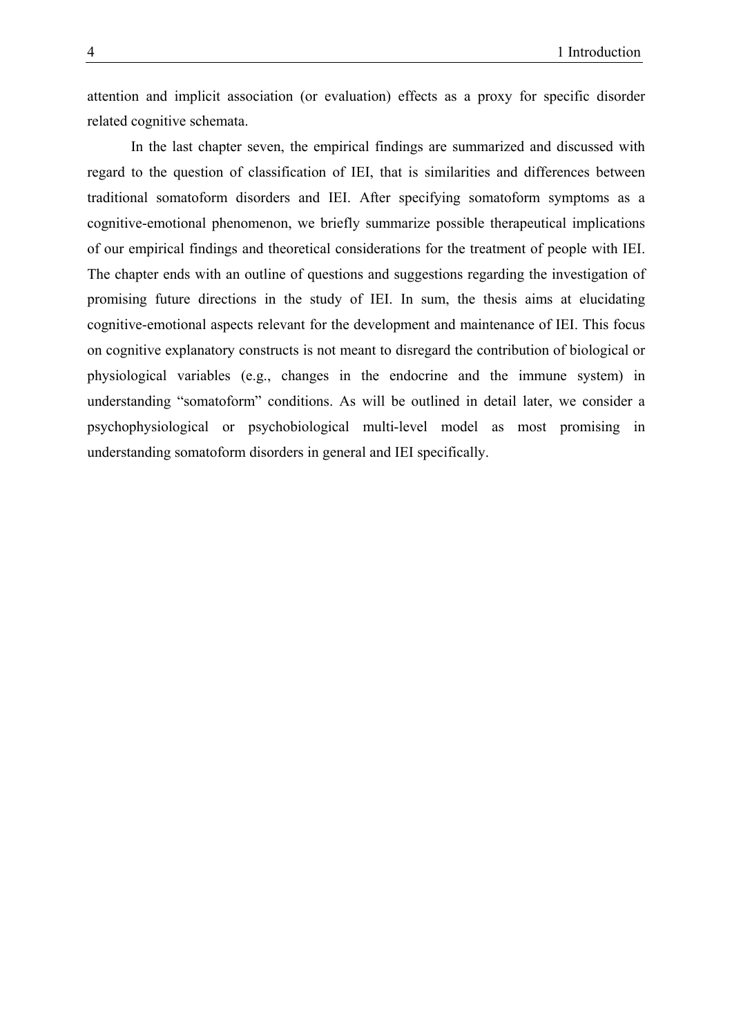attention and implicit association (or evaluation) effects as a proxy for specific disorder related cognitive schemata.

In the last chapter seven, the empirical findings are summarized and discussed with regard to the question of classification of IEI, that is similarities and differences between traditional somatoform disorders and IEI. After specifying somatoform symptoms as a cognitive-emotional phenomenon, we briefly summarize possible therapeutical implications of our empirical findings and theoretical considerations for the treatment of people with IEI. The chapter ends with an outline of questions and suggestions regarding the investigation of promising future directions in the study of IEI. In sum, the thesis aims at elucidating cognitive-emotional aspects relevant for the development and maintenance of IEI. This focus on cognitive explanatory constructs is not meant to disregard the contribution of biological or physiological variables (e.g., changes in the endocrine and the immune system) in understanding "somatoform" conditions. As will be outlined in detail later, we consider a psychophysiological or psychobiological multi-level model as most promising in understanding somatoform disorders in general and IEI specifically.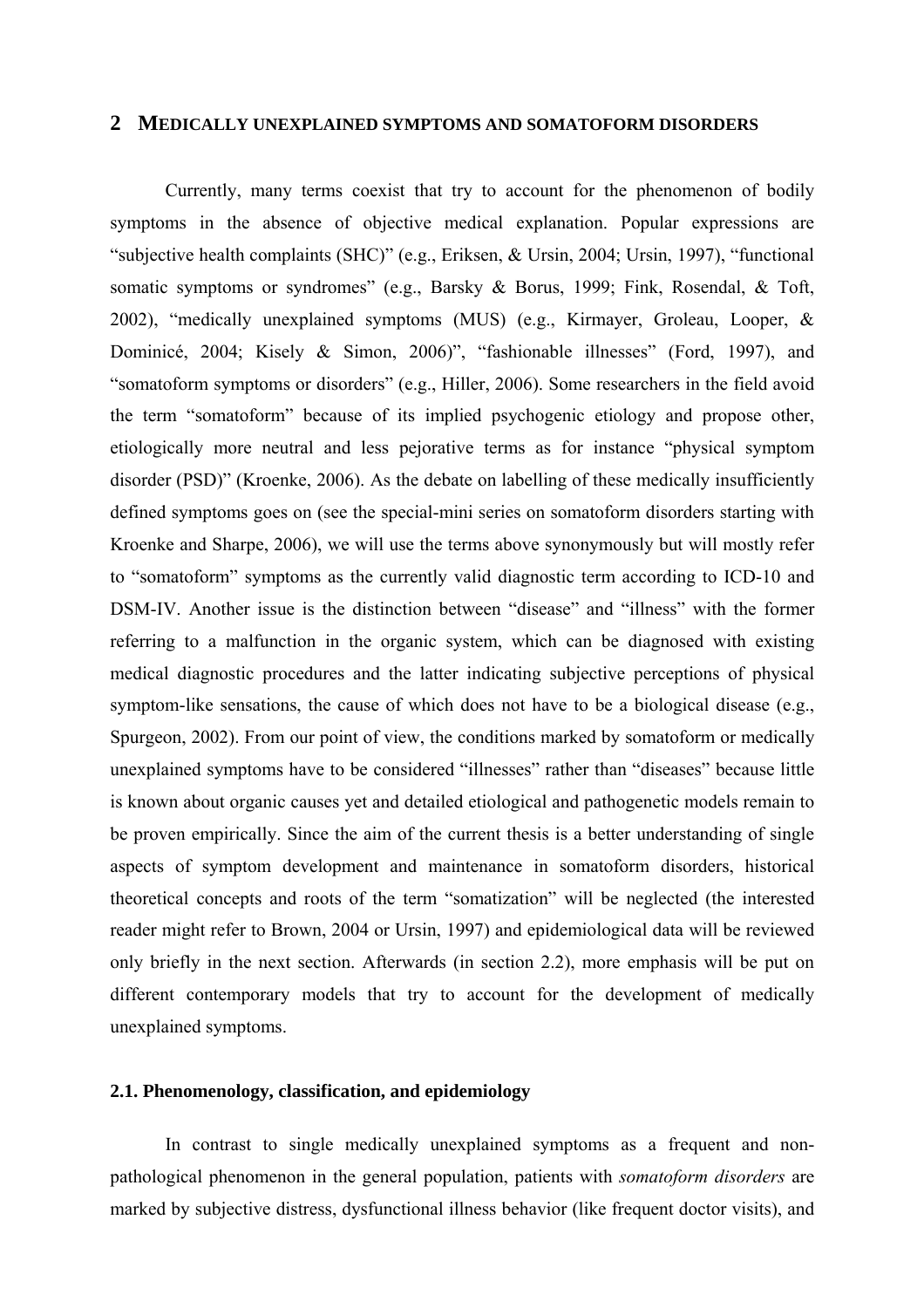## 2 Medically unexplained symptoms and somatoform disorders

Currently, many terms coexist that try to account for the phenomenon of bodily symptoms in the absence of objective medical explanation. Popular expressions are "subjective health complaints (SHC)" (e.g., Eriksen, & Ursin, 2004; Ursin, 1997), "functional somatic symptoms or syndromes" (e.g., Barsky & Borus, 1999; Fink, Rosendal, & Toft, 2002), "medically unexplained symptoms (MUS) (e.g., Kirmayer, Groleau, Looper, & Dominicé, 2004; Kisely & Simon, 2006)", "fashionable illnesses" (Ford, 1997), and "somatoform symptoms or disorders" (e.g., Hiller, 2006). Some researchers in the field avoid the term "somatoform" because of its implied psychogenic etiology and propose other, etiologically more neutral and less pejorative terms as for instance "physical symptom disorder (PSD)" (Kroenke, 2006). As the debate on labelling of these medically insufficiently defined symptoms goes on (see the special-mini series on somatoform disorders starting with Kroenke and Sharpe, 2006), we will use the terms above synonymously but will mostly refer to "somatoform" symptoms as the currently valid diagnostic term according to ICD-10 and DSM-IV. Another issue is the distinction between "disease" and "illness" with the former referring to a malfunction in the organic system, which can be diagnosed with existing medical diagnostic procedures and the latter indicating subjective perceptions of physical symptom-like sensations, the cause of which does not have to be a biological disease (e.g., Spurgeon, 2002). From our point of view, the conditions marked by somatoform or medically unexplained symptoms have to be considered "illnesses" rather than "diseases" because little is known about organic causes yet and detailed etiological and pathogenetic models remain to be proven empirically. Since the aim of the current thesis is a better understanding of single aspects of symptom development and maintenance in somatoform disorders, historical theoretical concepts and roots of the term "somatization" will be neglected (the interested reader might refer to Brown, 2004 or Ursin, 1997) and epidemiological data will be reviewed only briefly in the next section. Afterwards (in section 2.2), more emphasis will be put on different contemporary models that try to account for the development of medically unexplained symptoms.

### 2.1. Phenomenology, classification, and epidemiology

In contrast to single medically unexplained symptoms as a frequent and non-pathological phenomenon in the general population, patients with *somatoform disorders* are marked by subjective distress, dysfunctional illness behavior (like frequent doctor visits), and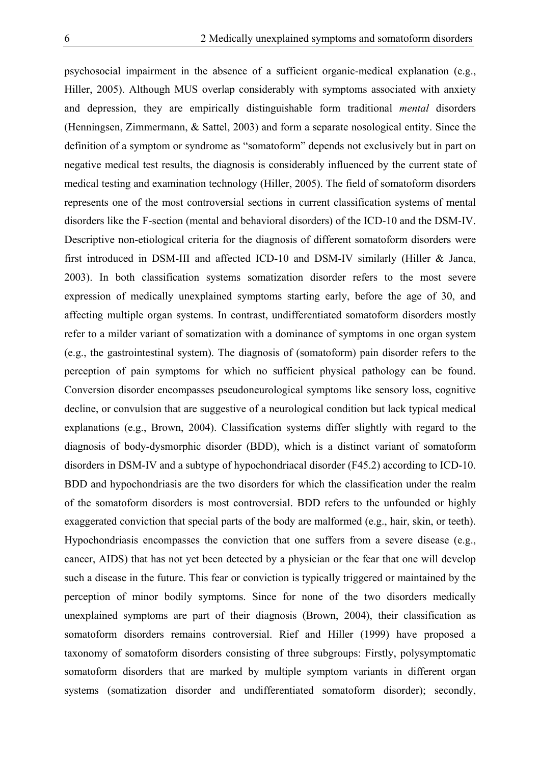psychosocial impairment in the absence of a sufficient organic-medical explanation (e.g., Hiller, 2005). Although MUS overlap considerably with symptoms associated with anxiety and depression, they are empirically distinguishable form traditional *mental* disorders (Henningsen, Zimmermann, & Sattel, 2003) and form a separate nosological entity. Since the definition of a symptom or syndrome as "somatoform" depends not exclusively but in part on negative medical test results, the diagnosis is considerably influenced by the current state of medical testing and examination technology (Hiller, 2005). The field of somatoform disorders represents one of the most controversial sections in current classification systems of mental disorders like the F-section (mental and behavioral disorders) of the ICD-10 and the DSM-IV. Descriptive non-etiological criteria for the diagnosis of different somatoform disorders were first introduced in DSM-III and affected ICD-10 and DSM-IV similarly (Hiller & Janca, 2003). In both classification systems somatization disorder refers to the most severe expression of medically unexplained symptoms starting early, before the age of 30, and affecting multiple organ systems. In contrast, undifferentiated somatoform disorders mostly refer to a milder variant of somatization with a dominance of symptoms in one organ system (e.g., the gastrointestinal system). The diagnosis of (somatoform) pain disorder refers to the perception of pain symptoms for which no sufficient physical pathology can be found. Conversion disorder encompasses pseudoneurological symptoms like sensory loss, cognitive decline, or convulsion that are suggestive of a neurological condition but lack typical medical explanations (e.g., Brown, 2004). Classification systems differ slightly with regard to the diagnosis of body-dysmorphic disorder (BDD), which is a distinct variant of somatoform disorders in DSM-IV and a subtype of hypochondriacal disorder (F45.2) according to ICD-10. BDD and hypochondriasis are the two disorders for which the classification under the realm of the somatoform disorders is most controversial. BDD refers to the unfounded or highly exaggerated conviction that special parts of the body are malformed (e.g., hair, skin, or teeth). Hypochondriasis encompasses the conviction that one suffers from a severe disease (e.g., cancer, AIDS) that has not yet been detected by a physician or the fear that one will develop such a disease in the future. This fear or conviction is typically triggered or maintained by the perception of minor bodily symptoms. Since for none of the two disorders medically unexplained symptoms are part of their diagnosis (Brown, 2004), their classification as somatoform disorders remains controversial. Rief and Hiller (1999) have proposed a taxonomy of somatoform disorders consisting of three subgroups: Firstly, polysymptomatic somatoform disorders that are marked by multiple symptom variants in different organ systems (somatization disorder and undifferentiated somatoform disorder); secondly,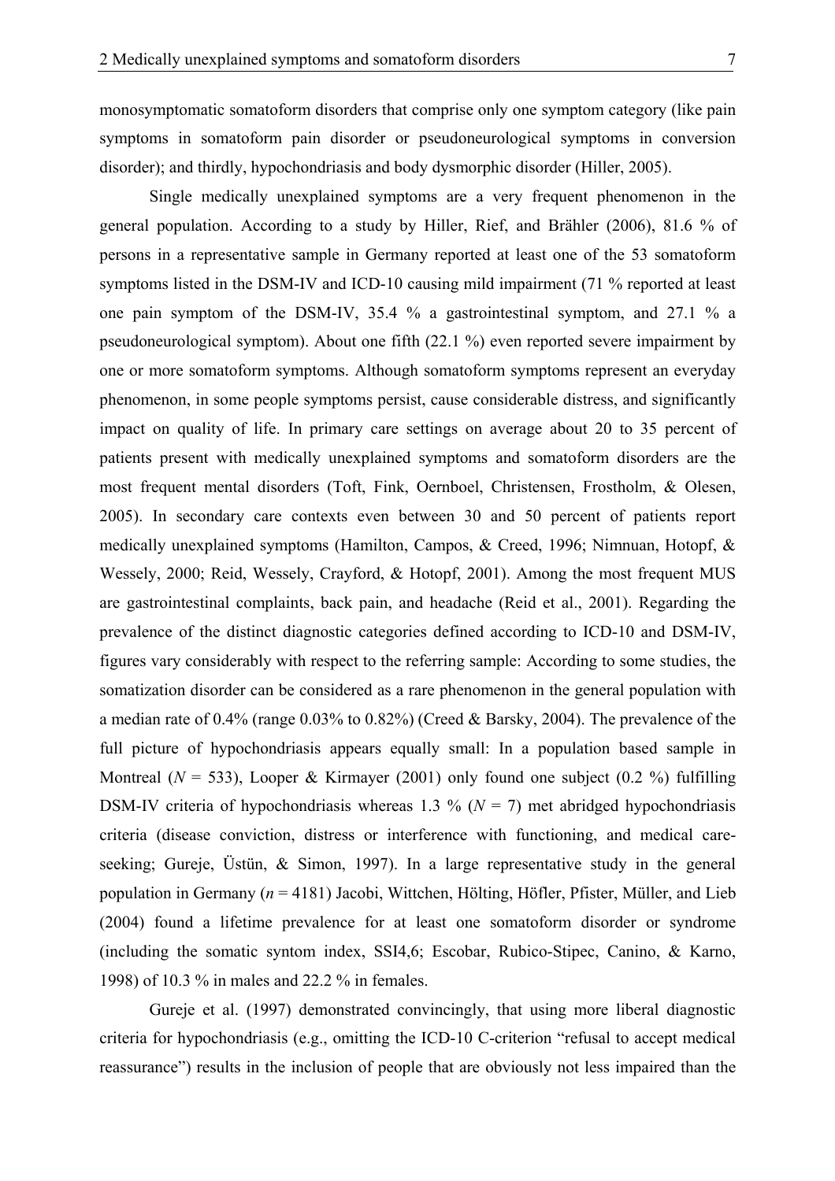monosymptomatic somatoform disorders that comprise only one symptom category (like pain symptoms in somatoform pain disorder or pseudoneurological symptoms in conversion disorder); and thirdly, hypochondriasis and body dysmorphic disorder (Hiller, 2005).

Single medically unexplained symptoms are a very frequent phenomenon in the general population. According to a study by Hiller, Rief, and Brähler (2006), 81.6 % of persons in a representative sample in Germany reported at least one of the 53 somatoform symptoms listed in the DSM-IV and ICD-10 causing mild impairment (71 % reported at least one pain symptom of the DSM-IV, 35.4 % a gastrointestinal symptom, and 27.1 % a pseudoneurological symptom). About one fifth (22.1 %) even reported severe impairment by one or more somatoform symptoms. Although somatoform symptoms represent an everyday phenomenon, in some people symptoms persist, cause considerable distress, and significantly impact on quality of life. In primary care settings on average about 20 to 35 percent of patients present with medically unexplained symptoms and somatoform disorders are the most frequent mental disorders (Toft, Fink, Oernboel, Christensen, Frostholm, & Olesen, 2005). In secondary care contexts even between 30 and 50 percent of patients report medically unexplained symptoms (Hamilton, Campos, & Creed, 1996; Nimnuan, Hotopf, & Wessely, 2000; Reid, Wessely, Crayford, & Hotopf, 2001). Among the most frequent MUS are gastrointestinal complaints, back pain, and headache (Reid et al., 2001). Regarding the prevalence of the distinct diagnostic categories defined according to ICD-10 and DSM-IV, figures vary considerably with respect to the referring sample: According to some studies, the somatization disorder can be considered as a rare phenomenon in the general population with a median rate of 0.4% (range 0.03% to 0.82%) (Creed & Barsky, 2004). The prevalence of the full picture of hypochondriasis appears equally small: In a population based sample in Montreal (*N* = 533), Looper & Kirmayer (2001) only found one subject (0.2 %) fulfilling DSM-IV criteria of hypochondriasis whereas 1.3 % (*N* = 7) met abridged hypochondriasis criteria (disease conviction, distress or interference with functioning, and medical care-seeking; Gureje, Üstün, & Simon, 1997). In a large representative study in the general population in Germany (*n* = 4181) Jacobi, Wittchen, Hölting, Höfler, Pfister, Müller, and Lieb (2004) found a lifetime prevalence for at least one somatoform disorder or syndrome (including the somatic syntom index, SSI4,6; Escobar, Rubico-Stipec, Canino, & Karno, 1998) of 10.3 % in males and 22.2 % in females.

Gureje et al. (1997) demonstrated convincingly, that using more liberal diagnostic criteria for hypochondriasis (e.g., omitting the ICD-10 C-criterion "refusal to accept medical reassurance") results in the inclusion of people that are obviously not less impaired than the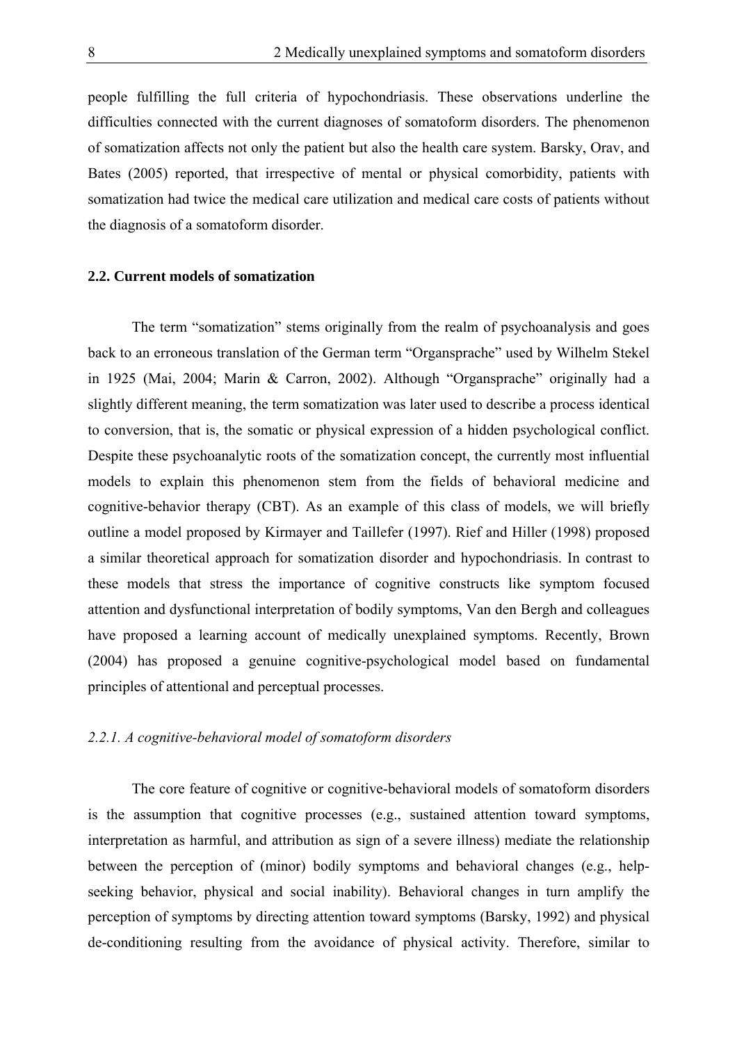people fulfilling the full criteria of hypochondriasis. These observations underline the difficulties connected with the current diagnoses of somatoform disorders. The phenomenon of somatization affects not only the patient but also the health care system. Barsky, Orav, and Bates (2005) reported, that irrespective of mental or physical comorbidity, patients with somatization had twice the medical care utilization and medical care costs of patients without the diagnosis of a somatoform disorder.

## 2.2. Current models of somatization

The term "somatization" stems originally from the realm of psychoanalysis and goes back to an erroneous translation of the German term "Organsprache" used by Wilhelm Stekel in 1925 (Mai, 2004; Marin & Carron, 2002). Although "Organsprache" originally had a slightly different meaning, the term somatization was later used to describe a process identical to conversion, that is, the somatic or physical expression of a hidden psychological conflict. Despite these psychoanalytic roots of the somatization concept, the currently most influential models to explain this phenomenon stem from the fields of behavioral medicine and cognitive-behavior therapy (CBT). As an example of this class of models, we will briefly outline a model proposed by Kirmayer and Taillefer (1997). Rief and Hiller (1998) proposed a similar theoretical approach for somatization disorder and hypochondriasis. In contrast to these models that stress the importance of cognitive constructs like symptom focused attention and dysfunctional interpretation of bodily symptoms, Van den Bergh and colleagues have proposed a learning account of medically unexplained symptoms. Recently, Brown (2004) has proposed a genuine cognitive-psychological model based on fundamental principles of attentional and perceptual processes.

### *2.2.1. A cognitive-behavioral model of somatoform disorders*

The core feature of cognitive or cognitive-behavioral models of somatoform disorders is the assumption that cognitive processes (e.g., sustained attention toward symptoms, interpretation as harmful, and attribution as sign of a severe illness) mediate the relationship between the perception of (minor) bodily symptoms and behavioral changes (e.g., help-seeking behavior, physical and social inability). Behavioral changes in turn amplify the perception of symptoms by directing attention toward symptoms (Barsky, 1992) and physical de-conditioning resulting from the avoidance of physical activity. Therefore, similar to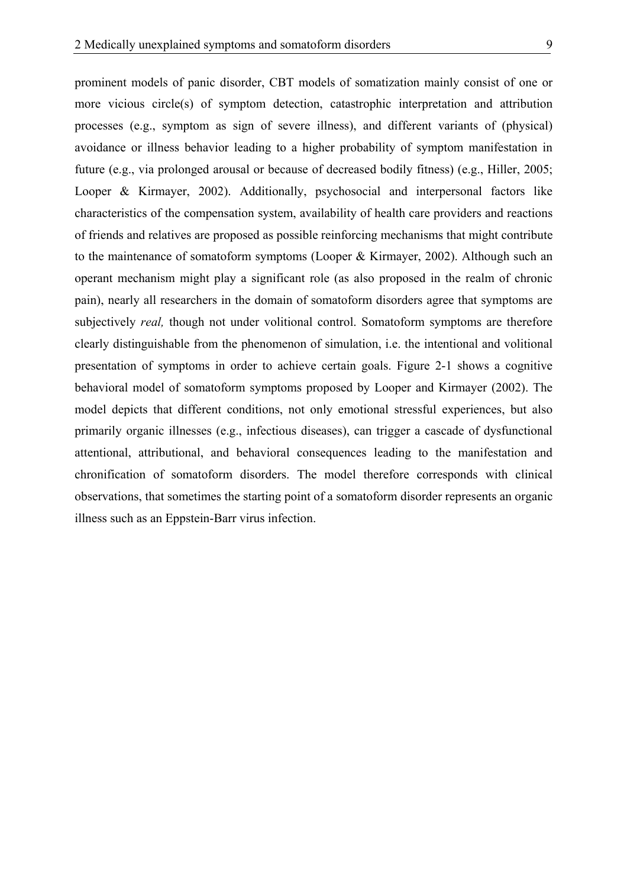prominent models of panic disorder, CBT models of somatization mainly consist of one or more vicious circle(s) of symptom detection, catastrophic interpretation and attribution processes (e.g., symptom as sign of severe illness), and different variants of (physical) avoidance or illness behavior leading to a higher probability of symptom manifestation in future (e.g., via prolonged arousal or because of decreased bodily fitness) (e.g., Hiller, 2005; Looper & Kirmayer, 2002). Additionally, psychosocial and interpersonal factors like characteristics of the compensation system, availability of health care providers and reactions of friends and relatives are proposed as possible reinforcing mechanisms that might contribute to the maintenance of somatoform symptoms (Looper & Kirmayer, 2002). Although such an operant mechanism might play a significant role (as also proposed in the realm of chronic pain), nearly all researchers in the domain of somatoform disorders agree that symptoms are subjectively *real,* though not under volitional control. Somatoform symptoms are therefore clearly distinguishable from the phenomenon of simulation, i.e. the intentional and volitional presentation of symptoms in order to achieve certain goals. Figure 2-1 shows a cognitive behavioral model of somatoform symptoms proposed by Looper and Kirmayer (2002). The model depicts that different conditions, not only emotional stressful experiences, but also primarily organic illnesses (e.g., infectious diseases), can trigger a cascade of dysfunctional attentional, attributional, and behavioral consequences leading to the manifestation and chronification of somatoform disorders. The model therefore corresponds with clinical observations, that sometimes the starting point of a somatoform disorder represents an organic illness such as an Eppstein-Barr virus infection.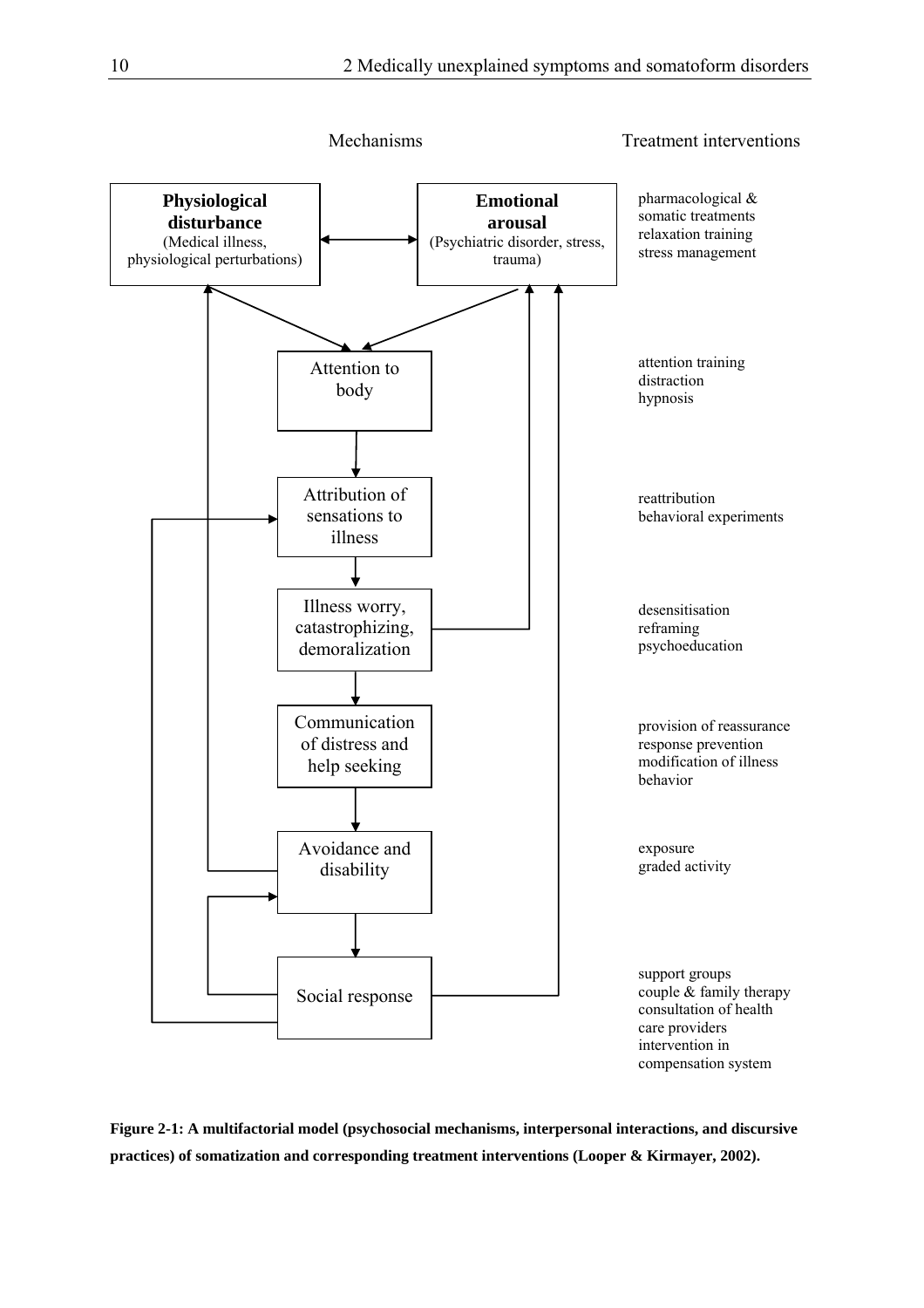| Mechanisms | Treatment interventions |
|---|---|
| **Physiological disturbance** (Medical illness, physiological perturbations) ↔ **Emotional arousal** (Psychiatric disorder, stress, trauma) | pharmacological & somatic treatments<br>relaxation training<br>stress management |
| Attention to body | attention training<br>distraction<br>hypnosis |
| Attribution of sensations to illness | reattribution<br>behavioral experiments |
| Illness worry, catastrophizing, demoralization | desensitisation<br>reframing<br>psychoeducation |
| Communication of distress and help seeking | provision of reassurance<br>response prevention<br>modification of illness behavior |
| Avoidance and disability | exposure<br>graded activity |
| Social response | support groups<br>couple & family therapy<br>consultation of health care providers<br>intervention in compensation system |

**Figure 2-1: A multifactorial model (psychosocial mechanisms, interpersonal interactions, and discursive practices) of somatization and corresponding treatment interventions (Looper & Kirmayer, 2002).**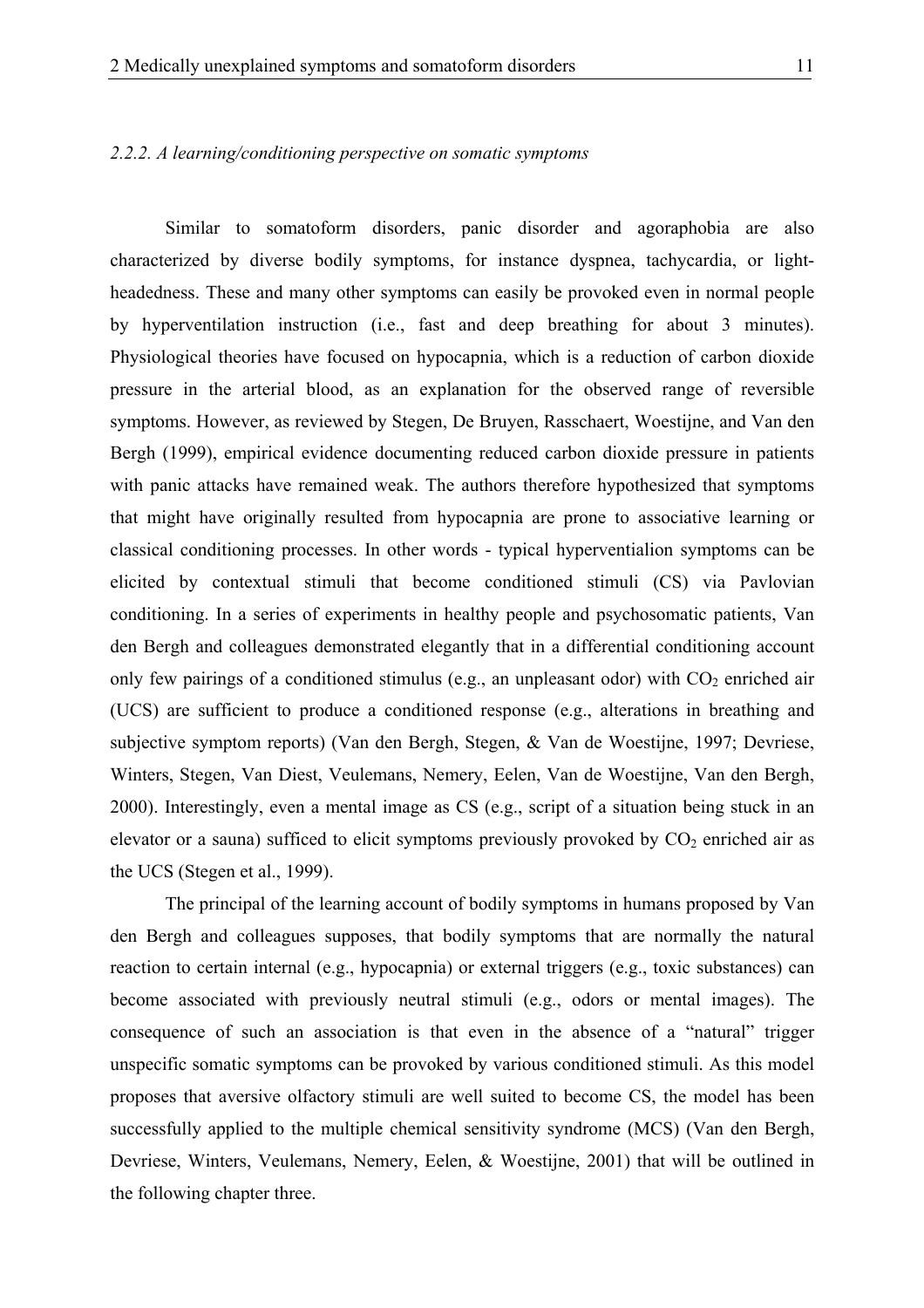### *2.2.2. A learning/conditioning perspective on somatic symptoms*

Similar to somatoform disorders, panic disorder and agoraphobia are also characterized by diverse bodily symptoms, for instance dyspnea, tachycardia, or light-headedness. These and many other symptoms can easily be provoked even in normal people by hyperventilation instruction (i.e., fast and deep breathing for about 3 minutes). Physiological theories have focused on hypocapnia, which is a reduction of carbon dioxide pressure in the arterial blood, as an explanation for the observed range of reversible symptoms. However, as reviewed by Stegen, De Bruyen, Rasschaert, Woestijne, and Van den Bergh (1999), empirical evidence documenting reduced carbon dioxide pressure in patients with panic attacks have remained weak. The authors therefore hypothesized that symptoms that might have originally resulted from hypocapnia are prone to associative learning or classical conditioning processes. In other words - typical hyperventialion symptoms can be elicited by contextual stimuli that become conditioned stimuli (CS) via Pavlovian conditioning. In a series of experiments in healthy people and psychosomatic patients, Van den Bergh and colleagues demonstrated elegantly that in a differential conditioning account only few pairings of a conditioned stimulus (e.g., an unpleasant odor) with $CO_2$ enriched air (UCS) are sufficient to produce a conditioned response (e.g., alterations in breathing and subjective symptom reports) (Van den Bergh, Stegen, & Van de Woestijne, 1997; Devriese, Winters, Stegen, Van Diest, Veulemans, Nemery, Eelen, Van de Woestijne, Van den Bergh, 2000). Interestingly, even a mental image as CS (e.g., script of a situation being stuck in an elevator or a sauna) sufficed to elicit symptoms previously provoked by $CO_2$ enriched air as the UCS (Stegen et al., 1999).

The principal of the learning account of bodily symptoms in humans proposed by Van den Bergh and colleagues supposes, that bodily symptoms that are normally the natural reaction to certain internal (e.g., hypocapnia) or external triggers (e.g., toxic substances) can become associated with previously neutral stimuli (e.g., odors or mental images). The consequence of such an association is that even in the absence of a "natural" trigger unspecific somatic symptoms can be provoked by various conditioned stimuli. As this model proposes that aversive olfactory stimuli are well suited to become CS, the model has been successfully applied to the multiple chemical sensitivity syndrome (MCS) (Van den Bergh, Devriese, Winters, Veulemans, Nemery, Eelen, & Woestijne, 2001) that will be outlined in the following chapter three.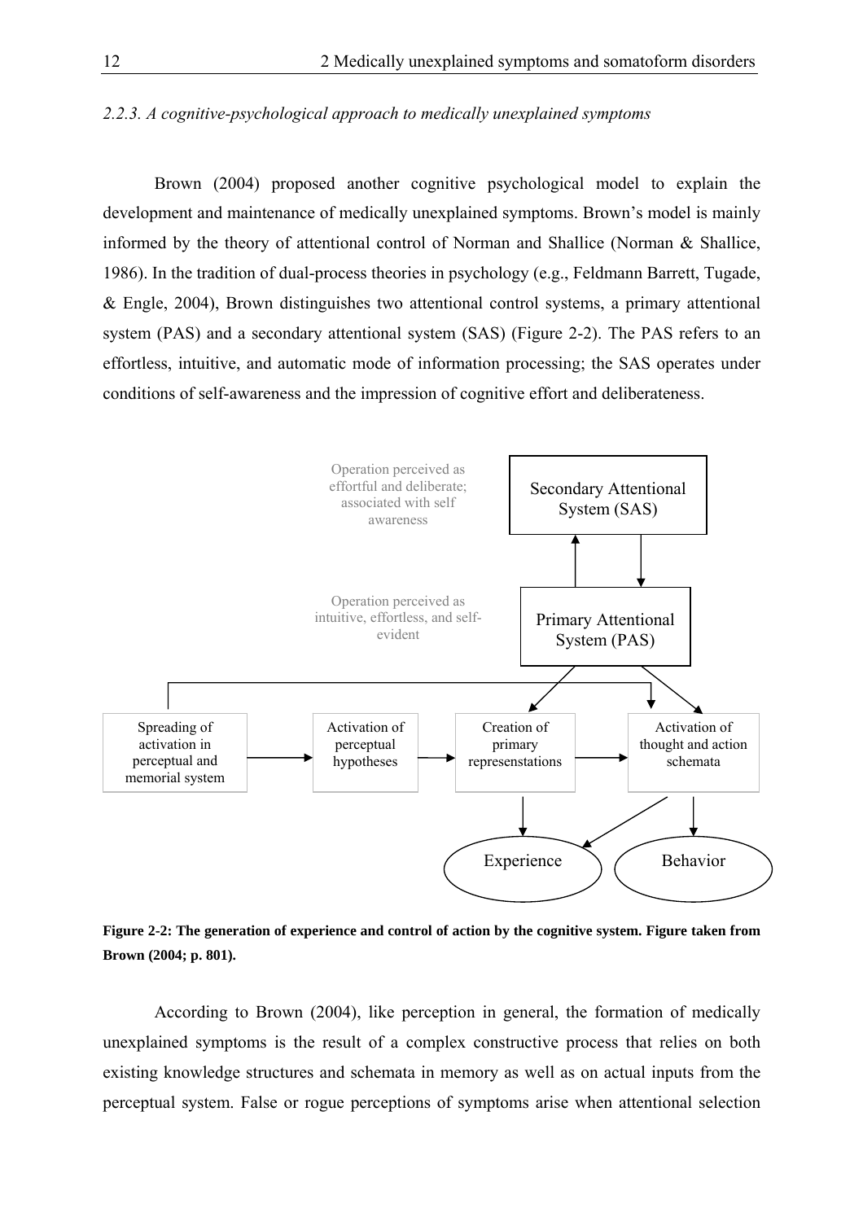### 2.2.3. A cognitive-psychological approach to medically unexplained symptoms

Brown (2004) proposed another cognitive psychological model to explain the development and maintenance of medically unexplained symptoms. Brown's model is mainly informed by the theory of attentional control of Norman and Shallice (Norman & Shallice, 1986). In the tradition of dual-process theories in psychology (e.g., Feldmann Barrett, Tugade, & Engle, 2004), Brown distinguishes two attentional control systems, a primary attentional system (PAS) and a secondary attentional system (SAS) (Figure 2-2). The PAS refers to an effortless, intuitive, and automatic mode of information processing; the SAS operates under conditions of self-awareness and the impression of cognitive effort and deliberateness.

Operation perceived as effortful and deliberate; associated with self awareness

Secondary Attentional System (SAS)

Operation perceived as intuitive, effortless, and self-evident

Primary Attentional System (PAS)

Spreading of activation in perceptual and memorial system → Activation of perceptual hypotheses → Creation of primary represenstations → Activation of thought and action schemata

Experience

Behavior

**Figure 2-2: The generation of experience and control of action by the cognitive system. Figure taken from Brown (2004; p. 801).**

According to Brown (2004), like perception in general, the formation of medically unexplained symptoms is the result of a complex constructive process that relies on both existing knowledge structures and schemata in memory as well as on actual inputs from the perceptual system. False or rogue perceptions of symptoms arise when attentional selection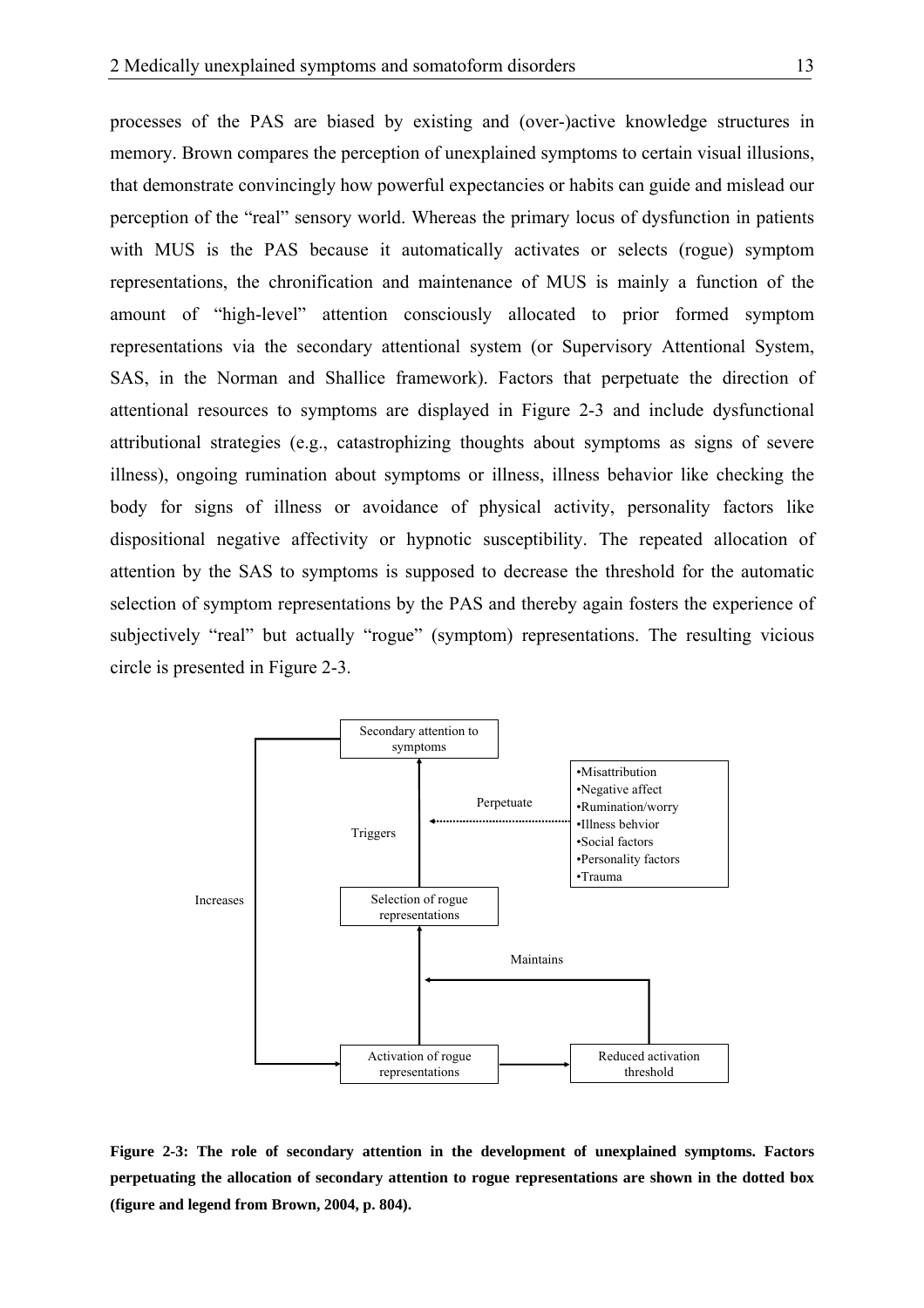processes of the PAS are biased by existing and (over-)active knowledge structures in memory. Brown compares the perception of unexplained symptoms to certain visual illusions, that demonstrate convincingly how powerful expectancies or habits can guide and mislead our perception of the "real" sensory world. Whereas the primary locus of dysfunction in patients with MUS is the PAS because it automatically activates or selects (rogue) symptom representations, the chronification and maintenance of MUS is mainly a function of the amount of "high-level" attention consciously allocated to prior formed symptom representations via the secondary attentional system (or Supervisory Attentional System, SAS, in the Norman and Shallice framework). Factors that perpetuate the direction of attentional resources to symptoms are displayed in Figure 2-3 and include dysfunctional attributional strategies (e.g., catastrophizing thoughts about symptoms as signs of severe illness), ongoing rumination about symptoms or illness, illness behavior like checking the body for signs of illness or avoidance of physical activity, personality factors like dispositional negative affectivity or hypnotic susceptibility. The repeated allocation of attention by the SAS to symptoms is supposed to decrease the threshold for the automatic selection of symptom representations by the PAS and thereby again fosters the experience of subjectively "real" but actually "rogue" (symptom) representations. The resulting vicious circle is presented in Figure 2-3.

Secondary attention to symptoms

Perpetuate

- Misattribution
- Negative affect
- Rumination/worry
- Illness behvior
- Social factors
- Personality factors
- Trauma

Triggers

Increases

Selection of rogue representations

Maintains

Activation of rogue representations

Reduced activation threshold

**Figure 2-3: The role of secondary attention in the development of unexplained symptoms. Factors perpetuating the allocation of secondary attention to rogue representations are shown in the dotted box (figure and legend from Brown, 2004, p. 804).**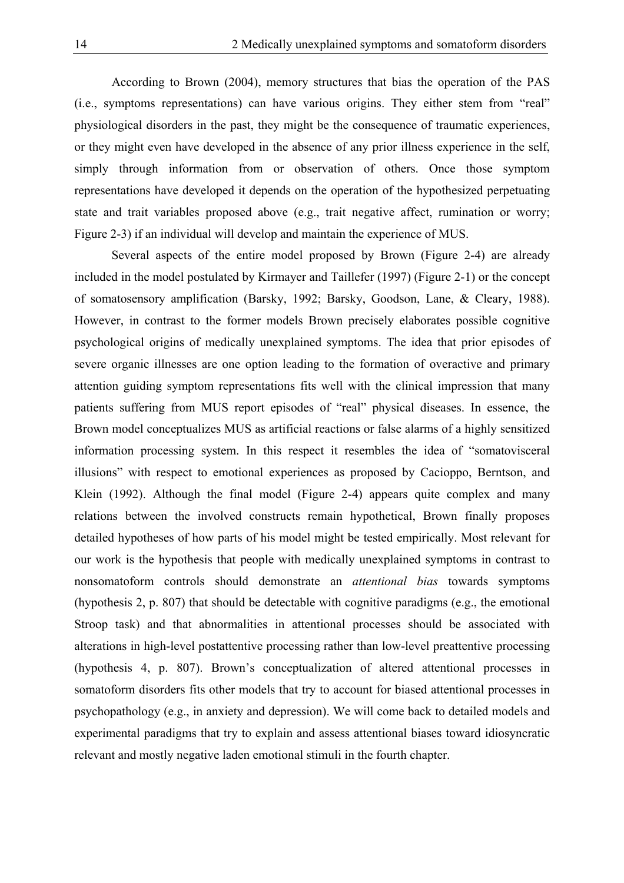According to Brown (2004), memory structures that bias the operation of the PAS (i.e., symptoms representations) can have various origins. They either stem from "real" physiological disorders in the past, they might be the consequence of traumatic experiences, or they might even have developed in the absence of any prior illness experience in the self, simply through information from or observation of others. Once those symptom representations have developed it depends on the operation of the hypothesized perpetuating state and trait variables proposed above (e.g., trait negative affect, rumination or worry; Figure 2-3) if an individual will develop and maintain the experience of MUS.

Several aspects of the entire model proposed by Brown (Figure 2-4) are already included in the model postulated by Kirmayer and Taillefer (1997) (Figure 2-1) or the concept of somatosensory amplification (Barsky, 1992; Barsky, Goodson, Lane, & Cleary, 1988). However, in contrast to the former models Brown precisely elaborates possible cognitive psychological origins of medically unexplained symptoms. The idea that prior episodes of severe organic illnesses are one option leading to the formation of overactive and primary attention guiding symptom representations fits well with the clinical impression that many patients suffering from MUS report episodes of "real" physical diseases. In essence, the Brown model conceptualizes MUS as artificial reactions or false alarms of a highly sensitized information processing system. In this respect it resembles the idea of "somatovisceral illusions" with respect to emotional experiences as proposed by Cacioppo, Berntson, and Klein (1992). Although the final model (Figure 2-4) appears quite complex and many relations between the involved constructs remain hypothetical, Brown finally proposes detailed hypotheses of how parts of his model might be tested empirically. Most relevant for our work is the hypothesis that people with medically unexplained symptoms in contrast to nonsomatoform controls should demonstrate an *attentional bias* towards symptoms (hypothesis 2, p. 807) that should be detectable with cognitive paradigms (e.g., the emotional Stroop task) and that abnormalities in attentional processes should be associated with alterations in high-level postattentive processing rather than low-level preattentive processing (hypothesis 4, p. 807). Brown's conceptualization of altered attentional processes in somatoform disorders fits other models that try to account for biased attentional processes in psychopathology (e.g., in anxiety and depression). We will come back to detailed models and experimental paradigms that try to explain and assess attentional biases toward idiosyncratic relevant and mostly negative laden emotional stimuli in the fourth chapter.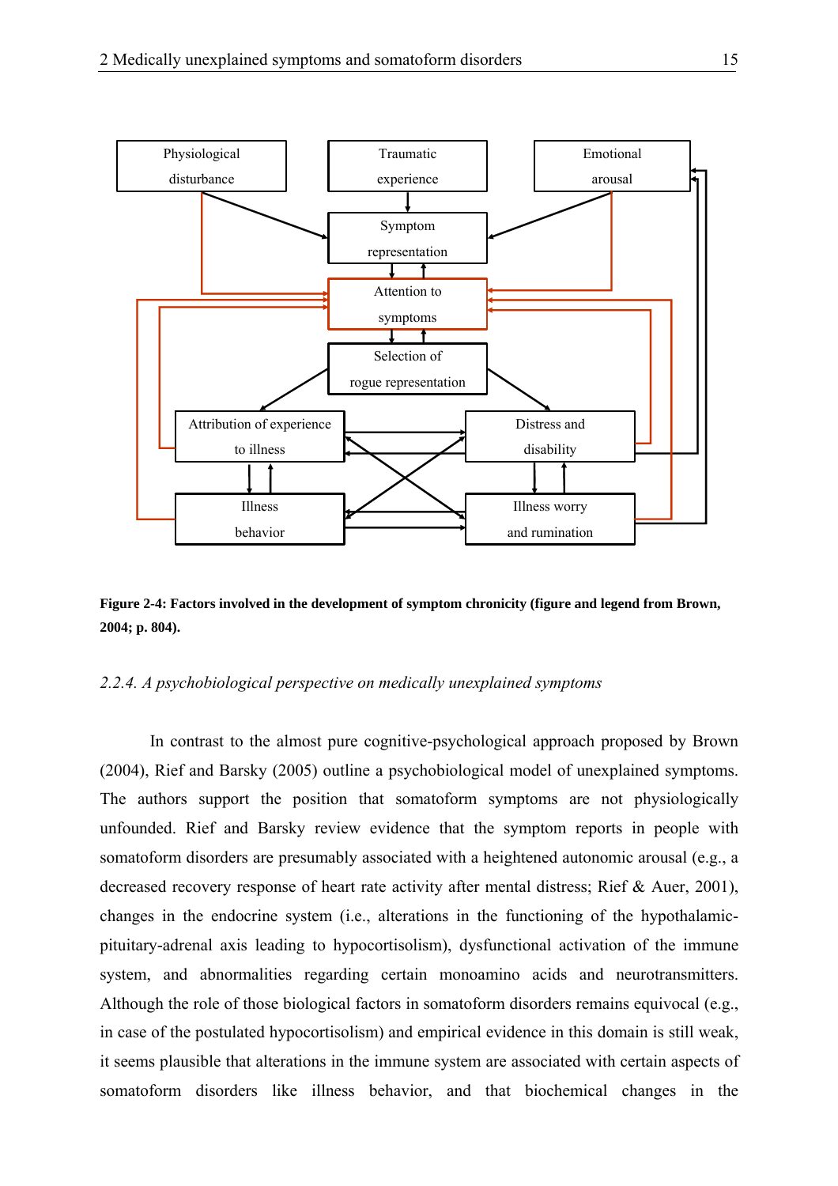**Figure 2-4: Factors involved in the development of symptom chronicity (figure and legend from Brown, 2004; p. 804).**

### *2.2.4. A psychobiological perspective on medically unexplained symptoms*

In contrast to the almost pure cognitive-psychological approach proposed by Brown (2004), Rief and Barsky (2005) outline a psychobiological model of unexplained symptoms. The authors support the position that somatoform symptoms are not physiologically unfounded. Rief and Barsky review evidence that the symptom reports in people with somatoform disorders are presumably associated with a heightened autonomic arousal (e.g., a decreased recovery response of heart rate activity after mental distress; Rief & Auer, 2001), changes in the endocrine system (i.e., alterations in the functioning of the hypothalamic-pituitary-adrenal axis leading to hypocortisolism), dysfunctional activation of the immune system, and abnormalities regarding certain monoamino acids and neurotransmitters. Although the role of those biological factors in somatoform disorders remains equivocal (e.g., in case of the postulated hypocortisolism) and empirical evidence in this domain is still weak, it seems plausible that alterations in the immune system are associated with certain aspects of somatoform disorders like illness behavior, and that biochemical changes in the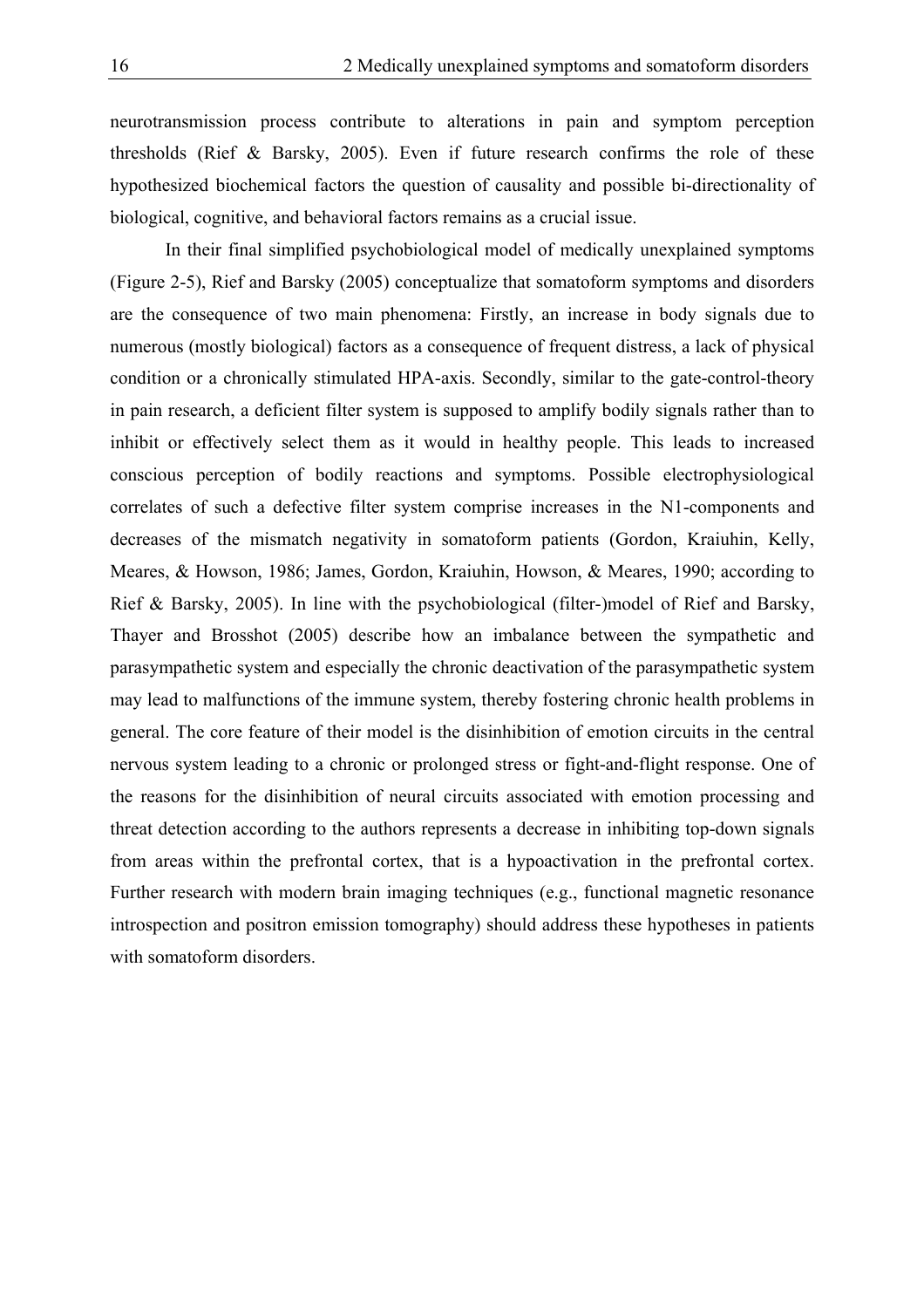neurotransmission process contribute to alterations in pain and symptom perception thresholds (Rief & Barsky, 2005). Even if future research confirms the role of these hypothesized biochemical factors the question of causality and possible bi-directionality of biological, cognitive, and behavioral factors remains as a crucial issue.

In their final simplified psychobiological model of medically unexplained symptoms (Figure 2-5), Rief and Barsky (2005) conceptualize that somatoform symptoms and disorders are the consequence of two main phenomena: Firstly, an increase in body signals due to numerous (mostly biological) factors as a consequence of frequent distress, a lack of physical condition or a chronically stimulated HPA-axis. Secondly, similar to the gate-control-theory in pain research, a deficient filter system is supposed to amplify bodily signals rather than to inhibit or effectively select them as it would in healthy people. This leads to increased conscious perception of bodily reactions and symptoms. Possible electrophysiological correlates of such a defective filter system comprise increases in the N1-components and decreases of the mismatch negativity in somatoform patients (Gordon, Kraiuhin, Kelly, Meares, & Howson, 1986; James, Gordon, Kraiuhin, Howson, & Meares, 1990; according to Rief & Barsky, 2005). In line with the psychobiological (filter-)model of Rief and Barsky, Thayer and Brosshot (2005) describe how an imbalance between the sympathetic and parasympathetic system and especially the chronic deactivation of the parasympathetic system may lead to malfunctions of the immune system, thereby fostering chronic health problems in general. The core feature of their model is the disinhibition of emotion circuits in the central nervous system leading to a chronic or prolonged stress or fight-and-flight response. One of the reasons for the disinhibition of neural circuits associated with emotion processing and threat detection according to the authors represents a decrease in inhibiting top-down signals from areas within the prefrontal cortex, that is a hypoactivation in the prefrontal cortex. Further research with modern brain imaging techniques (e.g., functional magnetic resonance introspection and positron emission tomography) should address these hypotheses in patients with somatoform disorders.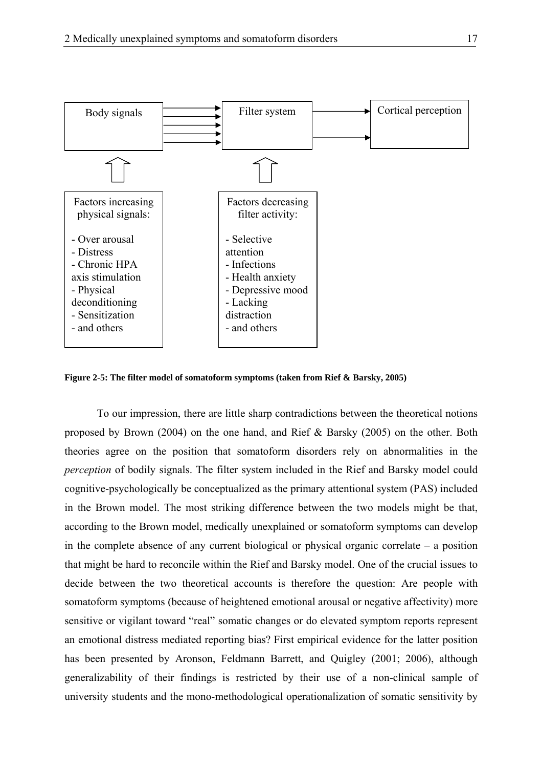Body signals → Filter system → Cortical perception

Factors increasing physical signals:

- Over arousal
- Distress
- Chronic HPA axis stimulation
- Physical deconditioning
- Sensitization
- and others

Factors decreasing filter activity:

- Selective attention
- Infections
- Health anxiety
- Depressive mood
- Lacking distraction
- and others

**Figure 2-5: The filter model of somatoform symptoms (taken from Rief & Barsky, 2005)**

To our impression, there are little sharp contradictions between the theoretical notions proposed by Brown (2004) on the one hand, and Rief & Barsky (2005) on the other. Both theories agree on the position that somatoform disorders rely on abnormalities in the *perception* of bodily signals. The filter system included in the Rief and Barsky model could cognitive-psychologically be conceptualized as the primary attentional system (PAS) included in the Brown model. The most striking difference between the two models might be that, according to the Brown model, medically unexplained or somatoform symptoms can develop in the complete absence of any current biological or physical organic correlate – a position that might be hard to reconcile within the Rief and Barsky model. One of the crucial issues to decide between the two theoretical accounts is therefore the question: Are people with somatoform symptoms (because of heightened emotional arousal or negative affectivity) more sensitive or vigilant toward "real" somatic changes or do elevated symptom reports represent an emotional distress mediated reporting bias? First empirical evidence for the latter position has been presented by Aronson, Feldmann Barrett, and Quigley (2001; 2006), although generalizability of their findings is restricted by their use of a non-clinical sample of university students and the mono-methodological operationalization of somatic sensitivity by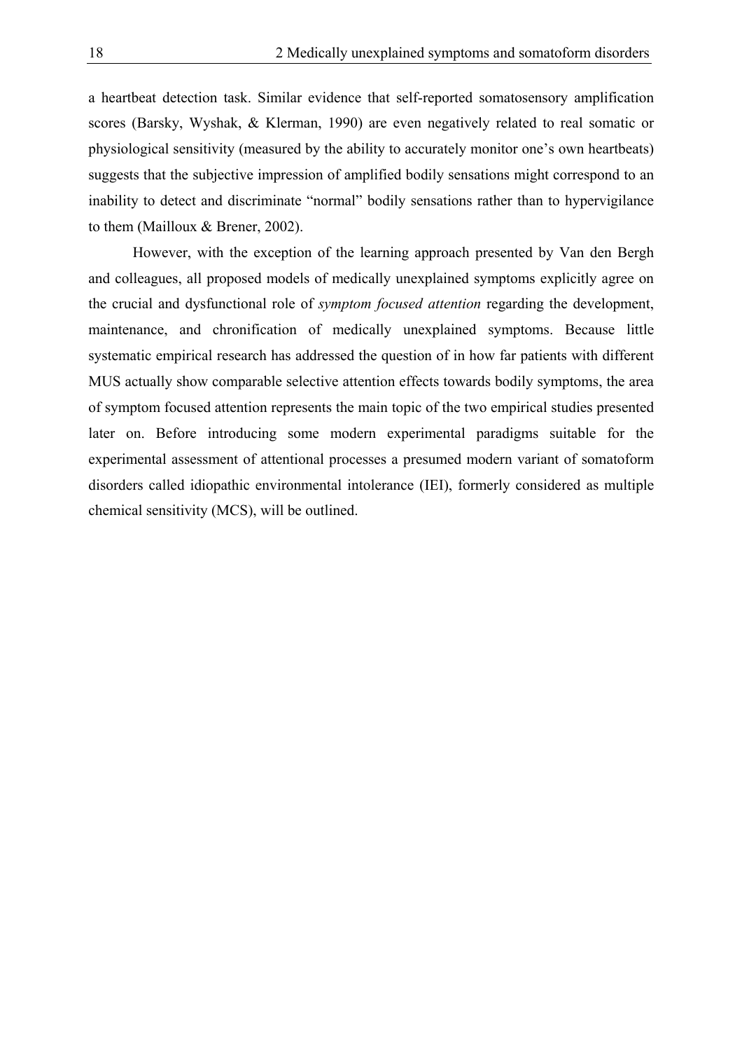a heartbeat detection task. Similar evidence that self-reported somatosensory amplification scores (Barsky, Wyshak, & Klerman, 1990) are even negatively related to real somatic or physiological sensitivity (measured by the ability to accurately monitor one's own heartbeats) suggests that the subjective impression of amplified bodily sensations might correspond to an inability to detect and discriminate "normal" bodily sensations rather than to hypervigilance to them (Mailloux & Brener, 2002).

However, with the exception of the learning approach presented by Van den Bergh and colleagues, all proposed models of medically unexplained symptoms explicitly agree on the crucial and dysfunctional role of *symptom focused attention* regarding the development, maintenance, and chronification of medically unexplained symptoms. Because little systematic empirical research has addressed the question of in how far patients with different MUS actually show comparable selective attention effects towards bodily symptoms, the area of symptom focused attention represents the main topic of the two empirical studies presented later on. Before introducing some modern experimental paradigms suitable for the experimental assessment of attentional processes a presumed modern variant of somatoform disorders called idiopathic environmental intolerance (IEI), formerly considered as multiple chemical sensitivity (MCS), will be outlined.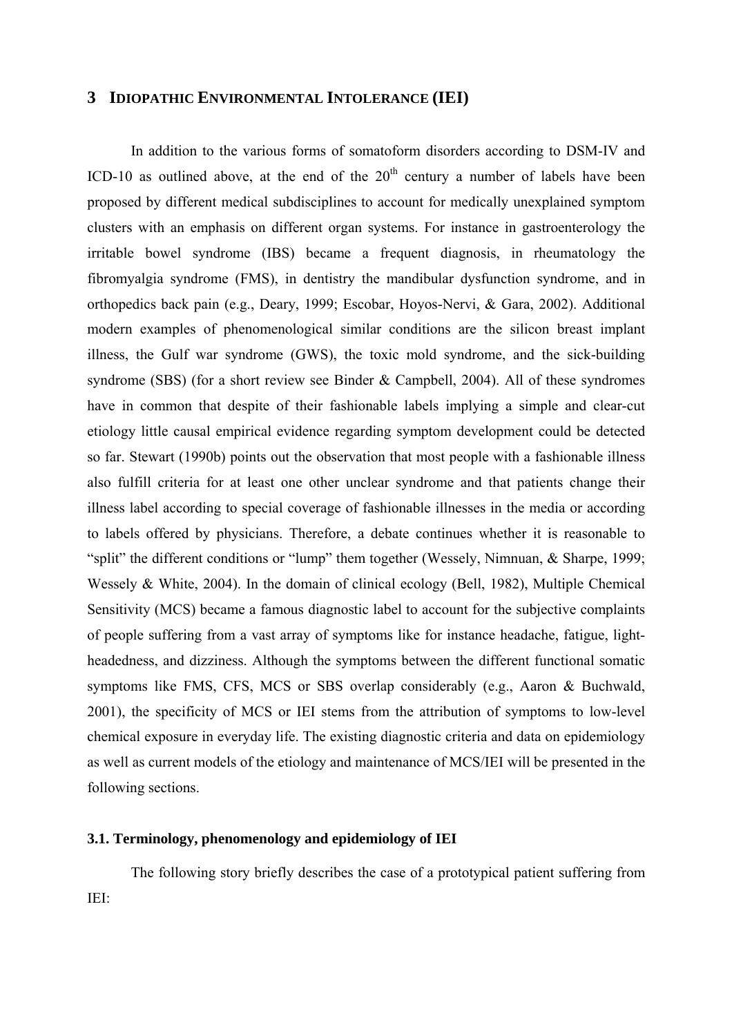## 3 IDIOPATHIC ENVIRONMENTAL INTOLERANCE (IEI)

In addition to the various forms of somatoform disorders according to DSM-IV and ICD-10 as outlined above, at the end of the 20th century a number of labels have been proposed by different medical subdisciplines to account for medically unexplained symptom clusters with an emphasis on different organ systems. For instance in gastroenterology the irritable bowel syndrome (IBS) became a frequent diagnosis, in rheumatology the fibromyalgia syndrome (FMS), in dentistry the mandibular dysfunction syndrome, and in orthopedics back pain (e.g., Deary, 1999; Escobar, Hoyos-Nervi, & Gara, 2002). Additional modern examples of phenomenological similar conditions are the silicon breast implant illness, the Gulf war syndrome (GWS), the toxic mold syndrome, and the sick-building syndrome (SBS) (for a short review see Binder & Campbell, 2004). All of these syndromes have in common that despite of their fashionable labels implying a simple and clear-cut etiology little causal empirical evidence regarding symptom development could be detected so far. Stewart (1990b) points out the observation that most people with a fashionable illness also fulfill criteria for at least one other unclear syndrome and that patients change their illness label according to special coverage of fashionable illnesses in the media or according to labels offered by physicians. Therefore, a debate continues whether it is reasonable to "split" the different conditions or "lump" them together (Wessely, Nimnuan, & Sharpe, 1999; Wessely & White, 2004). In the domain of clinical ecology (Bell, 1982), Multiple Chemical Sensitivity (MCS) became a famous diagnostic label to account for the subjective complaints of people suffering from a vast array of symptoms like for instance headache, fatigue, light-headedness, and dizziness. Although the symptoms between the different functional somatic symptoms like FMS, CFS, MCS or SBS overlap considerably (e.g., Aaron & Buchwald, 2001), the specificity of MCS or IEI stems from the attribution of symptoms to low-level chemical exposure in everyday life. The existing diagnostic criteria and data on epidemiology as well as current models of the etiology and maintenance of MCS/IEI will be presented in the following sections.

### 3.1. Terminology, phenomenology and epidemiology of IEI

The following story briefly describes the case of a prototypical patient suffering from IEI: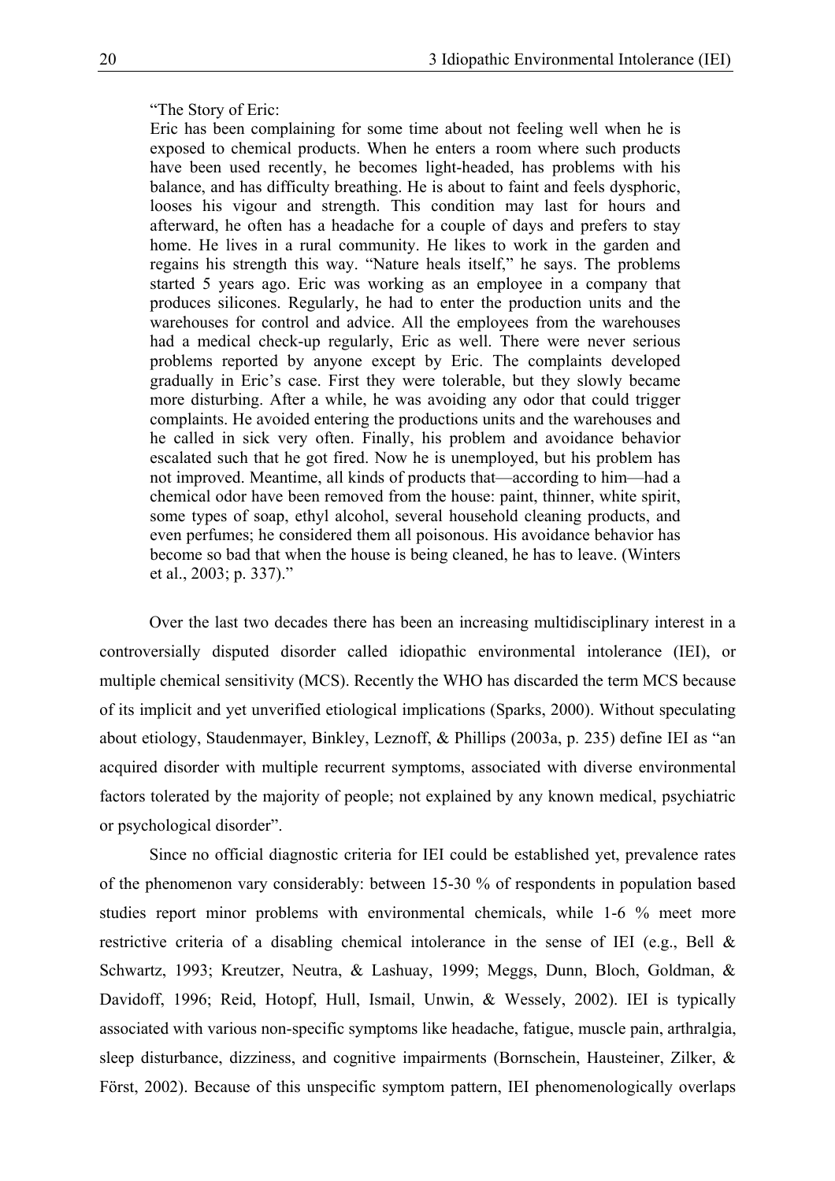> "The Story of Eric:
> Eric has been complaining for some time about not feeling well when he is exposed to chemical products. When he enters a room where such products have been used recently, he becomes light-headed, has problems with his balance, and has difficulty breathing. He is about to faint and feels dysphoric, looses his vigour and strength. This condition may last for hours and afterward, he often has a headache for a couple of days and prefers to stay home. He lives in a rural community. He likes to work in the garden and regains his strength this way. "Nature heals itself," he says. The problems started 5 years ago. Eric was working as an employee in a company that produces silicones. Regularly, he had to enter the production units and the warehouses for control and advice. All the employees from the warehouses had a medical check-up regularly, Eric as well. There were never serious problems reported by anyone except by Eric. The complaints developed gradually in Eric's case. First they were tolerable, but they slowly became more disturbing. After a while, he was avoiding any odor that could trigger complaints. He avoided entering the productions units and the warehouses and he called in sick very often. Finally, his problem and avoidance behavior escalated such that he got fired. Now he is unemployed, but his problem has not improved. Meantime, all kinds of products that—according to him—had a chemical odor have been removed from the house: paint, thinner, white spirit, some types of soap, ethyl alcohol, several household cleaning products, and even perfumes; he considered them all poisonous. His avoidance behavior has become so bad that when the house is being cleaned, he has to leave. (Winters et al., 2003; p. 337)."

Over the last two decades there has been an increasing multidisciplinary interest in a controversially disputed disorder called idiopathic environmental intolerance (IEI), or multiple chemical sensitivity (MCS). Recently the WHO has discarded the term MCS because of its implicit and yet unverified etiological implications (Sparks, 2000). Without speculating about etiology, Staudenmayer, Binkley, Leznoff, & Phillips (2003a, p. 235) define IEI as "an acquired disorder with multiple recurrent symptoms, associated with diverse environmental factors tolerated by the majority of people; not explained by any known medical, psychiatric or psychological disorder".

Since no official diagnostic criteria for IEI could be established yet, prevalence rates of the phenomenon vary considerably: between 15-30 % of respondents in population based studies report minor problems with environmental chemicals, while 1-6 % meet more restrictive criteria of a disabling chemical intolerance in the sense of IEI (e.g., Bell & Schwartz, 1993; Kreutzer, Neutra, & Lashuay, 1999; Meggs, Dunn, Bloch, Goldman, & Davidoff, 1996; Reid, Hotopf, Hull, Ismail, Unwin, & Wessely, 2002). IEI is typically associated with various non-specific symptoms like headache, fatigue, muscle pain, arthralgia, sleep disturbance, dizziness, and cognitive impairments (Bornschein, Hausteiner, Zilker, & Först, 2002). Because of this unspecific symptom pattern, IEI phenomenologically overlaps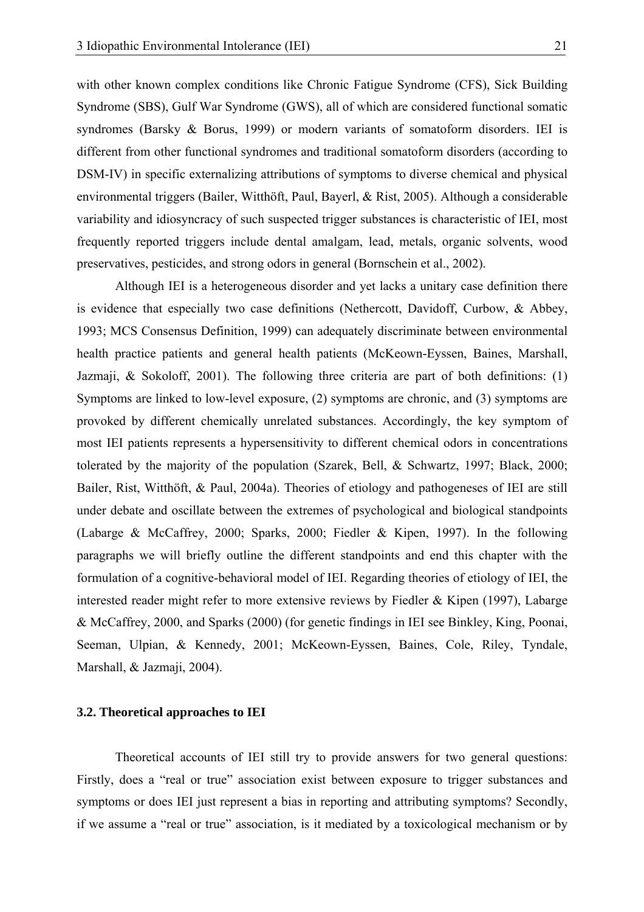with other known complex conditions like Chronic Fatigue Syndrome (CFS), Sick Building Syndrome (SBS), Gulf War Syndrome (GWS), all of which are considered functional somatic syndromes (Barsky & Borus, 1999) or modern variants of somatoform disorders. IEI is different from other functional syndromes and traditional somatoform disorders (according to DSM-IV) in specific externalizing attributions of symptoms to diverse chemical and physical environmental triggers (Bailer, Witthöft, Paul, Bayerl, & Rist, 2005). Although a considerable variability and idiosyncracy of such suspected trigger substances is characteristic of IEI, most frequently reported triggers include dental amalgam, lead, metals, organic solvents, wood preservatives, pesticides, and strong odors in general (Bornschein et al., 2002).

Although IEI is a heterogeneous disorder and yet lacks a unitary case definition there is evidence that especially two case definitions (Nethercott, Davidoff, Curbow, & Abbey, 1993; MCS Consensus Definition, 1999) can adequately discriminate between environmental health practice patients and general health patients (McKeown-Eyssen, Baines, Marshall, Jazmaji, & Sokoloff, 2001). The following three criteria are part of both definitions: (1) Symptoms are linked to low-level exposure, (2) symptoms are chronic, and (3) symptoms are provoked by different chemically unrelated substances. Accordingly, the key symptom of most IEI patients represents a hypersensitivity to different chemical odors in concentrations tolerated by the majority of the population (Szarek, Bell, & Schwartz, 1997; Black, 2000; Bailer, Rist, Witthöft, & Paul, 2004a). Theories of etiology and pathogeneses of IEI are still under debate and oscillate between the extremes of psychological and biological standpoints (Labarge & McCaffrey, 2000; Sparks, 2000; Fiedler & Kipen, 1997). In the following paragraphs we will briefly outline the different standpoints and end this chapter with the formulation of a cognitive-behavioral model of IEI. Regarding theories of etiology of IEI, the interested reader might refer to more extensive reviews by Fiedler & Kipen (1997), Labarge & McCaffrey, 2000, and Sparks (2000) (for genetic findings in IEI see Binkley, King, Poonai, Seeman, Ulpian, & Kennedy, 2001; McKeown-Eyssen, Baines, Cole, Riley, Tyndale, Marshall, & Jazmaji, 2004).

### 3.2. Theoretical approaches to IEI

Theoretical accounts of IEI still try to provide answers for two general questions: Firstly, does a "real or true" association exist between exposure to trigger substances and symptoms or does IEI just represent a bias in reporting and attributing symptoms? Secondly, if we assume a "real or true" association, is it mediated by a toxicological mechanism or by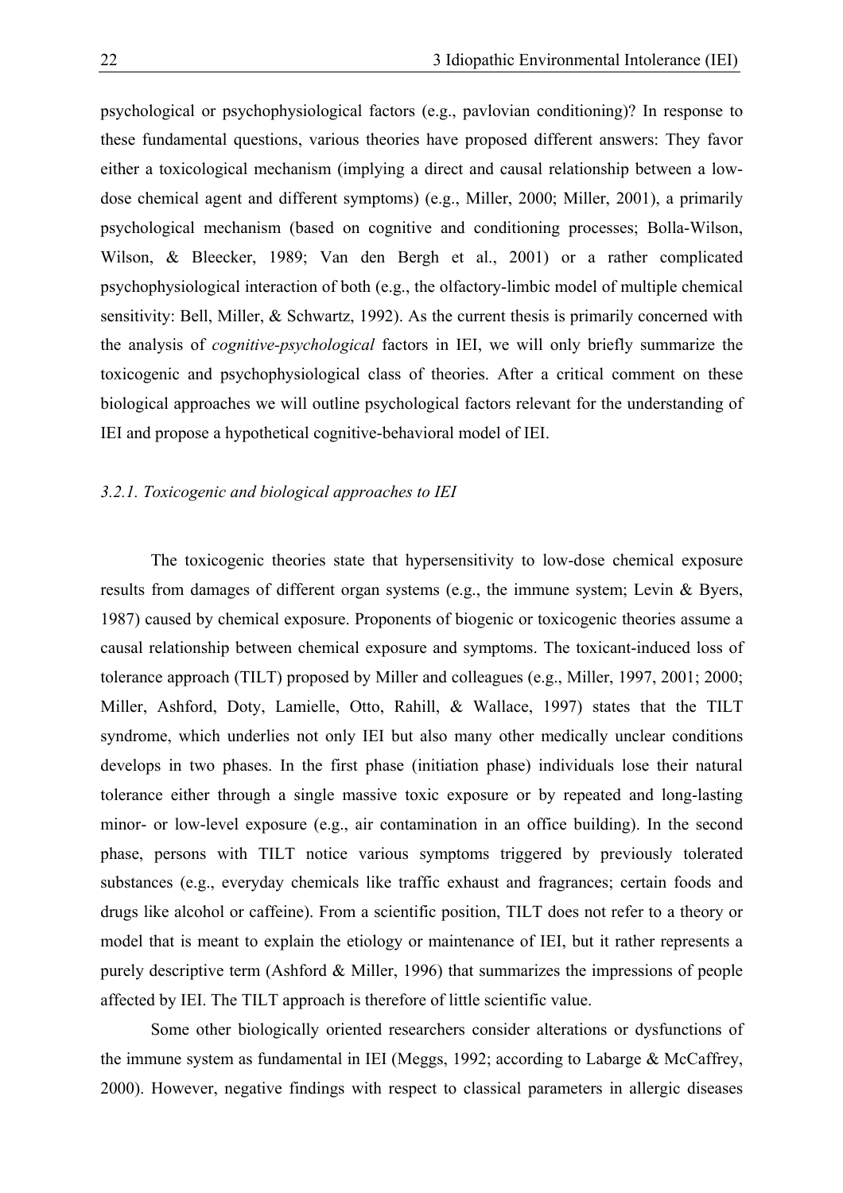psychological or psychophysiological factors (e.g., pavlovian conditioning)? In response to these fundamental questions, various theories have proposed different answers: They favor either a toxicological mechanism (implying a direct and causal relationship between a low-dose chemical agent and different symptoms) (e.g., Miller, 2000; Miller, 2001), a primarily psychological mechanism (based on cognitive and conditioning processes; Bolla-Wilson, Wilson, & Bleecker, 1989; Van den Bergh et al., 2001) or a rather complicated psychophysiological interaction of both (e.g., the olfactory-limbic model of multiple chemical sensitivity: Bell, Miller, & Schwartz, 1992). As the current thesis is primarily concerned with the analysis of *cognitive-psychological* factors in IEI, we will only briefly summarize the toxicogenic and psychophysiological class of theories. After a critical comment on these biological approaches we will outline psychological factors relevant for the understanding of IEI and propose a hypothetical cognitive-behavioral model of IEI.

### *3.2.1. Toxicogenic and biological approaches to IEI*

The toxicogenic theories state that hypersensitivity to low-dose chemical exposure results from damages of different organ systems (e.g., the immune system; Levin & Byers, 1987) caused by chemical exposure. Proponents of biogenic or toxicogenic theories assume a causal relationship between chemical exposure and symptoms. The toxicant-induced loss of tolerance approach (TILT) proposed by Miller and colleagues (e.g., Miller, 1997, 2001; 2000; Miller, Ashford, Doty, Lamielle, Otto, Rahill, & Wallace, 1997) states that the TILT syndrome, which underlies not only IEI but also many other medically unclear conditions develops in two phases. In the first phase (initiation phase) individuals lose their natural tolerance either through a single massive toxic exposure or by repeated and long-lasting minor- or low-level exposure (e.g., air contamination in an office building). In the second phase, persons with TILT notice various symptoms triggered by previously tolerated substances (e.g., everyday chemicals like traffic exhaust and fragrances; certain foods and drugs like alcohol or caffeine). From a scientific position, TILT does not refer to a theory or model that is meant to explain the etiology or maintenance of IEI, but it rather represents a purely descriptive term (Ashford & Miller, 1996) that summarizes the impressions of people affected by IEI. The TILT approach is therefore of little scientific value.

Some other biologically oriented researchers consider alterations or dysfunctions of the immune system as fundamental in IEI (Meggs, 1992; according to Labarge & McCaffrey, 2000). However, negative findings with respect to classical parameters in allergic diseases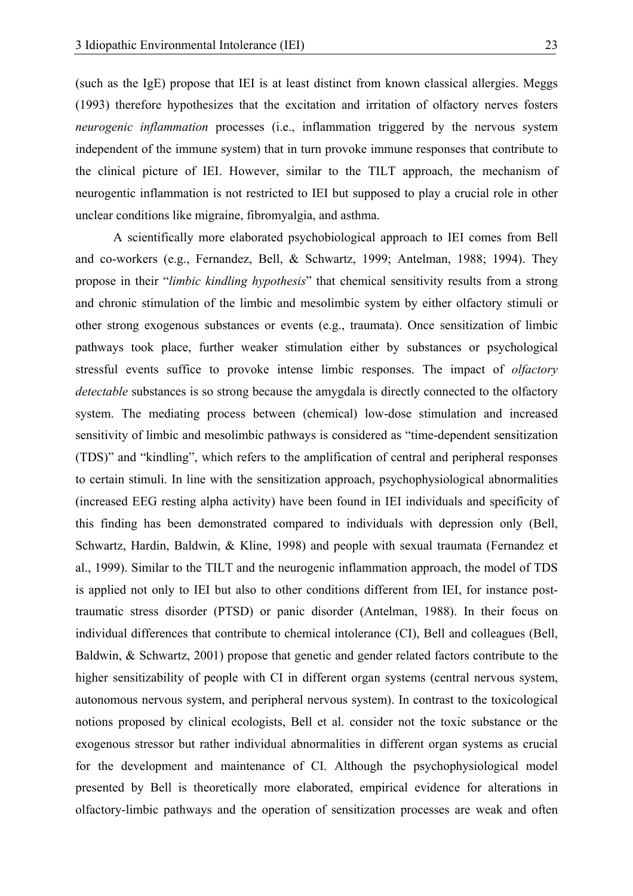(such as the IgE) propose that IEI is at least distinct from known classical allergies. Meggs (1993) therefore hypothesizes that the excitation and irritation of olfactory nerves fosters *neurogenic inflammation* processes (i.e., inflammation triggered by the nervous system independent of the immune system) that in turn provoke immune responses that contribute to the clinical picture of IEI. However, similar to the TILT approach, the mechanism of neurogentic inflammation is not restricted to IEI but supposed to play a crucial role in other unclear conditions like migraine, fibromyalgia, and asthma.

A scientifically more elaborated psychobiological approach to IEI comes from Bell and co-workers (e.g., Fernandez, Bell, & Schwartz, 1999; Antelman, 1988; 1994). They propose in their "*limbic kindling hypothesis*" that chemical sensitivity results from a strong and chronic stimulation of the limbic and mesolimbic system by either olfactory stimuli or other strong exogenous substances or events (e.g., traumata). Once sensitization of limbic pathways took place, further weaker stimulation either by substances or psychological stressful events suffice to provoke intense limbic responses. The impact of *olfactory detectable* substances is so strong because the amygdala is directly connected to the olfactory system. The mediating process between (chemical) low-dose stimulation and increased sensitivity of limbic and mesolimbic pathways is considered as "time-dependent sensitization (TDS)" and "kindling", which refers to the amplification of central and peripheral responses to certain stimuli. In line with the sensitization approach, psychophysiological abnormalities (increased EEG resting alpha activity) have been found in IEI individuals and specificity of this finding has been demonstrated compared to individuals with depression only (Bell, Schwartz, Hardin, Baldwin, & Kline, 1998) and people with sexual traumata (Fernandez et al., 1999). Similar to the TILT and the neurogenic inflammation approach, the model of TDS is applied not only to IEI but also to other conditions different from IEI, for instance post-traumatic stress disorder (PTSD) or panic disorder (Antelman, 1988). In their focus on individual differences that contribute to chemical intolerance (CI), Bell and colleagues (Bell, Baldwin, & Schwartz, 2001) propose that genetic and gender related factors contribute to the higher sensitizability of people with CI in different organ systems (central nervous system, autonomous nervous system, and peripheral nervous system). In contrast to the toxicological notions proposed by clinical ecologists, Bell et al. consider not the toxic substance or the exogenous stressor but rather individual abnormalities in different organ systems as crucial for the development and maintenance of CI. Although the psychophysiological model presented by Bell is theoretically more elaborated, empirical evidence for alterations in olfactory-limbic pathways and the operation of sensitization processes are weak and often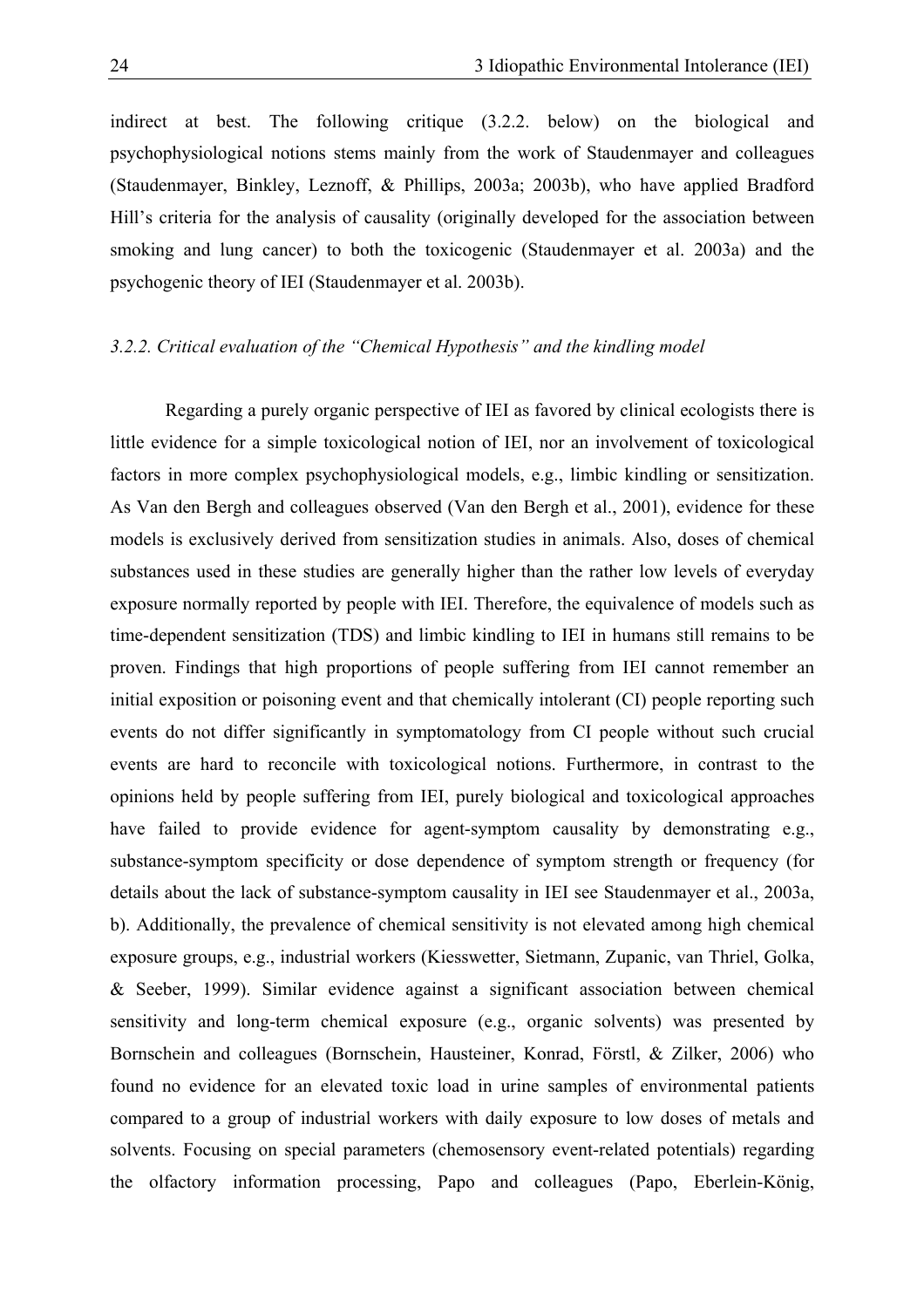indirect at best. The following critique (3.2.2. below) on the biological and psychophysiological notions stems mainly from the work of Staudenmayer and colleagues (Staudenmayer, Binkley, Leznoff, & Phillips, 2003a; 2003b), who have applied Bradford Hill's criteria for the analysis of causality (originally developed for the association between smoking and lung cancer) to both the toxicogenic (Staudenmayer et al. 2003a) and the psychogenic theory of IEI (Staudenmayer et al. 2003b).

### *3.2.2. Critical evaluation of the "Chemical Hypothesis" and the kindling model*

Regarding a purely organic perspective of IEI as favored by clinical ecologists there is little evidence for a simple toxicological notion of IEI, nor an involvement of toxicological factors in more complex psychophysiological models, e.g., limbic kindling or sensitization. As Van den Bergh and colleagues observed (Van den Bergh et al., 2001), evidence for these models is exclusively derived from sensitization studies in animals. Also, doses of chemical substances used in these studies are generally higher than the rather low levels of everyday exposure normally reported by people with IEI. Therefore, the equivalence of models such as time-dependent sensitization (TDS) and limbic kindling to IEI in humans still remains to be proven. Findings that high proportions of people suffering from IEI cannot remember an initial exposition or poisoning event and that chemically intolerant (CI) people reporting such events do not differ significantly in symptomatology from CI people without such crucial events are hard to reconcile with toxicological notions. Furthermore, in contrast to the opinions held by people suffering from IEI, purely biological and toxicological approaches have failed to provide evidence for agent-symptom causality by demonstrating e.g., substance-symptom specificity or dose dependence of symptom strength or frequency (for details about the lack of substance-symptom causality in IEI see Staudenmayer et al., 2003a, b). Additionally, the prevalence of chemical sensitivity is not elevated among high chemical exposure groups, e.g., industrial workers (Kiesswetter, Sietmann, Zupanic, van Thriel, Golka, & Seeber, 1999). Similar evidence against a significant association between chemical sensitivity and long-term chemical exposure (e.g., organic solvents) was presented by Bornschein and colleagues (Bornschein, Hausteiner, Konrad, Förstl, & Zilker, 2006) who found no evidence for an elevated toxic load in urine samples of environmental patients compared to a group of industrial workers with daily exposure to low doses of metals and solvents. Focusing on special parameters (chemosensory event-related potentials) regarding the olfactory information processing, Papo and colleagues (Papo, Eberlein-König,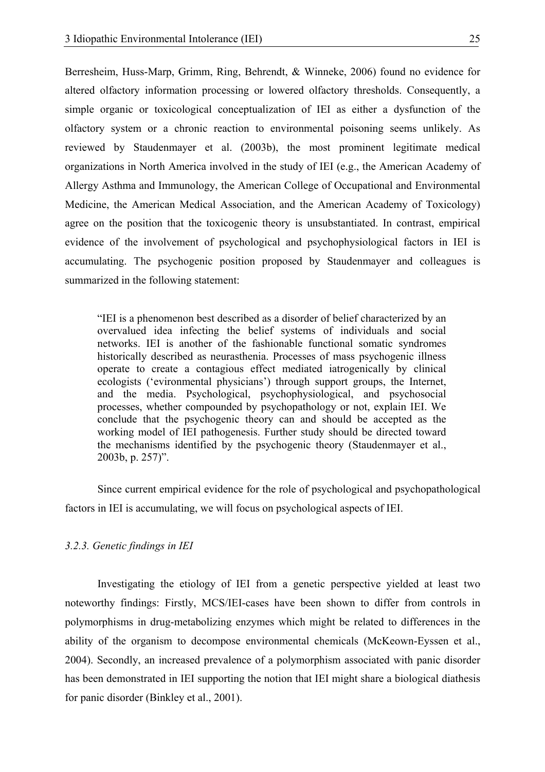Berresheim, Huss-Marp, Grimm, Ring, Behrendt, & Winneke, 2006) found no evidence for altered olfactory information processing or lowered olfactory thresholds. Consequently, a simple organic or toxicological conceptualization of IEI as either a dysfunction of the olfactory system or a chronic reaction to environmental poisoning seems unlikely. As reviewed by Staudenmayer et al. (2003b), the most prominent legitimate medical organizations in North America involved in the study of IEI (e.g., the American Academy of Allergy Asthma and Immunology, the American College of Occupational and Environmental Medicine, the American Medical Association, and the American Academy of Toxicology) agree on the position that the toxicogenic theory is unsubstantiated. In contrast, empirical evidence of the involvement of psychological and psychophysiological factors in IEI is accumulating. The psychogenic position proposed by Staudenmayer and colleagues is summarized in the following statement:

> "IEI is a phenomenon best described as a disorder of belief characterized by an overvalued idea infecting the belief systems of individuals and social networks. IEI is another of the fashionable functional somatic syndromes historically described as neurasthenia. Processes of mass psychogenic illness operate to create a contagious effect mediated iatrogenically by clinical ecologists ('evironmental physicians') through support groups, the Internet, and the media. Psychological, psychophysiological, and psychosocial processes, whether compounded by psychopathology or not, explain IEI. We conclude that the psychogenic theory can and should be accepted as the working model of IEI pathogenesis. Further study should be directed toward the mechanisms identified by the psychogenic theory (Staudenmayer et al., 2003b, p. 257)".

Since current empirical evidence for the role of psychological and psychopathological factors in IEI is accumulating, we will focus on psychological aspects of IEI.

### *3.2.3. Genetic findings in IEI*

Investigating the etiology of IEI from a genetic perspective yielded at least two noteworthy findings: Firstly, MCS/IEI-cases have been shown to differ from controls in polymorphisms in drug-metabolizing enzymes which might be related to differences in the ability of the organism to decompose environmental chemicals (McKeown-Eyssen et al., 2004). Secondly, an increased prevalence of a polymorphism associated with panic disorder has been demonstrated in IEI supporting the notion that IEI might share a biological diathesis for panic disorder (Binkley et al., 2001).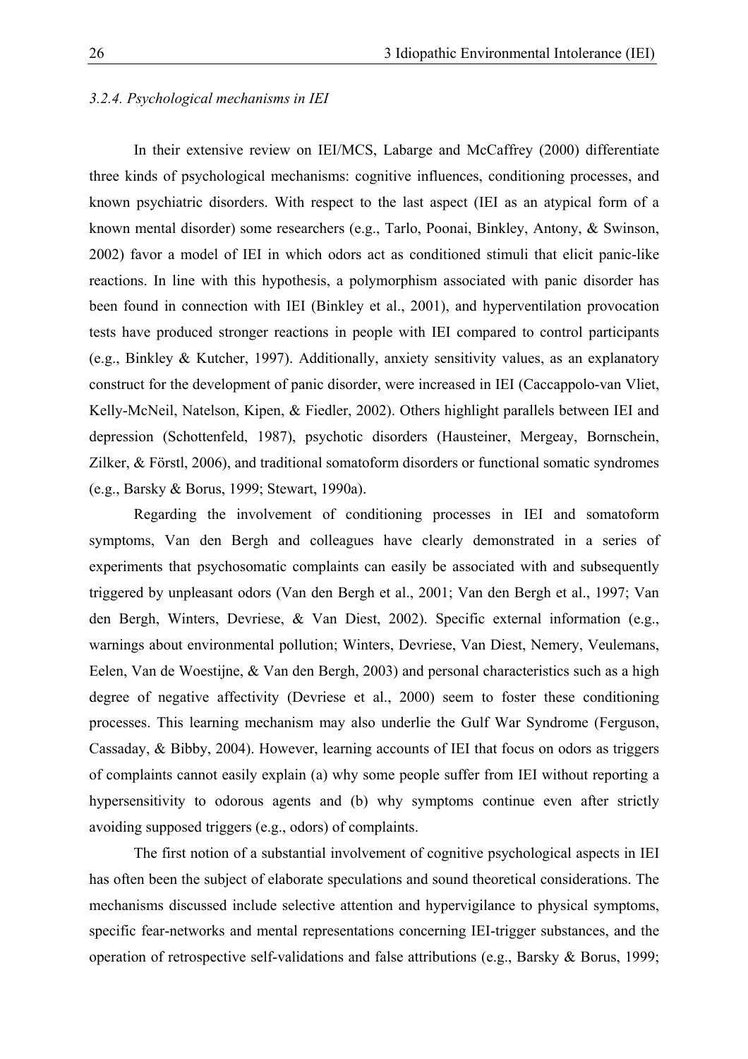*3.2.4. Psychological mechanisms in IEI*

In their extensive review on IEI/MCS, Labarge and McCaffrey (2000) differentiate three kinds of psychological mechanisms: cognitive influences, conditioning processes, and known psychiatric disorders. With respect to the last aspect (IEI as an atypical form of a known mental disorder) some researchers (e.g., Tarlo, Poonai, Binkley, Antony, & Swinson, 2002) favor a model of IEI in which odors act as conditioned stimuli that elicit panic-like reactions. In line with this hypothesis, a polymorphism associated with panic disorder has been found in connection with IEI (Binkley et al., 2001), and hyperventilation provocation tests have produced stronger reactions in people with IEI compared to control participants (e.g., Binkley & Kutcher, 1997). Additionally, anxiety sensitivity values, as an explanatory construct for the development of panic disorder, were increased in IEI (Caccappolo-van Vliet, Kelly-McNeil, Natelson, Kipen, & Fiedler, 2002). Others highlight parallels between IEI and depression (Schottenfeld, 1987), psychotic disorders (Hausteiner, Mergeay, Bornschein, Zilker, & Förstl, 2006), and traditional somatoform disorders or functional somatic syndromes (e.g., Barsky & Borus, 1999; Stewart, 1990a).

Regarding the involvement of conditioning processes in IEI and somatoform symptoms, Van den Bergh and colleagues have clearly demonstrated in a series of experiments that psychosomatic complaints can easily be associated with and subsequently triggered by unpleasant odors (Van den Bergh et al., 2001; Van den Bergh et al., 1997; Van den Bergh, Winters, Devriese, & Van Diest, 2002). Specific external information (e.g., warnings about environmental pollution; Winters, Devriese, Van Diest, Nemery, Veulemans, Eelen, Van de Woestijne, & Van den Bergh, 2003) and personal characteristics such as a high degree of negative affectivity (Devriese et al., 2000) seem to foster these conditioning processes. This learning mechanism may also underlie the Gulf War Syndrome (Ferguson, Cassaday, & Bibby, 2004). However, learning accounts of IEI that focus on odors as triggers of complaints cannot easily explain (a) why some people suffer from IEI without reporting a hypersensitivity to odorous agents and (b) why symptoms continue even after strictly avoiding supposed triggers (e.g., odors) of complaints.

The first notion of a substantial involvement of cognitive psychological aspects in IEI has often been the subject of elaborate speculations and sound theoretical considerations. The mechanisms discussed include selective attention and hypervigilance to physical symptoms, specific fear-networks and mental representations concerning IEI-trigger substances, and the operation of retrospective self-validations and false attributions (e.g., Barsky & Borus, 1999;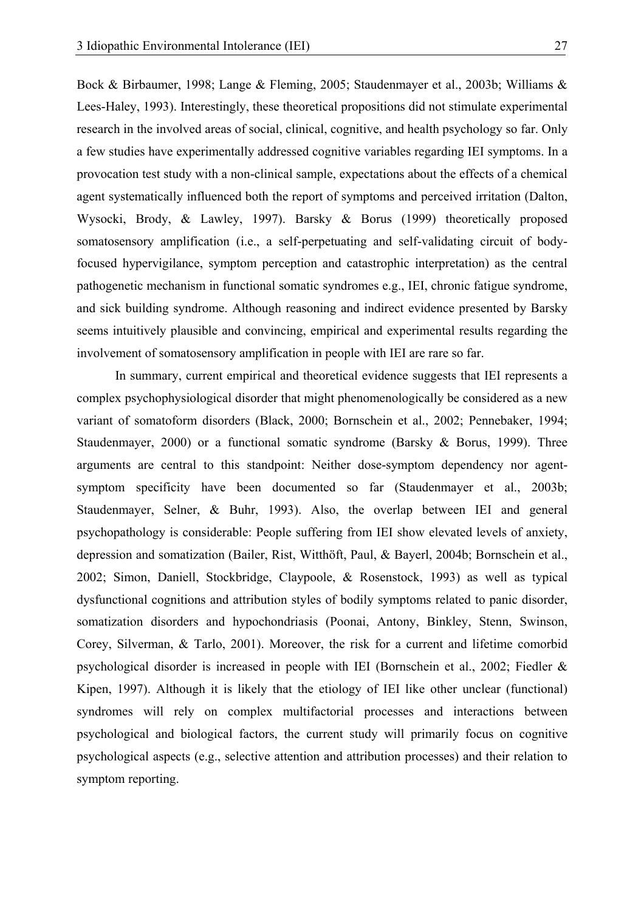Bock & Birbaumer, 1998; Lange & Fleming, 2005; Staudenmayer et al., 2003b; Williams & Lees-Haley, 1993). Interestingly, these theoretical propositions did not stimulate experimental research in the involved areas of social, clinical, cognitive, and health psychology so far. Only a few studies have experimentally addressed cognitive variables regarding IEI symptoms. In a provocation test study with a non-clinical sample, expectations about the effects of a chemical agent systematically influenced both the report of symptoms and perceived irritation (Dalton, Wysocki, Brody, & Lawley, 1997). Barsky & Borus (1999) theoretically proposed somatosensory amplification (i.e., a self-perpetuating and self-validating circuit of body-focused hypervigilance, symptom perception and catastrophic interpretation) as the central pathogenetic mechanism in functional somatic syndromes e.g., IEI, chronic fatigue syndrome, and sick building syndrome. Although reasoning and indirect evidence presented by Barsky seems intuitively plausible and convincing, empirical and experimental results regarding the involvement of somatosensory amplification in people with IEI are rare so far.

In summary, current empirical and theoretical evidence suggests that IEI represents a complex psychophysiological disorder that might phenomenologically be considered as a new variant of somatoform disorders (Black, 2000; Bornschein et al., 2002; Pennebaker, 1994; Staudenmayer, 2000) or a functional somatic syndrome (Barsky & Borus, 1999). Three arguments are central to this standpoint: Neither dose-symptom dependency nor agent-symptom specificity have been documented so far (Staudenmayer et al., 2003b; Staudenmayer, Selner, & Buhr, 1993). Also, the overlap between IEI and general psychopathology is considerable: People suffering from IEI show elevated levels of anxiety, depression and somatization (Bailer, Rist, Witthöft, Paul, & Bayerl, 2004b; Bornschein et al., 2002; Simon, Daniell, Stockbridge, Claypoole, & Rosenstock, 1993) as well as typical dysfunctional cognitions and attribution styles of bodily symptoms related to panic disorder, somatization disorders and hypochondriasis (Poonai, Antony, Binkley, Stenn, Swinson, Corey, Silverman, & Tarlo, 2001). Moreover, the risk for a current and lifetime comorbid psychological disorder is increased in people with IEI (Bornschein et al., 2002; Fiedler & Kipen, 1997). Although it is likely that the etiology of IEI like other unclear (functional) syndromes will rely on complex multifactorial processes and interactions between psychological and biological factors, the current study will primarily focus on cognitive psychological aspects (e.g., selective attention and attribution processes) and their relation to symptom reporting.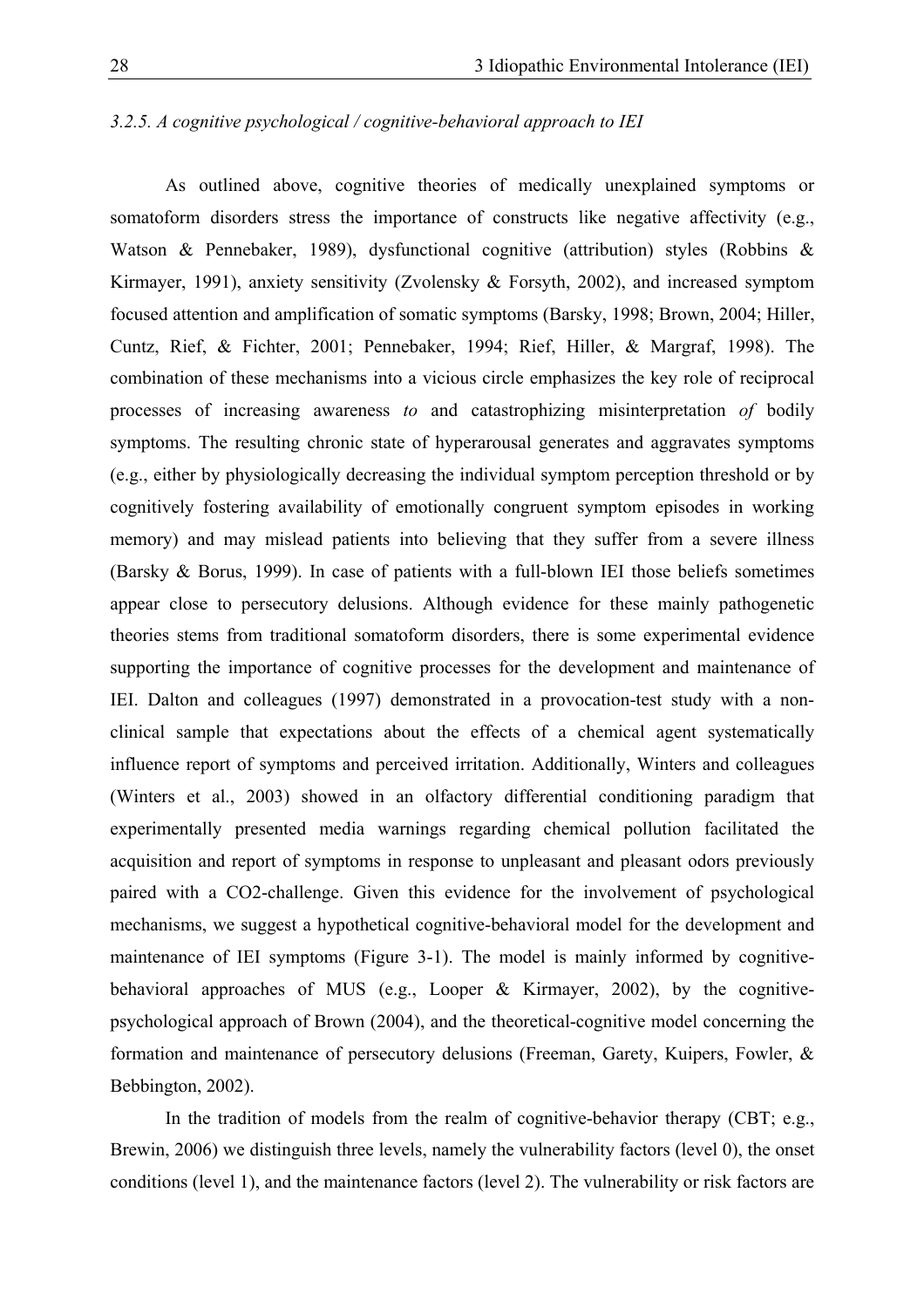### 3.2.5. *A cognitive psychological / cognitive-behavioral approach to IEI*

As outlined above, cognitive theories of medically unexplained symptoms or somatoform disorders stress the importance of constructs like negative affectivity (e.g., Watson & Pennebaker, 1989), dysfunctional cognitive (attribution) styles (Robbins & Kirmayer, 1991), anxiety sensitivity (Zvolensky & Forsyth, 2002), and increased symptom focused attention and amplification of somatic symptoms (Barsky, 1998; Brown, 2004; Hiller, Cuntz, Rief, & Fichter, 2001; Pennebaker, 1994; Rief, Hiller, & Margraf, 1998). The combination of these mechanisms into a vicious circle emphasizes the key role of reciprocal processes of increasing awareness *to* and catastrophizing misinterpretation *of* bodily symptoms. The resulting chronic state of hyperarousal generates and aggravates symptoms (e.g., either by physiologically decreasing the individual symptom perception threshold or by cognitively fostering availability of emotionally congruent symptom episodes in working memory) and may mislead patients into believing that they suffer from a severe illness (Barsky & Borus, 1999). In case of patients with a full-blown IEI those beliefs sometimes appear close to persecutory delusions. Although evidence for these mainly pathogenetic theories stems from traditional somatoform disorders, there is some experimental evidence supporting the importance of cognitive processes for the development and maintenance of IEI. Dalton and colleagues (1997) demonstrated in a provocation-test study with a non-clinical sample that expectations about the effects of a chemical agent systematically influence report of symptoms and perceived irritation. Additionally, Winters and colleagues (Winters et al., 2003) showed in an olfactory differential conditioning paradigm that experimentally presented media warnings regarding chemical pollution facilitated the acquisition and report of symptoms in response to unpleasant and pleasant odors previously paired with a $CO_2$-challenge. Given this evidence for the involvement of psychological mechanisms, we suggest a hypothetical cognitive-behavioral model for the development and maintenance of IEI symptoms (Figure 3-1). The model is mainly informed by cognitive-behavioral approaches of MUS (e.g., Looper & Kirmayer, 2002), by the cognitive-psychological approach of Brown (2004), and the theoretical-cognitive model concerning the formation and maintenance of persecutory delusions (Freeman, Garety, Kuipers, Fowler, & Bebbington, 2002).

In the tradition of models from the realm of cognitive-behavior therapy (CBT; e.g., Brewin, 2006) we distinguish three levels, namely the vulnerability factors (level 0), the onset conditions (level 1), and the maintenance factors (level 2). The vulnerability or risk factors are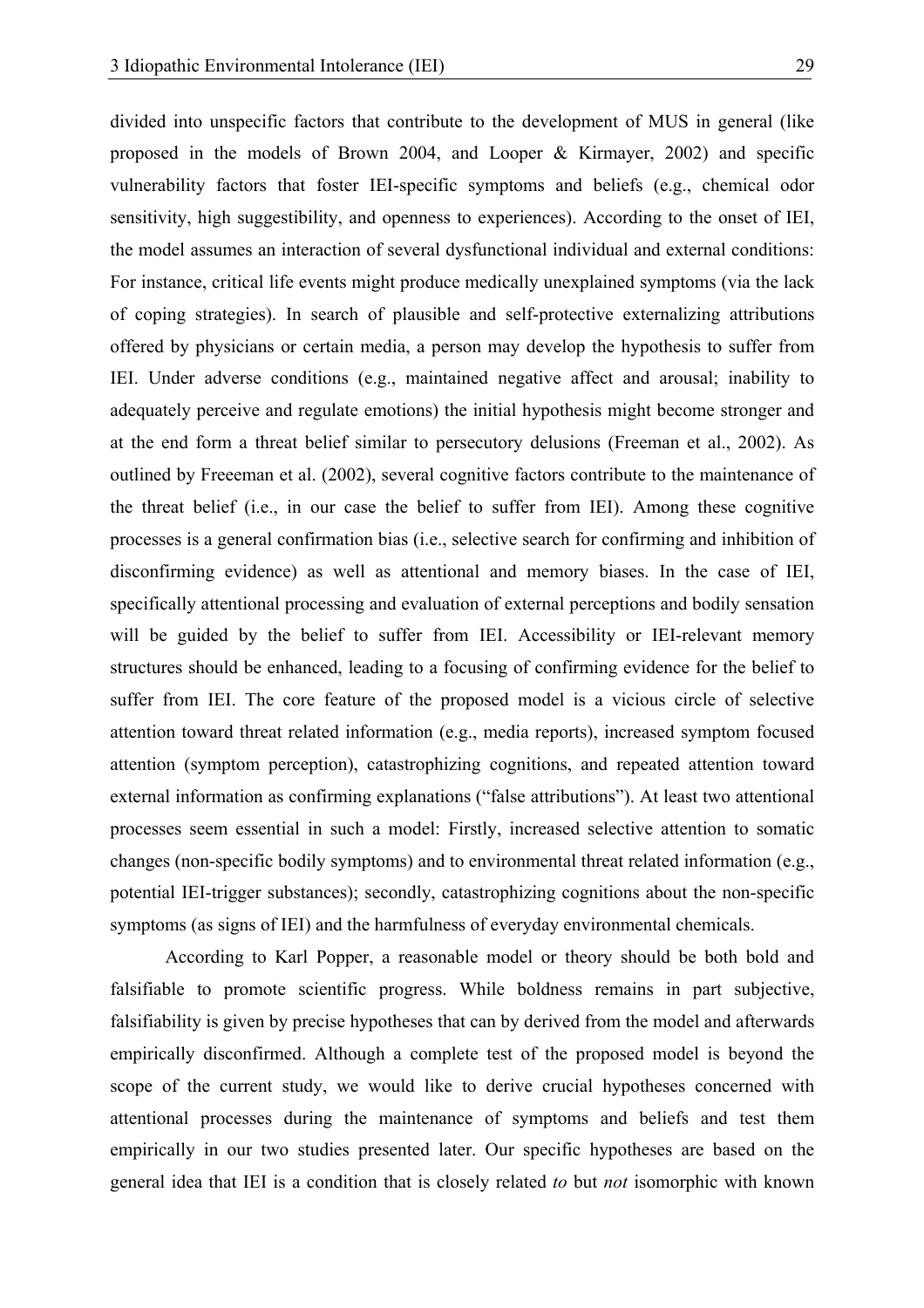divided into unspecific factors that contribute to the development of MUS in general (like proposed in the models of Brown 2004, and Looper & Kirmayer, 2002) and specific vulnerability factors that foster IEI-specific symptoms and beliefs (e.g., chemical odor sensitivity, high suggestibility, and openness to experiences). According to the onset of IEI, the model assumes an interaction of several dysfunctional individual and external conditions: For instance, critical life events might produce medically unexplained symptoms (via the lack of coping strategies). In search of plausible and self-protective externalizing attributions offered by physicians or certain media, a person may develop the hypothesis to suffer from IEI. Under adverse conditions (e.g., maintained negative affect and arousal; inability to adequately perceive and regulate emotions) the initial hypothesis might become stronger and at the end form a threat belief similar to persecutory delusions (Freeman et al., 2002). As outlined by Freeeman et al. (2002), several cognitive factors contribute to the maintenance of the threat belief (i.e., in our case the belief to suffer from IEI). Among these cognitive processes is a general confirmation bias (i.e., selective search for confirming and inhibition of disconfirming evidence) as well as attentional and memory biases. In the case of IEI, specifically attentional processing and evaluation of external perceptions and bodily sensation will be guided by the belief to suffer from IEI. Accessibility or IEI-relevant memory structures should be enhanced, leading to a focusing of confirming evidence for the belief to suffer from IEI. The core feature of the proposed model is a vicious circle of selective attention toward threat related information (e.g., media reports), increased symptom focused attention (symptom perception), catastrophizing cognitions, and repeated attention toward external information as confirming explanations ("false attributions"). At least two attentional processes seem essential in such a model: Firstly, increased selective attention to somatic changes (non-specific bodily symptoms) and to environmental threat related information (e.g., potential IEI-trigger substances); secondly, catastrophizing cognitions about the non-specific symptoms (as signs of IEI) and the harmfulness of everyday environmental chemicals.

According to Karl Popper, a reasonable model or theory should be both bold and falsifiable to promote scientific progress. While boldness remains in part subjective, falsifiability is given by precise hypotheses that can by derived from the model and afterwards empirically disconfirmed. Although a complete test of the proposed model is beyond the scope of the current study, we would like to derive crucial hypotheses concerned with attentional processes during the maintenance of symptoms and beliefs and test them empirically in our two studies presented later. Our specific hypotheses are based on the general idea that IEI is a condition that is closely related *to* but *not* isomorphic with known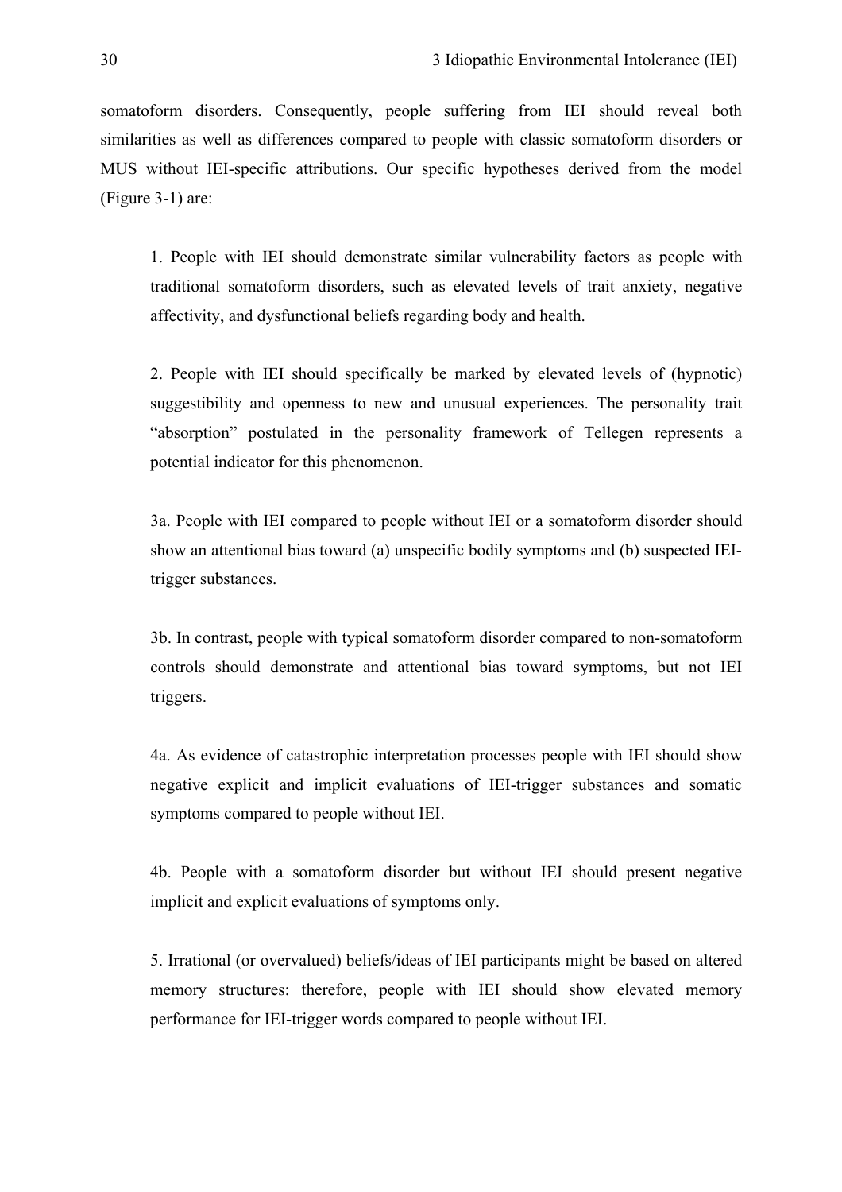somatoform disorders. Consequently, people suffering from IEI should reveal both similarities as well as differences compared to people with classic somatoform disorders or MUS without IEI-specific attributions. Our specific hypotheses derived from the model (Figure 3-1) are:

> 1. People with IEI should demonstrate similar vulnerability factors as people with traditional somatoform disorders, such as elevated levels of trait anxiety, negative affectivity, and dysfunctional beliefs regarding body and health.
>
> 2. People with IEI should specifically be marked by elevated levels of (hypnotic) suggestibility and openness to new and unusual experiences. The personality trait "absorption" postulated in the personality framework of Tellegen represents a potential indicator for this phenomenon.
>
> 3a. People with IEI compared to people without IEI or a somatoform disorder should show an attentional bias toward (a) unspecific bodily symptoms and (b) suspected IEI-trigger substances.
>
> 3b. In contrast, people with typical somatoform disorder compared to non-somatoform controls should demonstrate and attentional bias toward symptoms, but not IEI triggers.
>
> 4a. As evidence of catastrophic interpretation processes people with IEI should show negative explicit and implicit evaluations of IEI-trigger substances and somatic symptoms compared to people without IEI.
>
> 4b. People with a somatoform disorder but without IEI should present negative implicit and explicit evaluations of symptoms only.
>
> 5. Irrational (or overvalued) beliefs/ideas of IEI participants might be based on altered memory structures: therefore, people with IEI should show elevated memory performance for IEI-trigger words compared to people without IEI.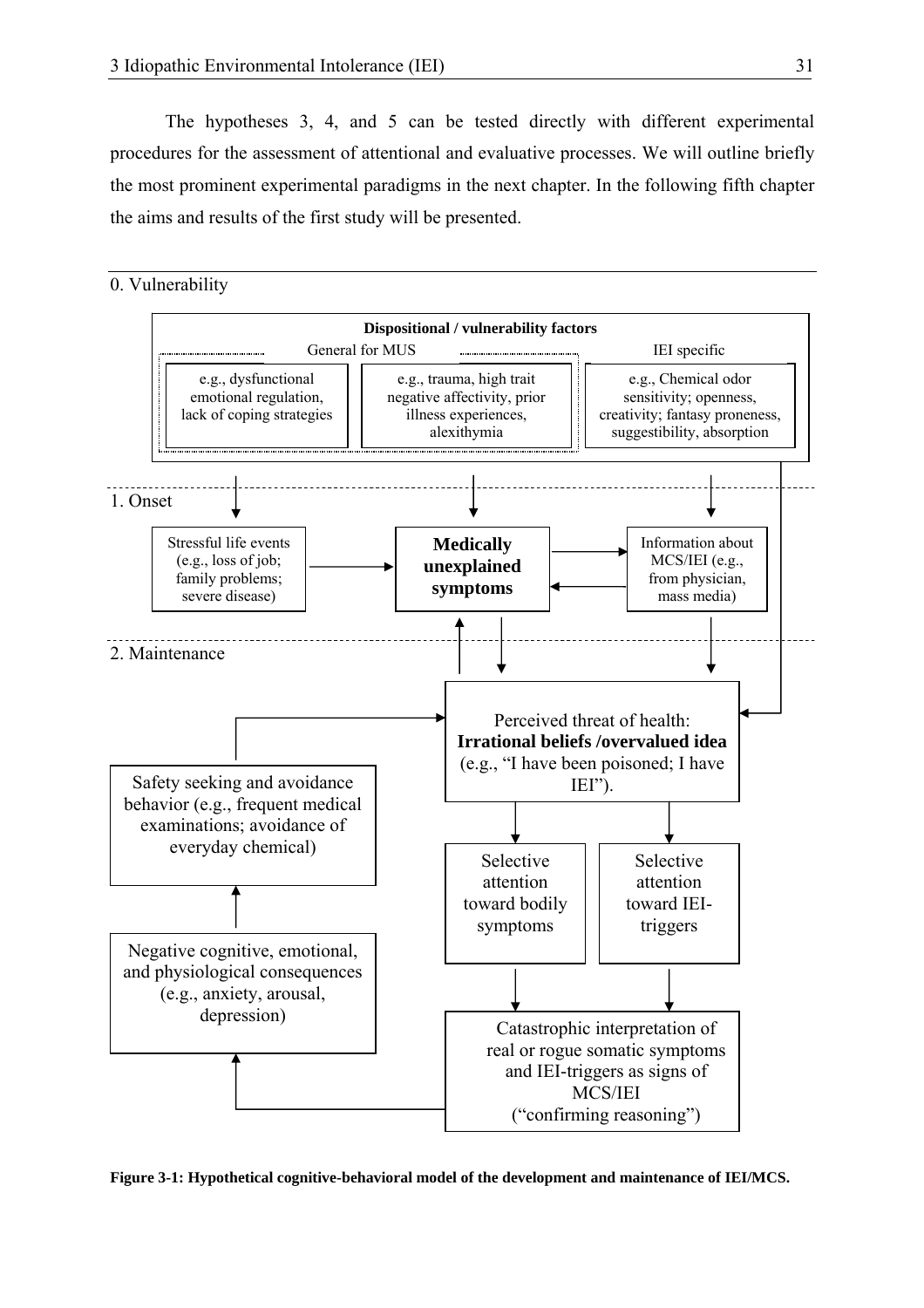The hypotheses 3, 4, and 5 can be tested directly with different experimental procedures for the assessment of attentional and evaluative processes. We will outline briefly the most prominent experimental paradigms in the next chapter. In the following fifth chapter the aims and results of the first study will be presented.

0. Vulnerability

**Dispositional / vulnerability factors**

General for MUS

e.g., dysfunctional emotional regulation, lack of coping strategies

e.g., trauma, high trait negative affectivity, prior illness experiences, alexithymia

IEI specific

e.g., Chemical odor sensitivity; openness, creativity; fantasy proneness, suggestibility, absorption

1. Onset

Stressful life events (e.g., loss of job; family problems; severe disease)

**Medically unexplained symptoms**

Information about MCS/IEI (e.g., from physician, mass media)

2. Maintenance

Perceived threat of health: **Irrational beliefs /overvalued idea** (e.g., "I have been poisoned; I have IEI").

Selective attention toward bodily symptoms

Selective attention toward IEI-triggers

Catastrophic interpretation of real or rogue somatic symptoms and IEI-triggers as signs of MCS/IEI ("confirming reasoning")

Negative cognitive, emotional, and physiological consequences (e.g., anxiety, arousal, depression)

Safety seeking and avoidance behavior (e.g., frequent medical examinations; avoidance of everyday chemical)

**Figure 3-1: Hypothetical cognitive-behavioral model of the development and maintenance of IEI/MCS.**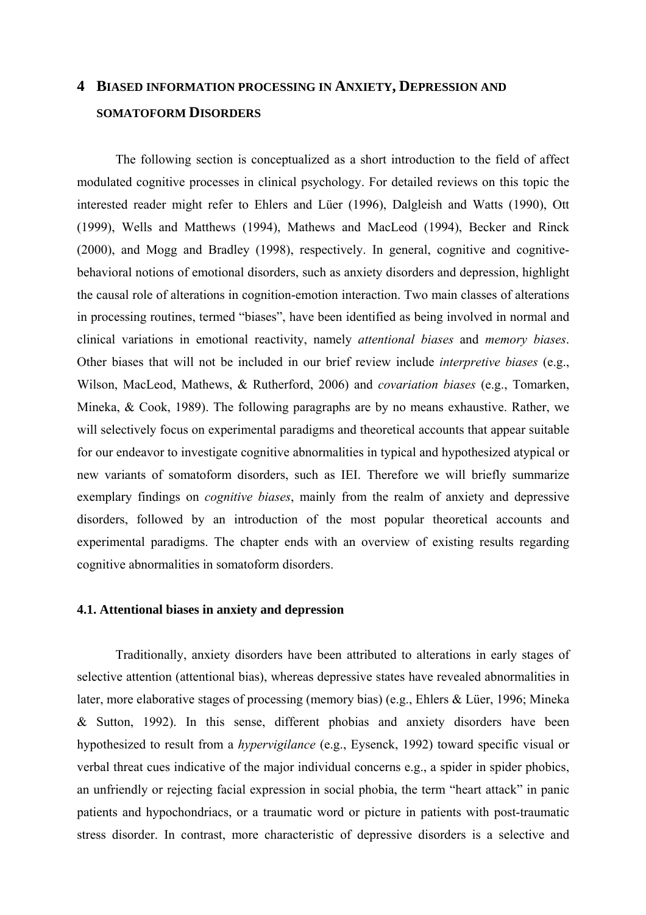# 4 BIASED INFORMATION PROCESSING IN ANXIETY, DEPRESSION AND SOMATOFORM DISORDERS

The following section is conceptualized as a short introduction to the field of affect modulated cognitive processes in clinical psychology. For detailed reviews on this topic the interested reader might refer to Ehlers and Lüer (1996), Dalgleish and Watts (1990), Ott (1999), Wells and Matthews (1994), Mathews and MacLeod (1994), Becker and Rinck (2000), and Mogg and Bradley (1998), respectively. In general, cognitive and cognitive-behavioral notions of emotional disorders, such as anxiety disorders and depression, highlight the causal role of alterations in cognition-emotion interaction. Two main classes of alterations in processing routines, termed "biases", have been identified as being involved in normal and clinical variations in emotional reactivity, namely *attentional biases* and *memory biases*. Other biases that will not be included in our brief review include *interpretive biases* (e.g., Wilson, MacLeod, Mathews, & Rutherford, 2006) and *covariation biases* (e.g., Tomarken, Mineka, & Cook, 1989). The following paragraphs are by no means exhaustive. Rather, we will selectively focus on experimental paradigms and theoretical accounts that appear suitable for our endeavor to investigate cognitive abnormalities in typical and hypothesized atypical or new variants of somatoform disorders, such as IEI. Therefore we will briefly summarize exemplary findings on *cognitive biases*, mainly from the realm of anxiety and depressive disorders, followed by an introduction of the most popular theoretical accounts and experimental paradigms. The chapter ends with an overview of existing results regarding cognitive abnormalities in somatoform disorders.

## 4.1. Attentional biases in anxiety and depression

Traditionally, anxiety disorders have been attributed to alterations in early stages of selective attention (attentional bias), whereas depressive states have revealed abnormalities in later, more elaborative stages of processing (memory bias) (e.g., Ehlers & Lüer, 1996; Mineka & Sutton, 1992). In this sense, different phobias and anxiety disorders have been hypothesized to result from a *hypervigilance* (e.g., Eysenck, 1992) toward specific visual or verbal threat cues indicative of the major individual concerns e.g., a spider in spider phobics, an unfriendly or rejecting facial expression in social phobia, the term "heart attack" in panic patients and hypochondriacs, or a traumatic word or picture in patients with post-traumatic stress disorder. In contrast, more characteristic of depressive disorders is a selective and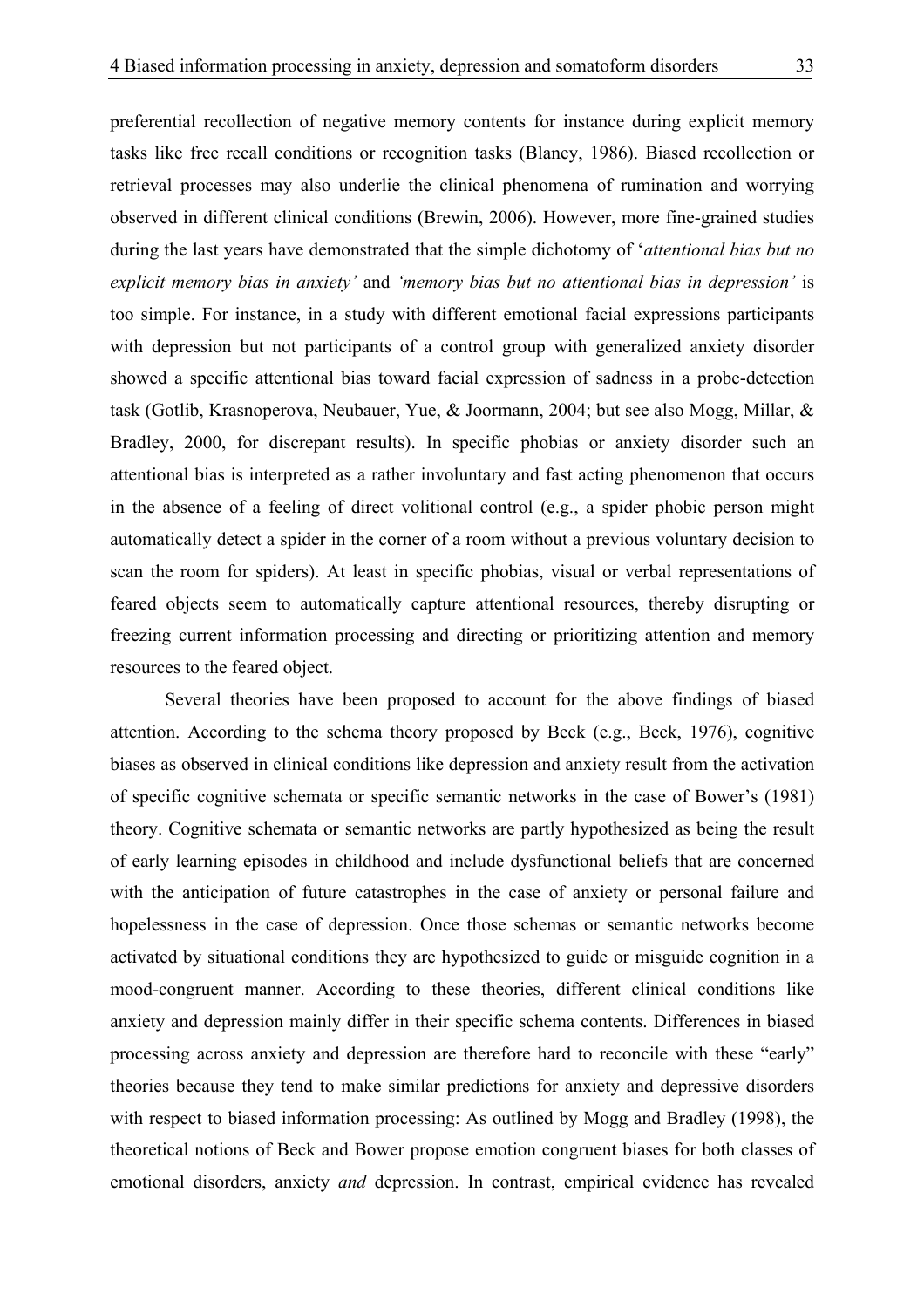preferential recollection of negative memory contents for instance during explicit memory tasks like free recall conditions or recognition tasks (Blaney, 1986). Biased recollection or retrieval processes may also underlie the clinical phenomena of rumination and worrying observed in different clinical conditions (Brewin, 2006). However, more fine-grained studies during the last years have demonstrated that the simple dichotomy of '*attentional bias but no explicit memory bias in anxiety'* and *'memory bias but no attentional bias in depression'* is too simple. For instance, in a study with different emotional facial expressions participants with depression but not participants of a control group with generalized anxiety disorder showed a specific attentional bias toward facial expression of sadness in a probe-detection task (Gotlib, Krasnoperova, Neubauer, Yue, & Joormann, 2004; but see also Mogg, Millar, & Bradley, 2000, for discrepant results). In specific phobias or anxiety disorder such an attentional bias is interpreted as a rather involuntary and fast acting phenomenon that occurs in the absence of a feeling of direct volitional control (e.g., a spider phobic person might automatically detect a spider in the corner of a room without a previous voluntary decision to scan the room for spiders). At least in specific phobias, visual or verbal representations of feared objects seem to automatically capture attentional resources, thereby disrupting or freezing current information processing and directing or prioritizing attention and memory resources to the feared object.

Several theories have been proposed to account for the above findings of biased attention. According to the schema theory proposed by Beck (e.g., Beck, 1976), cognitive biases as observed in clinical conditions like depression and anxiety result from the activation of specific cognitive schemata or specific semantic networks in the case of Bower's (1981) theory. Cognitive schemata or semantic networks are partly hypothesized as being the result of early learning episodes in childhood and include dysfunctional beliefs that are concerned with the anticipation of future catastrophes in the case of anxiety or personal failure and hopelessness in the case of depression. Once those schemas or semantic networks become activated by situational conditions they are hypothesized to guide or misguide cognition in a mood-congruent manner. According to these theories, different clinical conditions like anxiety and depression mainly differ in their specific schema contents. Differences in biased processing across anxiety and depression are therefore hard to reconcile with these "early" theories because they tend to make similar predictions for anxiety and depressive disorders with respect to biased information processing: As outlined by Mogg and Bradley (1998), the theoretical notions of Beck and Bower propose emotion congruent biases for both classes of emotional disorders, anxiety *and* depression. In contrast, empirical evidence has revealed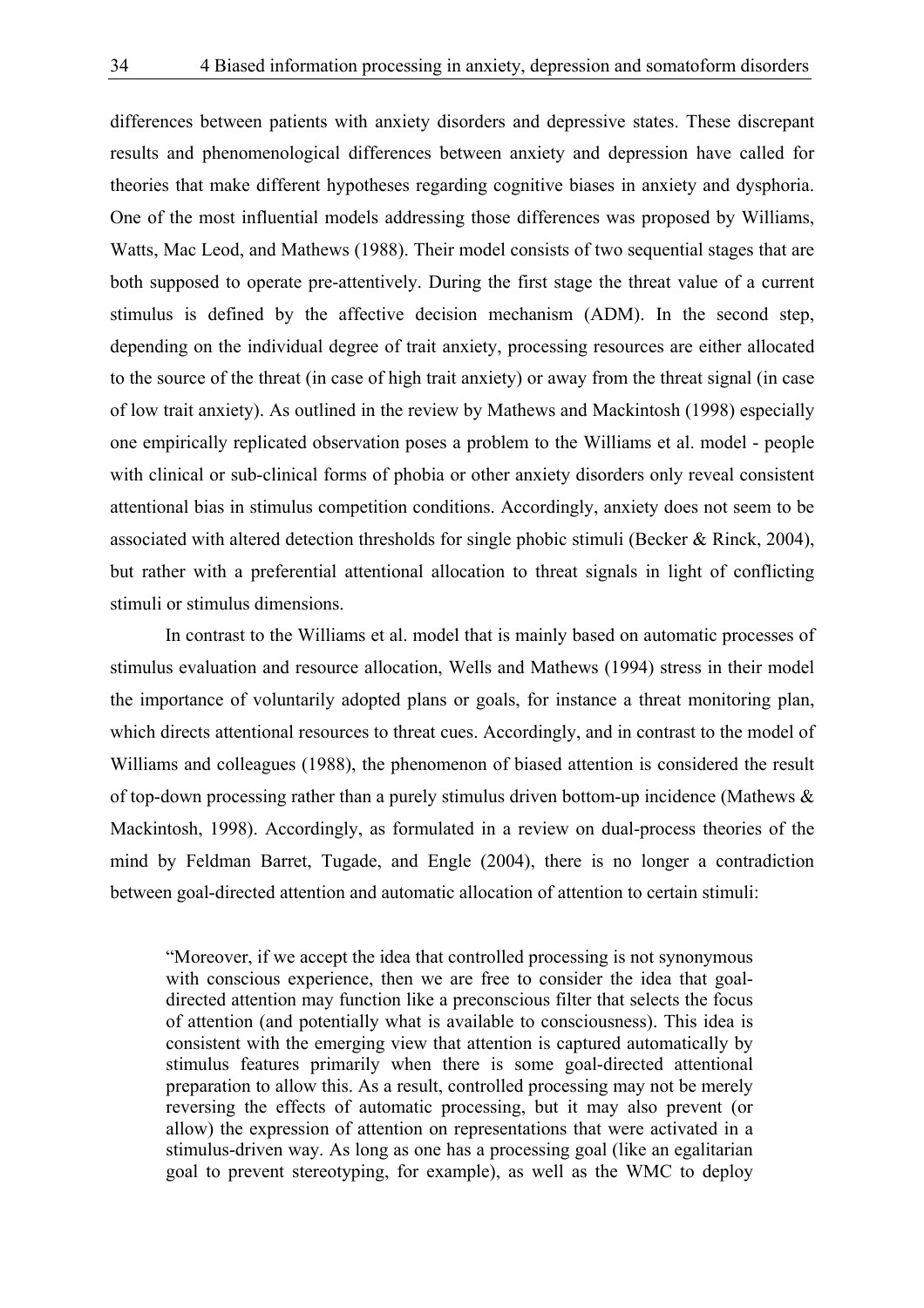differences between patients with anxiety disorders and depressive states. These discrepant results and phenomenological differences between anxiety and depression have called for theories that make different hypotheses regarding cognitive biases in anxiety and dysphoria. One of the most influential models addressing those differences was proposed by Williams, Watts, Mac Leod, and Mathews (1988). Their model consists of two sequential stages that are both supposed to operate pre-attentively. During the first stage the threat value of a current stimulus is defined by the affective decision mechanism (ADM). In the second step, depending on the individual degree of trait anxiety, processing resources are either allocated to the source of the threat (in case of high trait anxiety) or away from the threat signal (in case of low trait anxiety). As outlined in the review by Mathews and Mackintosh (1998) especially one empirically replicated observation poses a problem to the Williams et al. model - people with clinical or sub-clinical forms of phobia or other anxiety disorders only reveal consistent attentional bias in stimulus competition conditions. Accordingly, anxiety does not seem to be associated with altered detection thresholds for single phobic stimuli (Becker & Rinck, 2004), but rather with a preferential attentional allocation to threat signals in light of conflicting stimuli or stimulus dimensions.

In contrast to the Williams et al. model that is mainly based on automatic processes of stimulus evaluation and resource allocation, Wells and Mathews (1994) stress in their model the importance of voluntarily adopted plans or goals, for instance a threat monitoring plan, which directs attentional resources to threat cues. Accordingly, and in contrast to the model of Williams and colleagues (1988), the phenomenon of biased attention is considered the result of top-down processing rather than a purely stimulus driven bottom-up incidence (Mathews & Mackintosh, 1998). Accordingly, as formulated in a review on dual-process theories of the mind by Feldman Barret, Tugade, and Engle (2004), there is no longer a contradiction between goal-directed attention and automatic allocation of attention to certain stimuli:

> “Moreover, if we accept the idea that controlled processing is not synonymous with conscious experience, then we are free to consider the idea that goal-directed attention may function like a preconscious filter that selects the focus of attention (and potentially what is available to consciousness). This idea is consistent with the emerging view that attention is captured automatically by stimulus features primarily when there is some goal-directed attentional preparation to allow this. As a result, controlled processing may not be merely reversing the effects of automatic processing, but it may also prevent (or allow) the expression of attention on representations that were activated in a stimulus-driven way. As long as one has a processing goal (like an egalitarian goal to prevent stereotyping, for example), as well as the WMC to deploy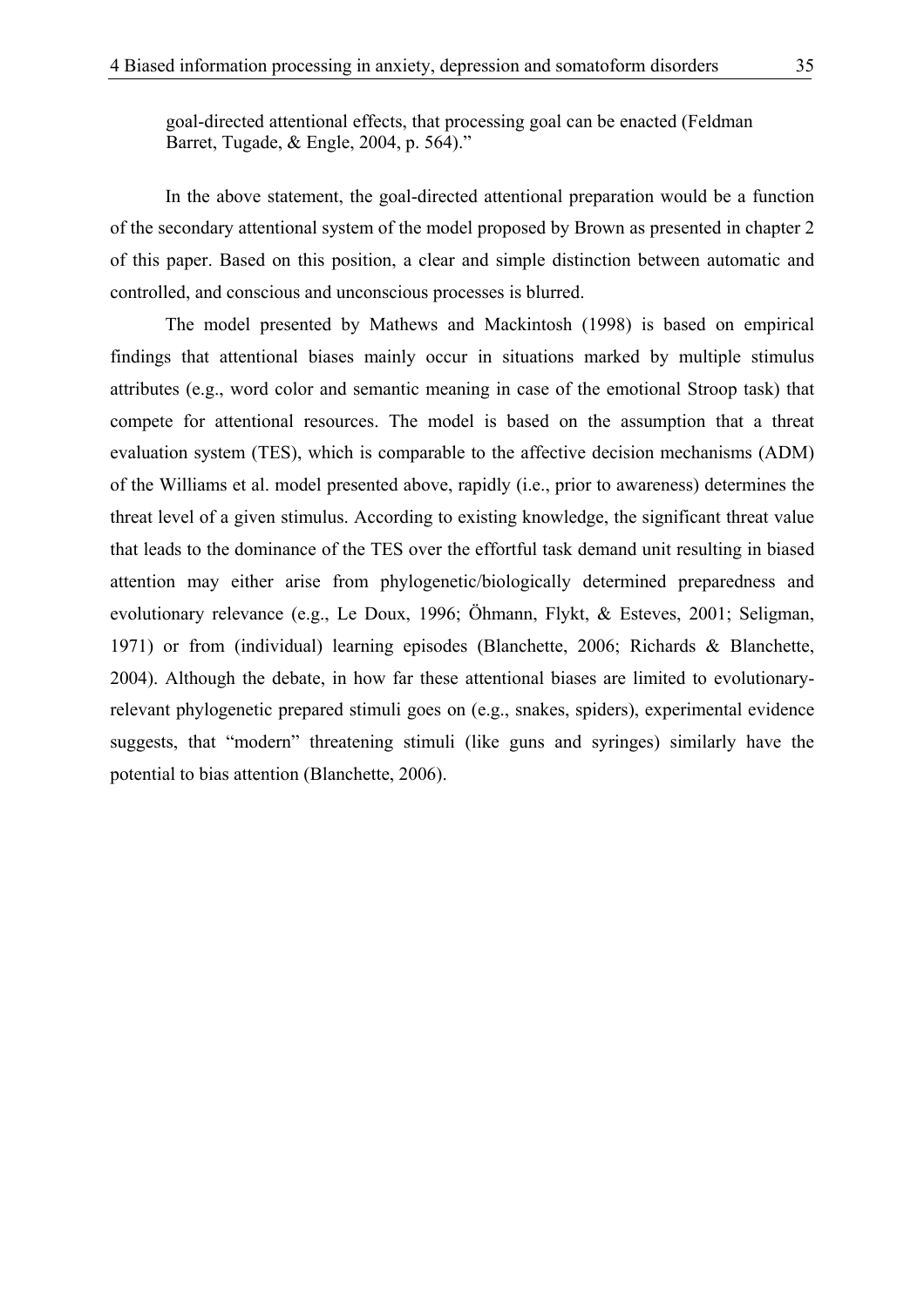goal-directed attentional effects, that processing goal can be enacted (Feldman Barret, Tugade, & Engle, 2004, p. 564)."

In the above statement, the goal-directed attentional preparation would be a function of the secondary attentional system of the model proposed by Brown as presented in chapter 2 of this paper. Based on this position, a clear and simple distinction between automatic and controlled, and conscious and unconscious processes is blurred.

The model presented by Mathews and Mackintosh (1998) is based on empirical findings that attentional biases mainly occur in situations marked by multiple stimulus attributes (e.g., word color and semantic meaning in case of the emotional Stroop task) that compete for attentional resources. The model is based on the assumption that a threat evaluation system (TES), which is comparable to the affective decision mechanisms (ADM) of the Williams et al. model presented above, rapidly (i.e., prior to awareness) determines the threat level of a given stimulus. According to existing knowledge, the significant threat value that leads to the dominance of the TES over the effortful task demand unit resulting in biased attention may either arise from phylogenetic/biologically determined preparedness and evolutionary relevance (e.g., Le Doux, 1996; Öhmann, Flykt, & Esteves, 2001; Seligman, 1971) or from (individual) learning episodes (Blanchette, 2006; Richards & Blanchette, 2004). Although the debate, in how far these attentional biases are limited to evolutionary-relevant phylogenetic prepared stimuli goes on (e.g., snakes, spiders), experimental evidence suggests, that "modern" threatening stimuli (like guns and syringes) similarly have the potential to bias attention (Blanchette, 2006).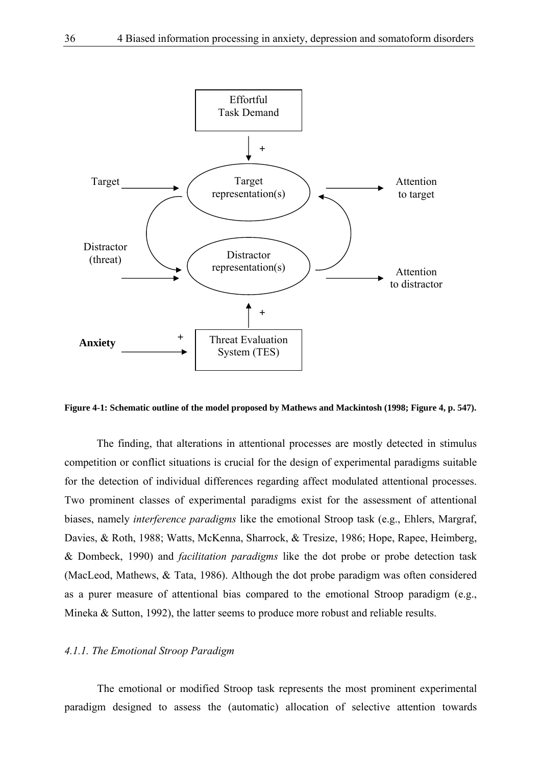Figure 4-1: Schematic outline of the model proposed by Mathews and Mackintosh (1998; Figure 4, p. 547).

The finding, that alterations in attentional processes are mostly detected in stimulus competition or conflict situations is crucial for the design of experimental paradigms suitable for the detection of individual differences regarding affect modulated attentional processes. Two prominent classes of experimental paradigms exist for the assessment of attentional biases, namely *interference paradigms* like the emotional Stroop task (e.g., Ehlers, Margraf, Davies, & Roth, 1988; Watts, McKenna, Sharrock, & Tresize, 1986; Hope, Rapee, Heimberg, & Dombeck, 1990) and *facilitation paradigms* like the dot probe or probe detection task (MacLeod, Mathews, & Tata, 1986). Although the dot probe paradigm was often considered as a purer measure of attentional bias compared to the emotional Stroop paradigm (e.g., Mineka & Sutton, 1992), the latter seems to produce more robust and reliable results.

### *4.1.1. The Emotional Stroop Paradigm*

The emotional or modified Stroop task represents the most prominent experimental paradigm designed to assess the (automatic) allocation of selective attention towards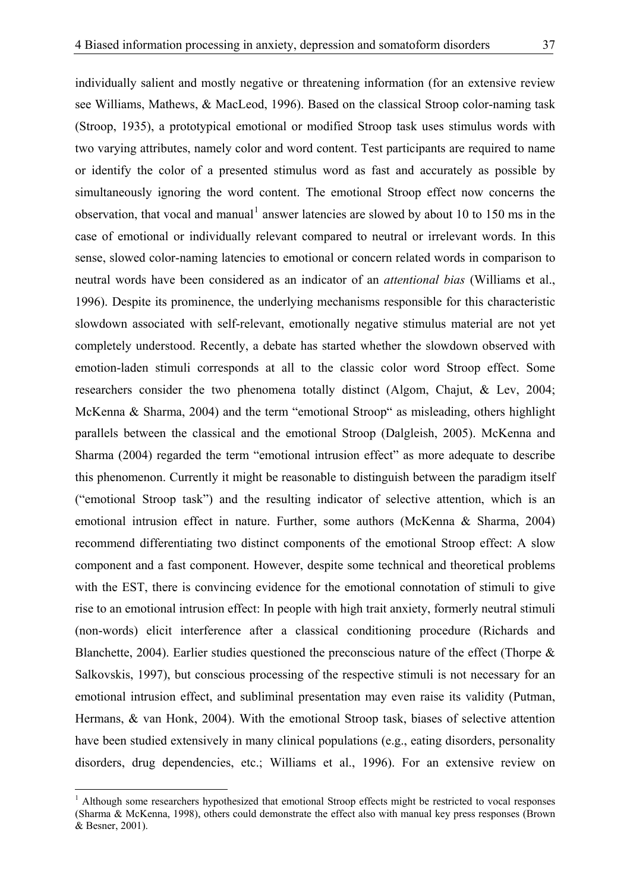individually salient and mostly negative or threatening information (for an extensive review see Williams, Mathews, & MacLeod, 1996). Based on the classical Stroop color-naming task (Stroop, 1935), a prototypical emotional or modified Stroop task uses stimulus words with two varying attributes, namely color and word content. Test participants are required to name or identify the color of a presented stimulus word as fast and accurately as possible by simultaneously ignoring the word content. The emotional Stroop effect now concerns the observation, that vocal and manual[1] answer latencies are slowed by about 10 to 150 ms in the case of emotional or individually relevant compared to neutral or irrelevant words. In this sense, slowed color-naming latencies to emotional or concern related words in comparison to neutral words have been considered as an indicator of an *attentional bias* (Williams et al., 1996). Despite its prominence, the underlying mechanisms responsible for this characteristic slowdown associated with self-relevant, emotionally negative stimulus material are not yet completely understood. Recently, a debate has started whether the slowdown observed with emotion-laden stimuli corresponds at all to the classic color word Stroop effect. Some researchers consider the two phenomena totally distinct (Algom, Chajut, & Lev, 2004; McKenna & Sharma, 2004) and the term "emotional Stroop" as misleading, others highlight parallels between the classical and the emotional Stroop (Dalgleish, 2005). McKenna and Sharma (2004) regarded the term "emotional intrusion effect" as more adequate to describe this phenomenon. Currently it might be reasonable to distinguish between the paradigm itself ("emotional Stroop task") and the resulting indicator of selective attention, which is an emotional intrusion effect in nature. Further, some authors (McKenna & Sharma, 2004) recommend differentiating two distinct components of the emotional Stroop effect: A slow component and a fast component. However, despite some technical and theoretical problems with the EST, there is convincing evidence for the emotional connotation of stimuli to give rise to an emotional intrusion effect: In people with high trait anxiety, formerly neutral stimuli (non-words) elicit interference after a classical conditioning procedure (Richards and Blanchette, 2004). Earlier studies questioned the preconscious nature of the effect (Thorpe & Salkovskis, 1997), but conscious processing of the respective stimuli is not necessary for an emotional intrusion effect, and subliminal presentation may even raise its validity (Putman, Hermans, & van Honk, 2004). With the emotional Stroop task, biases of selective attention have been studied extensively in many clinical populations (e.g., eating disorders, personality disorders, drug dependencies, etc.; Williams et al., 1996). For an extensive review on

[1] Although some researchers hypothesized that emotional Stroop effects might be restricted to vocal responses (Sharma & McKenna, 1998), others could demonstrate the effect also with manual key press responses (Brown & Besner, 2001).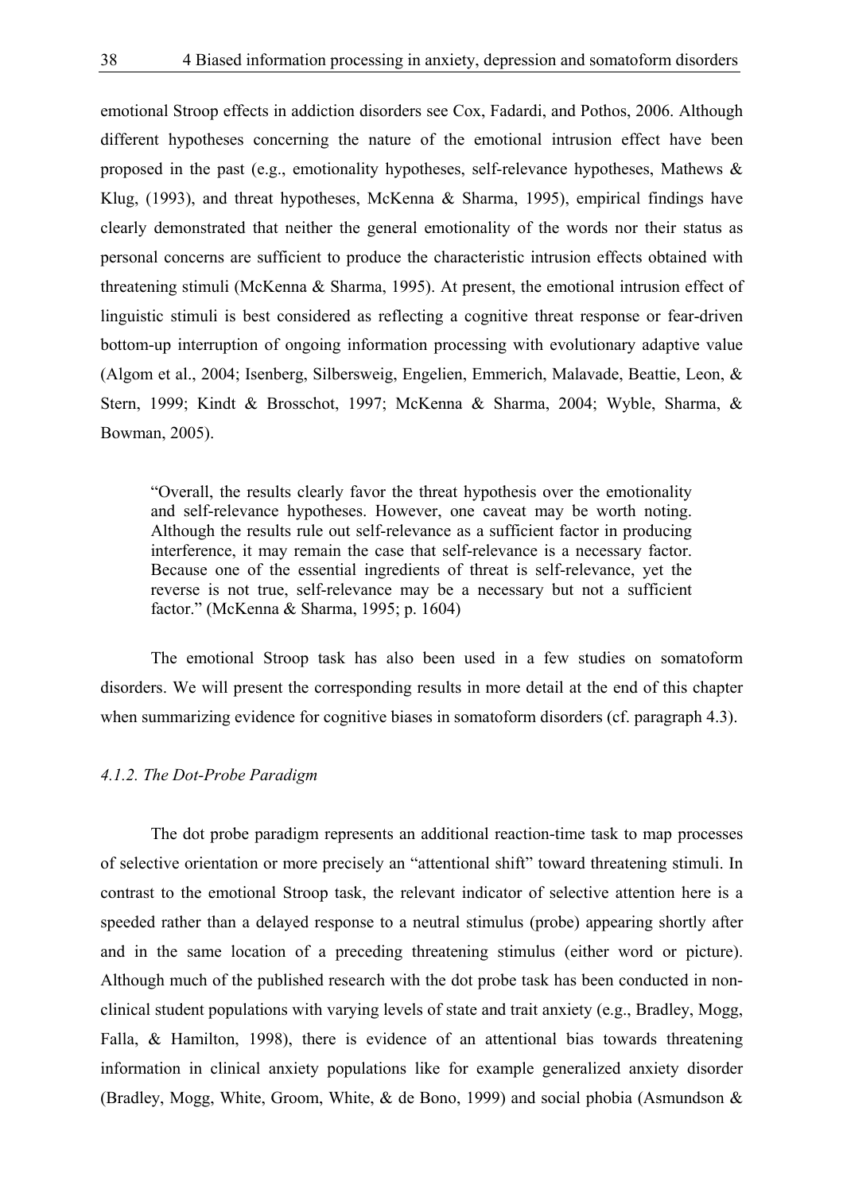emotional Stroop effects in addiction disorders see Cox, Fadardi, and Pothos, 2006. Although different hypotheses concerning the nature of the emotional intrusion effect have been proposed in the past (e.g., emotionality hypotheses, self-relevance hypotheses, Mathews & Klug, (1993), and threat hypotheses, McKenna & Sharma, 1995), empirical findings have clearly demonstrated that neither the general emotionality of the words nor their status as personal concerns are sufficient to produce the characteristic intrusion effects obtained with threatening stimuli (McKenna & Sharma, 1995). At present, the emotional intrusion effect of linguistic stimuli is best considered as reflecting a cognitive threat response or fear-driven bottom-up interruption of ongoing information processing with evolutionary adaptive value (Algom et al., 2004; Isenberg, Silbersweig, Engelien, Emmerich, Malavade, Beattie, Leon, & Stern, 1999; Kindt & Brosschot, 1997; McKenna & Sharma, 2004; Wyble, Sharma, & Bowman, 2005).

> "Overall, the results clearly favor the threat hypothesis over the emotionality and self-relevance hypotheses. However, one caveat may be worth noting. Although the results rule out self-relevance as a sufficient factor in producing interference, it may remain the case that self-relevance is a necessary factor. Because one of the essential ingredients of threat is self-relevance, yet the reverse is not true, self-relevance may be a necessary but not a sufficient factor." (McKenna & Sharma, 1995; p. 1604)

The emotional Stroop task has also been used in a few studies on somatoform disorders. We will present the corresponding results in more detail at the end of this chapter when summarizing evidence for cognitive biases in somatoform disorders (cf. paragraph 4.3).

#### *4.1.2. The Dot-Probe Paradigm*

The dot probe paradigm represents an additional reaction-time task to map processes of selective orientation or more precisely an "attentional shift" toward threatening stimuli. In contrast to the emotional Stroop task, the relevant indicator of selective attention here is a speeded rather than a delayed response to a neutral stimulus (probe) appearing shortly after and in the same location of a preceding threatening stimulus (either word or picture). Although much of the published research with the dot probe task has been conducted in non-clinical student populations with varying levels of state and trait anxiety (e.g., Bradley, Mogg, Falla, & Hamilton, 1998), there is evidence of an attentional bias towards threatening information in clinical anxiety populations like for example generalized anxiety disorder (Bradley, Mogg, White, Groom, White, & de Bono, 1999) and social phobia (Asmundson &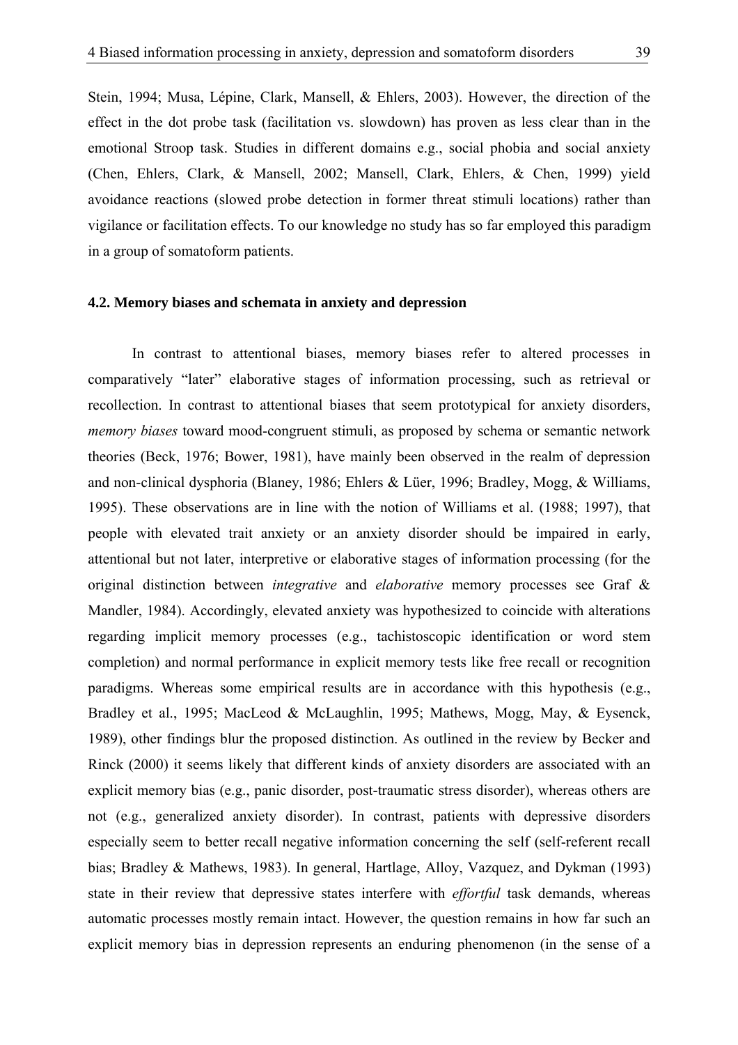Stein, 1994; Musa, Lépine, Clark, Mansell, & Ehlers, 2003). However, the direction of the effect in the dot probe task (facilitation vs. slowdown) has proven as less clear than in the emotional Stroop task. Studies in different domains e.g., social phobia and social anxiety (Chen, Ehlers, Clark, & Mansell, 2002; Mansell, Clark, Ehlers, & Chen, 1999) yield avoidance reactions (slowed probe detection in former threat stimuli locations) rather than vigilance or facilitation effects. To our knowledge no study has so far employed this paradigm in a group of somatoform patients.

### 4.2. Memory biases and schemata in anxiety and depression

In contrast to attentional biases, memory biases refer to altered processes in comparatively "later" elaborative stages of information processing, such as retrieval or recollection. In contrast to attentional biases that seem prototypical for anxiety disorders, *memory biases* toward mood-congruent stimuli, as proposed by schema or semantic network theories (Beck, 1976; Bower, 1981), have mainly been observed in the realm of depression and non-clinical dysphoria (Blaney, 1986; Ehlers & Lüer, 1996; Bradley, Mogg, & Williams, 1995). These observations are in line with the notion of Williams et al. (1988; 1997), that people with elevated trait anxiety or an anxiety disorder should be impaired in early, attentional but not later, interpretive or elaborative stages of information processing (for the original distinction between *integrative* and *elaborative* memory processes see Graf & Mandler, 1984). Accordingly, elevated anxiety was hypothesized to coincide with alterations regarding implicit memory processes (e.g., tachistoscopic identification or word stem completion) and normal performance in explicit memory tests like free recall or recognition paradigms. Whereas some empirical results are in accordance with this hypothesis (e.g., Bradley et al., 1995; MacLeod & McLaughlin, 1995; Mathews, Mogg, May, & Eysenck, 1989), other findings blur the proposed distinction. As outlined in the review by Becker and Rinck (2000) it seems likely that different kinds of anxiety disorders are associated with an explicit memory bias (e.g., panic disorder, post-traumatic stress disorder), whereas others are not (e.g., generalized anxiety disorder). In contrast, patients with depressive disorders especially seem to better recall negative information concerning the self (self-referent recall bias; Bradley & Mathews, 1983). In general, Hartlage, Alloy, Vazquez, and Dykman (1993) state in their review that depressive states interfere with *effortful* task demands, whereas automatic processes mostly remain intact. However, the question remains in how far such an explicit memory bias in depression represents an enduring phenomenon (in the sense of a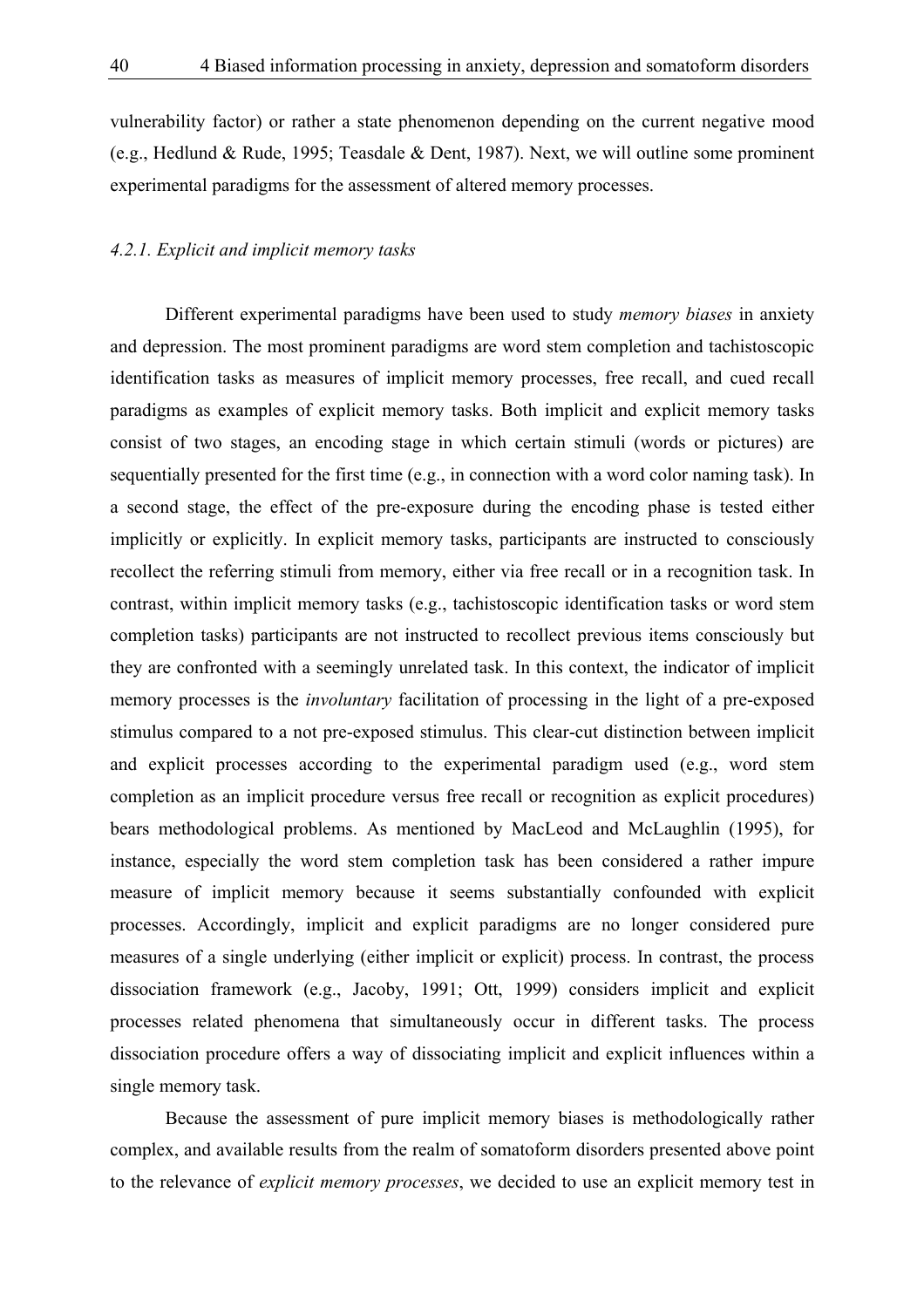vulnerability factor) or rather a state phenomenon depending on the current negative mood (e.g., Hedlund & Rude, 1995; Teasdale & Dent, 1987). Next, we will outline some prominent experimental paradigms for the assessment of altered memory processes.

### *4.2.1. Explicit and implicit memory tasks*

Different experimental paradigms have been used to study *memory biases* in anxiety and depression. The most prominent paradigms are word stem completion and tachistoscopic identification tasks as measures of implicit memory processes, free recall, and cued recall paradigms as examples of explicit memory tasks. Both implicit and explicit memory tasks consist of two stages, an encoding stage in which certain stimuli (words or pictures) are sequentially presented for the first time (e.g., in connection with a word color naming task). In a second stage, the effect of the pre-exposure during the encoding phase is tested either implicitly or explicitly. In explicit memory tasks, participants are instructed to consciously recollect the referring stimuli from memory, either via free recall or in a recognition task. In contrast, within implicit memory tasks (e.g., tachistoscopic identification tasks or word stem completion tasks) participants are not instructed to recollect previous items consciously but they are confronted with a seemingly unrelated task. In this context, the indicator of implicit memory processes is the *involuntary* facilitation of processing in the light of a pre-exposed stimulus compared to a not pre-exposed stimulus. This clear-cut distinction between implicit and explicit processes according to the experimental paradigm used (e.g., word stem completion as an implicit procedure versus free recall or recognition as explicit procedures) bears methodological problems. As mentioned by MacLeod and McLaughlin (1995), for instance, especially the word stem completion task has been considered a rather impure measure of implicit memory because it seems substantially confounded with explicit processes. Accordingly, implicit and explicit paradigms are no longer considered pure measures of a single underlying (either implicit or explicit) process. In contrast, the process dissociation framework (e.g., Jacoby, 1991; Ott, 1999) considers implicit and explicit processes related phenomena that simultaneously occur in different tasks. The process dissociation procedure offers a way of dissociating implicit and explicit influences within a single memory task.

Because the assessment of pure implicit memory biases is methodologically rather complex, and available results from the realm of somatoform disorders presented above point to the relevance of *explicit memory processes*, we decided to use an explicit memory test in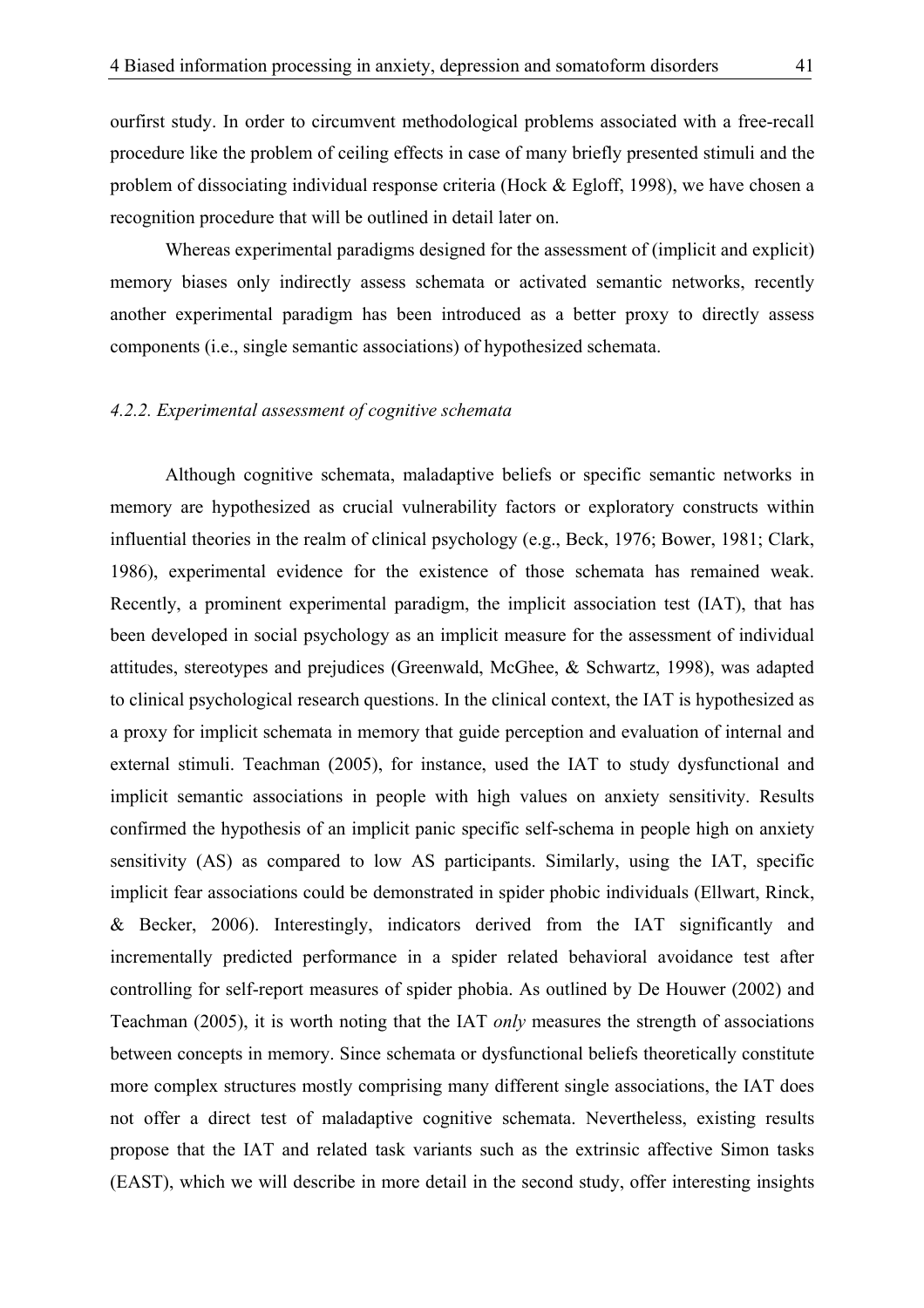ourfirst study. In order to circumvent methodological problems associated with a free-recall procedure like the problem of ceiling effects in case of many briefly presented stimuli and the problem of dissociating individual response criteria (Hock & Egloff, 1998), we have chosen a recognition procedure that will be outlined in detail later on.

Whereas experimental paradigms designed for the assessment of (implicit and explicit) memory biases only indirectly assess schemata or activated semantic networks, recently another experimental paradigm has been introduced as a better proxy to directly assess components (i.e., single semantic associations) of hypothesized schemata.

### *4.2.2. Experimental assessment of cognitive schemata*

Although cognitive schemata, maladaptive beliefs or specific semantic networks in memory are hypothesized as crucial vulnerability factors or exploratory constructs within influential theories in the realm of clinical psychology (e.g., Beck, 1976; Bower, 1981; Clark, 1986), experimental evidence for the existence of those schemata has remained weak. Recently, a prominent experimental paradigm, the implicit association test (IAT), that has been developed in social psychology as an implicit measure for the assessment of individual attitudes, stereotypes and prejudices (Greenwald, McGhee, & Schwartz, 1998), was adapted to clinical psychological research questions. In the clinical context, the IAT is hypothesized as a proxy for implicit schemata in memory that guide perception and evaluation of internal and external stimuli. Teachman (2005), for instance, used the IAT to study dysfunctional and implicit semantic associations in people with high values on anxiety sensitivity. Results confirmed the hypothesis of an implicit panic specific self-schema in people high on anxiety sensitivity (AS) as compared to low AS participants. Similarly, using the IAT, specific implicit fear associations could be demonstrated in spider phobic individuals (Ellwart, Rinck, & Becker, 2006). Interestingly, indicators derived from the IAT significantly and incrementally predicted performance in a spider related behavioral avoidance test after controlling for self-report measures of spider phobia. As outlined by De Houwer (2002) and Teachman (2005), it is worth noting that the IAT *only* measures the strength of associations between concepts in memory. Since schemata or dysfunctional beliefs theoretically constitute more complex structures mostly comprising many different single associations, the IAT does not offer a direct test of maladaptive cognitive schemata. Nevertheless, existing results propose that the IAT and related task variants such as the extrinsic affective Simon tasks (EAST), which we will describe in more detail in the second study, offer interesting insights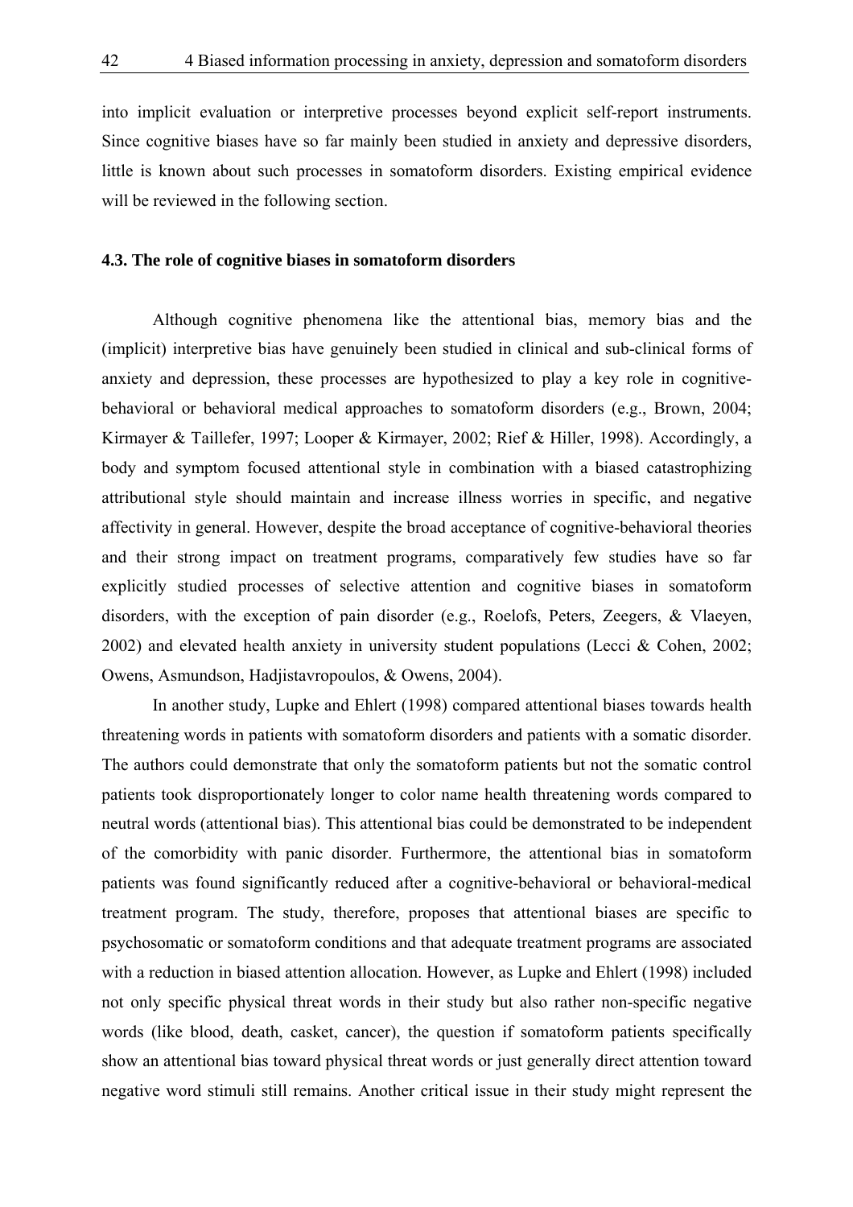into implicit evaluation or interpretive processes beyond explicit self-report instruments. Since cognitive biases have so far mainly been studied in anxiety and depressive disorders, little is known about such processes in somatoform disorders. Existing empirical evidence will be reviewed in the following section.

### 4.3. The role of cognitive biases in somatoform disorders

Although cognitive phenomena like the attentional bias, memory bias and the (implicit) interpretive bias have genuinely been studied in clinical and sub-clinical forms of anxiety and depression, these processes are hypothesized to play a key role in cognitive-behavioral or behavioral medical approaches to somatoform disorders (e.g., Brown, 2004; Kirmayer & Taillefer, 1997; Looper & Kirmayer, 2002; Rief & Hiller, 1998). Accordingly, a body and symptom focused attentional style in combination with a biased catastrophizing attributional style should maintain and increase illness worries in specific, and negative affectivity in general. However, despite the broad acceptance of cognitive-behavioral theories and their strong impact on treatment programs, comparatively few studies have so far explicitly studied processes of selective attention and cognitive biases in somatoform disorders, with the exception of pain disorder (e.g., Roelofs, Peters, Zeegers, & Vlaeyen, 2002) and elevated health anxiety in university student populations (Lecci & Cohen, 2002; Owens, Asmundson, Hadjistavropoulos, & Owens, 2004).

In another study, Lupke and Ehlert (1998) compared attentional biases towards health threatening words in patients with somatoform disorders and patients with a somatic disorder. The authors could demonstrate that only the somatoform patients but not the somatic control patients took disproportionately longer to color name health threatening words compared to neutral words (attentional bias). This attentional bias could be demonstrated to be independent of the comorbidity with panic disorder. Furthermore, the attentional bias in somatoform patients was found significantly reduced after a cognitive-behavioral or behavioral-medical treatment program. The study, therefore, proposes that attentional biases are specific to psychosomatic or somatoform conditions and that adequate treatment programs are associated with a reduction in biased attention allocation. However, as Lupke and Ehlert (1998) included not only specific physical threat words in their study but also rather non-specific negative words (like blood, death, casket, cancer), the question if somatoform patients specifically show an attentional bias toward physical threat words or just generally direct attention toward negative word stimuli still remains. Another critical issue in their study might represent the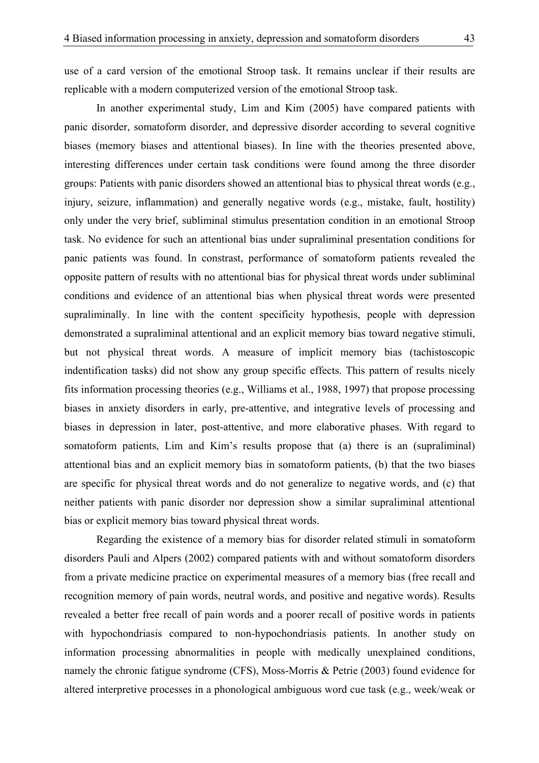use of a card version of the emotional Stroop task. It remains unclear if their results are replicable with a modern computerized version of the emotional Stroop task.

In another experimental study, Lim and Kim (2005) have compared patients with panic disorder, somatoform disorder, and depressive disorder according to several cognitive biases (memory biases and attentional biases). In line with the theories presented above, interesting differences under certain task conditions were found among the three disorder groups: Patients with panic disorders showed an attentional bias to physical threat words (e.g., injury, seizure, inflammation) and generally negative words (e.g., mistake, fault, hostility) only under the very brief, subliminal stimulus presentation condition in an emotional Stroop task. No evidence for such an attentional bias under supraliminal presentation conditions for panic patients was found. In constrast, performance of somatoform patients revealed the opposite pattern of results with no attentional bias for physical threat words under subliminal conditions and evidence of an attentional bias when physical threat words were presented supraliminally. In line with the content specificity hypothesis, people with depression demonstrated a supraliminal attentional and an explicit memory bias toward negative stimuli, but not physical threat words. A measure of implicit memory bias (tachistoscopic indentification tasks) did not show any group specific effects. This pattern of results nicely fits information processing theories (e.g., Williams et al., 1988, 1997) that propose processing biases in anxiety disorders in early, pre-attentive, and integrative levels of processing and biases in depression in later, post-attentive, and more elaborative phases. With regard to somatoform patients, Lim and Kim's results propose that (a) there is an (supraliminal) attentional bias and an explicit memory bias in somatoform patients, (b) that the two biases are specific for physical threat words and do not generalize to negative words, and (c) that neither patients with panic disorder nor depression show a similar supraliminal attentional bias or explicit memory bias toward physical threat words.

Regarding the existence of a memory bias for disorder related stimuli in somatoform disorders Pauli and Alpers (2002) compared patients with and without somatoform disorders from a private medicine practice on experimental measures of a memory bias (free recall and recognition memory of pain words, neutral words, and positive and negative words). Results revealed a better free recall of pain words and a poorer recall of positive words in patients with hypochondriasis compared to non-hypochondriasis patients. In another study on information processing abnormalities in people with medically unexplained conditions, namely the chronic fatigue syndrome (CFS), Moss-Morris & Petrie (2003) found evidence for altered interpretive processes in a phonological ambiguous word cue task (e.g., week/weak or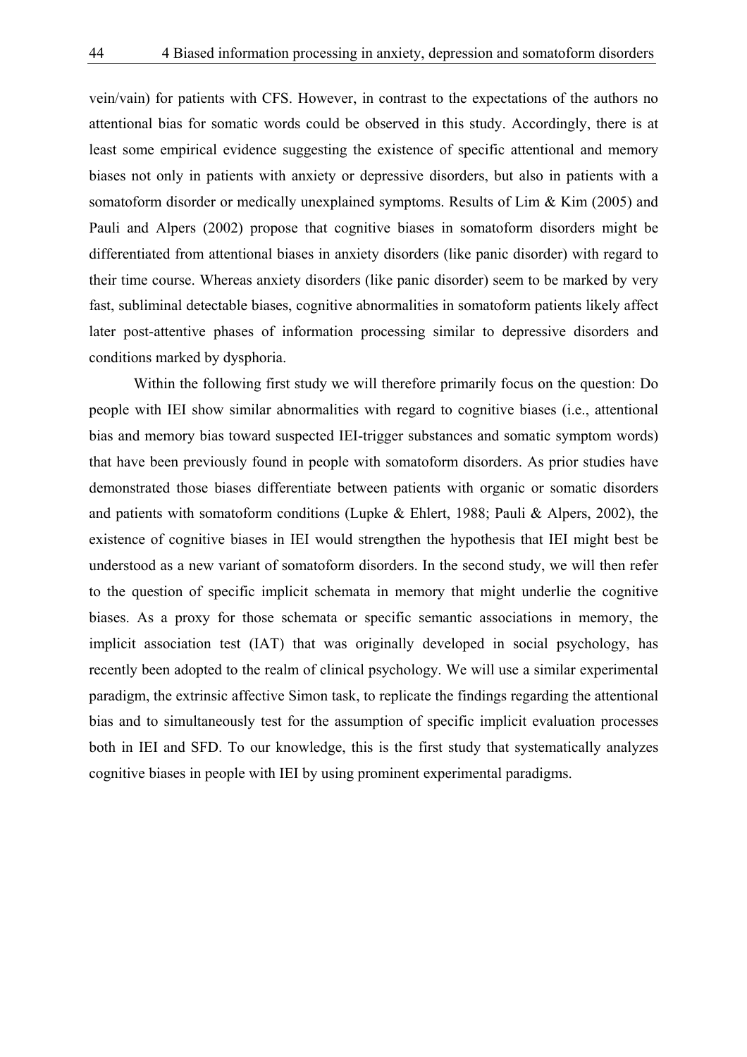vein/vain) for patients with CFS. However, in contrast to the expectations of the authors no attentional bias for somatic words could be observed in this study. Accordingly, there is at least some empirical evidence suggesting the existence of specific attentional and memory biases not only in patients with anxiety or depressive disorders, but also in patients with a somatoform disorder or medically unexplained symptoms. Results of Lim & Kim (2005) and Pauli and Alpers (2002) propose that cognitive biases in somatoform disorders might be differentiated from attentional biases in anxiety disorders (like panic disorder) with regard to their time course. Whereas anxiety disorders (like panic disorder) seem to be marked by very fast, subliminal detectable biases, cognitive abnormalities in somatoform patients likely affect later post-attentive phases of information processing similar to depressive disorders and conditions marked by dysphoria.

Within the following first study we will therefore primarily focus on the question: Do people with IEI show similar abnormalities with regard to cognitive biases (i.e., attentional bias and memory bias toward suspected IEI-trigger substances and somatic symptom words) that have been previously found in people with somatoform disorders. As prior studies have demonstrated those biases differentiate between patients with organic or somatic disorders and patients with somatoform conditions (Lupke & Ehlert, 1988; Pauli & Alpers, 2002), the existence of cognitive biases in IEI would strengthen the hypothesis that IEI might best be understood as a new variant of somatoform disorders. In the second study, we will then refer to the question of specific implicit schemata in memory that might underlie the cognitive biases. As a proxy for those schemata or specific semantic associations in memory, the implicit association test (IAT) that was originally developed in social psychology, has recently been adopted to the realm of clinical psychology. We will use a similar experimental paradigm, the extrinsic affective Simon task, to replicate the findings regarding the attentional bias and to simultaneously test for the assumption of specific implicit evaluation processes both in IEI and SFD. To our knowledge, this is the first study that systematically analyzes cognitive biases in people with IEI by using prominent experimental paradigms.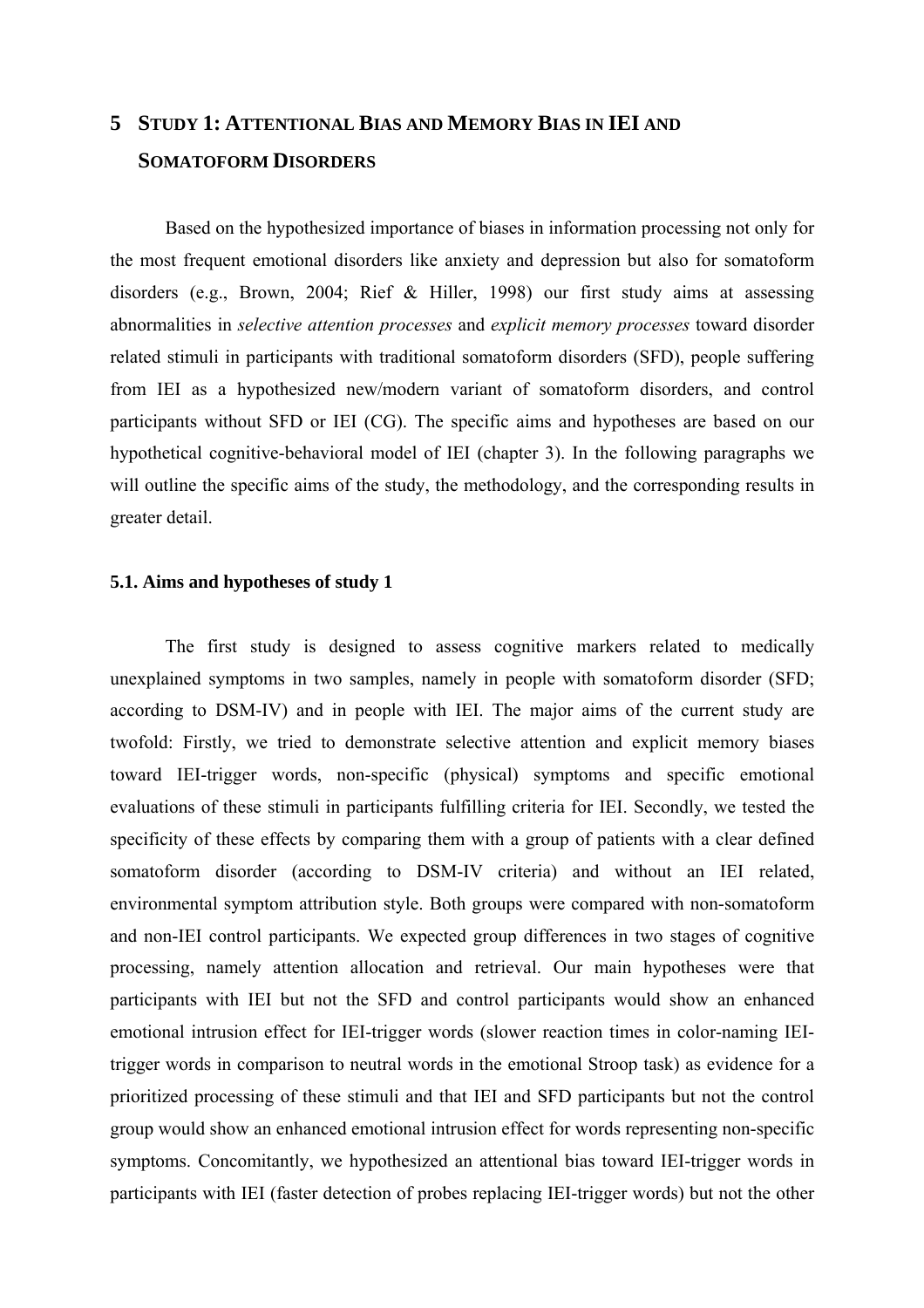# 5 Study 1: Attentional Bias and Memory Bias in IEI and Somatoform Disorders

Based on the hypothesized importance of biases in information processing not only for the most frequent emotional disorders like anxiety and depression but also for somatoform disorders (e.g., Brown, 2004; Rief & Hiller, 1998) our first study aims at assessing abnormalities in *selective attention processes* and *explicit memory processes* toward disorder related stimuli in participants with traditional somatoform disorders (SFD), people suffering from IEI as a hypothesized new/modern variant of somatoform disorders, and control participants without SFD or IEI (CG). The specific aims and hypotheses are based on our hypothetical cognitive-behavioral model of IEI (chapter 3). In the following paragraphs we will outline the specific aims of the study, the methodology, and the corresponding results in greater detail.

### 5.1. Aims and hypotheses of study 1

The first study is designed to assess cognitive markers related to medically unexplained symptoms in two samples, namely in people with somatoform disorder (SFD; according to DSM-IV) and in people with IEI. The major aims of the current study are twofold: Firstly, we tried to demonstrate selective attention and explicit memory biases toward IEI-trigger words, non-specific (physical) symptoms and specific emotional evaluations of these stimuli in participants fulfilling criteria for IEI. Secondly, we tested the specificity of these effects by comparing them with a group of patients with a clear defined somatoform disorder (according to DSM-IV criteria) and without an IEI related, environmental symptom attribution style. Both groups were compared with non-somatoform and non-IEI control participants. We expected group differences in two stages of cognitive processing, namely attention allocation and retrieval. Our main hypotheses were that participants with IEI but not the SFD and control participants would show an enhanced emotional intrusion effect for IEI-trigger words (slower reaction times in color-naming IEI-trigger words in comparison to neutral words in the emotional Stroop task) as evidence for a prioritized processing of these stimuli and that IEI and SFD participants but not the control group would show an enhanced emotional intrusion effect for words representing non-specific symptoms. Concomitantly, we hypothesized an attentional bias toward IEI-trigger words in participants with IEI (faster detection of probes replacing IEI-trigger words) but not the other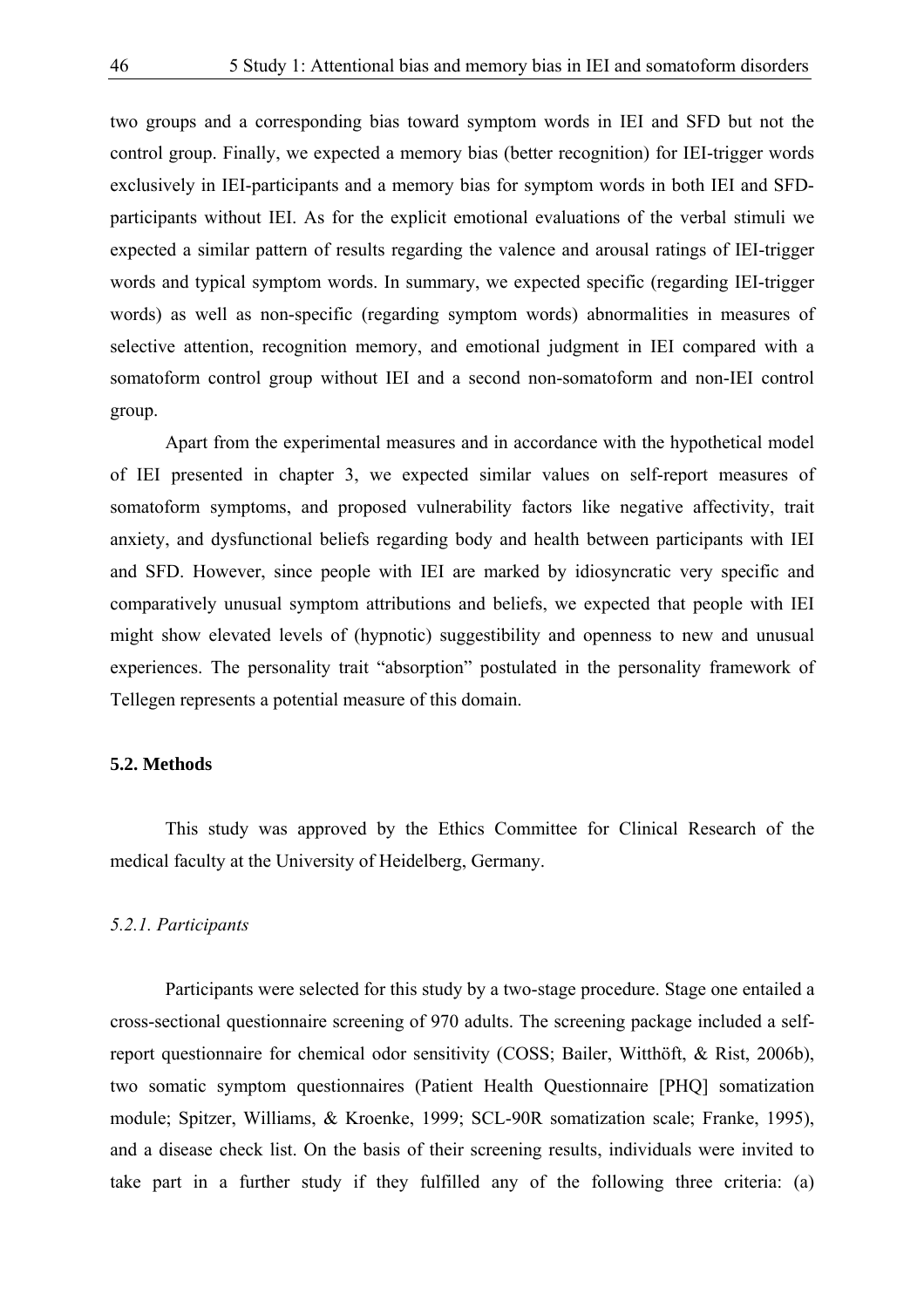two groups and a corresponding bias toward symptom words in IEI and SFD but not the control group. Finally, we expected a memory bias (better recognition) for IEI-trigger words exclusively in IEI-participants and a memory bias for symptom words in both IEI and SFD-participants without IEI. As for the explicit emotional evaluations of the verbal stimuli we expected a similar pattern of results regarding the valence and arousal ratings of IEI-trigger words and typical symptom words. In summary, we expected specific (regarding IEI-trigger words) as well as non-specific (regarding symptom words) abnormalities in measures of selective attention, recognition memory, and emotional judgment in IEI compared with a somatoform control group without IEI and a second non-somatoform and non-IEI control group.

Apart from the experimental measures and in accordance with the hypothetical model of IEI presented in chapter 3, we expected similar values on self-report measures of somatoform symptoms, and proposed vulnerability factors like negative affectivity, trait anxiety, and dysfunctional beliefs regarding body and health between participants with IEI and SFD. However, since people with IEI are marked by idiosyncratic very specific and comparatively unusual symptom attributions and beliefs, we expected that people with IEI might show elevated levels of (hypnotic) suggestibility and openness to new and unusual experiences. The personality trait "absorption" postulated in the personality framework of Tellegen represents a potential measure of this domain.

## 5.2. Methods

This study was approved by the Ethics Committee for Clinical Research of the medical faculty at the University of Heidelberg, Germany.

### *5.2.1. Participants*

Participants were selected for this study by a two-stage procedure. Stage one entailed a cross-sectional questionnaire screening of 970 adults. The screening package included a self-report questionnaire for chemical odor sensitivity (COSS; Bailer, Witthöft, & Rist, 2006b), two somatic symptom questionnaires (Patient Health Questionnaire [PHQ] somatization module; Spitzer, Williams, & Kroenke, 1999; SCL-90R somatization scale; Franke, 1995), and a disease check list. On the basis of their screening results, individuals were invited to take part in a further study if they fulfilled any of the following three criteria: (a)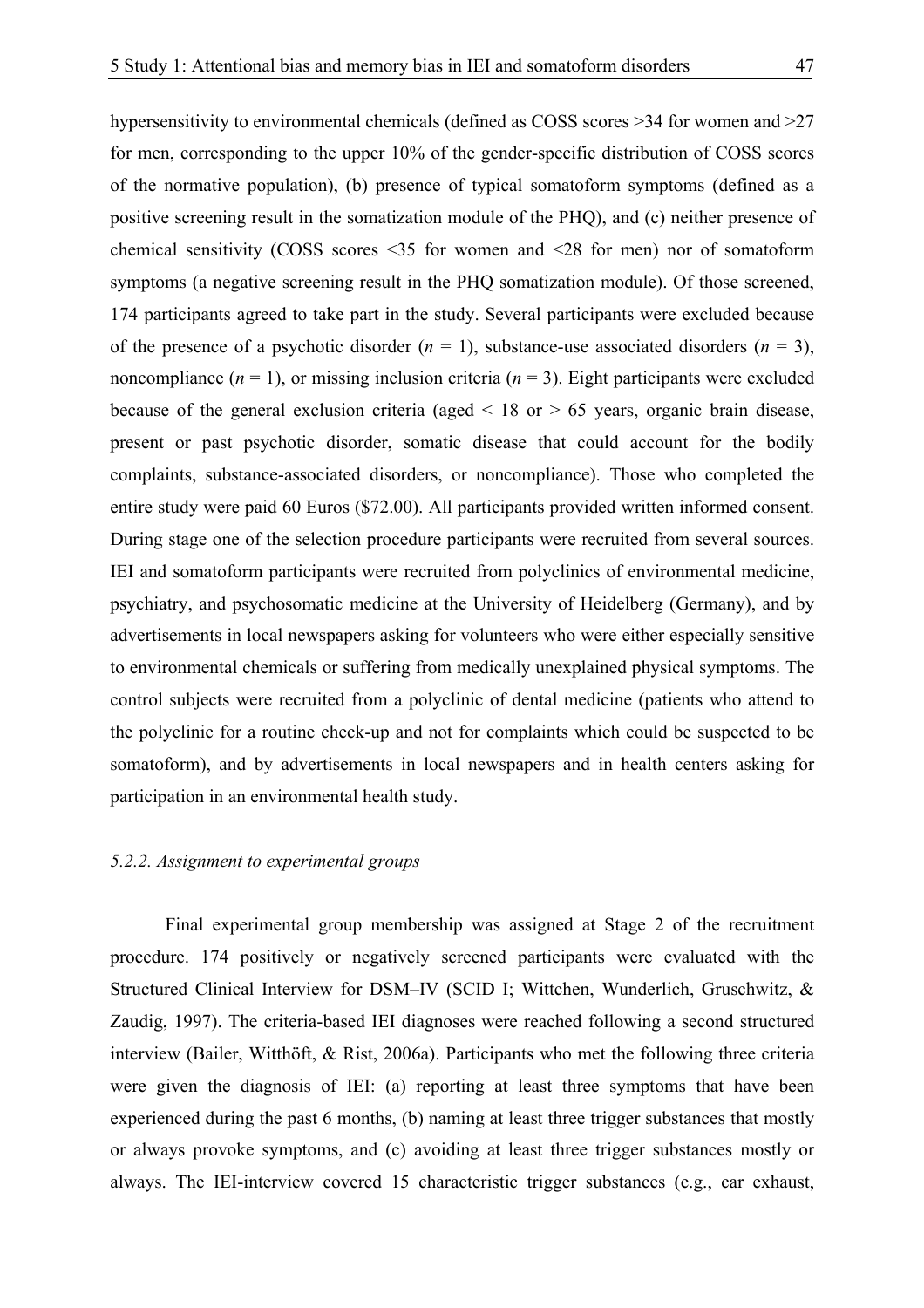hypersensitivity to environmental chemicals (defined as COSS scores >34 for women and >27 for men, corresponding to the upper 10% of the gender-specific distribution of COSS scores of the normative population), (b) presence of typical somatoform symptoms (defined as a positive screening result in the somatization module of the PHQ), and (c) neither presence of chemical sensitivity (COSS scores <35 for women and <28 for men) nor of somatoform symptoms (a negative screening result in the PHQ somatization module). Of those screened, 174 participants agreed to take part in the study. Several participants were excluded because of the presence of a psychotic disorder ($n$ = 1), substance-use associated disorders ($n$ = 3), noncompliance ($n$ = 1), or missing inclusion criteria ($n$ = 3). Eight participants were excluded because of the general exclusion criteria (aged < 18 or > 65 years, organic brain disease, present or past psychotic disorder, somatic disease that could account for the bodily complaints, substance-associated disorders, or noncompliance). Those who completed the entire study were paid 60 Euros ($72.00). All participants provided written informed consent. During stage one of the selection procedure participants were recruited from several sources. IEI and somatoform participants were recruited from polyclinics of environmental medicine, psychiatry, and psychosomatic medicine at the University of Heidelberg (Germany), and by advertisements in local newspapers asking for volunteers who were either especially sensitive to environmental chemicals or suffering from medically unexplained physical symptoms. The control subjects were recruited from a polyclinic of dental medicine (patients who attend to the polyclinic for a routine check-up and not for complaints which could be suspected to be somatoform), and by advertisements in local newspapers and in health centers asking for participation in an environmental health study.

### *5.2.2. Assignment to experimental groups*

Final experimental group membership was assigned at Stage 2 of the recruitment procedure. 174 positively or negatively screened participants were evaluated with the Structured Clinical Interview for DSM–IV (SCID I; Wittchen, Wunderlich, Gruschwitz, & Zaudig, 1997). The criteria-based IEI diagnoses were reached following a second structured interview (Bailer, Witthöft, & Rist, 2006a). Participants who met the following three criteria were given the diagnosis of IEI: (a) reporting at least three symptoms that have been experienced during the past 6 months, (b) naming at least three trigger substances that mostly or always provoke symptoms, and (c) avoiding at least three trigger substances mostly or always. The IEI-interview covered 15 characteristic trigger substances (e.g., car exhaust,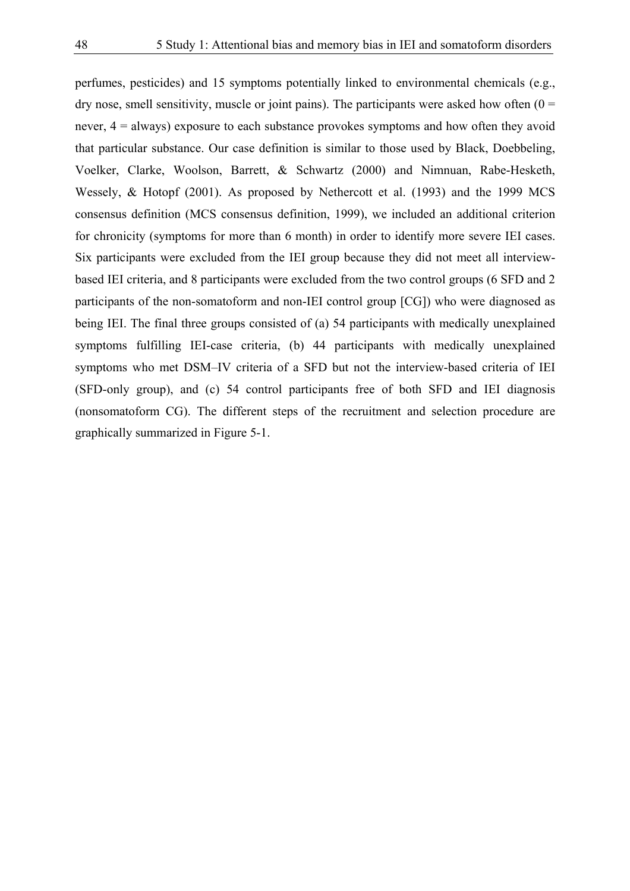perfumes, pesticides) and 15 symptoms potentially linked to environmental chemicals (e.g., dry nose, smell sensitivity, muscle or joint pains). The participants were asked how often (0 = never, 4 = always) exposure to each substance provokes symptoms and how often they avoid that particular substance. Our case definition is similar to those used by Black, Doebbeling, Voelker, Clarke, Woolson, Barrett, & Schwartz (2000) and Nimnuan, Rabe-Hesketh, Wessely, & Hotopf (2001). As proposed by Nethercott et al. (1993) and the 1999 MCS consensus definition (MCS consensus definition, 1999), we included an additional criterion for chronicity (symptoms for more than 6 month) in order to identify more severe IEI cases. Six participants were excluded from the IEI group because they did not meet all interview-based IEI criteria, and 8 participants were excluded from the two control groups (6 SFD and 2 participants of the non-somatoform and non-IEI control group [CG]) who were diagnosed as being IEI. The final three groups consisted of (a) 54 participants with medically unexplained symptoms fulfilling IEI-case criteria, (b) 44 participants with medically unexplained symptoms who met DSM–IV criteria of a SFD but not the interview-based criteria of IEI (SFD-only group), and (c) 54 control participants free of both SFD and IEI diagnosis (nonsomatoform CG). The different steps of the recruitment and selection procedure are graphically summarized in Figure 5-1.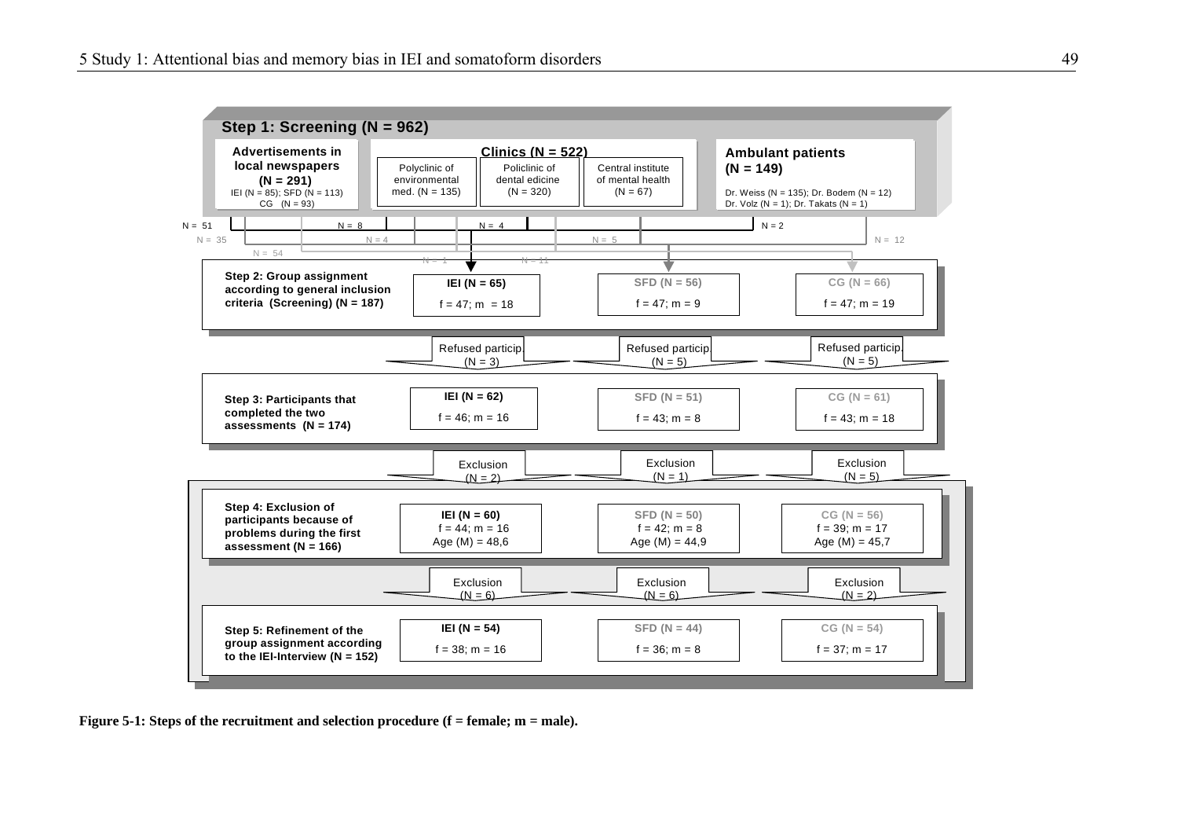**Step 1: Screening (N = 962)**

**Advertisements in local newspapers (N = 291)**
IEI (N = 85); SFD (N = 113)
CG (N = 93)

**Clinics (N = 522)**
- Polyclinic of environmental med. (N = 135)
- Policlinic of dental edicine (N = 320)
- Central institute of mental health (N = 67)

**Ambulant patients (N = 149)**
Dr. Weiss (N = 135); Dr. Bodem (N = 12)
Dr. Volz (N = 1); Dr. Takats (N = 1)

N = 51 | N = 8 | N = 4 | N = 2
N = 35 | N = 4 | N = 5 | N = 12
N = 54
N = 1 | N = 11

| | IEI | SFD | CG |
|---|---|---|---|
| **Step 2: Group assignment according to general inclusion criteria (Screening) (N = 187)** | IEI (N = 65) f = 47; m = 18 | SFD (N = 56) f = 47; m = 9 | CG (N = 66) f = 47; m = 19 |
| Refused particip. | (N = 3) | (N = 5) | (N = 5) |
| **Step 3: Participants that completed the two assessments (N = 174)** | IEI (N = 62) f = 46; m = 16 | SFD (N = 51) f = 43; m = 8 | CG (N = 61) f = 43; m = 18 |
| Exclusion | (N = 2) | (N = 1) | (N = 5) |
| **Step 4: Exclusion of participants because of problems during the first assessment (N = 166)** | IEI (N = 60) f = 44; m = 16 Age (M) = 48,6 | SFD (N = 50) f = 42; m = 8 Age (M) = 44,9 | CG (N = 56) f = 39; m = 17 Age (M) = 45,7 |
| Exclusion | (N = 6) | (N = 6) | (N = 2) |
| **Step 5: Refinement of the group assignment according to the IEI-Interview (N = 152)** | IEI (N = 54) f = 38; m = 16 | SFD (N = 44) f = 36; m = 8 | CG (N = 54) f = 37; m = 17 |

**Figure 5-1: Steps of the recruitment and selection procedure (f = female; m = male).**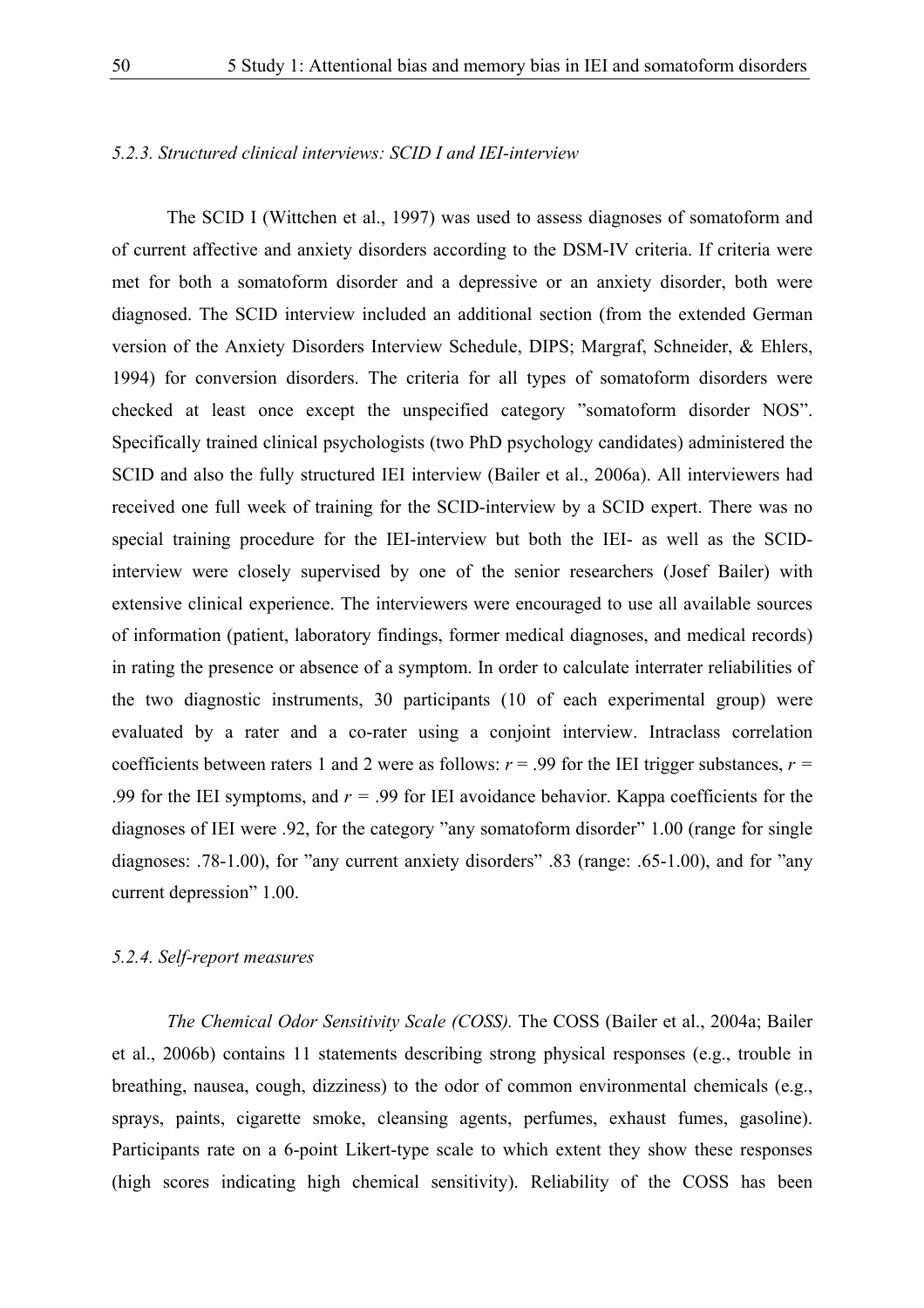### *5.2.3. Structured clinical interviews: SCID I and IEI-interview*

The SCID I (Wittchen et al., 1997) was used to assess diagnoses of somatoform and of current affective and anxiety disorders according to the DSM-IV criteria. If criteria were met for both a somatoform disorder and a depressive or an anxiety disorder, both were diagnosed. The SCID interview included an additional section (from the extended German version of the Anxiety Disorders Interview Schedule, DIPS; Margraf, Schneider, & Ehlers, 1994) for conversion disorders. The criteria for all types of somatoform disorders were checked at least once except the unspecified category "somatoform disorder NOS". Specifically trained clinical psychologists (two PhD psychology candidates) administered the SCID and also the fully structured IEI interview (Bailer et al., 2006a). All interviewers had received one full week of training for the SCID-interview by a SCID expert. There was no special training procedure for the IEI-interview but both the IEI- as well as the SCID-interview were closely supervised by one of the senior researchers (Josef Bailer) with extensive clinical experience. The interviewers were encouraged to use all available sources of information (patient, laboratory findings, former medical diagnoses, and medical records) in rating the presence or absence of a symptom. In order to calculate interrater reliabilities of the two diagnostic instruments, 30 participants (10 of each experimental group) were evaluated by a rater and a co-rater using a conjoint interview. Intraclass correlation coefficients between raters 1 and 2 were as follows: $r = .99$ for the IEI trigger substances, $r = .99$ for the IEI symptoms, and $r = .99$ for IEI avoidance behavior. Kappa coefficients for the diagnoses of IEI were .92, for the category "any somatoform disorder" 1.00 (range for single diagnoses: .78-1.00), for "any current anxiety disorders" .83 (range: .65-1.00), and for "any current depression" 1.00.

### *5.2.4. Self-report measures*

*The Chemical Odor Sensitivity Scale (COSS).* The COSS (Bailer et al., 2004a; Bailer et al., 2006b) contains 11 statements describing strong physical responses (e.g., trouble in breathing, nausea, cough, dizziness) to the odor of common environmental chemicals (e.g., sprays, paints, cigarette smoke, cleansing agents, perfumes, exhaust fumes, gasoline). Participants rate on a 6-point Likert-type scale to which extent they show these responses (high scores indicating high chemical sensitivity). Reliability of the COSS has been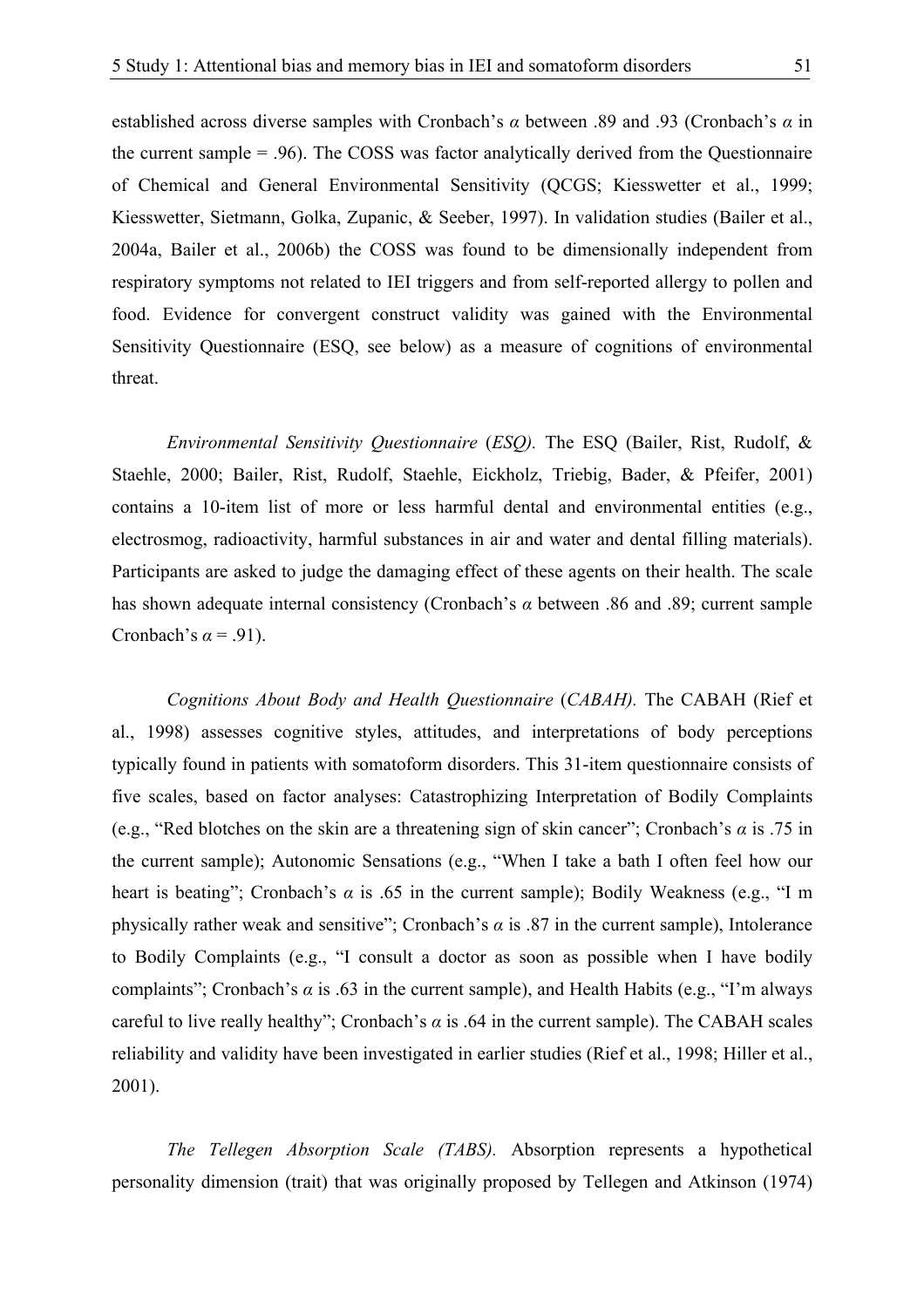established across diverse samples with Cronbach's $\alpha$ between .89 and .93 (Cronbach's $\alpha$ in the current sample = .96). The COSS was factor analytically derived from the Questionnaire of Chemical and General Environmental Sensitivity (QCGS; Kiesswetter et al., 1999; Kiesswetter, Sietmann, Golka, Zupanic, & Seeber, 1997). In validation studies (Bailer et al., 2004a, Bailer et al., 2006b) the COSS was found to be dimensionally independent from respiratory symptoms not related to IEI triggers and from self-reported allergy to pollen and food. Evidence for convergent construct validity was gained with the Environmental Sensitivity Questionnaire (ESQ, see below) as a measure of cognitions of environmental threat.

*Environmental Sensitivity Questionnaire* (*ESQ).* The ESQ (Bailer, Rist, Rudolf, & Staehle, 2000; Bailer, Rist, Rudolf, Staehle, Eickholz, Triebig, Bader, & Pfeifer, 2001) contains a 10-item list of more or less harmful dental and environmental entities (e.g., electrosmog, radioactivity, harmful substances in air and water and dental filling materials). Participants are asked to judge the damaging effect of these agents on their health. The scale has shown adequate internal consistency (Cronbach's $\alpha$ between .86 and .89; current sample Cronbach's $\alpha$ = .91).

*Cognitions About Body and Health Questionnaire* (*CABAH).* The CABAH (Rief et al., 1998) assesses cognitive styles, attitudes, and interpretations of body perceptions typically found in patients with somatoform disorders. This 31-item questionnaire consists of five scales, based on factor analyses: Catastrophizing Interpretation of Bodily Complaints (e.g., "Red blotches on the skin are a threatening sign of skin cancer"; Cronbach's $\alpha$ is .75 in the current sample); Autonomic Sensations (e.g., "When I take a bath I often feel how our heart is beating"; Cronbach's $\alpha$ is .65 in the current sample); Bodily Weakness (e.g., "I m physically rather weak and sensitive"; Cronbach's $\alpha$ is .87 in the current sample), Intolerance to Bodily Complaints (e.g., "I consult a doctor as soon as possible when I have bodily complaints"; Cronbach's $\alpha$ is .63 in the current sample), and Health Habits (e.g., "I'm always careful to live really healthy"; Cronbach's $\alpha$ is .64 in the current sample). The CABAH scales reliability and validity have been investigated in earlier studies (Rief et al., 1998; Hiller et al., 2001).

*The Tellegen Absorption Scale (TABS).* Absorption represents a hypothetical personality dimension (trait) that was originally proposed by Tellegen and Atkinson (1974)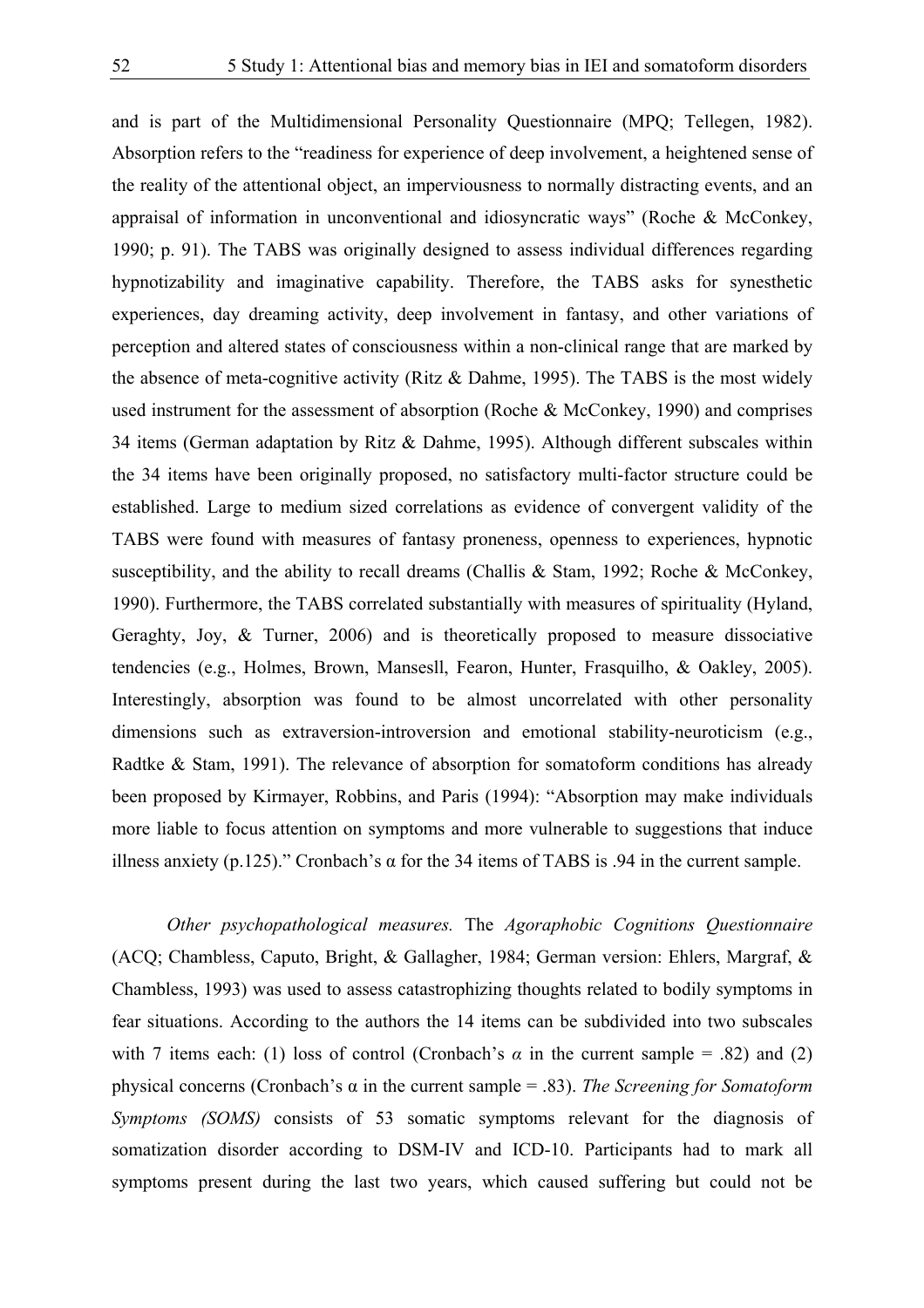and is part of the Multidimensional Personality Questionnaire (MPQ; Tellegen, 1982). Absorption refers to the "readiness for experience of deep involvement, a heightened sense of the reality of the attentional object, an imperviousness to normally distracting events, and an appraisal of information in unconventional and idiosyncratic ways" (Roche & McConkey, 1990; p. 91). The TABS was originally designed to assess individual differences regarding hypnotizability and imaginative capability. Therefore, the TABS asks for synesthetic experiences, day dreaming activity, deep involvement in fantasy, and other variations of perception and altered states of consciousness within a non-clinical range that are marked by the absence of meta-cognitive activity (Ritz & Dahme, 1995). The TABS is the most widely used instrument for the assessment of absorption (Roche & McConkey, 1990) and comprises 34 items (German adaptation by Ritz & Dahme, 1995). Although different subscales within the 34 items have been originally proposed, no satisfactory multi-factor structure could be established. Large to medium sized correlations as evidence of convergent validity of the TABS were found with measures of fantasy proneness, openness to experiences, hypnotic susceptibility, and the ability to recall dreams (Challis & Stam, 1992; Roche & McConkey, 1990). Furthermore, the TABS correlated substantially with measures of spirituality (Hyland, Geraghty, Joy, & Turner, 2006) and is theoretically proposed to measure dissociative tendencies (e.g., Holmes, Brown, Mansesll, Fearon, Hunter, Frasquilho, & Oakley, 2005). Interestingly, absorption was found to be almost uncorrelated with other personality dimensions such as extraversion-introversion and emotional stability-neuroticism (e.g., Radtke & Stam, 1991). The relevance of absorption for somatoform conditions has already been proposed by Kirmayer, Robbins, and Paris (1994): "Absorption may make individuals more liable to focus attention on symptoms and more vulnerable to suggestions that induce illness anxiety (p.125)." Cronbach's α for the 34 items of TABS is .94 in the current sample.

*Other psychopathological measures.* The *Agoraphobic Cognitions Questionnaire* (ACQ; Chambless, Caputo, Bright, & Gallagher, 1984; German version: Ehlers, Margraf, & Chambless, 1993) was used to assess catastrophizing thoughts related to bodily symptoms in fear situations. According to the authors the 14 items can be subdivided into two subscales with 7 items each: (1) loss of control (Cronbach's $\alpha$ in the current sample = .82) and (2) physical concerns (Cronbach's α in the current sample = .83). *The Screening for Somatoform Symptoms (SOMS)* consists of 53 somatic symptoms relevant for the diagnosis of somatization disorder according to DSM-IV and ICD-10. Participants had to mark all symptoms present during the last two years, which caused suffering but could not be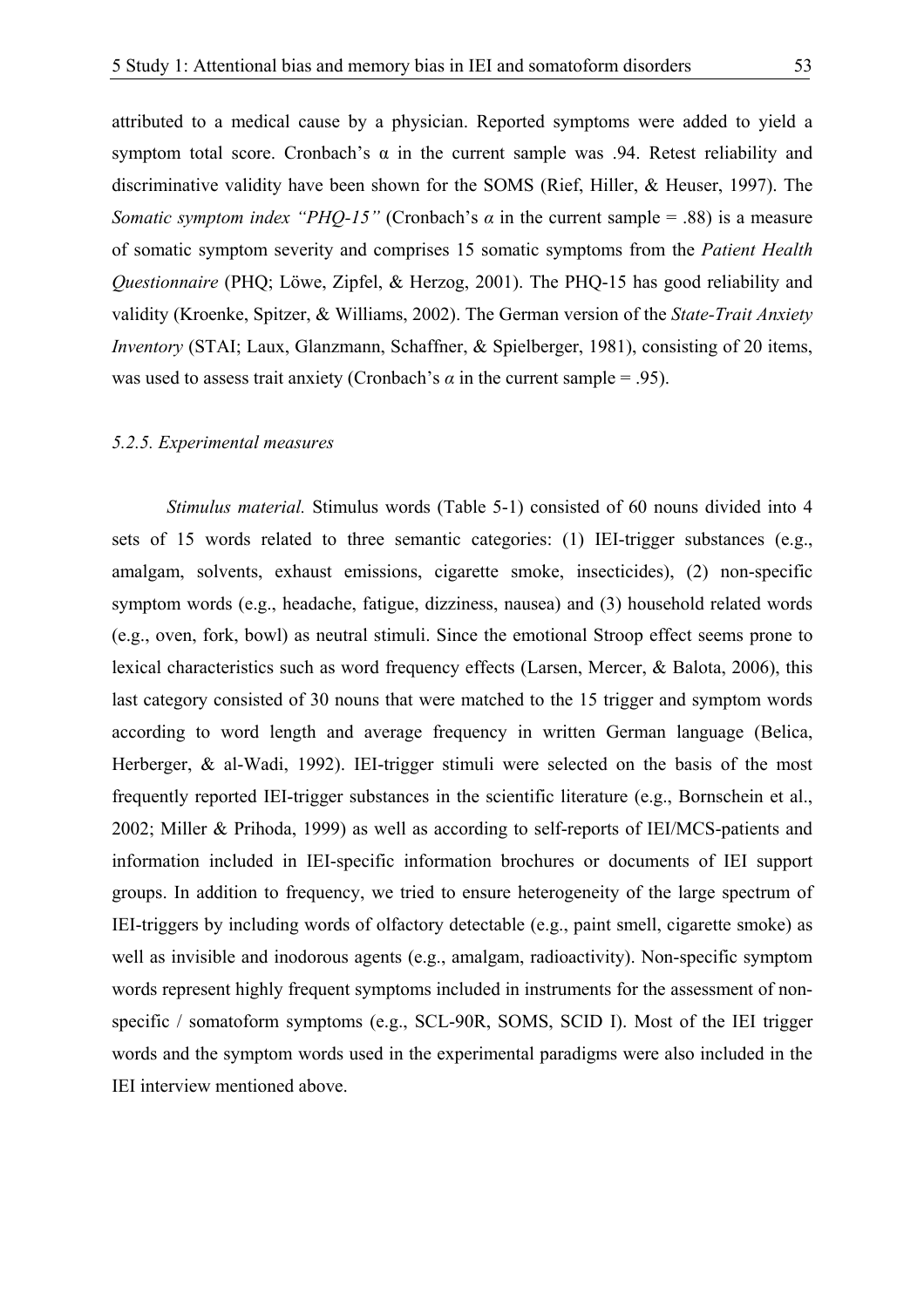attributed to a medical cause by a physician. Reported symptoms were added to yield a symptom total score. Cronbach's α in the current sample was .94. Retest reliability and discriminative validity have been shown for the SOMS (Rief, Hiller, & Heuser, 1997). The *Somatic symptom index "PHQ-15"* (Cronbach's *α* in the current sample = .88) is a measure of somatic symptom severity and comprises 15 somatic symptoms from the *Patient Health Questionnaire* (PHQ; Löwe, Zipfel, & Herzog, 2001). The PHQ-15 has good reliability and validity (Kroenke, Spitzer, & Williams, 2002). The German version of the *State-Trait Anxiety Inventory* (STAI; Laux, Glanzmann, Schaffner, & Spielberger, 1981), consisting of 20 items, was used to assess trait anxiety (Cronbach's *α* in the current sample = .95).

### *5.2.5. Experimental measures*

*Stimulus material.* Stimulus words (Table 5-1) consisted of 60 nouns divided into 4 sets of 15 words related to three semantic categories: (1) IEI-trigger substances (e.g., amalgam, solvents, exhaust emissions, cigarette smoke, insecticides), (2) non-specific symptom words (e.g., headache, fatigue, dizziness, nausea) and (3) household related words (e.g., oven, fork, bowl) as neutral stimuli. Since the emotional Stroop effect seems prone to lexical characteristics such as word frequency effects (Larsen, Mercer, & Balota, 2006), this last category consisted of 30 nouns that were matched to the 15 trigger and symptom words according to word length and average frequency in written German language (Belica, Herberger, & al-Wadi, 1992). IEI-trigger stimuli were selected on the basis of the most frequently reported IEI-trigger substances in the scientific literature (e.g., Bornschein et al., 2002; Miller & Prihoda, 1999) as well as according to self-reports of IEI/MCS-patients and information included in IEI-specific information brochures or documents of IEI support groups. In addition to frequency, we tried to ensure heterogeneity of the large spectrum of IEI-triggers by including words of olfactory detectable (e.g., paint smell, cigarette smoke) as well as invisible and inodorous agents (e.g., amalgam, radioactivity). Non-specific symptom words represent highly frequent symptoms included in instruments for the assessment of non-specific / somatoform symptoms (e.g., SCL-90R, SOMS, SCID I). Most of the IEI trigger words and the symptom words used in the experimental paradigms were also included in the IEI interview mentioned above.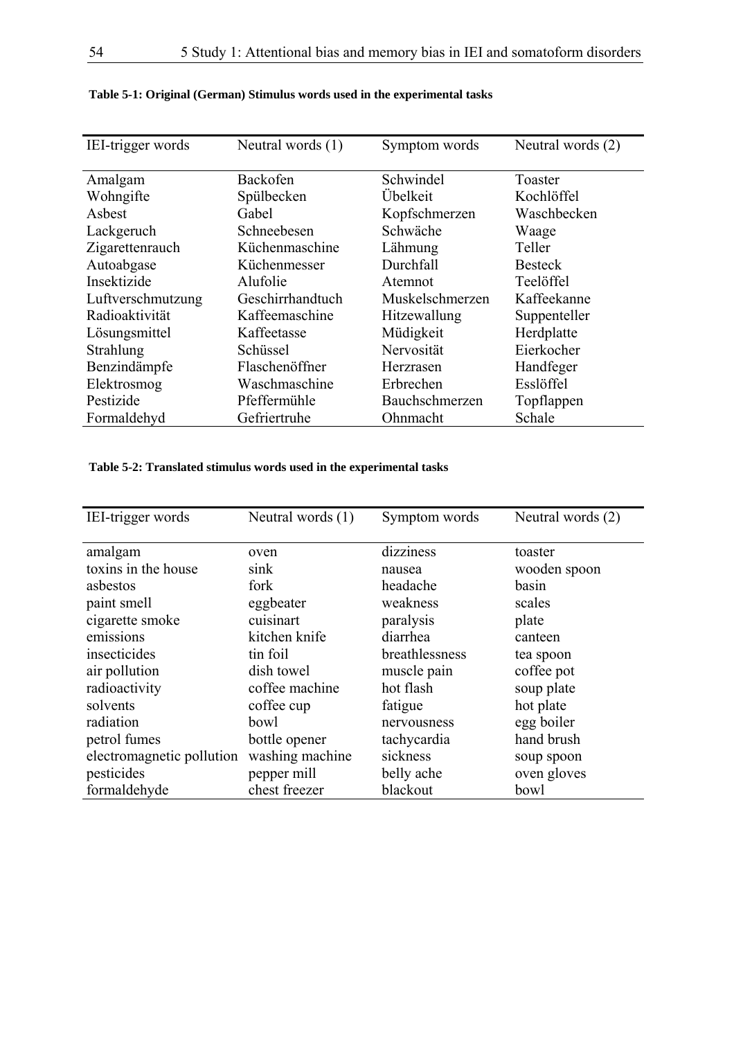**Table 5-1: Original (German) Stimulus words used in the experimental tasks**

| IEI-trigger words | Neutral words (1) | Symptom words | Neutral words (2) |
|---|---|---|---|
| Amalgam | Backofen | Schwindel | Toaster |
| Wohngifte | Spülbecken | Übelkeit | Kochlöffel |
| Asbest | Gabel | Kopfschmerzen | Waschbecken |
| Lackgeruch | Schneebesen | Schwäche | Waage |
| Zigarettenrauch | Küchenmaschine | Lähmung | Teller |
| Autoabgase | Küchenmesser | Durchfall | Besteck |
| Insektizide | Alufolie | Atemnot | Teelöffel |
| Luftverschmutzung | Geschirrhandtuch | Muskelschmerzen | Kaffeekanne |
| Radioaktivität | Kaffeemaschine | Hitzewallung | Suppenteller |
| Lösungsmittel | Kaffeetasse | Müdigkeit | Herdplatte |
| Strahlung | Schüssel | Nervosität | Eierkocher |
| Benzindämpfe | Flaschenöffner | Herzrasen | Handfeger |
| Elektrosmog | Waschmaschine | Erbrechen | Esslöffel |
| Pestizide | Pfeffermühle | Bauchschmerzen | Topflappen |
| Formaldehyd | Gefriertruhe | Ohnmacht | Schale |

**Table 5-2: Translated stimulus words used in the experimental tasks**

| IEI-trigger words | Neutral words (1) | Symptom words | Neutral words (2) |
|---|---|---|---|
| amalgam | oven | dizziness | toaster |
| toxins in the house | sink | nausea | wooden spoon |
| asbestos | fork | headache | basin |
| paint smell | eggbeater | weakness | scales |
| cigarette smoke | cuisinart | paralysis | plate |
| emissions | kitchen knife | diarrhea | canteen |
| insecticides | tin foil | breathlessness | tea spoon |
| air pollution | dish towel | muscle pain | coffee pot |
| radioactivity | coffee machine | hot flash | soup plate |
| solvents | coffee cup | fatigue | hot plate |
| radiation | bowl | nervousness | egg boiler |
| petrol fumes | bottle opener | tachycardia | hand brush |
| electromagnetic pollution | washing machine | sickness | soup spoon |
| pesticides | pepper mill | belly ache | oven gloves |
| formaldehyde | chest freezer | blackout | bowl |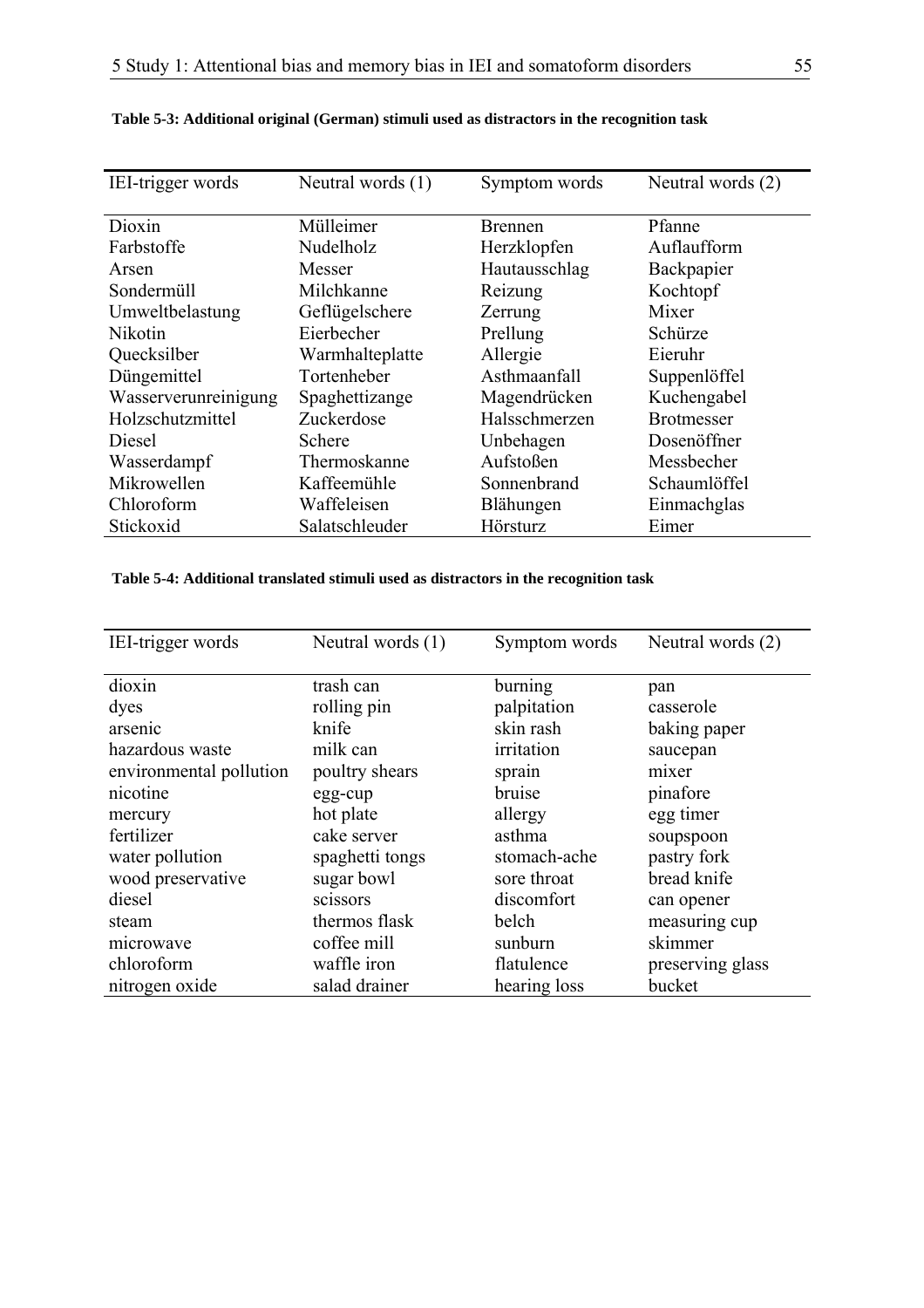**Table 5-3: Additional original (German) stimuli used as distractors in the recognition task**

| IEI-trigger words | Neutral words (1) | Symptom words | Neutral words (2) |
|---|---|---|---|
| Dioxin | Mülleimer | Brennen | Pfanne |
| Farbstoffe | Nudelholz | Herzklopfen | Auflaufform |
| Arsen | Messer | Hautausschlag | Backpapier |
| Sondermüll | Milchkanne | Reizung | Kochtopf |
| Umweltbelastung | Geflügelschere | Zerrung | Mixer |
| Nikotin | Eierbecher | Prellung | Schürze |
| Quecksilber | Warmhalteplatte | Allergie | Eieruhr |
| Düngemittel | Tortenheber | Asthmaanfall | Suppenlöffel |
| Wasserverunreinigung | Spaghettizange | Magendrücken | Kuchengabel |
| Holzschutzmittel | Zuckerdose | Halsschmerzen | Brotmesser |
| Diesel | Schere | Unbehagen | Dosenöffner |
| Wasserdampf | Thermoskanne | Aufstoßen | Messbecher |
| Mikrowellen | Kaffeemühle | Sonnenbrand | Schaumlöffel |
| Chloroform | Waffeleisen | Blähungen | Einmachglas |
| Stickoxid | Salatschleuder | Hörsturz | Eimer |

**Table 5-4: Additional translated stimuli used as distractors in the recognition task**

| IEI-trigger words | Neutral words (1) | Symptom words | Neutral words (2) |
|---|---|---|---|
| dioxin | trash can | burning | pan |
| dyes | rolling pin | palpitation | casserole |
| arsenic | knife | skin rash | baking paper |
| hazardous waste | milk can | irritation | saucepan |
| environmental pollution | poultry shears | sprain | mixer |
| nicotine | egg-cup | bruise | pinafore |
| mercury | hot plate | allergy | egg timer |
| fertilizer | cake server | asthma | soupspoon |
| water pollution | spaghetti tongs | stomach-ache | pastry fork |
| wood preservative | sugar bowl | sore throat | bread knife |
| diesel | scissors | discomfort | can opener |
| steam | thermos flask | belch | measuring cup |
| microwave | coffee mill | sunburn | skimmer |
| chloroform | waffle iron | flatulence | preserving glass |
| nitrogen oxide | salad drainer | hearing loss | bucket |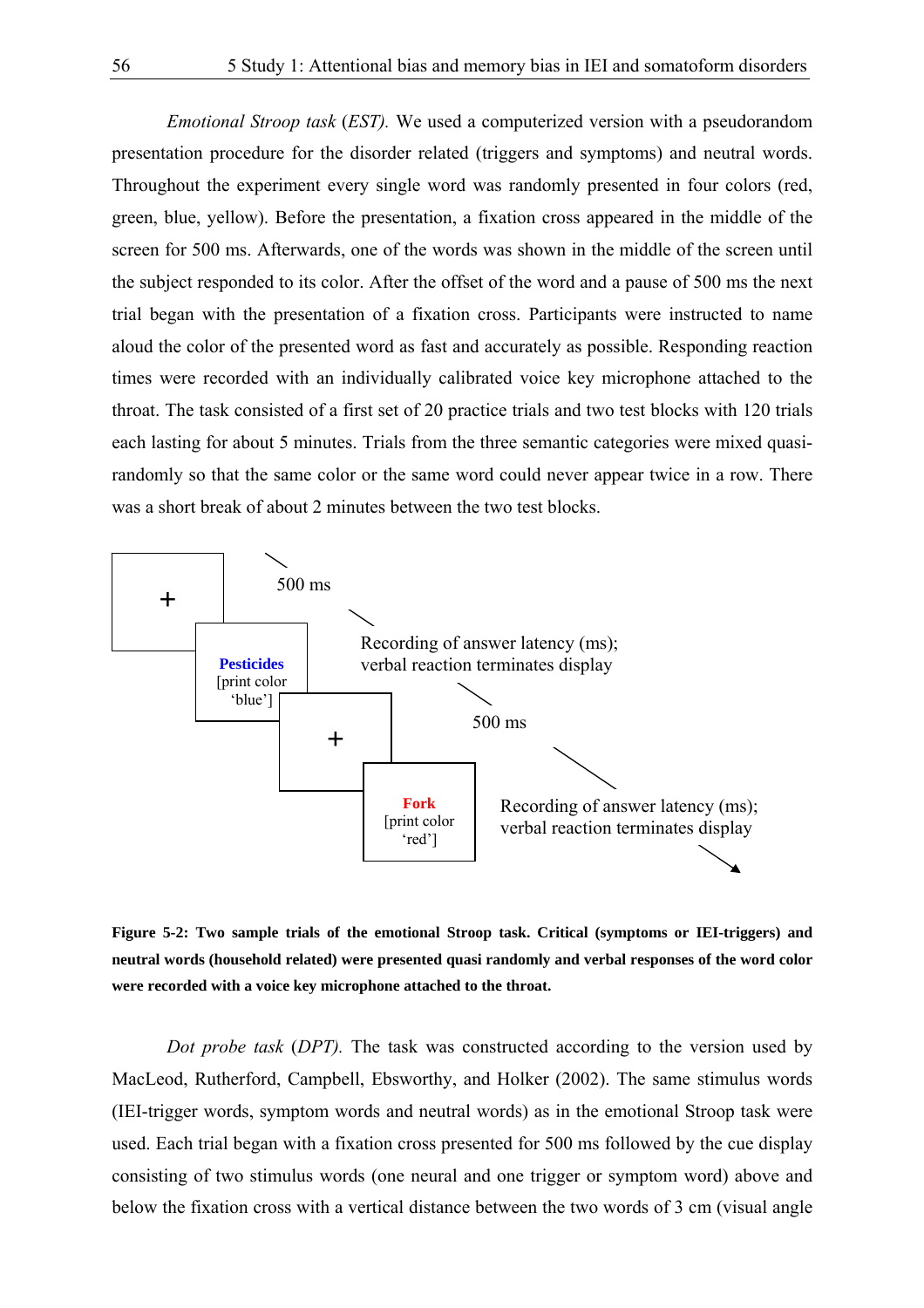*Emotional Stroop task* (*EST*). We used a computerized version with a pseudorandom presentation procedure for the disorder related (triggers and symptoms) and neutral words. Throughout the experiment every single word was randomly presented in four colors (red, green, blue, yellow). Before the presentation, a fixation cross appeared in the middle of the screen for 500 ms. Afterwards, one of the words was shown in the middle of the screen until the subject responded to its color. After the offset of the word and a pause of 500 ms the next trial began with the presentation of a fixation cross. Participants were instructed to name aloud the color of the presented word as fast and accurately as possible. Responding reaction times were recorded with an individually calibrated voice key microphone attached to the throat. The task consisted of a first set of 20 practice trials and two test blocks with 120 trials each lasting for about 5 minutes. Trials from the three semantic categories were mixed quasi-randomly so that the same color or the same word could never appear twice in a row. There was a short break of about 2 minutes between the two test blocks.

+

500 ms

**Pesticides**
[print color 'blue']

Recording of answer latency (ms); verbal reaction terminates display

+

500 ms

**Fork**
[print color 'red']

Recording of answer latency (ms); verbal reaction terminates display

**Figure 5-2: Two sample trials of the emotional Stroop task. Critical (symptoms or IEI-triggers) and neutral words (household related) were presented quasi randomly and verbal responses of the word color were recorded with a voice key microphone attached to the throat.**

*Dot probe task* (*DPT*). The task was constructed according to the version used by MacLeod, Rutherford, Campbell, Ebsworthy, and Holker (2002). The same stimulus words (IEI-trigger words, symptom words and neutral words) as in the emotional Stroop task were used. Each trial began with a fixation cross presented for 500 ms followed by the cue display consisting of two stimulus words (one neural and one trigger or symptom word) above and below the fixation cross with a vertical distance between the two words of 3 cm (visual angle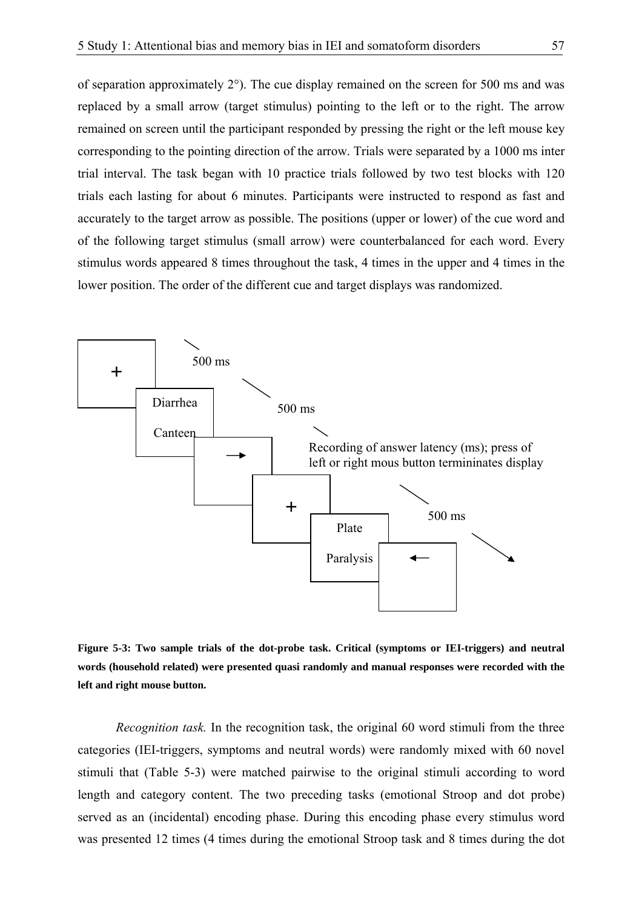of separation approximately 2°). The cue display remained on the screen for 500 ms and was replaced by a small arrow (target stimulus) pointing to the left or to the right. The arrow remained on screen until the participant responded by pressing the right or the left mouse key corresponding to the pointing direction of the arrow. Trials were separated by a 1000 ms inter trial interval. The task began with 10 practice trials followed by two test blocks with 120 trials each lasting for about 6 minutes. Participants were instructed to respond as fast and accurately to the target arrow as possible. The positions (upper or lower) of the cue word and of the following target stimulus (small arrow) were counterbalanced for each word. Every stimulus words appeared 8 times throughout the task, 4 times in the upper and 4 times in the lower position. The order of the different cue and target displays was randomized.

+

500 ms

Diarrhea

Canteen

500 ms

→

Recording of answer latency (ms); press of left or right mous button termininates display

+

500 ms

Plate

Paralysis

←

**Figure 5-3: Two sample trials of the dot-probe task. Critical (symptoms or IEI-triggers) and neutral words (household related) were presented quasi randomly and manual responses were recorded with the left and right mouse button.**

*Recognition task.* In the recognition task, the original 60 word stimuli from the three categories (IEI-triggers, symptoms and neutral words) were randomly mixed with 60 novel stimuli that (Table 5-3) were matched pairwise to the original stimuli according to word length and category content. The two preceding tasks (emotional Stroop and dot probe) served as an (incidental) encoding phase. During this encoding phase every stimulus word was presented 12 times (4 times during the emotional Stroop task and 8 times during the dot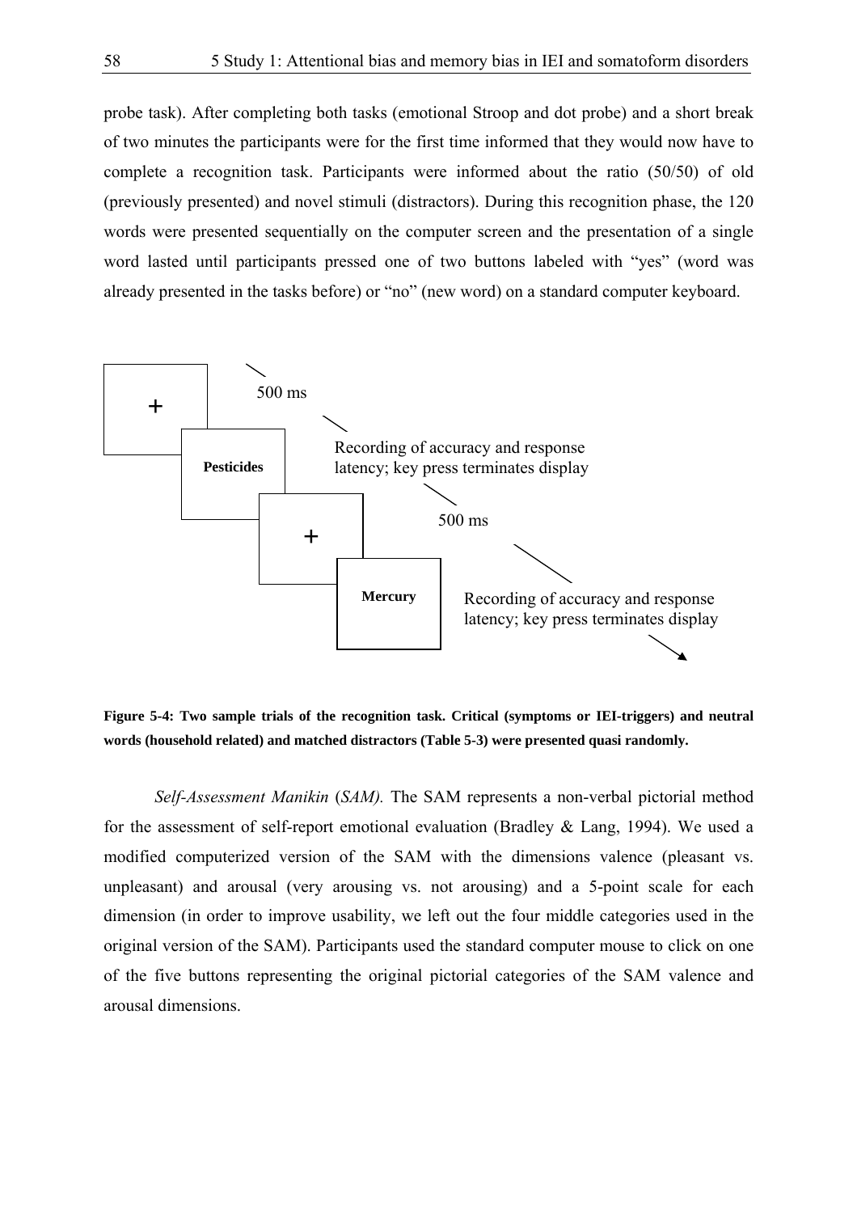probe task). After completing both tasks (emotional Stroop and dot probe) and a short break of two minutes the participants were for the first time informed that they would now have to complete a recognition task. Participants were informed about the ratio (50/50) of old (previously presented) and novel stimuli (distractors). During this recognition phase, the 120 words were presented sequentially on the computer screen and the presentation of a single word lasted until participants pressed one of two buttons labeled with "yes" (word was already presented in the tasks before) or "no" (new word) on a standard computer keyboard.

+

500 ms

**Pesticides**

Recording of accuracy and response latency; key press terminates display

+

500 ms

**Mercury**

Recording of accuracy and response latency; key press terminates display

**Figure 5-4: Two sample trials of the recognition task. Critical (symptoms or IEI-triggers) and neutral words (household related) and matched distractors (Table 5-3) were presented quasi randomly.**

*Self-Assessment Manikin* (*SAM).* The SAM represents a non-verbal pictorial method for the assessment of self-report emotional evaluation (Bradley & Lang, 1994). We used a modified computerized version of the SAM with the dimensions valence (pleasant vs. unpleasant) and arousal (very arousing vs. not arousing) and a 5-point scale for each dimension (in order to improve usability, we left out the four middle categories used in the original version of the SAM). Participants used the standard computer mouse to click on one of the five buttons representing the original pictorial categories of the SAM valence and arousal dimensions.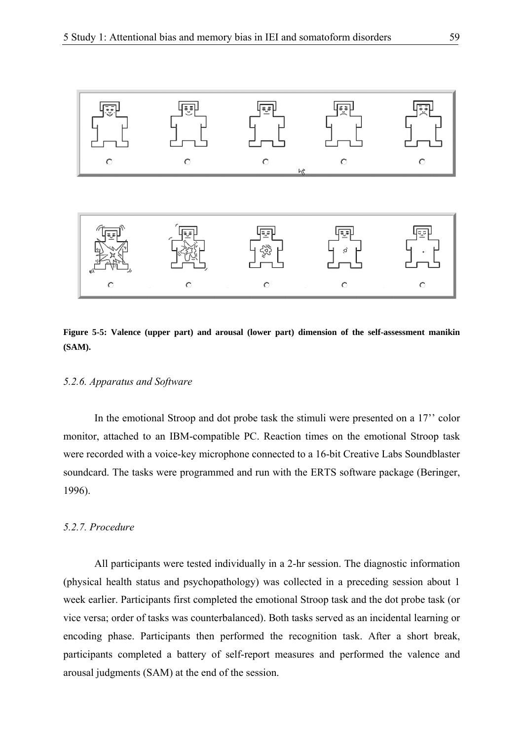**Figure 5-5: Valence (upper part) and arousal (lower part) dimension of the self-assessment manikin (SAM).**

### *5.2.6. Apparatus and Software*

In the emotional Stroop and dot probe task the stimuli were presented on a 17'' color monitor, attached to an IBM-compatible PC. Reaction times on the emotional Stroop task were recorded with a voice-key microphone connected to a 16-bit Creative Labs Soundblaster soundcard. The tasks were programmed and run with the ERTS software package (Beringer, 1996).

### *5.2.7. Procedure*

All participants were tested individually in a 2-hr session. The diagnostic information (physical health status and psychopathology) was collected in a preceding session about 1 week earlier. Participants first completed the emotional Stroop task and the dot probe task (or vice versa; order of tasks was counterbalanced). Both tasks served as an incidental learning or encoding phase. Participants then performed the recognition task. After a short break, participants completed a battery of self-report measures and performed the valence and arousal judgments (SAM) at the end of the session.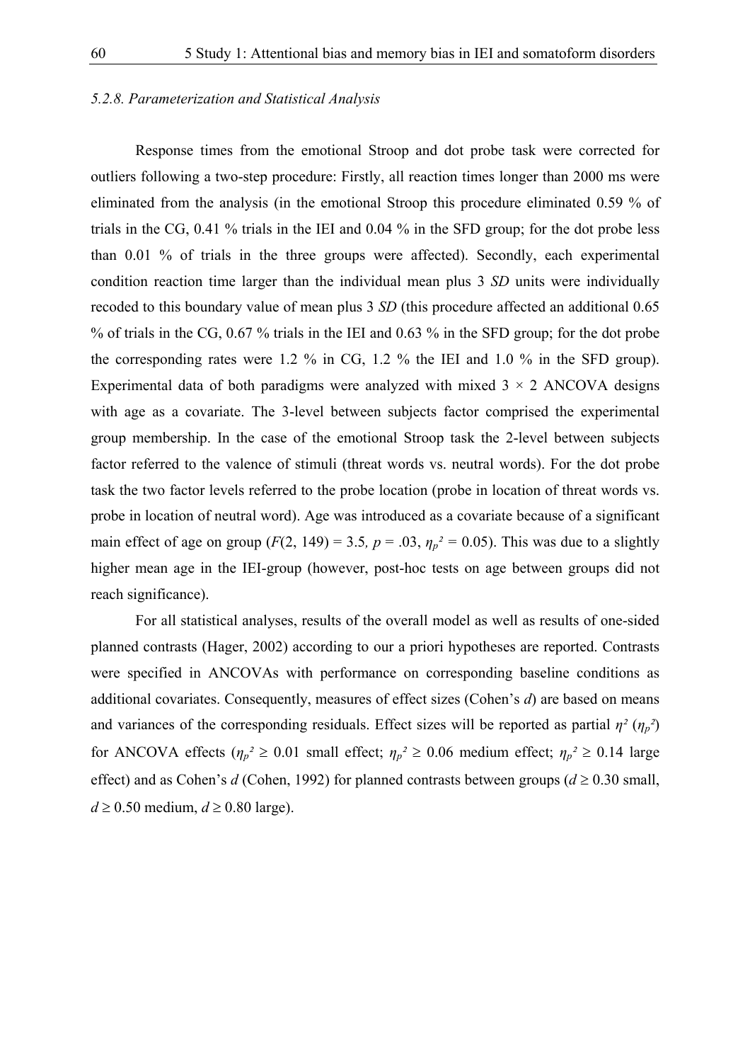*5.2.8. Parameterization and Statistical Analysis*

Response times from the emotional Stroop and dot probe task were corrected for outliers following a two-step procedure: Firstly, all reaction times longer than 2000 ms were eliminated from the analysis (in the emotional Stroop this procedure eliminated 0.59 % of trials in the CG, 0.41 % trials in the IEI and 0.04 % in the SFD group; for the dot probe less than 0.01 % of trials in the three groups were affected). Secondly, each experimental condition reaction time larger than the individual mean plus 3 *SD* units were individually recoded to this boundary value of mean plus 3 *SD* (this procedure affected an additional 0.65 % of trials in the CG, 0.67 % trials in the IEI and 0.63 % in the SFD group; for the dot probe the corresponding rates were 1.2 % in CG, 1.2 % the IEI and 1.0 % in the SFD group). Experimental data of both paradigms were analyzed with mixed 3 × 2 ANCOVA designs with age as a covariate. The 3-level between subjects factor comprised the experimental group membership. In the case of the emotional Stroop task the 2-level between subjects factor referred to the valence of stimuli (threat words vs. neutral words). For the dot probe task the two factor levels referred to the probe location (probe in location of threat words vs. probe in location of neutral word). Age was introduced as a covariate because of a significant main effect of age on group ($F(2, 149) = 3.5$, $p = .03$, $\eta_p^2 = 0.05$). This was due to a slightly higher mean age in the IEI-group (however, post-hoc tests on age between groups did not reach significance).

For all statistical analyses, results of the overall model as well as results of one-sided planned contrasts (Hager, 2002) according to our a priori hypotheses are reported. Contrasts were specified in ANCOVAs with performance on corresponding baseline conditions as additional covariates. Consequently, measures of effect sizes (Cohen's *d*) are based on means and variances of the corresponding residuals. Effect sizes will be reported as partial $\eta^2$ ($\eta_p^2$) for ANCOVA effects ($\eta_p^2 \geq 0.01$ small effect; $\eta_p^2 \geq 0.06$ medium effect; $\eta_p^2 \geq 0.14$ large effect) and as Cohen's *d* (Cohen, 1992) for planned contrasts between groups ($d \geq 0.30$ small, $d \geq 0.50$ medium, $d \geq 0.80$ large).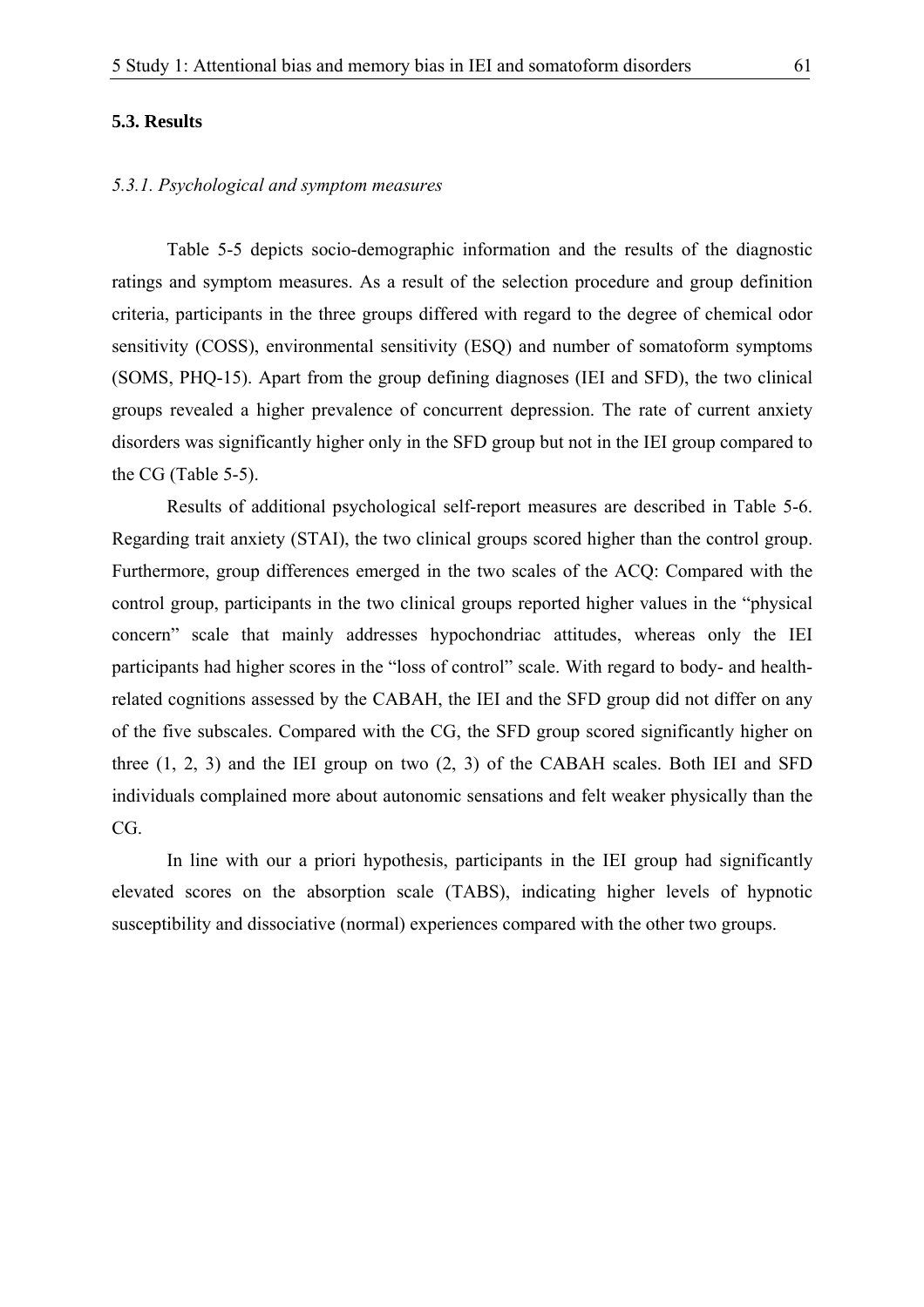### 5.3. Results

#### *5.3.1. Psychological and symptom measures*

Table 5-5 depicts socio-demographic information and the results of the diagnostic ratings and symptom measures. As a result of the selection procedure and group definition criteria, participants in the three groups differed with regard to the degree of chemical odor sensitivity (COSS), environmental sensitivity (ESQ) and number of somatoform symptoms (SOMS, PHQ-15). Apart from the group defining diagnoses (IEI and SFD), the two clinical groups revealed a higher prevalence of concurrent depression. The rate of current anxiety disorders was significantly higher only in the SFD group but not in the IEI group compared to the CG (Table 5-5).

Results of additional psychological self-report measures are described in Table 5-6. Regarding trait anxiety (STAI), the two clinical groups scored higher than the control group. Furthermore, group differences emerged in the two scales of the ACQ: Compared with the control group, participants in the two clinical groups reported higher values in the "physical concern" scale that mainly addresses hypochondriac attitudes, whereas only the IEI participants had higher scores in the "loss of control" scale. With regard to body- and health-related cognitions assessed by the CABAH, the IEI and the SFD group did not differ on any of the five subscales. Compared with the CG, the SFD group scored significantly higher on three (1, 2, 3) and the IEI group on two (2, 3) of the CABAH scales. Both IEI and SFD individuals complained more about autonomic sensations and felt weaker physically than the CG.

In line with our a priori hypothesis, participants in the IEI group had significantly elevated scores on the absorption scale (TABS), indicating higher levels of hypnotic susceptibility and dissociative (normal) experiences compared with the other two groups.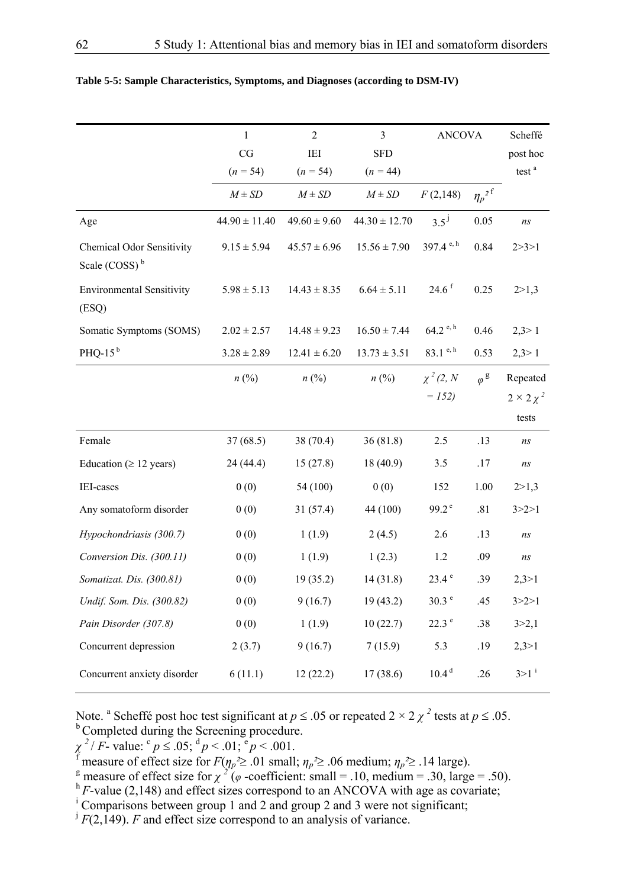**Table 5-5: Sample Characteristics, Symptoms, and Diagnoses (according to DSM-IV)**

| | 1 CG ($n$ = 54) | 2 IEI ($n$ = 54) | 3 SFD ($n$ = 44) | ANCOVA | | Scheffé post hoc test [a] |
|---|---|---|---|---|---|---|
| | $M \pm SD$ | $M \pm SD$ | $M \pm SD$ | $F$ (2,148) | $\eta_p^2$ [f] | |
| Age | 44.90 ± 11.40 | 49.60 ± 9.60 | 44.30 ± 12.70 | 3.5 [j] | 0.05 | *ns* |
| Chemical Odor Sensitivity Scale (COSS) [b] | 9.15 ± 5.94 | 45.57 ± 6.96 | 15.56 ± 7.90 | 397.4 [e, h] | 0.84 | 2>3>1 |
| Environmental Sensitivity (ESQ) | 5.98 ± 5.13 | 14.43 ± 8.35 | 6.64 ± 5.11 | 24.6 [f] | 0.25 | 2>1,3 |
| Somatic Symptoms (SOMS) | 2.02 ± 2.57 | 14.48 ± 9.23 | 16.50 ± 7.44 | 64.2 [e, h] | 0.46 | 2,3> 1 |
| PHQ-15 [b] | 3.28 ± 2.89 | 12.41 ± 6.20 | 13.73 ± 3.51 | 83.1 [e, h] | 0.53 | 2,3> 1 |
| | $n$ (%) | $n$ (%) | $n$ (%) | $\chi^2$ (2, $N$ = 152) | $\varphi$ [g] | Repeated $2 \times 2\ \chi^2$ tests |
| Female | 37 (68.5) | 38 (70.4) | 36 (81.8) | 2.5 | .13 | *ns* |
| Education (≥ 12 years) | 24 (44.4) | 15 (27.8) | 18 (40.9) | 3.5 | .17 | *ns* |
| IEI-cases | 0 (0) | 54 (100) | 0 (0) | 152 | 1.00 | 2>1,3 |
| Any somatoform disorder | 0 (0) | 31 (57.4) | 44 (100) | 99.2 [e] | .81 | 3>2>1 |
| *Hypochondriasis (300.7)* | 0 (0) | 1 (1.9) | 2 (4.5) | 2.6 | .13 | *ns* |
| *Conversion Dis. (300.11)* | 0 (0) | 1 (1.9) | 1 (2.3) | 1.2 | .09 | *ns* |
| *Somatizat. Dis. (300.81)* | 0 (0) | 19 (35.2) | 14 (31.8) | 23.4 [e] | .39 | 2,3>1 |
| *Undif. Som. Dis. (300.82)* | 0 (0) | 9 (16.7) | 19 (43.2) | 30.3 [e] | .45 | 3>2>1 |
| *Pain Disorder (307.8)* | 0 (0) | 1 (1.9) | 10 (22.7) | 22.3 [e] | .38 | 3>2,1 |
| Concurrent depression | 2 (3.7) | 9 (16.7) | 7 (15.9) | 5.3 | .19 | 2,3>1 |
| Concurrent anxiety disorder | 6 (11.1) | 12 (22.2) | 17 (38.6) | 10.4 [d] | .26 | 3>1 [i] |

Note. [a] Scheffé post hoc test significant at $p \leq .05$ or repeated $2 \times 2\ \chi^2$ tests at $p \leq .05$.
[b] Completed during the Screening procedure.
$\chi^2$ / $F$- value: [c] $p \leq .05$; [d] $p < .01$; [e] $p < .001$.
[f] measure of effect size for $F$($\eta_p^2 \geq .01$ small; $\eta_p^2 \geq .06$ medium; $\eta_p^2 \geq .14$ large).
[g] measure of effect size for $\chi^2$ ($\varphi$ -coefficient: small = .10, medium = .30, large = .50).
[h] $F$-value (2,148) and effect sizes correspond to an ANCOVA with age as covariate;
[i] Comparisons between group 1 and 2 and group 2 and 3 were not significant;
[j] $F$(2,149). $F$ and effect size correspond to an analysis of variance.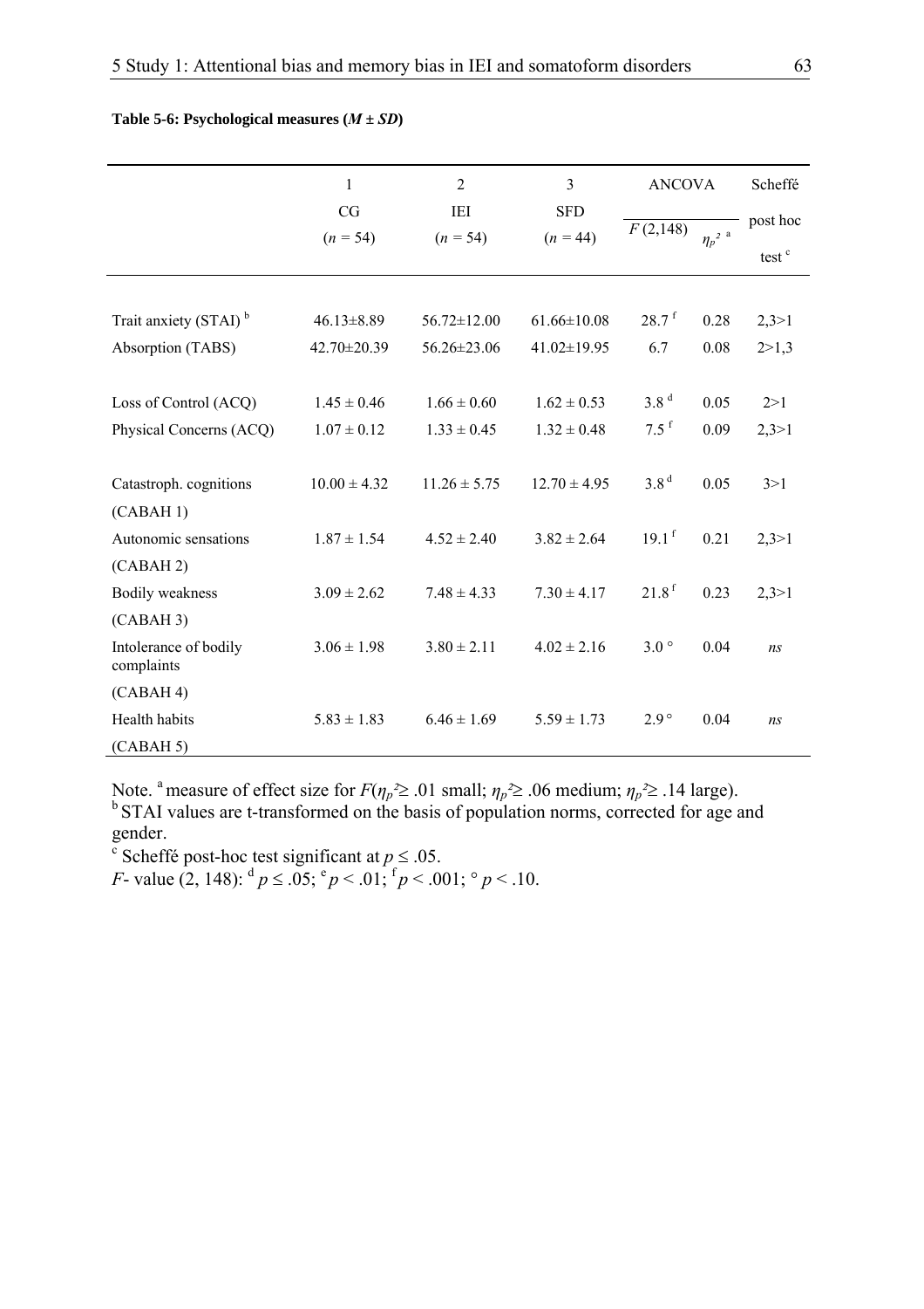**Table 5-6: Psychological measures (*M* ± *SD*)**

| | 1<br>CG<br>(*n* = 54) | 2<br>IEI<br>(*n* = 54) | 3<br>SFD<br>(*n* = 44) | ANCOVA<br>*F* (2,148) | <br>$\eta_p^2$ [a] | Scheffé post hoc test [c] |
|---|---|---|---|---|---|---|
| Trait anxiety (STAI) [b] | 46.13±8.89 | 56.72±12.00 | 61.66±10.08 | 28.7 [f] | 0.28 | 2,3>1 |
| Absorption (TABS) | 42.70±20.39 | 56.26±23.06 | 41.02±19.95 | 6.7 | 0.08 | 2>1,3 |
| Loss of Control (ACQ) | 1.45 ± 0.46 | 1.66 ± 0.60 | 1.62 ± 0.53 | 3.8 [d] | 0.05 | 2>1 |
| Physical Concerns (ACQ) | 1.07 ± 0.12 | 1.33 ± 0.45 | 1.32 ± 0.48 | 7.5 [f] | 0.09 | 2,3>1 |
| Catastroph. cognitions (CABAH 1) | 10.00 ± 4.32 | 11.26 ± 5.75 | 12.70 ± 4.95 | 3.8 [d] | 0.05 | 3>1 |
| Autonomic sensations (CABAH 2) | 1.87 ± 1.54 | 4.52 ± 2.40 | 3.82 ± 2.64 | 19.1 [f] | 0.21 | 2,3>1 |
| Bodily weakness (CABAH 3) | 3.09 ± 2.62 | 7.48 ± 4.33 | 7.30 ± 4.17 | 21.8 [f] | 0.23 | 2,3>1 |
| Intolerance of bodily complaints (CABAH 4) | 3.06 ± 1.98 | 3.80 ± 2.11 | 4.02 ± 2.16 | 3.0 ° | 0.04 | *ns* |
| Health habits (CABAH 5) | 5.83 ± 1.83 | 6.46 ± 1.69 | 5.59 ± 1.73 | 2.9 ° | 0.04 | *ns* |

Note. [a] measure of effect size for *F*($\eta_p^2 \geq .01$ small; $\eta_p^2 \geq .06$ medium; $\eta_p^2 \geq .14$ large).
[b] STAI values are t-transformed on the basis of population norms, corrected for age and gender.
[c] Scheffé post-hoc test significant at $p \leq .05$.
*F*- value (2, 148): [d] $p \leq .05$; [e] $p < .01$; [f] $p < .001$; ° $p < .10$.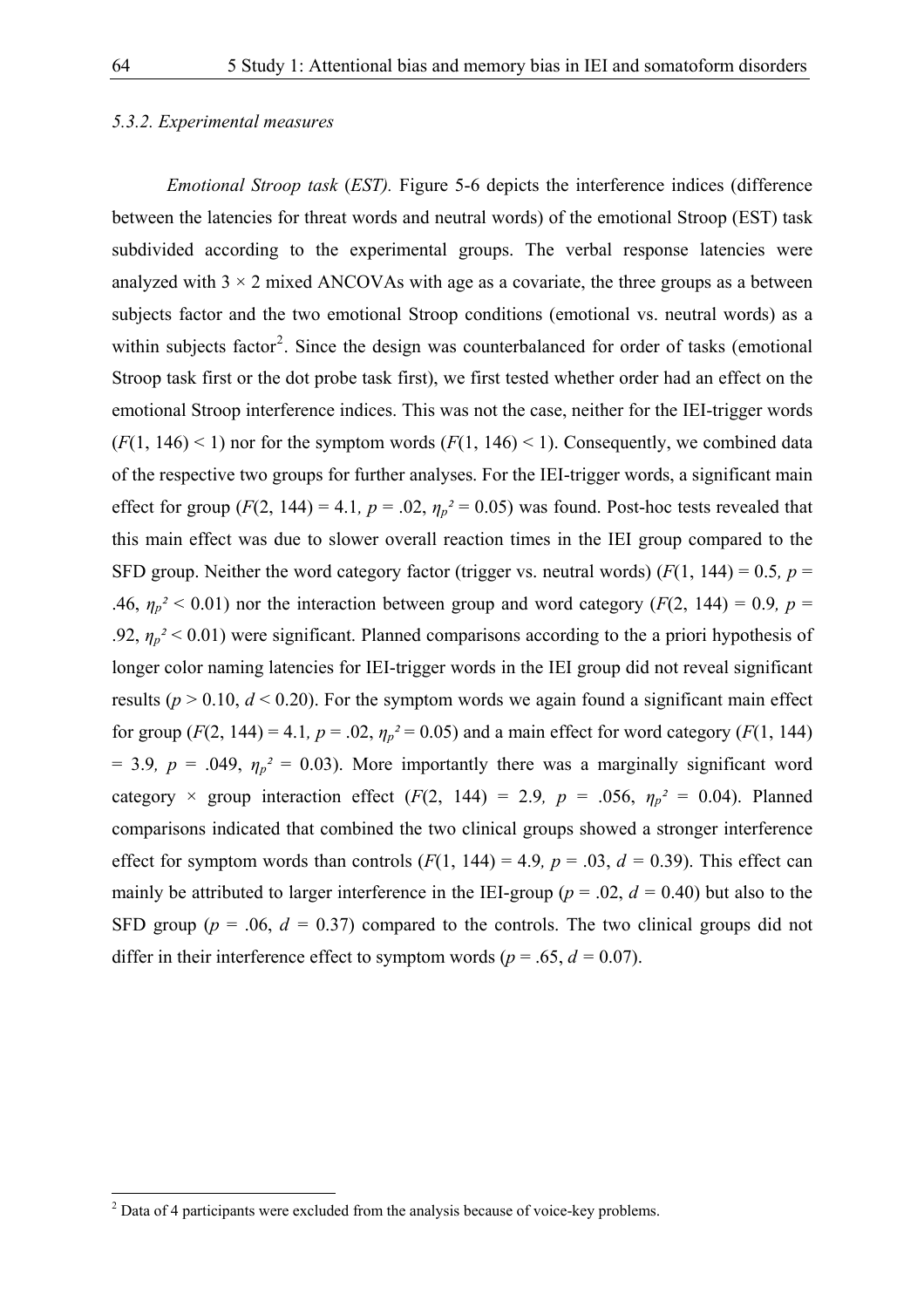*5.3.2. Experimental measures*

*Emotional Stroop task* (*EST*). Figure 5-6 depicts the interference indices (difference between the latencies for threat words and neutral words) of the emotional Stroop (EST) task subdivided according to the experimental groups. The verbal response latencies were analyzed with 3 × 2 mixed ANCOVAs with age as a covariate, the three groups as a between subjects factor and the two emotional Stroop conditions (emotional vs. neutral words) as a within subjects factor[2]. Since the design was counterbalanced for order of tasks (emotional Stroop task first or the dot probe task first), we first tested whether order had an effect on the emotional Stroop interference indices. This was not the case, neither for the IEI-trigger words ($F(1, 146) < 1$) nor for the symptom words ($F(1, 146) < 1$). Consequently, we combined data of the respective two groups for further analyses. For the IEI-trigger words, a significant main effect for group ($F(2, 144) = 4.1$, $p = .02$, $\eta_p^2 = 0.05$) was found. Post-hoc tests revealed that this main effect was due to slower overall reaction times in the IEI group compared to the SFD group. Neither the word category factor (trigger vs. neutral words) ($F(1, 144) = 0.5$, $p = .46$, $\eta_p^2 < 0.01$) nor the interaction between group and word category ($F(2, 144) = 0.9$, $p = .92$, $\eta_p^2 < 0.01$) were significant. Planned comparisons according to the a priori hypothesis of longer color naming latencies for IEI-trigger words in the IEI group did not reveal significant results ($p > 0.10$, $d < 0.20$). For the symptom words we again found a significant main effect for group ($F(2, 144) = 4.1$, $p = .02$, $\eta_p^2 = 0.05$) and a main effect for word category ($F(1, 144) = 3.9$, $p = .049$, $\eta_p^2 = 0.03$). More importantly there was a marginally significant word category × group interaction effect ($F(2, 144) = 2.9$, $p = .056$, $\eta_p^2 = 0.04$). Planned comparisons indicated that combined the two clinical groups showed a stronger interference effect for symptom words than controls ($F(1, 144) = 4.9$, $p = .03$, $d = 0.39$). This effect can mainly be attributed to larger interference in the IEI-group ($p = .02$, $d = 0.40$) but also to the SFD group ($p = .06$, $d = 0.37$) compared to the controls. The two clinical groups did not differ in their interference effect to symptom words ($p = .65$, $d = 0.07$).

---

[2] Data of 4 participants were excluded from the analysis because of voice-key problems.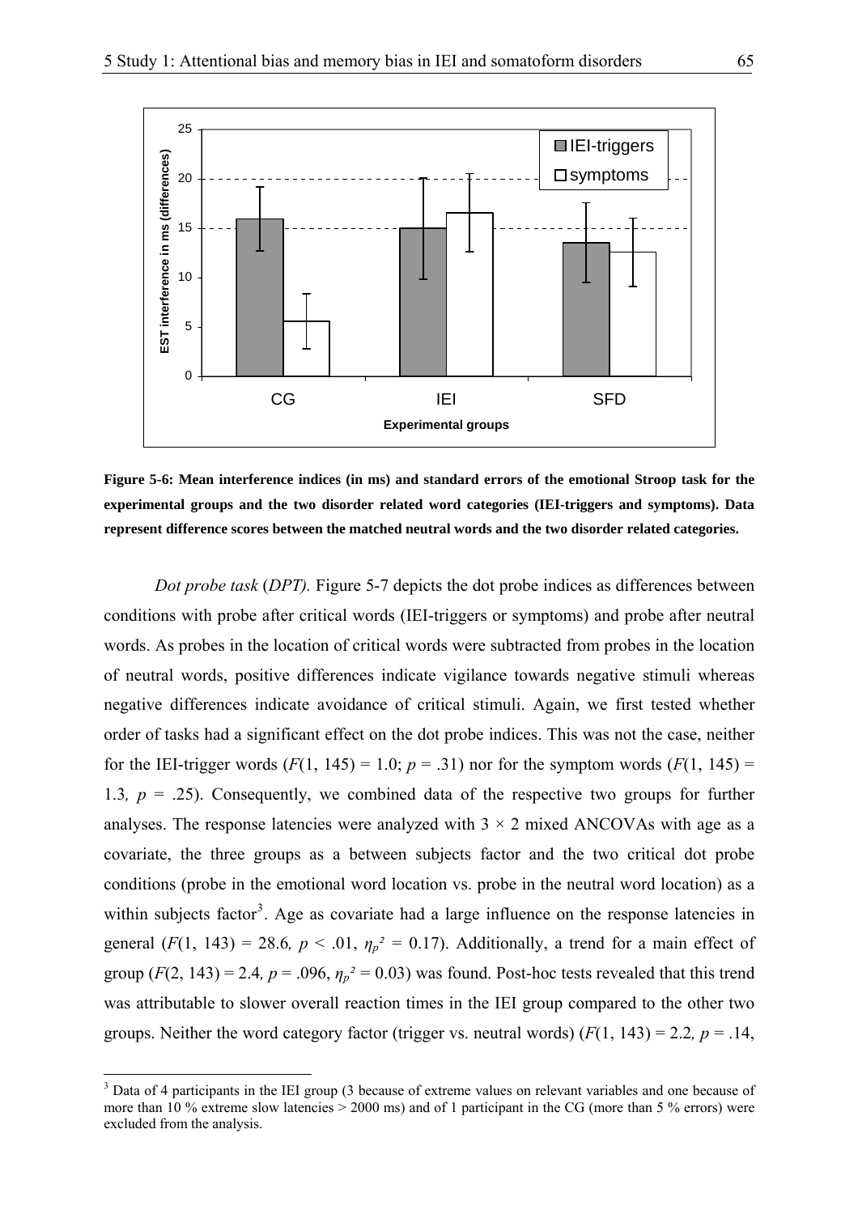**Figure 5-6: Mean interference indices (in ms) and standard errors of the emotional Stroop task for the experimental groups and the two disorder related word categories (IEI-triggers and symptoms). Data represent difference scores between the matched neutral words and the two disorder related categories.**

*Dot probe task* (*DPT).* Figure 5-7 depicts the dot probe indices as differences between conditions with probe after critical words (IEI-triggers or symptoms) and probe after neutral words. As probes in the location of critical words were subtracted from probes in the location of neutral words, positive differences indicate vigilance towards negative stimuli whereas negative differences indicate avoidance of critical stimuli. Again, we first tested whether order of tasks had a significant effect on the dot probe indices. This was not the case, neither for the IEI-trigger words ($F(1, 145) = 1.0$; $p = .31$) nor for the symptom words ($F(1, 145) = 1.3$, $p = .25$). Consequently, we combined data of the respective two groups for further analyses. The response latencies were analyzed with $3 \times 2$ mixed ANCOVAs with age as a covariate, the three groups as a between subjects factor and the two critical dot probe conditions (probe in the emotional word location vs. probe in the neutral word location) as a within subjects factor[3]. Age as covariate had a large influence on the response latencies in general ($F(1, 143) = 28.6$, $p < .01$, $\eta_p^2 = 0.17$). Additionally, a trend for a main effect of group ($F(2, 143) = 2.4$, $p = .096$, $\eta_p^2 = 0.03$) was found. Post-hoc tests revealed that this trend was attributable to slower overall reaction times in the IEI group compared to the other two groups. Neither the word category factor (trigger vs. neutral words) ($F(1, 143) = 2.2$, $p = .14$,

[3] Data of 4 participants in the IEI group (3 because of extreme values on relevant variables and one because of more than 10 % extreme slow latencies > 2000 ms) and of 1 participant in the CG (more than 5 % errors) were excluded from the analysis.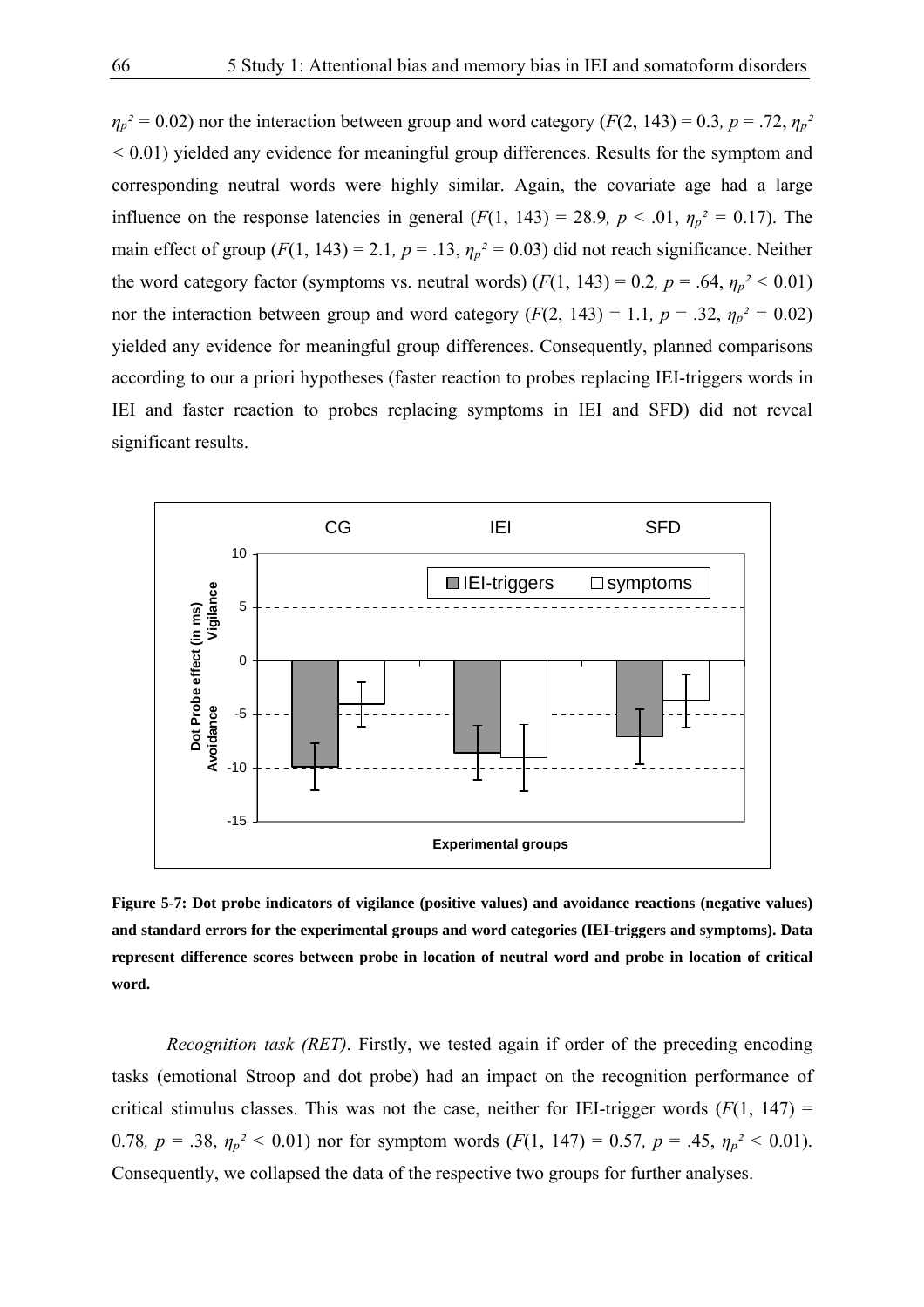$\eta_p^2 = 0.02$) nor the interaction between group and word category ($F(2, 143) = 0.3$, $p = .72$, $\eta_p^2 < 0.01$) yielded any evidence for meaningful group differences. Results for the symptom and corresponding neutral words were highly similar. Again, the covariate age had a large influence on the response latencies in general ($F(1, 143) = 28.9$, $p < .01$, $\eta_p^2 = 0.17$). The main effect of group ($F(1, 143) = 2.1$, $p = .13$, $\eta_p^2 = 0.03$) did not reach significance. Neither the word category factor (symptoms vs. neutral words) ($F(1, 143) = 0.2$, $p = .64$, $\eta_p^2 < 0.01$) nor the interaction between group and word category ($F(2, 143) = 1.1$, $p = .32$, $\eta_p^2 = 0.02$) yielded any evidence for meaningful group differences. Consequently, planned comparisons according to our a priori hypotheses (faster reaction to probes replacing IEI-triggers words in IEI and faster reaction to probes replacing symptoms in IEI and SFD) did not reveal significant results.

**Figure 5-7: Dot probe indicators of vigilance (positive values) and avoidance reactions (negative values) and standard errors for the experimental groups and word categories (IEI-triggers and symptoms). Data represent difference scores between probe in location of neutral word and probe in location of critical word.**

*Recognition task (RET).* Firstly, we tested again if order of the preceding encoding tasks (emotional Stroop and dot probe) had an impact on the recognition performance of critical stimulus classes. This was not the case, neither for IEI-trigger words ($F(1, 147) = 0.78$, $p = .38$, $\eta_p^2 < 0.01$) nor for symptom words ($F(1, 147) = 0.57$, $p = .45$, $\eta_p^2 < 0.01$). Consequently, we collapsed the data of the respective two groups for further analyses.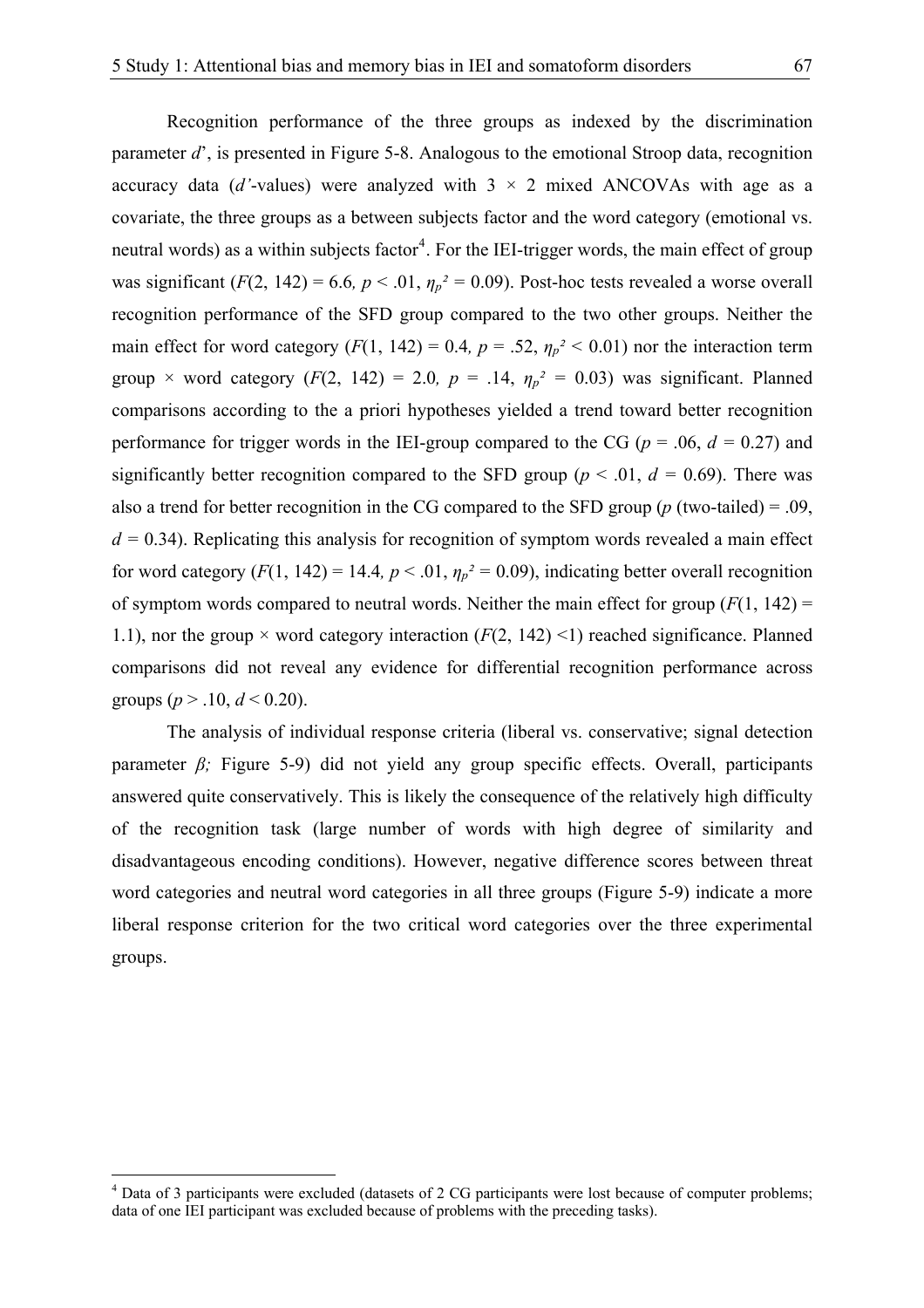Recognition performance of the three groups as indexed by the discrimination parameter *d*', is presented in Figure 5-8. Analogous to the emotional Stroop data, recognition accuracy data (*d'*-values) were analyzed with 3 × 2 mixed ANCOVAs with age as a covariate, the three groups as a between subjects factor and the word category (emotional vs. neutral words) as a within subjects factor[4]. For the IEI-trigger words, the main effect of group was significant ($F(2, 142) = 6.6$, $p < .01$, $\eta_p^2 = 0.09$). Post-hoc tests revealed a worse overall recognition performance of the SFD group compared to the two other groups. Neither the main effect for word category ($F(1, 142) = 0.4$, $p = .52$, $\eta_p^2 < 0.01$) nor the interaction term group × word category ($F(2, 142) = 2.0$, $p = .14$, $\eta_p^2 = 0.03$) was significant. Planned comparisons according to the a priori hypotheses yielded a trend toward better recognition performance for trigger words in the IEI-group compared to the CG ($p = .06$, $d = 0.27$) and significantly better recognition compared to the SFD group ($p < .01$, $d = 0.69$). There was also a trend for better recognition in the CG compared to the SFD group ($p$ (two-tailed) = .09, $d = 0.34$). Replicating this analysis for recognition of symptom words revealed a main effect for word category ($F(1, 142) = 14.4$, $p < .01$, $\eta_p^2 = 0.09$), indicating better overall recognition of symptom words compared to neutral words. Neither the main effect for group ($F(1, 142) = 1.1$), nor the group × word category interaction ($F(2, 142) < 1$) reached significance. Planned comparisons did not reveal any evidence for differential recognition performance across groups ($p > .10$, $d < 0.20$).

The analysis of individual response criteria (liberal vs. conservative; signal detection parameter $\beta$; Figure 5-9) did not yield any group specific effects. Overall, participants answered quite conservatively. This is likely the consequence of the relatively high difficulty of the recognition task (large number of words with high degree of similarity and disadvantageous encoding conditions). However, negative difference scores between threat word categories and neutral word categories in all three groups (Figure 5-9) indicate a more liberal response criterion for the two critical word categories over the three experimental groups.

---

[4] Data of 3 participants were excluded (datasets of 2 CG participants were lost because of computer problems; data of one IEI participant was excluded because of problems with the preceding tasks).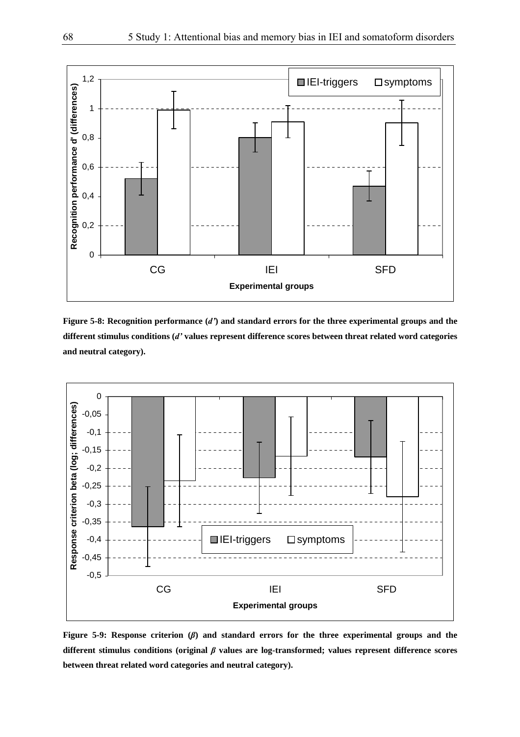**Figure 5-8: Recognition performance (*d'*) and standard errors for the three experimental groups and the different stimulus conditions (*d'* values represent difference scores between threat related word categories and neutral category).**

**Figure 5-9: Response criterion (*β*) and standard errors for the three experimental groups and the different stimulus conditions (original *β* values are log-transformed; values represent difference scores between threat related word categories and neutral category).**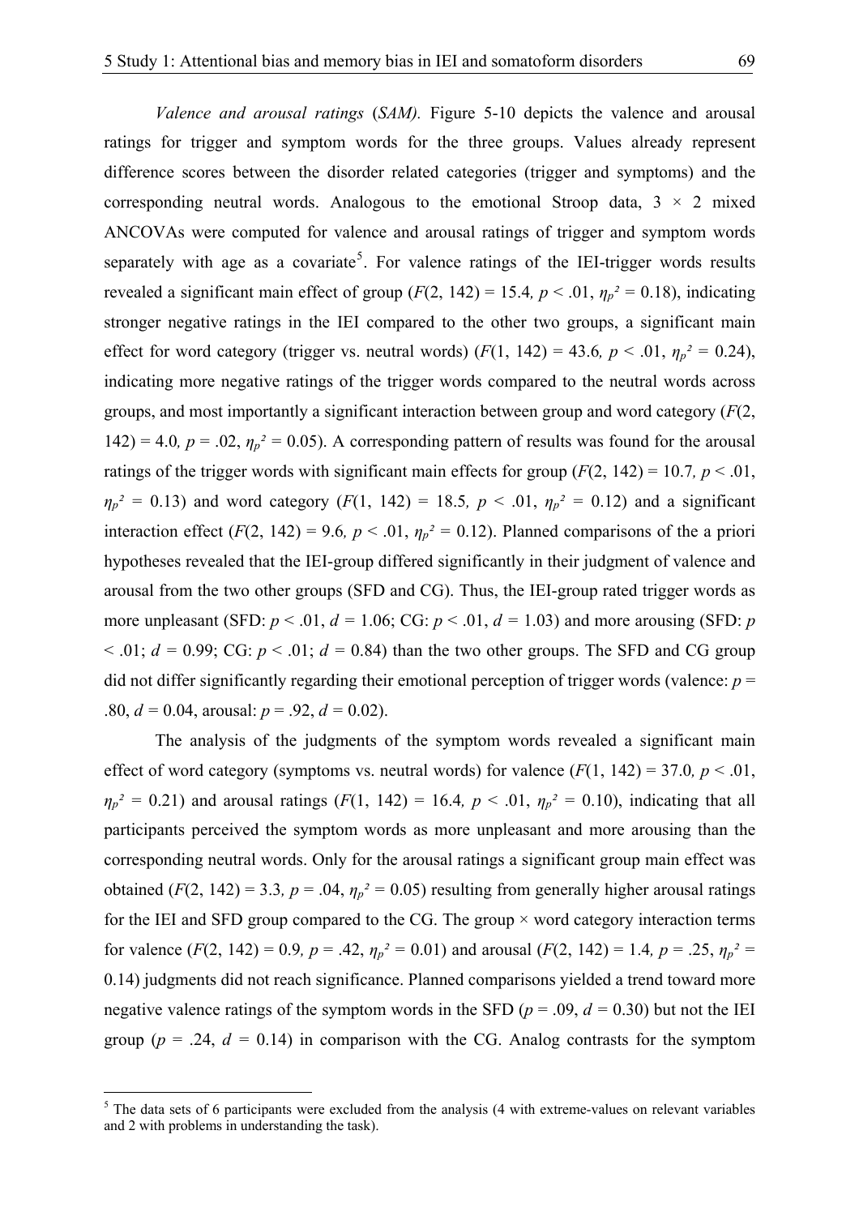*Valence and arousal ratings* (*SAM).* Figure 5-10 depicts the valence and arousal ratings for trigger and symptom words for the three groups. Values already represent difference scores between the disorder related categories (trigger and symptoms) and the corresponding neutral words. Analogous to the emotional Stroop data, 3 × 2 mixed ANCOVAs were computed for valence and arousal ratings of trigger and symptom words separately with age as a covariate[5]. For valence ratings of the IEI-trigger words results revealed a significant main effect of group ($F(2, 142) = 15.4$, $p < .01$, $\eta_p^2 = 0.18$), indicating stronger negative ratings in the IEI compared to the other two groups, a significant main effect for word category (trigger vs. neutral words) ($F(1, 142) = 43.6$, $p < .01$, $\eta_p^2 = 0.24$), indicating more negative ratings of the trigger words compared to the neutral words across groups, and most importantly a significant interaction between group and word category ($F(2, 142) = 4.0$, $p = .02$, $\eta_p^2 = 0.05$). A corresponding pattern of results was found for the arousal ratings of the trigger words with significant main effects for group ($F(2, 142) = 10.7$, $p < .01$, $\eta_p^2 = 0.13$) and word category ($F(1, 142) = 18.5$, $p < .01$, $\eta_p^2 = 0.12$) and a significant interaction effect ($F(2, 142) = 9.6$, $p < .01$, $\eta_p^2 = 0.12$). Planned comparisons of the a priori hypotheses revealed that the IEI-group differed significantly in their judgment of valence and arousal from the two other groups (SFD and CG). Thus, the IEI-group rated trigger words as more unpleasant (SFD: $p < .01$, $d = 1.06$; CG: $p < .01$, $d = 1.03$) and more arousing (SFD: $p < .01$; $d = 0.99$; CG: $p < .01$; $d = 0.84$) than the two other groups. The SFD and CG group did not differ significantly regarding their emotional perception of trigger words (valence: $p = .80$, $d = 0.04$, arousal: $p = .92$, $d = 0.02$).

The analysis of the judgments of the symptom words revealed a significant main effect of word category (symptoms vs. neutral words) for valence ($F(1, 142) = 37.0$, $p < .01$, $\eta_p^2 = 0.21$) and arousal ratings ($F(1, 142) = 16.4$, $p < .01$, $\eta_p^2 = 0.10$), indicating that all participants perceived the symptom words as more unpleasant and more arousing than the corresponding neutral words. Only for the arousal ratings a significant group main effect was obtained ($F(2, 142) = 3.3$, $p = .04$, $\eta_p^2 = 0.05$) resulting from generally higher arousal ratings for the IEI and SFD group compared to the CG. The group × word category interaction terms for valence ($F(2, 142) = 0.9$, $p = .42$, $\eta_p^2 = 0.01$) and arousal ($F(2, 142) = 1.4$, $p = .25$, $\eta_p^2 = 0.14$) judgments did not reach significance. Planned comparisons yielded a trend toward more negative valence ratings of the symptom words in the SFD ($p = .09$, $d = 0.30$) but not the IEI group ($p = .24$, $d = 0.14$) in comparison with the CG. Analog contrasts for the symptom

[5] The data sets of 6 participants were excluded from the analysis (4 with extreme-values on relevant variables and 2 with problems in understanding the task).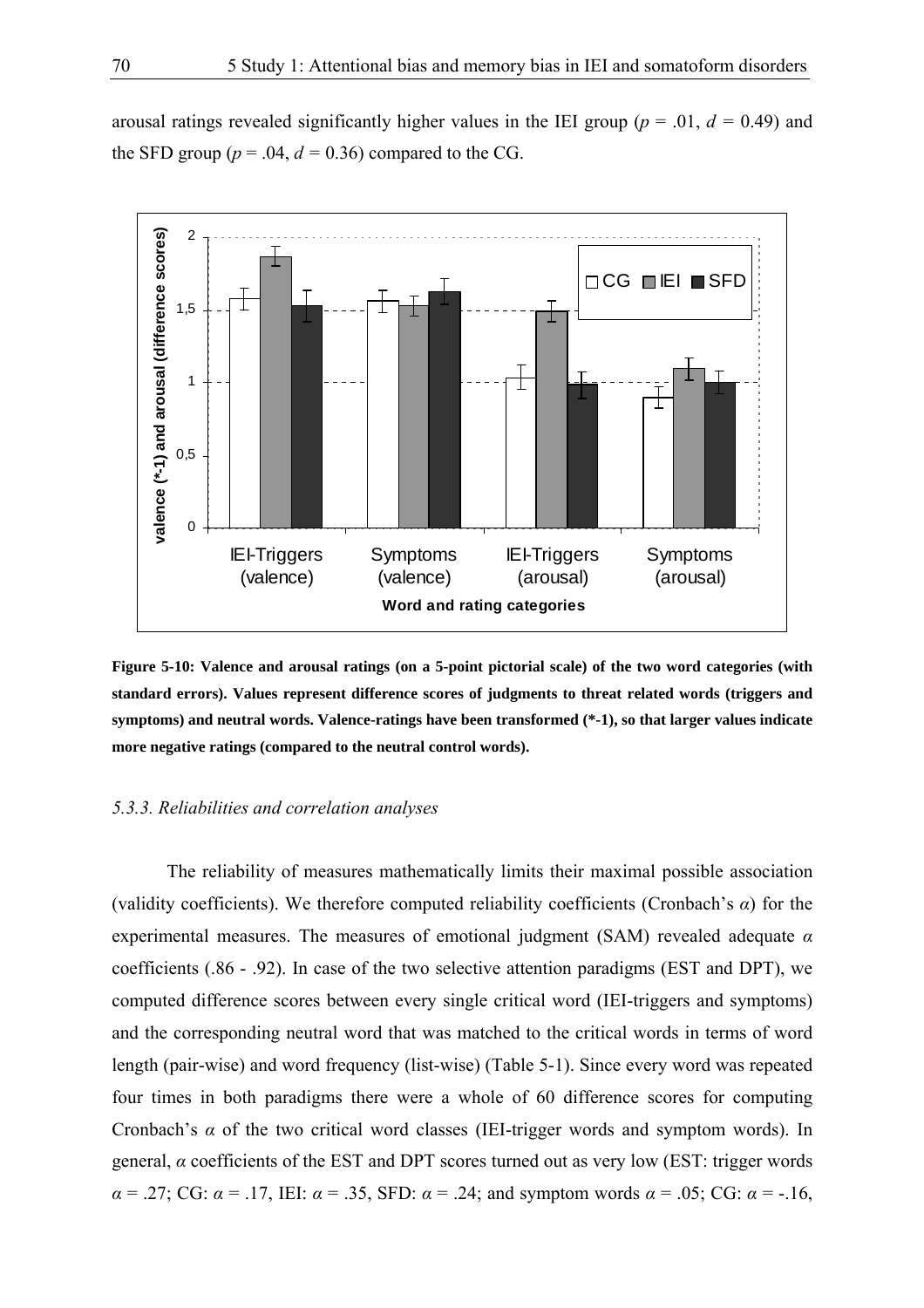arousal ratings revealed significantly higher values in the IEI group ($p$ = .01, $d$ = 0.49) and the SFD group ($p$ = .04, $d$ = 0.36) compared to the CG.

**Figure 5-10: Valence and arousal ratings (on a 5-point pictorial scale) of the two word categories (with standard errors). Values represent difference scores of judgments to threat related words (triggers and symptoms) and neutral words. Valence-ratings have been transformed (*-1), so that larger values indicate more negative ratings (compared to the neutral control words).**

### *5.3.3. Reliabilities and correlation analyses*

The reliability of measures mathematically limits their maximal possible association (validity coefficients). We therefore computed reliability coefficients (Cronbach's $\alpha$) for the experimental measures. The measures of emotional judgment (SAM) revealed adequate $\alpha$ coefficients (.86 - .92). In case of the two selective attention paradigms (EST and DPT), we computed difference scores between every single critical word (IEI-triggers and symptoms) and the corresponding neutral word that was matched to the critical words in terms of word length (pair-wise) and word frequency (list-wise) (Table 5-1). Since every word was repeated four times in both paradigms there were a whole of 60 difference scores for computing Cronbach's $\alpha$ of the two critical word classes (IEI-trigger words and symptom words). In general, $\alpha$ coefficients of the EST and DPT scores turned out as very low (EST: trigger words $\alpha$ = .27; CG: $\alpha$ = .17, IEI: $\alpha$ = .35, SFD: $\alpha$ = .24; and symptom words $\alpha$ = .05; CG: $\alpha$ = -.16,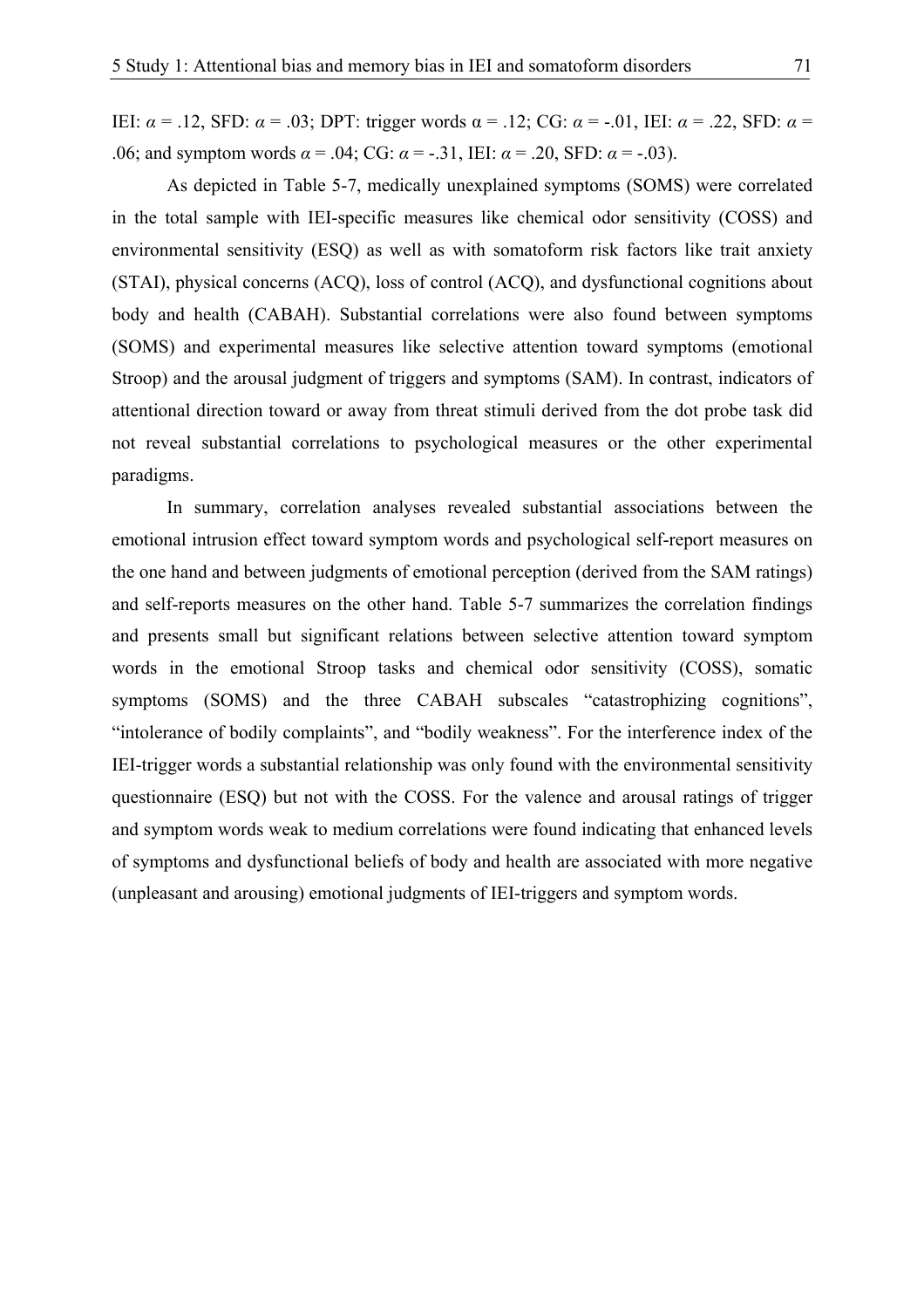IEI: $\alpha = .12$, SFD: $\alpha = .03$; DPT: trigger words $\alpha = .12$; CG: $\alpha = -.01$, IEI: $\alpha = .22$, SFD: $\alpha = .06$; and symptom words $\alpha = .04$; CG: $\alpha = -.31$, IEI: $\alpha = .20$, SFD: $\alpha = -.03$).

As depicted in Table 5-7, medically unexplained symptoms (SOMS) were correlated in the total sample with IEI-specific measures like chemical odor sensitivity (COSS) and environmental sensitivity (ESQ) as well as with somatoform risk factors like trait anxiety (STAI), physical concerns (ACQ), loss of control (ACQ), and dysfunctional cognitions about body and health (CABAH). Substantial correlations were also found between symptoms (SOMS) and experimental measures like selective attention toward symptoms (emotional Stroop) and the arousal judgment of triggers and symptoms (SAM). In contrast, indicators of attentional direction toward or away from threat stimuli derived from the dot probe task did not reveal substantial correlations to psychological measures or the other experimental paradigms.

In summary, correlation analyses revealed substantial associations between the emotional intrusion effect toward symptom words and psychological self-report measures on the one hand and between judgments of emotional perception (derived from the SAM ratings) and self-reports measures on the other hand. Table 5-7 summarizes the correlation findings and presents small but significant relations between selective attention toward symptom words in the emotional Stroop tasks and chemical odor sensitivity (COSS), somatic symptoms (SOMS) and the three CABAH subscales "catastrophizing cognitions", "intolerance of bodily complaints", and "bodily weakness". For the interference index of the IEI-trigger words a substantial relationship was only found with the environmental sensitivity questionnaire (ESQ) but not with the COSS. For the valence and arousal ratings of trigger and symptom words weak to medium correlations were found indicating that enhanced levels of symptoms and dysfunctional beliefs of body and health are associated with more negative (unpleasant and arousing) emotional judgments of IEI-triggers and symptom words.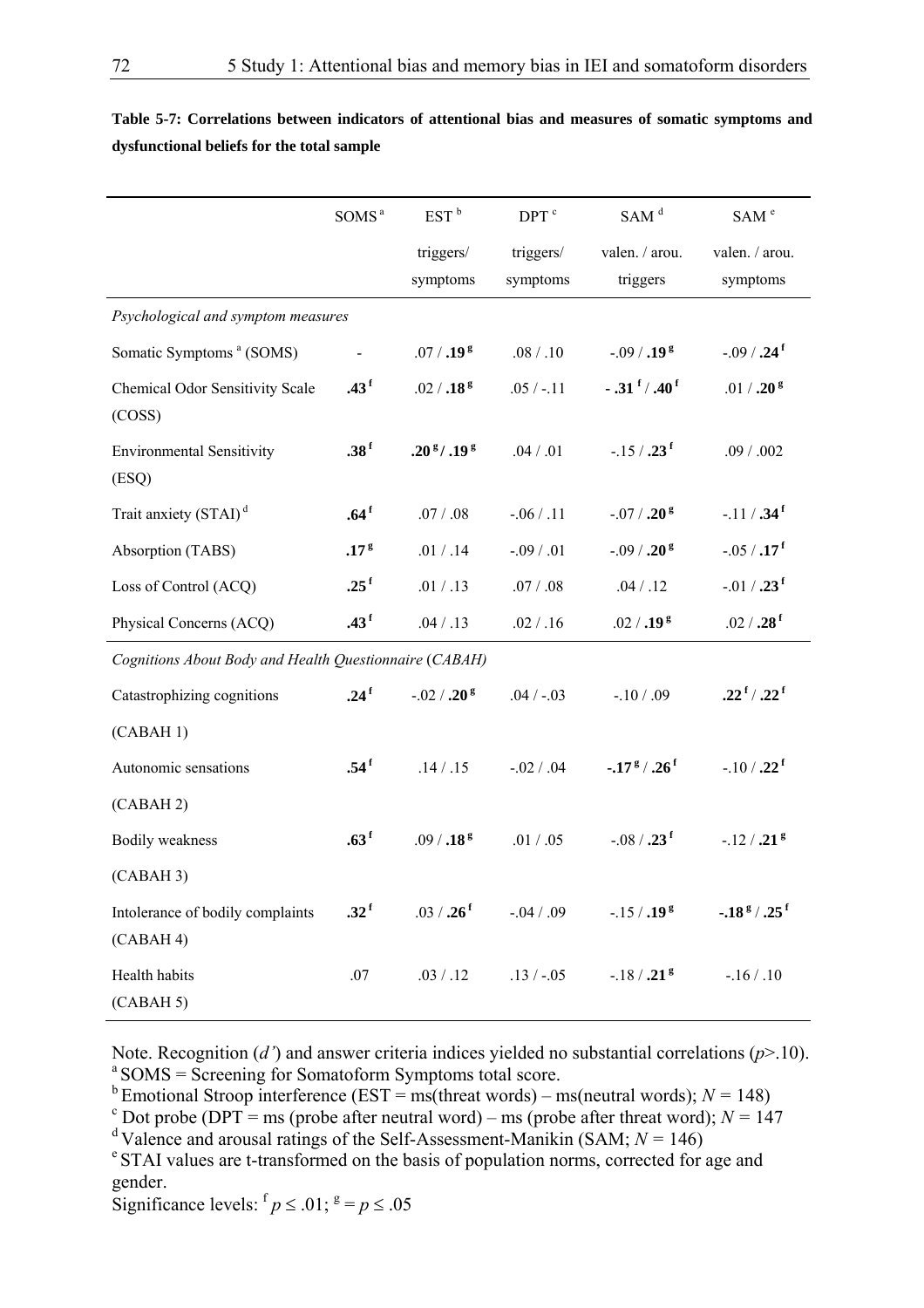**Table 5-7: Correlations between indicators of attentional bias and measures of somatic symptoms and dysfunctional beliefs for the total sample**

| | SOMS [a] | EST [b] | DPT [c] | SAM [d] | SAM [e] |
|---|---|---|---|---|---|
| | | triggers/ symptoms | triggers/ symptoms | valen. / arou. triggers | valen. / arou. symptoms |
| *Psychological and symptom measures* | | | | | |
| Somatic Symptoms [a] (SOMS) | - | .07 / **.19** [g] | .08 / .10 | -.09 / **.19** [g] | -.09 / **.24** [f] |
| Chemical Odor Sensitivity Scale (COSS) | **.43** [f] | .02 / **.18** [g] | .05 / -.11 | **- .31** [f] / **.40** [f] | .01 / **.20** [g] |
| Environmental Sensitivity (ESQ) | **.38** [f] | **.20** [g] / **.19** [g] | .04 / .01 | -.15 / **.23** [f] | .09 / .002 |
| Trait anxiety (STAI) [d] | **.64** [f] | .07 / .08 | -.06 / .11 | -.07 / **.20** [g] | -.11 / **.34** [f] |
| Absorption (TABS) | **.17** [g] | .01 / .14 | -.09 / .01 | -.09 / **.20** [g] | -.05 / **.17** [f] |
| Loss of Control (ACQ) | **.25** [f] | .01 / .13 | .07 / .08 | .04 / .12 | -.01 / **.23** [f] |
| Physical Concerns (ACQ) | **.43** [f] | .04 / .13 | .02 / .16 | .02 / **.19** [g] | .02 / **.28** [f] |
| *Cognitions About Body and Health Questionnaire (CABAH)* | | | | | |
| Catastrophizing cognitions (CABAH 1) | **.24** [f] | -.02 / **.20** [g] | .04 / -.03 | -.10 / .09 | **.22** [f] / **.22** [f] |
| Autonomic sensations (CABAH 2) | **.54** [f] | .14 / .15 | -.02 / .04 | **-.17** [g] / **.26** [f] | -.10 / **.22** [f] |
| Bodily weakness (CABAH 3) | **.63** [f] | .09 / **.18** [g] | .01 / .05 | -.08 / **.23** [f] | -.12 / **.21** [g] |
| Intolerance of bodily complaints (CABAH 4) | **.32** [f] | .03 / **.26** [f] | -.04 / .09 | -.15 / **.19** [g] | **-.18** [g] / **.25** [f] |
| Health habits (CABAH 5) | .07 | .03 / .12 | .13 / -.05 | -.18 / **.21** [g] | -.16 / .10 |

Note. Recognition ($d'$) and answer criteria indices yielded no substantial correlations ($p$>.10).
[a] SOMS = Screening for Somatoform Symptoms total score.
[b] Emotional Stroop interference (EST = ms(threat words) – ms(neutral words); $N$ = 148)
[c] Dot probe (DPT = ms (probe after neutral word) – ms (probe after threat word); $N$ = 147
[d] Valence and arousal ratings of the Self-Assessment-Manikin (SAM; $N$ = 146)
[e] STAI values are t-transformed on the basis of population norms, corrected for age and gender.
Significance levels: [f] $p \leq .01$; [g] $= p \leq .05$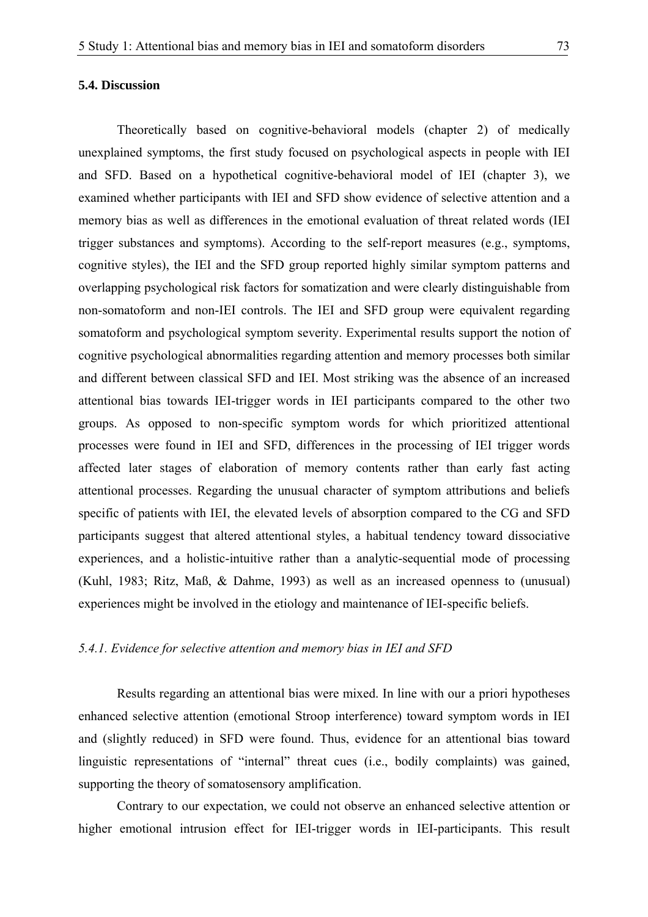### 5.4. Discussion

Theoretically based on cognitive-behavioral models (chapter 2) of medically unexplained symptoms, the first study focused on psychological aspects in people with IEI and SFD. Based on a hypothetical cognitive-behavioral model of IEI (chapter 3), we examined whether participants with IEI and SFD show evidence of selective attention and a memory bias as well as differences in the emotional evaluation of threat related words (IEI trigger substances and symptoms). According to the self-report measures (e.g., symptoms, cognitive styles), the IEI and the SFD group reported highly similar symptom patterns and overlapping psychological risk factors for somatization and were clearly distinguishable from non-somatoform and non-IEI controls. The IEI and SFD group were equivalent regarding somatoform and psychological symptom severity. Experimental results support the notion of cognitive psychological abnormalities regarding attention and memory processes both similar and different between classical SFD and IEI. Most striking was the absence of an increased attentional bias towards IEI-trigger words in IEI participants compared to the other two groups. As opposed to non-specific symptom words for which prioritized attentional processes were found in IEI and SFD, differences in the processing of IEI trigger words affected later stages of elaboration of memory contents rather than early fast acting attentional processes. Regarding the unusual character of symptom attributions and beliefs specific of patients with IEI, the elevated levels of absorption compared to the CG and SFD participants suggest that altered attentional styles, a habitual tendency toward dissociative experiences, and a holistic-intuitive rather than a analytic-sequential mode of processing (Kuhl, 1983; Ritz, Maß, & Dahme, 1993) as well as an increased openness to (unusual) experiences might be involved in the etiology and maintenance of IEI-specific beliefs.

#### *5.4.1. Evidence for selective attention and memory bias in IEI and SFD*

Results regarding an attentional bias were mixed. In line with our a priori hypotheses enhanced selective attention (emotional Stroop interference) toward symptom words in IEI and (slightly reduced) in SFD were found. Thus, evidence for an attentional bias toward linguistic representations of "internal" threat cues (i.e., bodily complaints) was gained, supporting the theory of somatosensory amplification.

Contrary to our expectation, we could not observe an enhanced selective attention or higher emotional intrusion effect for IEI-trigger words in IEI-participants. This result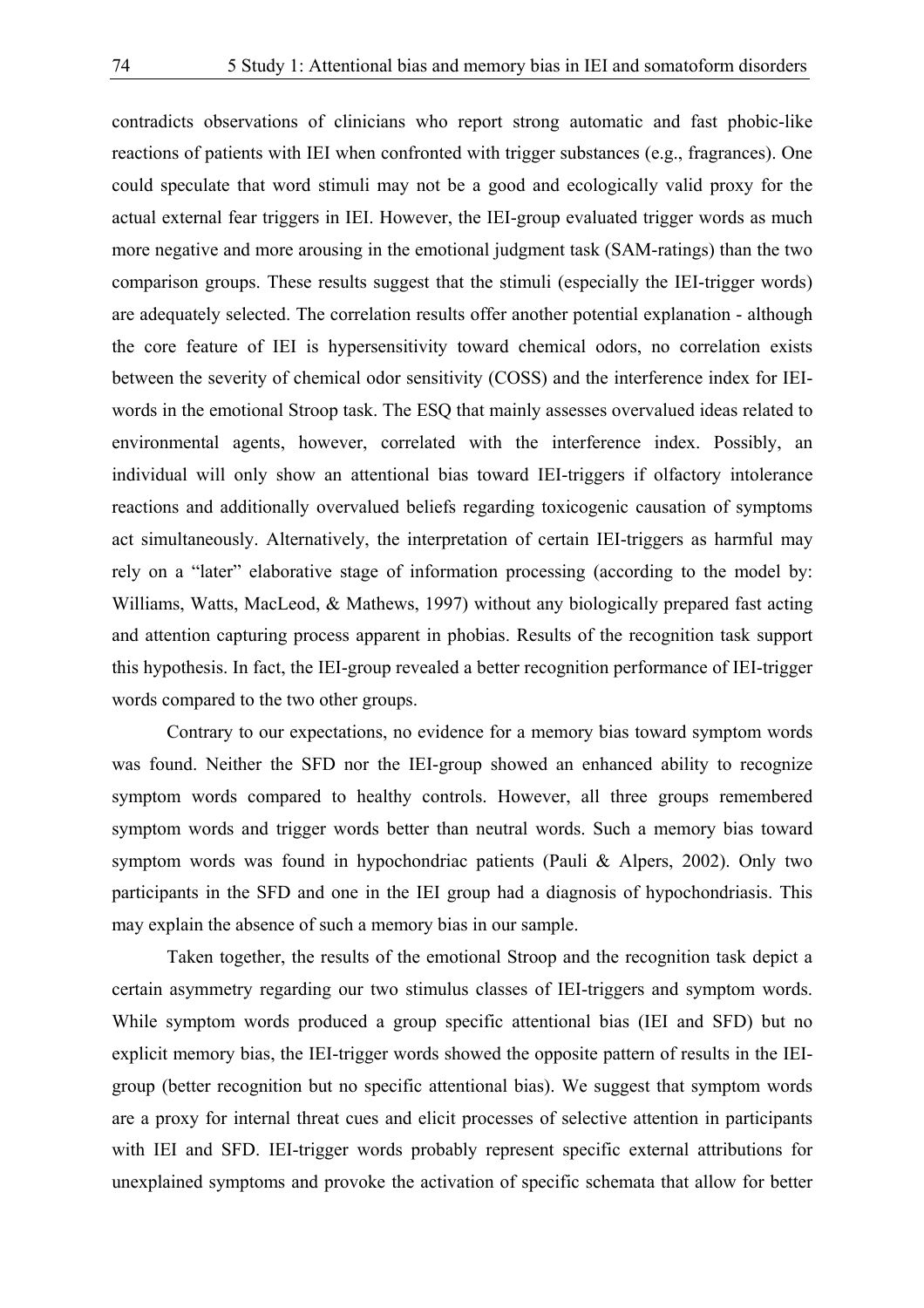contradicts observations of clinicians who report strong automatic and fast phobic-like reactions of patients with IEI when confronted with trigger substances (e.g., fragrances). One could speculate that word stimuli may not be a good and ecologically valid proxy for the actual external fear triggers in IEI. However, the IEI-group evaluated trigger words as much more negative and more arousing in the emotional judgment task (SAM-ratings) than the two comparison groups. These results suggest that the stimuli (especially the IEI-trigger words) are adequately selected. The correlation results offer another potential explanation - although the core feature of IEI is hypersensitivity toward chemical odors, no correlation exists between the severity of chemical odor sensitivity (COSS) and the interference index for IEI-words in the emotional Stroop task. The ESQ that mainly assesses overvalued ideas related to environmental agents, however, correlated with the interference index. Possibly, an individual will only show an attentional bias toward IEI-triggers if olfactory intolerance reactions and additionally overvalued beliefs regarding toxicogenic causation of symptoms act simultaneously. Alternatively, the interpretation of certain IEI-triggers as harmful may rely on a "later" elaborative stage of information processing (according to the model by: Williams, Watts, MacLeod, & Mathews, 1997) without any biologically prepared fast acting and attention capturing process apparent in phobias. Results of the recognition task support this hypothesis. In fact, the IEI-group revealed a better recognition performance of IEI-trigger words compared to the two other groups.

Contrary to our expectations, no evidence for a memory bias toward symptom words was found. Neither the SFD nor the IEI-group showed an enhanced ability to recognize symptom words compared to healthy controls. However, all three groups remembered symptom words and trigger words better than neutral words. Such a memory bias toward symptom words was found in hypochondriac patients (Pauli & Alpers, 2002). Only two participants in the SFD and one in the IEI group had a diagnosis of hypochondriasis. This may explain the absence of such a memory bias in our sample.

Taken together, the results of the emotional Stroop and the recognition task depict a certain asymmetry regarding our two stimulus classes of IEI-triggers and symptom words. While symptom words produced a group specific attentional bias (IEI and SFD) but no explicit memory bias, the IEI-trigger words showed the opposite pattern of results in the IEI-group (better recognition but no specific attentional bias). We suggest that symptom words are a proxy for internal threat cues and elicit processes of selective attention in participants with IEI and SFD. IEI-trigger words probably represent specific external attributions for unexplained symptoms and provoke the activation of specific schemata that allow for better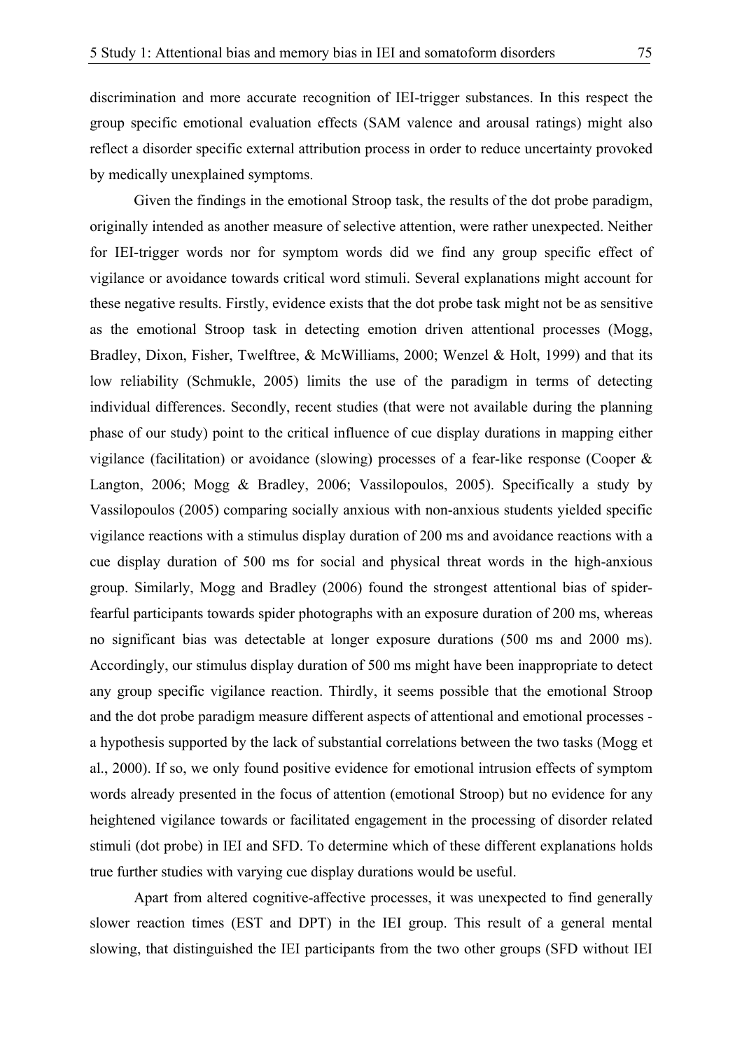discrimination and more accurate recognition of IEI-trigger substances. In this respect the group specific emotional evaluation effects (SAM valence and arousal ratings) might also reflect a disorder specific external attribution process in order to reduce uncertainty provoked by medically unexplained symptoms.

Given the findings in the emotional Stroop task, the results of the dot probe paradigm, originally intended as another measure of selective attention, were rather unexpected. Neither for IEI-trigger words nor for symptom words did we find any group specific effect of vigilance or avoidance towards critical word stimuli. Several explanations might account for these negative results. Firstly, evidence exists that the dot probe task might not be as sensitive as the emotional Stroop task in detecting emotion driven attentional processes (Mogg, Bradley, Dixon, Fisher, Twelftree, & McWilliams, 2000; Wenzel & Holt, 1999) and that its low reliability (Schmukle, 2005) limits the use of the paradigm in terms of detecting individual differences. Secondly, recent studies (that were not available during the planning phase of our study) point to the critical influence of cue display durations in mapping either vigilance (facilitation) or avoidance (slowing) processes of a fear-like response (Cooper & Langton, 2006; Mogg & Bradley, 2006; Vassilopoulos, 2005). Specifically a study by Vassilopoulos (2005) comparing socially anxious with non-anxious students yielded specific vigilance reactions with a stimulus display duration of 200 ms and avoidance reactions with a cue display duration of 500 ms for social and physical threat words in the high-anxious group. Similarly, Mogg and Bradley (2006) found the strongest attentional bias of spider-fearful participants towards spider photographs with an exposure duration of 200 ms, whereas no significant bias was detectable at longer exposure durations (500 ms and 2000 ms). Accordingly, our stimulus display duration of 500 ms might have been inappropriate to detect any group specific vigilance reaction. Thirdly, it seems possible that the emotional Stroop and the dot probe paradigm measure different aspects of attentional and emotional processes - a hypothesis supported by the lack of substantial correlations between the two tasks (Mogg et al., 2000). If so, we only found positive evidence for emotional intrusion effects of symptom words already presented in the focus of attention (emotional Stroop) but no evidence for any heightened vigilance towards or facilitated engagement in the processing of disorder related stimuli (dot probe) in IEI and SFD. To determine which of these different explanations holds true further studies with varying cue display durations would be useful.

Apart from altered cognitive-affective processes, it was unexpected to find generally slower reaction times (EST and DPT) in the IEI group. This result of a general mental slowing, that distinguished the IEI participants from the two other groups (SFD without IEI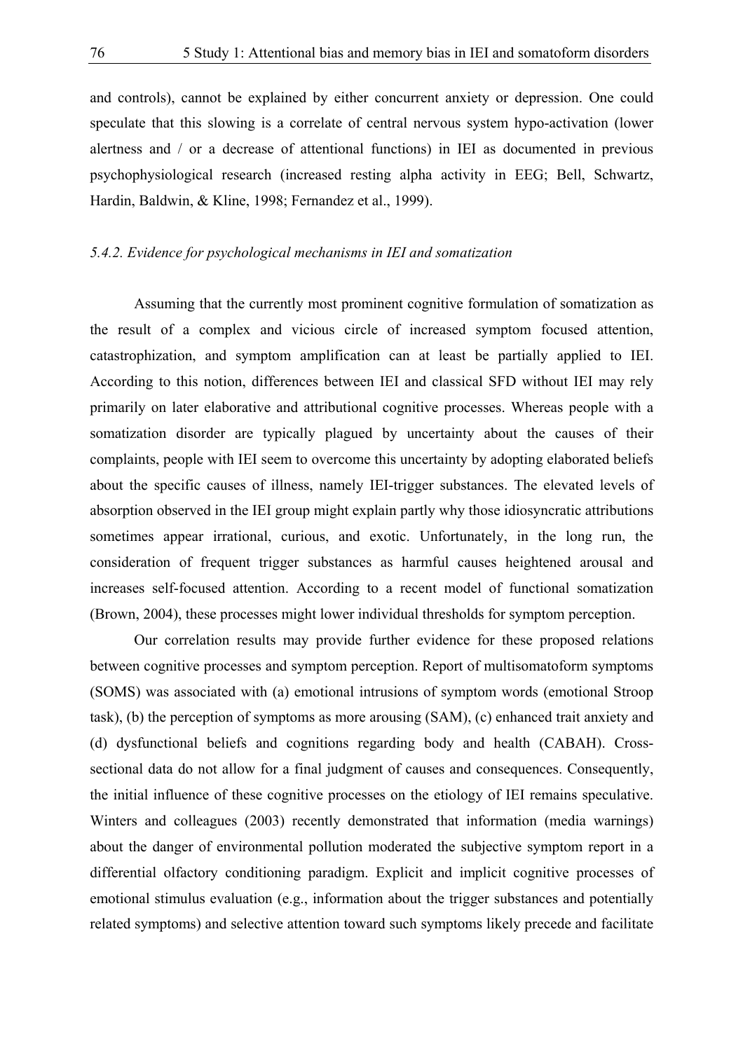and controls), cannot be explained by either concurrent anxiety or depression. One could speculate that this slowing is a correlate of central nervous system hypo-activation (lower alertness and / or a decrease of attentional functions) in IEI as documented in previous psychophysiological research (increased resting alpha activity in EEG; Bell, Schwartz, Hardin, Baldwin, & Kline, 1998; Fernandez et al., 1999).

### *5.4.2. Evidence for psychological mechanisms in IEI and somatization*

Assuming that the currently most prominent cognitive formulation of somatization as the result of a complex and vicious circle of increased symptom focused attention, catastrophization, and symptom amplification can at least be partially applied to IEI. According to this notion, differences between IEI and classical SFD without IEI may rely primarily on later elaborative and attributional cognitive processes. Whereas people with a somatization disorder are typically plagued by uncertainty about the causes of their complaints, people with IEI seem to overcome this uncertainty by adopting elaborated beliefs about the specific causes of illness, namely IEI-trigger substances. The elevated levels of absorption observed in the IEI group might explain partly why those idiosyncratic attributions sometimes appear irrational, curious, and exotic. Unfortunately, in the long run, the consideration of frequent trigger substances as harmful causes heightened arousal and increases self-focused attention. According to a recent model of functional somatization (Brown, 2004), these processes might lower individual thresholds for symptom perception.

Our correlation results may provide further evidence for these proposed relations between cognitive processes and symptom perception. Report of multisomatoform symptoms (SOMS) was associated with (a) emotional intrusions of symptom words (emotional Stroop task), (b) the perception of symptoms as more arousing (SAM), (c) enhanced trait anxiety and (d) dysfunctional beliefs and cognitions regarding body and health (CABAH). Cross-sectional data do not allow for a final judgment of causes and consequences. Consequently, the initial influence of these cognitive processes on the etiology of IEI remains speculative. Winters and colleagues (2003) recently demonstrated that information (media warnings) about the danger of environmental pollution moderated the subjective symptom report in a differential olfactory conditioning paradigm. Explicit and implicit cognitive processes of emotional stimulus evaluation (e.g., information about the trigger substances and potentially related symptoms) and selective attention toward such symptoms likely precede and facilitate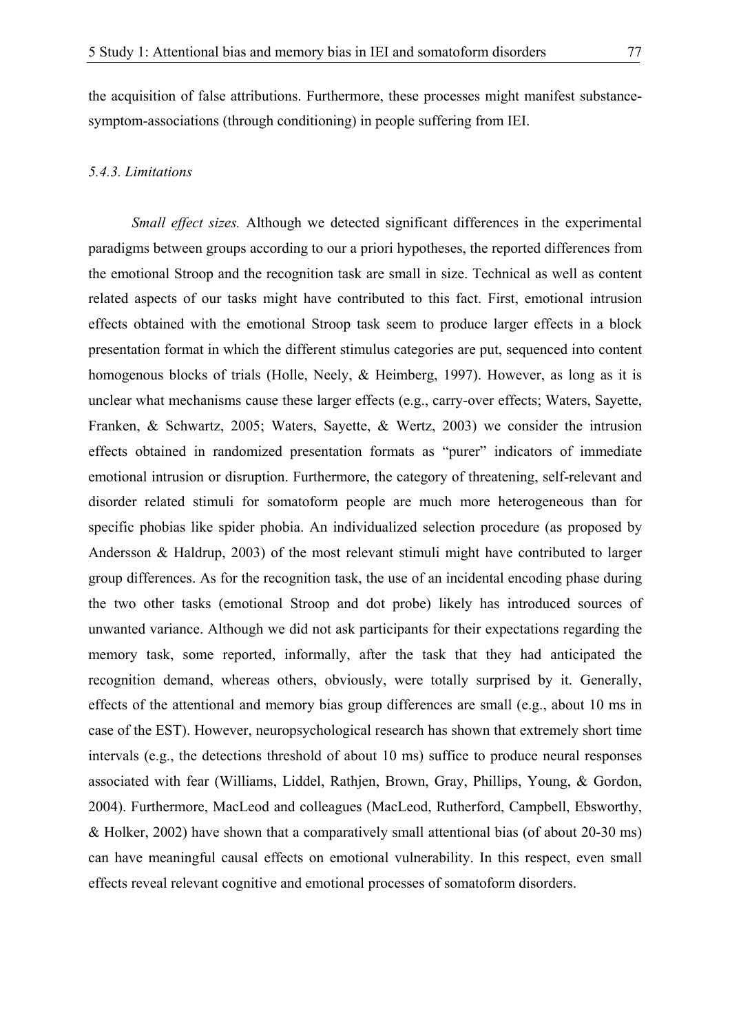the acquisition of false attributions. Furthermore, these processes might manifest substance-symptom-associations (through conditioning) in people suffering from IEI.

### *5.4.3. Limitations*

*Small effect sizes.* Although we detected significant differences in the experimental paradigms between groups according to our a priori hypotheses, the reported differences from the emotional Stroop and the recognition task are small in size. Technical as well as content related aspects of our tasks might have contributed to this fact. First, emotional intrusion effects obtained with the emotional Stroop task seem to produce larger effects in a block presentation format in which the different stimulus categories are put, sequenced into content homogenous blocks of trials (Holle, Neely, & Heimberg, 1997). However, as long as it is unclear what mechanisms cause these larger effects (e.g., carry-over effects; Waters, Sayette, Franken, & Schwartz, 2005; Waters, Sayette, & Wertz, 2003) we consider the intrusion effects obtained in randomized presentation formats as "purer" indicators of immediate emotional intrusion or disruption. Furthermore, the category of threatening, self-relevant and disorder related stimuli for somatoform people are much more heterogeneous than for specific phobias like spider phobia. An individualized selection procedure (as proposed by Andersson & Haldrup, 2003) of the most relevant stimuli might have contributed to larger group differences. As for the recognition task, the use of an incidental encoding phase during the two other tasks (emotional Stroop and dot probe) likely has introduced sources of unwanted variance. Although we did not ask participants for their expectations regarding the memory task, some reported, informally, after the task that they had anticipated the recognition demand, whereas others, obviously, were totally surprised by it. Generally, effects of the attentional and memory bias group differences are small (e.g., about 10 ms in case of the EST). However, neuropsychological research has shown that extremely short time intervals (e.g., the detections threshold of about 10 ms) suffice to produce neural responses associated with fear (Williams, Liddel, Rathjen, Brown, Gray, Phillips, Young, & Gordon, 2004). Furthermore, MacLeod and colleagues (MacLeod, Rutherford, Campbell, Ebsworthy, & Holker, 2002) have shown that a comparatively small attentional bias (of about 20-30 ms) can have meaningful causal effects on emotional vulnerability. In this respect, even small effects reveal relevant cognitive and emotional processes of somatoform disorders.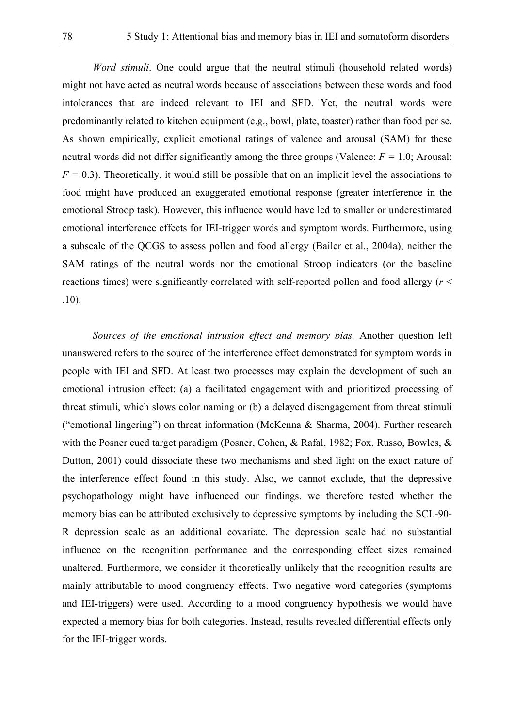*Word stimuli*. One could argue that the neutral stimuli (household related words) might not have acted as neutral words because of associations between these words and food intolerances that are indeed relevant to IEI and SFD. Yet, the neutral words were predominantly related to kitchen equipment (e.g., bowl, plate, toaster) rather than food per se. As shown empirically, explicit emotional ratings of valence and arousal (SAM) for these neutral words did not differ significantly among the three groups (Valence: $F = 1.0$; Arousal: $F = 0.3$). Theoretically, it would still be possible that on an implicit level the associations to food might have produced an exaggerated emotional response (greater interference in the emotional Stroop task). However, this influence would have led to smaller or underestimated emotional interference effects for IEI-trigger words and symptom words. Furthermore, using a subscale of the QCGS to assess pollen and food allergy (Bailer et al., 2004a), neither the SAM ratings of the neutral words nor the emotional Stroop indicators (or the baseline reactions times) were significantly correlated with self-reported pollen and food allergy ($r < .10$).

*Sources of the emotional intrusion effect and memory bias.* Another question left unanswered refers to the source of the interference effect demonstrated for symptom words in people with IEI and SFD. At least two processes may explain the development of such an emotional intrusion effect: (a) a facilitated engagement with and prioritized processing of threat stimuli, which slows color naming or (b) a delayed disengagement from threat stimuli ("emotional lingering") on threat information (McKenna & Sharma, 2004). Further research with the Posner cued target paradigm (Posner, Cohen, & Rafal, 1982; Fox, Russo, Bowles, & Dutton, 2001) could dissociate these two mechanisms and shed light on the exact nature of the interference effect found in this study. Also, we cannot exclude, that the depressive psychopathology might have influenced our findings. we therefore tested whether the memory bias can be attributed exclusively to depressive symptoms by including the SCL-90-R depression scale as an additional covariate. The depression scale had no substantial influence on the recognition performance and the corresponding effect sizes remained unaltered. Furthermore, we consider it theoretically unlikely that the recognition results are mainly attributable to mood congruency effects. Two negative word categories (symptoms and IEI-triggers) were used. According to a mood congruency hypothesis we would have expected a memory bias for both categories. Instead, results revealed differential effects only for the IEI-trigger words.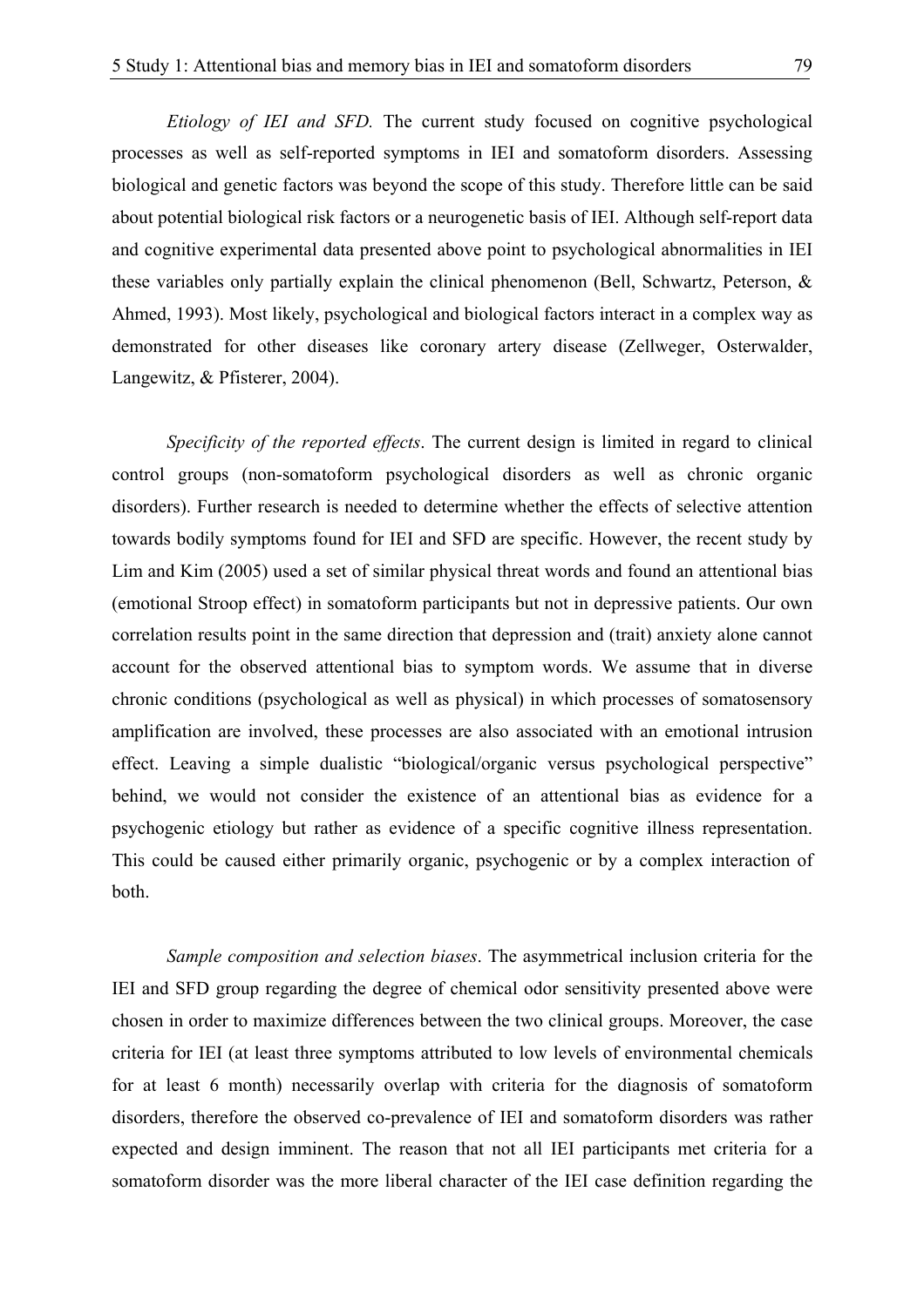*Etiology of IEI and SFD.* The current study focused on cognitive psychological processes as well as self-reported symptoms in IEI and somatoform disorders. Assessing biological and genetic factors was beyond the scope of this study. Therefore little can be said about potential biological risk factors or a neurogenetic basis of IEI. Although self-report data and cognitive experimental data presented above point to psychological abnormalities in IEI these variables only partially explain the clinical phenomenon (Bell, Schwartz, Peterson, & Ahmed, 1993). Most likely, psychological and biological factors interact in a complex way as demonstrated for other diseases like coronary artery disease (Zellweger, Osterwalder, Langewitz, & Pfisterer, 2004).

*Specificity of the reported effects*. The current design is limited in regard to clinical control groups (non-somatoform psychological disorders as well as chronic organic disorders). Further research is needed to determine whether the effects of selective attention towards bodily symptoms found for IEI and SFD are specific. However, the recent study by Lim and Kim (2005) used a set of similar physical threat words and found an attentional bias (emotional Stroop effect) in somatoform participants but not in depressive patients. Our own correlation results point in the same direction that depression and (trait) anxiety alone cannot account for the observed attentional bias to symptom words. We assume that in diverse chronic conditions (psychological as well as physical) in which processes of somatosensory amplification are involved, these processes are also associated with an emotional intrusion effect. Leaving a simple dualistic "biological/organic versus psychological perspective" behind, we would not consider the existence of an attentional bias as evidence for a psychogenic etiology but rather as evidence of a specific cognitive illness representation. This could be caused either primarily organic, psychogenic or by a complex interaction of both.

*Sample composition and selection biases*. The asymmetrical inclusion criteria for the IEI and SFD group regarding the degree of chemical odor sensitivity presented above were chosen in order to maximize differences between the two clinical groups. Moreover, the case criteria for IEI (at least three symptoms attributed to low levels of environmental chemicals for at least 6 month) necessarily overlap with criteria for the diagnosis of somatoform disorders, therefore the observed co-prevalence of IEI and somatoform disorders was rather expected and design imminent. The reason that not all IEI participants met criteria for a somatoform disorder was the more liberal character of the IEI case definition regarding the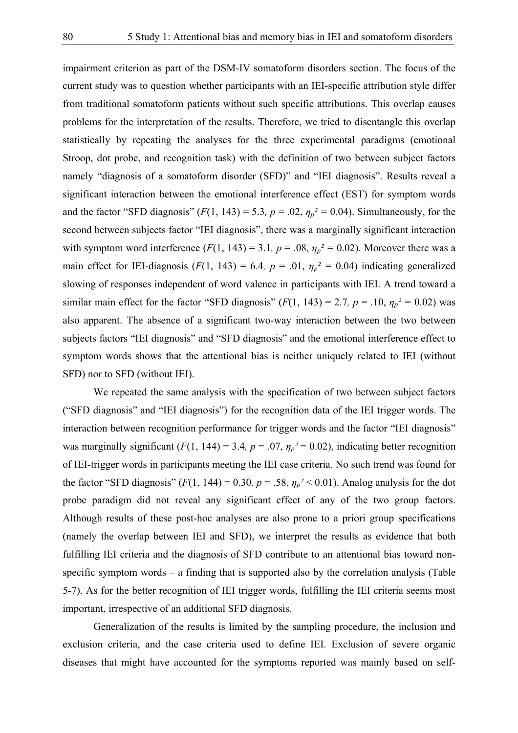impairment criterion as part of the DSM-IV somatoform disorders section. The focus of the current study was to question whether participants with an IEI-specific attribution style differ from traditional somatoform patients without such specific attributions. This overlap causes problems for the interpretation of the results. Therefore, we tried to disentangle this overlap statistically by repeating the analyses for the three experimental paradigms (emotional Stroop, dot probe, and recognition task) with the definition of two between subject factors namely "diagnosis of a somatoform disorder (SFD)" and "IEI diagnosis". Results reveal a significant interaction between the emotional interference effect (EST) for symptom words and the factor "SFD diagnosis" ($F(1, 143) = 5.3$, $p = .02$, $\eta_p^2 = 0.04$). Simultaneously, for the second between subjects factor "IEI diagnosis", there was a marginally significant interaction with symptom word interference ($F(1, 143) = 3.1$, $p = .08$, $\eta_p^2 = 0.02$). Moreover there was a main effect for IEI-diagnosis ($F(1, 143) = 6.4$, $p = .01$, $\eta_p^2 = 0.04$) indicating generalized slowing of responses independent of word valence in participants with IEI. A trend toward a similar main effect for the factor "SFD diagnosis" ($F(1, 143) = 2.7$, $p = .10$, $\eta_p^2 = 0.02$) was also apparent. The absence of a significant two-way interaction between the two between subjects factors "IEI diagnosis" and "SFD diagnosis" and the emotional interference effect to symptom words shows that the attentional bias is neither uniquely related to IEI (without SFD) nor to SFD (without IEI).

We repeated the same analysis with the specification of two between subject factors ("SFD diagnosis" and "IEI diagnosis") for the recognition data of the IEI trigger words. The interaction between recognition performance for trigger words and the factor "IEI diagnosis" was marginally significant ($F(1, 144) = 3.4$, $p = .07$, $\eta_p^2 = 0.02$), indicating better recognition of IEI-trigger words in participants meeting the IEI case criteria. No such trend was found for the factor "SFD diagnosis" ($F(1, 144) = 0.30$, $p = .58$, $\eta_p^2 < 0.01$). Analog analysis for the dot probe paradigm did not reveal any significant effect of any of the two group factors. Although results of these post-hoc analyses are also prone to a priori group specifications (namely the overlap between IEI and SFD), we interpret the results as evidence that both fulfilling IEI criteria and the diagnosis of SFD contribute to an attentional bias toward non-specific symptom words – a finding that is supported also by the correlation analysis (Table 5-7). As for the better recognition of IEI trigger words, fulfilling the IEI criteria seems most important, irrespective of an additional SFD diagnosis.

Generalization of the results is limited by the sampling procedure, the inclusion and exclusion criteria, and the case criteria used to define IEI. Exclusion of severe organic diseases that might have accounted for the symptoms reported was mainly based on self-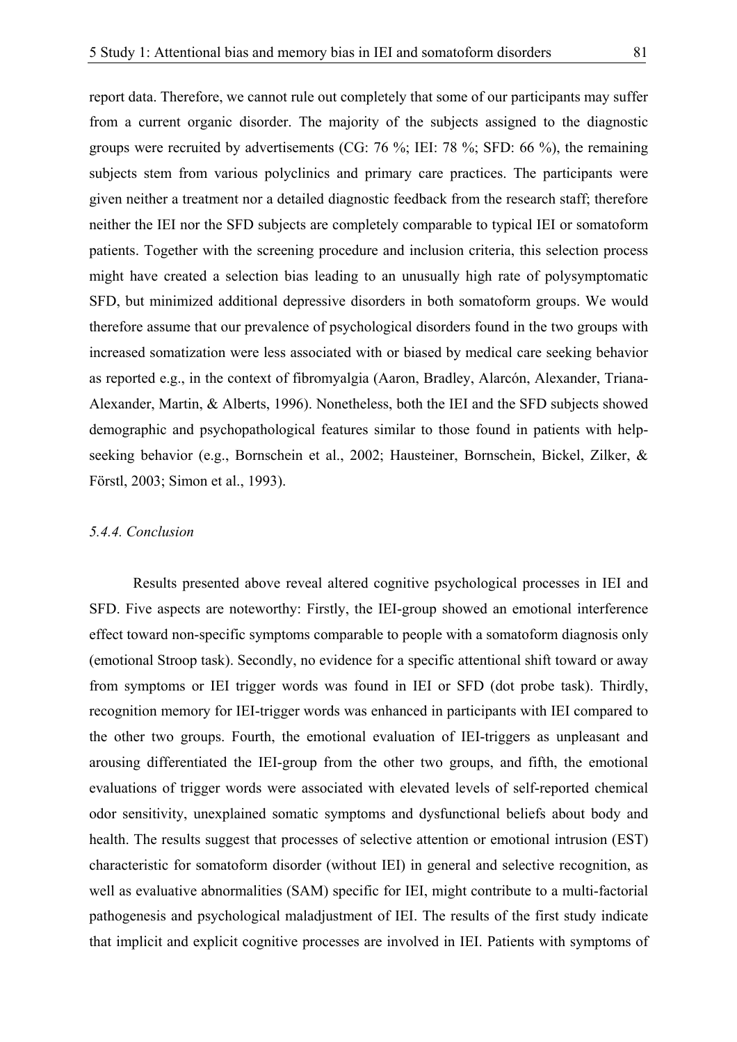report data. Therefore, we cannot rule out completely that some of our participants may suffer from a current organic disorder. The majority of the subjects assigned to the diagnostic groups were recruited by advertisements (CG: 76 %; IEI: 78 %; SFD: 66 %), the remaining subjects stem from various polyclinics and primary care practices. The participants were given neither a treatment nor a detailed diagnostic feedback from the research staff; therefore neither the IEI nor the SFD subjects are completely comparable to typical IEI or somatoform patients. Together with the screening procedure and inclusion criteria, this selection process might have created a selection bias leading to an unusually high rate of polysymptomatic SFD, but minimized additional depressive disorders in both somatoform groups. We would therefore assume that our prevalence of psychological disorders found in the two groups with increased somatization were less associated with or biased by medical care seeking behavior as reported e.g., in the context of fibromyalgia (Aaron, Bradley, Alarcón, Alexander, Triana-Alexander, Martin, & Alberts, 1996). Nonetheless, both the IEI and the SFD subjects showed demographic and psychopathological features similar to those found in patients with help-seeking behavior (e.g., Bornschein et al., 2002; Hausteiner, Bornschein, Bickel, Zilker, & Förstl, 2003; Simon et al., 1993).

### *5.4.4. Conclusion*

Results presented above reveal altered cognitive psychological processes in IEI and SFD. Five aspects are noteworthy: Firstly, the IEI-group showed an emotional interference effect toward non-specific symptoms comparable to people with a somatoform diagnosis only (emotional Stroop task). Secondly, no evidence for a specific attentional shift toward or away from symptoms or IEI trigger words was found in IEI or SFD (dot probe task). Thirdly, recognition memory for IEI-trigger words was enhanced in participants with IEI compared to the other two groups. Fourth, the emotional evaluation of IEI-triggers as unpleasant and arousing differentiated the IEI-group from the other two groups, and fifth, the emotional evaluations of trigger words were associated with elevated levels of self-reported chemical odor sensitivity, unexplained somatic symptoms and dysfunctional beliefs about body and health. The results suggest that processes of selective attention or emotional intrusion (EST) characteristic for somatoform disorder (without IEI) in general and selective recognition, as well as evaluative abnormalities (SAM) specific for IEI, might contribute to a multi-factorial pathogenesis and psychological maladjustment of IEI. The results of the first study indicate that implicit and explicit cognitive processes are involved in IEI. Patients with symptoms of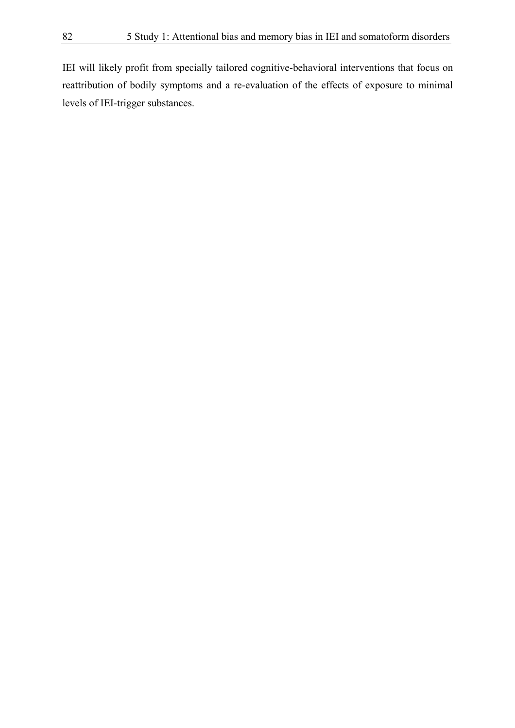IEI will likely profit from specially tailored cognitive-behavioral interventions that focus on reattribution of bodily symptoms and a re-evaluation of the effects of exposure to minimal levels of IEI-trigger substances.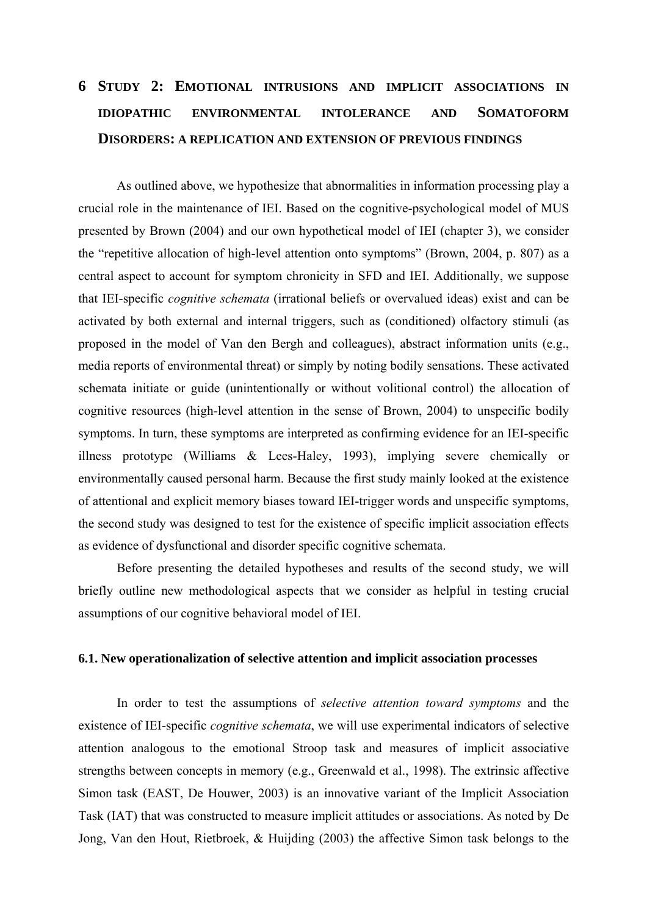# 6 Study 2: Emotional intrusions and implicit associations in idiopathic environmental intolerance and Somatoform Disorders: a replication and extension of previous findings

As outlined above, we hypothesize that abnormalities in information processing play a crucial role in the maintenance of IEI. Based on the cognitive-psychological model of MUS presented by Brown (2004) and our own hypothetical model of IEI (chapter 3), we consider the "repetitive allocation of high-level attention onto symptoms" (Brown, 2004, p. 807) as a central aspect to account for symptom chronicity in SFD and IEI. Additionally, we suppose that IEI-specific *cognitive schemata* (irrational beliefs or overvalued ideas) exist and can be activated by both external and internal triggers, such as (conditioned) olfactory stimuli (as proposed in the model of Van den Bergh and colleagues), abstract information units (e.g., media reports of environmental threat) or simply by noting bodily sensations. These activated schemata initiate or guide (unintentionally or without volitional control) the allocation of cognitive resources (high-level attention in the sense of Brown, 2004) to unspecific bodily symptoms. In turn, these symptoms are interpreted as confirming evidence for an IEI-specific illness prototype (Williams & Lees-Haley, 1993), implying severe chemically or environmentally caused personal harm. Because the first study mainly looked at the existence of attentional and explicit memory biases toward IEI-trigger words and unspecific symptoms, the second study was designed to test for the existence of specific implicit association effects as evidence of dysfunctional and disorder specific cognitive schemata.

Before presenting the detailed hypotheses and results of the second study, we will briefly outline new methodological aspects that we consider as helpful in testing crucial assumptions of our cognitive behavioral model of IEI.

## 6.1. New operationalization of selective attention and implicit association processes

In order to test the assumptions of *selective attention toward symptoms* and the existence of IEI-specific *cognitive schemata*, we will use experimental indicators of selective attention analogous to the emotional Stroop task and measures of implicit associative strengths between concepts in memory (e.g., Greenwald et al., 1998). The extrinsic affective Simon task (EAST, De Houwer, 2003) is an innovative variant of the Implicit Association Task (IAT) that was constructed to measure implicit attitudes or associations. As noted by De Jong, Van den Hout, Rietbroek, & Huijding (2003) the affective Simon task belongs to the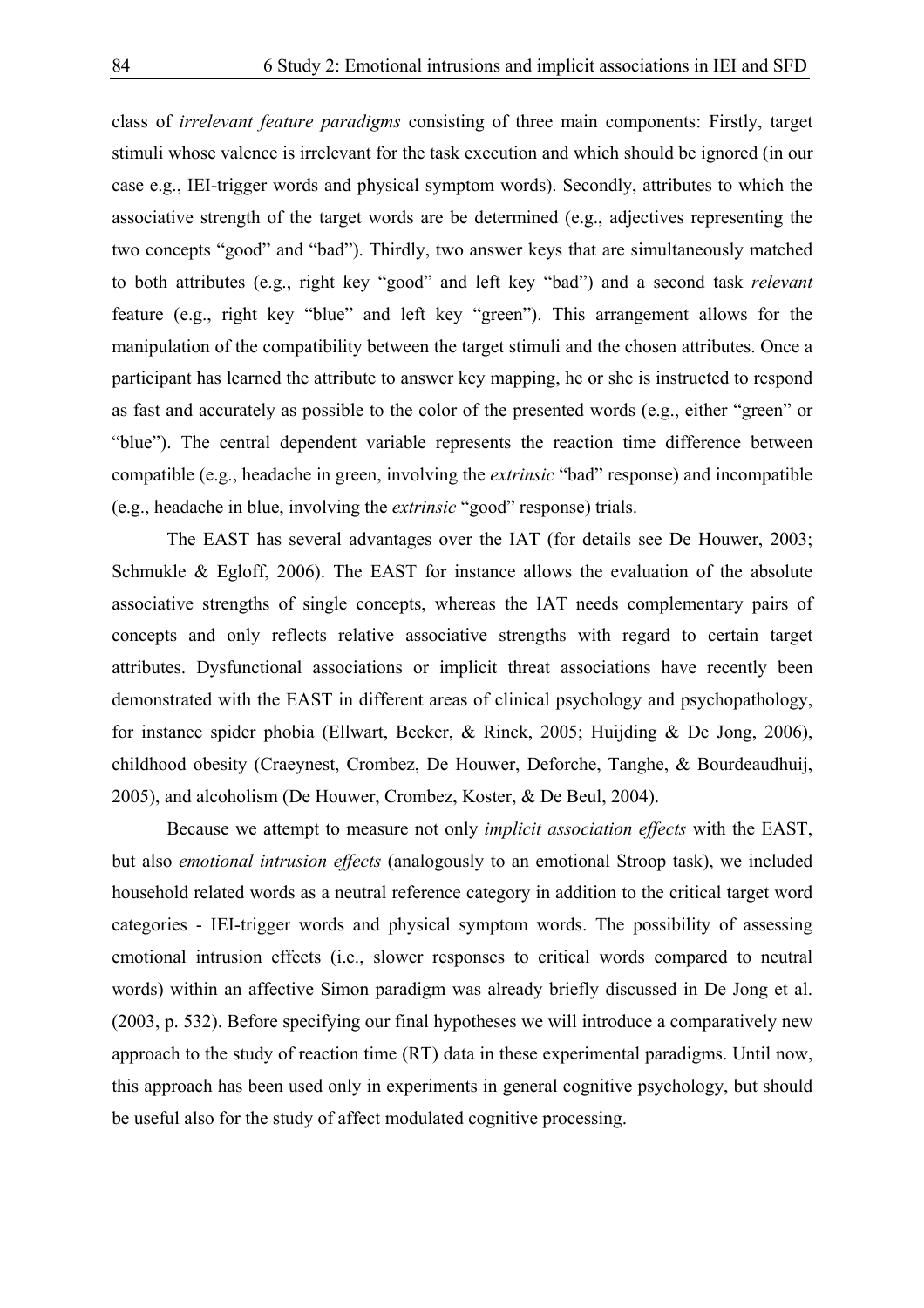class of *irrelevant feature paradigms* consisting of three main components: Firstly, target stimuli whose valence is irrelevant for the task execution and which should be ignored (in our case e.g., IEI-trigger words and physical symptom words). Secondly, attributes to which the associative strength of the target words are be determined (e.g., adjectives representing the two concepts "good" and "bad"). Thirdly, two answer keys that are simultaneously matched to both attributes (e.g., right key "good" and left key "bad") and a second task *relevant* feature (e.g., right key "blue" and left key "green"). This arrangement allows for the manipulation of the compatibility between the target stimuli and the chosen attributes. Once a participant has learned the attribute to answer key mapping, he or she is instructed to respond as fast and accurately as possible to the color of the presented words (e.g., either "green" or "blue"). The central dependent variable represents the reaction time difference between compatible (e.g., headache in green, involving the *extrinsic* "bad" response) and incompatible (e.g., headache in blue, involving the *extrinsic* "good" response) trials.

The EAST has several advantages over the IAT (for details see De Houwer, 2003; Schmukle & Egloff, 2006). The EAST for instance allows the evaluation of the absolute associative strengths of single concepts, whereas the IAT needs complementary pairs of concepts and only reflects relative associative strengths with regard to certain target attributes. Dysfunctional associations or implicit threat associations have recently been demonstrated with the EAST in different areas of clinical psychology and psychopathology, for instance spider phobia (Ellwart, Becker, & Rinck, 2005; Huijding & De Jong, 2006), childhood obesity (Craeynest, Crombez, De Houwer, Deforche, Tanghe, & Bourdeaudhuij, 2005), and alcoholism (De Houwer, Crombez, Koster, & De Beul, 2004).

Because we attempt to measure not only *implicit association effects* with the EAST, but also *emotional intrusion effects* (analogously to an emotional Stroop task), we included household related words as a neutral reference category in addition to the critical target word categories - IEI-trigger words and physical symptom words. The possibility of assessing emotional intrusion effects (i.e., slower responses to critical words compared to neutral words) within an affective Simon paradigm was already briefly discussed in De Jong et al. (2003, p. 532). Before specifying our final hypotheses we will introduce a comparatively new approach to the study of reaction time (RT) data in these experimental paradigms. Until now, this approach has been used only in experiments in general cognitive psychology, but should be useful also for the study of affect modulated cognitive processing.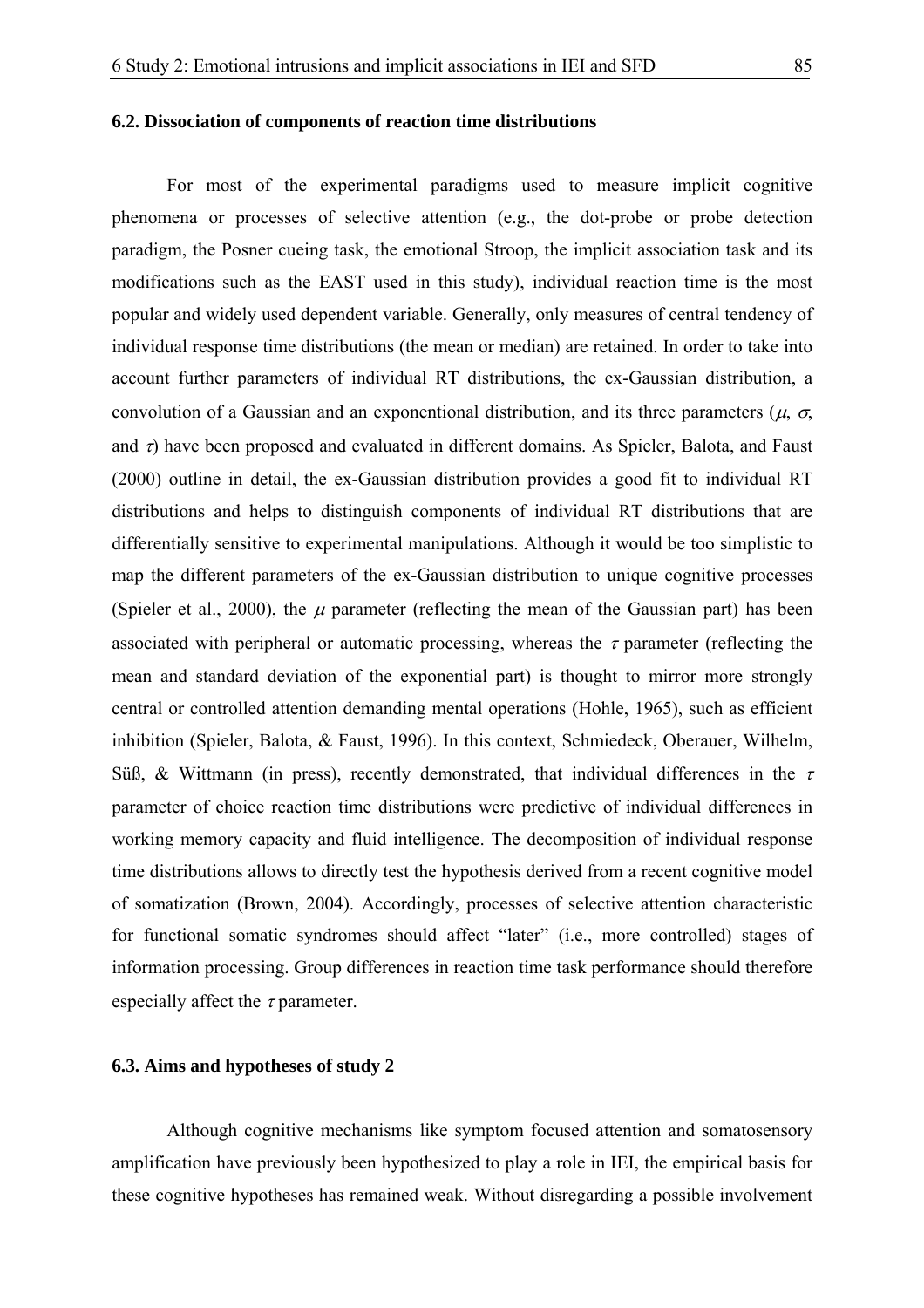### 6.2. Dissociation of components of reaction time distributions

For most of the experimental paradigms used to measure implicit cognitive phenomena or processes of selective attention (e.g., the dot-probe or probe detection paradigm, the Posner cueing task, the emotional Stroop, the implicit association task and its modifications such as the EAST used in this study), individual reaction time is the most popular and widely used dependent variable. Generally, only measures of central tendency of individual response time distributions (the mean or median) are retained. In order to take into account further parameters of individual RT distributions, the ex-Gaussian distribution, a convolution of a Gaussian and an exponentional distribution, and its three parameters ($\mu$, $\sigma$, and $\tau$) have been proposed and evaluated in different domains. As Spieler, Balota, and Faust (2000) outline in detail, the ex-Gaussian distribution provides a good fit to individual RT distributions and helps to distinguish components of individual RT distributions that are differentially sensitive to experimental manipulations. Although it would be too simplistic to map the different parameters of the ex-Gaussian distribution to unique cognitive processes (Spieler et al., 2000), the $\mu$ parameter (reflecting the mean of the Gaussian part) has been associated with peripheral or automatic processing, whereas the $\tau$ parameter (reflecting the mean and standard deviation of the exponential part) is thought to mirror more strongly central or controlled attention demanding mental operations (Hohle, 1965), such as efficient inhibition (Spieler, Balota, & Faust, 1996). In this context, Schmiedeck, Oberauer, Wilhelm, Süß, & Wittmann (in press), recently demonstrated, that individual differences in the $\tau$ parameter of choice reaction time distributions were predictive of individual differences in working memory capacity and fluid intelligence. The decomposition of individual response time distributions allows to directly test the hypothesis derived from a recent cognitive model of somatization (Brown, 2004). Accordingly, processes of selective attention characteristic for functional somatic syndromes should affect "later" (i.e., more controlled) stages of information processing. Group differences in reaction time task performance should therefore especially affect the $\tau$ parameter.

### 6.3. Aims and hypotheses of study 2

Although cognitive mechanisms like symptom focused attention and somatosensory amplification have previously been hypothesized to play a role in IEI, the empirical basis for these cognitive hypotheses has remained weak. Without disregarding a possible involvement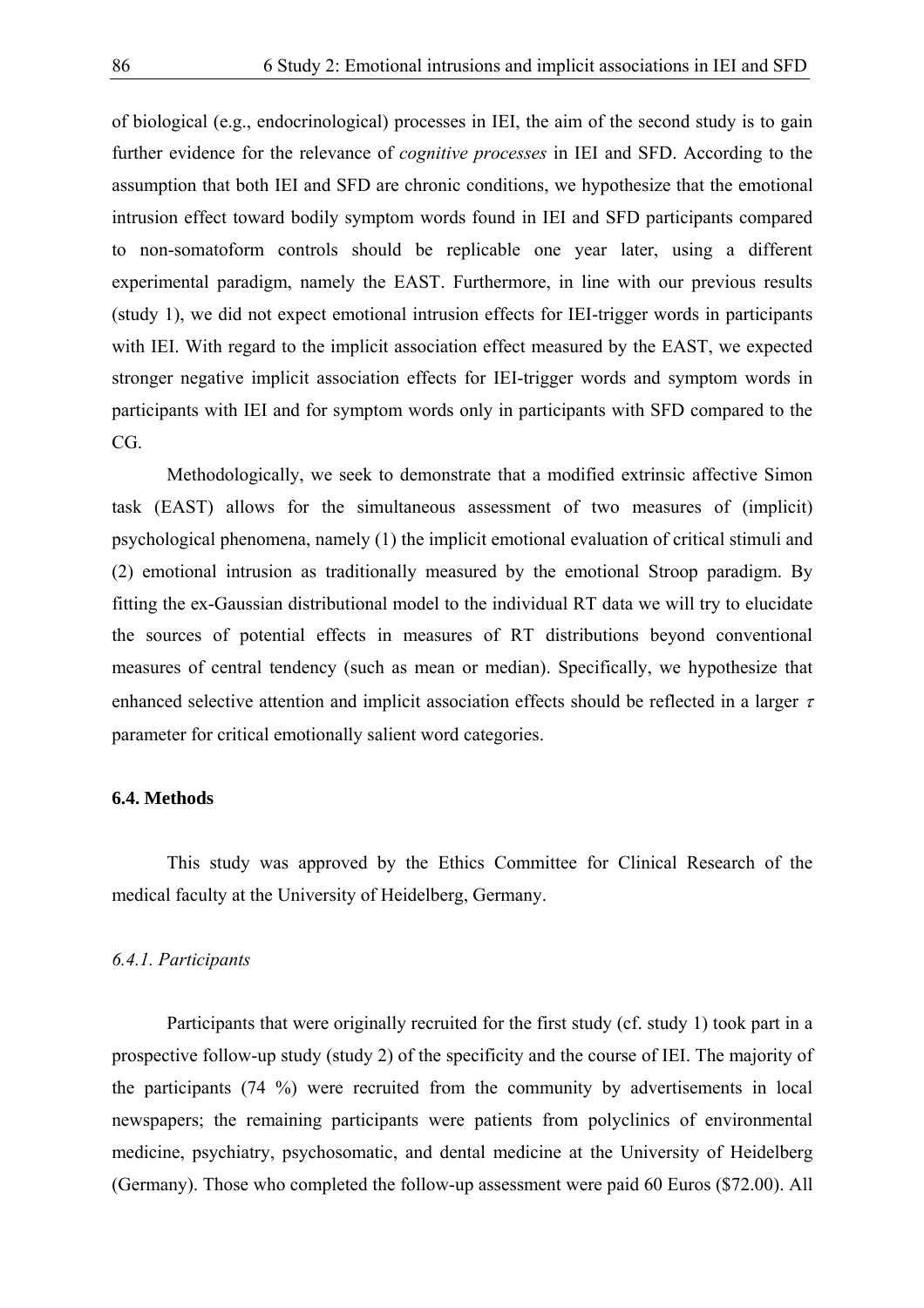of biological (e.g., endocrinological) processes in IEI, the aim of the second study is to gain further evidence for the relevance of *cognitive processes* in IEI and SFD. According to the assumption that both IEI and SFD are chronic conditions, we hypothesize that the emotional intrusion effect toward bodily symptom words found in IEI and SFD participants compared to non-somatoform controls should be replicable one year later, using a different experimental paradigm, namely the EAST. Furthermore, in line with our previous results (study 1), we did not expect emotional intrusion effects for IEI-trigger words in participants with IEI. With regard to the implicit association effect measured by the EAST, we expected stronger negative implicit association effects for IEI-trigger words and symptom words in participants with IEI and for symptom words only in participants with SFD compared to the CG.

Methodologically, we seek to demonstrate that a modified extrinsic affective Simon task (EAST) allows for the simultaneous assessment of two measures of (implicit) psychological phenomena, namely (1) the implicit emotional evaluation of critical stimuli and (2) emotional intrusion as traditionally measured by the emotional Stroop paradigm. By fitting the ex-Gaussian distributional model to the individual RT data we will try to elucidate the sources of potential effects in measures of RT distributions beyond conventional measures of central tendency (such as mean or median). Specifically, we hypothesize that enhanced selective attention and implicit association effects should be reflected in a larger $\tau$ parameter for critical emotionally salient word categories.

### 6.4. Methods

This study was approved by the Ethics Committee for Clinical Research of the medical faculty at the University of Heidelberg, Germany.

#### *6.4.1. Participants*

Participants that were originally recruited for the first study (cf. study 1) took part in a prospective follow-up study (study 2) of the specificity and the course of IEI. The majority of the participants (74 %) were recruited from the community by advertisements in local newspapers; the remaining participants were patients from polyclinics of environmental medicine, psychiatry, psychosomatic, and dental medicine at the University of Heidelberg (Germany). Those who completed the follow-up assessment were paid 60 Euros ($72.00). All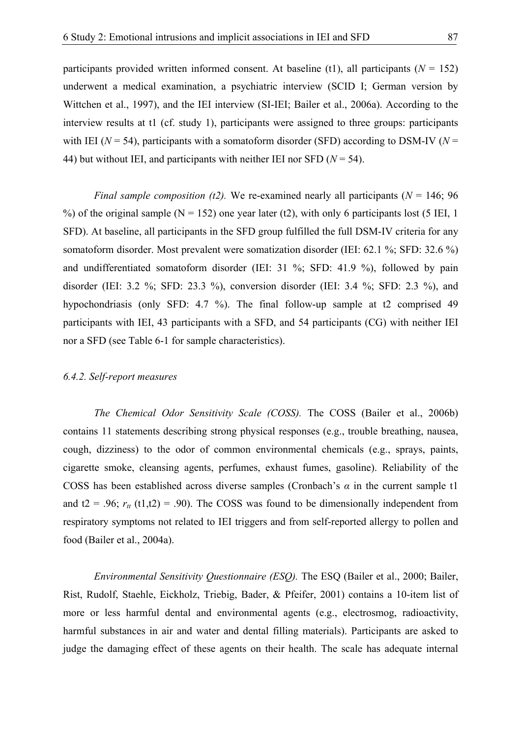participants provided written informed consent. At baseline (t1), all participants (*N* = 152) underwent a medical examination, a psychiatric interview (SCID I; German version by Wittchen et al., 1997), and the IEI interview (SI-IEI; Bailer et al., 2006a). According to the interview results at t1 (cf. study 1), participants were assigned to three groups: participants with IEI (*N* = 54), participants with a somatoform disorder (SFD) according to DSM-IV (*N* = 44) but without IEI, and participants with neither IEI nor SFD (*N* = 54).

*Final sample composition (t2).* We re-examined nearly all participants (*N* = 146; 96 %) of the original sample (N = 152) one year later (t2), with only 6 participants lost (5 IEI, 1 SFD). At baseline, all participants in the SFD group fulfilled the full DSM-IV criteria for any somatoform disorder. Most prevalent were somatization disorder (IEI: 62.1 %; SFD: 32.6 %) and undifferentiated somatoform disorder (IEI: 31 %; SFD: 41.9 %), followed by pain disorder (IEI: 3.2 %; SFD: 23.3 %), conversion disorder (IEI: 3.4 %; SFD: 2.3 %), and hypochondriasis (only SFD: 4.7 %). The final follow-up sample at t2 comprised 49 participants with IEI, 43 participants with a SFD, and 54 participants (CG) with neither IEI nor a SFD (see Table 6-1 for sample characteristics).

### *6.4.2. Self-report measures*

*The Chemical Odor Sensitivity Scale (COSS).* The COSS (Bailer et al., 2006b) contains 11 statements describing strong physical responses (e.g., trouble breathing, nausea, cough, dizziness) to the odor of common environmental chemicals (e.g., sprays, paints, cigarette smoke, cleansing agents, perfumes, exhaust fumes, gasoline). Reliability of the COSS has been established across diverse samples (Cronbach's $\alpha$ in the current sample t1 and t2 = .96; $r_{tt}$ (t1,t2) = .90). The COSS was found to be dimensionally independent from respiratory symptoms not related to IEI triggers and from self-reported allergy to pollen and food (Bailer et al., 2004a).

*Environmental Sensitivity Questionnaire (ESQ).* The ESQ (Bailer et al., 2000; Bailer, Rist, Rudolf, Staehle, Eickholz, Triebig, Bader, & Pfeifer, 2001) contains a 10-item list of more or less harmful dental and environmental agents (e.g., electrosmog, radioactivity, harmful substances in air and water and dental filling materials). Participants are asked to judge the damaging effect of these agents on their health. The scale has adequate internal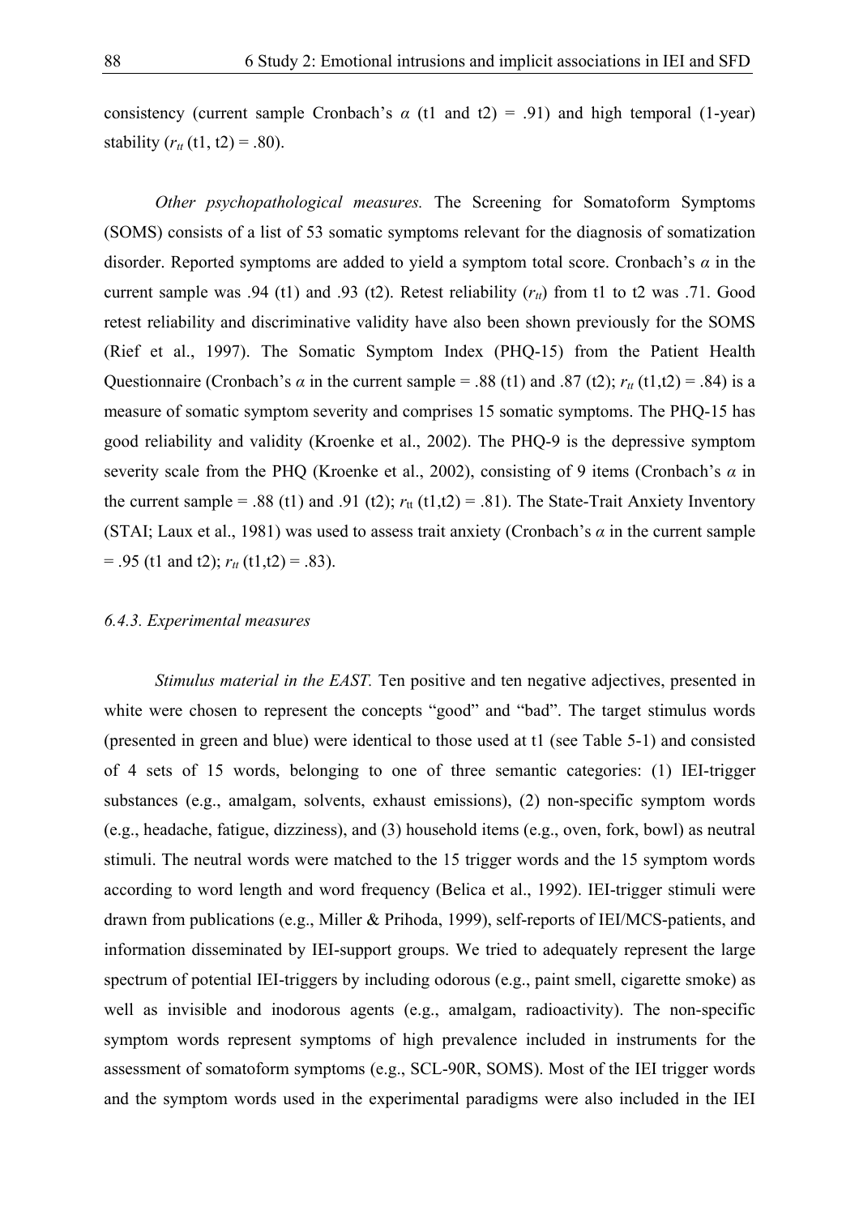consistency (current sample Cronbach's $\alpha$ (t1 and t2) = .91) and high temporal (1-year) stability ($r_{tt}$ (t1, t2) = .80).

*Other psychopathological measures.* The Screening for Somatoform Symptoms (SOMS) consists of a list of 53 somatic symptoms relevant for the diagnosis of somatization disorder. Reported symptoms are added to yield a symptom total score. Cronbach's $\alpha$ in the current sample was .94 (t1) and .93 (t2). Retest reliability ($r_{tt}$) from t1 to t2 was .71. Good retest reliability and discriminative validity have also been shown previously for the SOMS (Rief et al., 1997). The Somatic Symptom Index (PHQ-15) from the Patient Health Questionnaire (Cronbach's $\alpha$ in the current sample = .88 (t1) and .87 (t2); $r_{tt}$ (t1,t2) = .84) is a measure of somatic symptom severity and comprises 15 somatic symptoms. The PHQ-15 has good reliability and validity (Kroenke et al., 2002). The PHQ-9 is the depressive symptom severity scale from the PHQ (Kroenke et al., 2002), consisting of 9 items (Cronbach's $\alpha$ in the current sample = .88 (t1) and .91 (t2); $r_{tt}$ (t1,t2) = .81). The State-Trait Anxiety Inventory (STAI; Laux et al., 1981) was used to assess trait anxiety (Cronbach's $\alpha$ in the current sample = .95 (t1 and t2); $r_{tt}$ (t1,t2) = .83).

### *6.4.3. Experimental measures*

*Stimulus material in the EAST.* Ten positive and ten negative adjectives, presented in white were chosen to represent the concepts "good" and "bad". The target stimulus words (presented in green and blue) were identical to those used at t1 (see Table 5-1) and consisted of 4 sets of 15 words, belonging to one of three semantic categories: (1) IEI-trigger substances (e.g., amalgam, solvents, exhaust emissions), (2) non-specific symptom words (e.g., headache, fatigue, dizziness), and (3) household items (e.g., oven, fork, bowl) as neutral stimuli. The neutral words were matched to the 15 trigger words and the 15 symptom words according to word length and word frequency (Belica et al., 1992). IEI-trigger stimuli were drawn from publications (e.g., Miller & Prihoda, 1999), self-reports of IEI/MCS-patients, and information disseminated by IEI-support groups. We tried to adequately represent the large spectrum of potential IEI-triggers by including odorous (e.g., paint smell, cigarette smoke) as well as invisible and inodorous agents (e.g., amalgam, radioactivity). The non-specific symptom words represent symptoms of high prevalence included in instruments for the assessment of somatoform symptoms (e.g., SCL-90R, SOMS). Most of the IEI trigger words and the symptom words used in the experimental paradigms were also included in the IEI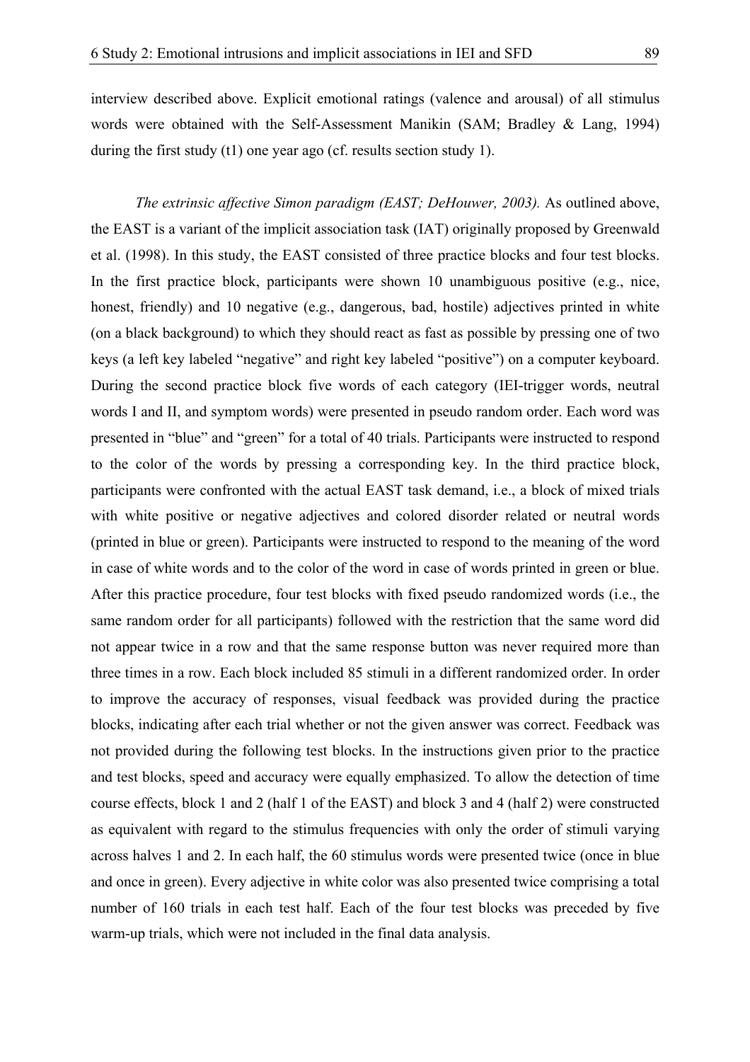interview described above. Explicit emotional ratings (valence and arousal) of all stimulus words were obtained with the Self-Assessment Manikin (SAM; Bradley & Lang, 1994) during the first study (t1) one year ago (cf. results section study 1).

*The extrinsic affective Simon paradigm (EAST; DeHouwer, 2003).* As outlined above, the EAST is a variant of the implicit association task (IAT) originally proposed by Greenwald et al. (1998). In this study, the EAST consisted of three practice blocks and four test blocks. In the first practice block, participants were shown 10 unambiguous positive (e.g., nice, honest, friendly) and 10 negative (e.g., dangerous, bad, hostile) adjectives printed in white (on a black background) to which they should react as fast as possible by pressing one of two keys (a left key labeled "negative" and right key labeled "positive") on a computer keyboard. During the second practice block five words of each category (IEI-trigger words, neutral words I and II, and symptom words) were presented in pseudo random order. Each word was presented in "blue" and "green" for a total of 40 trials. Participants were instructed to respond to the color of the words by pressing a corresponding key. In the third practice block, participants were confronted with the actual EAST task demand, i.e., a block of mixed trials with white positive or negative adjectives and colored disorder related or neutral words (printed in blue or green). Participants were instructed to respond to the meaning of the word in case of white words and to the color of the word in case of words printed in green or blue. After this practice procedure, four test blocks with fixed pseudo randomized words (i.e., the same random order for all participants) followed with the restriction that the same word did not appear twice in a row and that the same response button was never required more than three times in a row. Each block included 85 stimuli in a different randomized order. In order to improve the accuracy of responses, visual feedback was provided during the practice blocks, indicating after each trial whether or not the given answer was correct. Feedback was not provided during the following test blocks. In the instructions given prior to the practice and test blocks, speed and accuracy were equally emphasized. To allow the detection of time course effects, block 1 and 2 (half 1 of the EAST) and block 3 and 4 (half 2) were constructed as equivalent with regard to the stimulus frequencies with only the order of stimuli varying across halves 1 and 2. In each half, the 60 stimulus words were presented twice (once in blue and once in green). Every adjective in white color was also presented twice comprising a total number of 160 trials in each test half. Each of the four test blocks was preceded by five warm-up trials, which were not included in the final data analysis.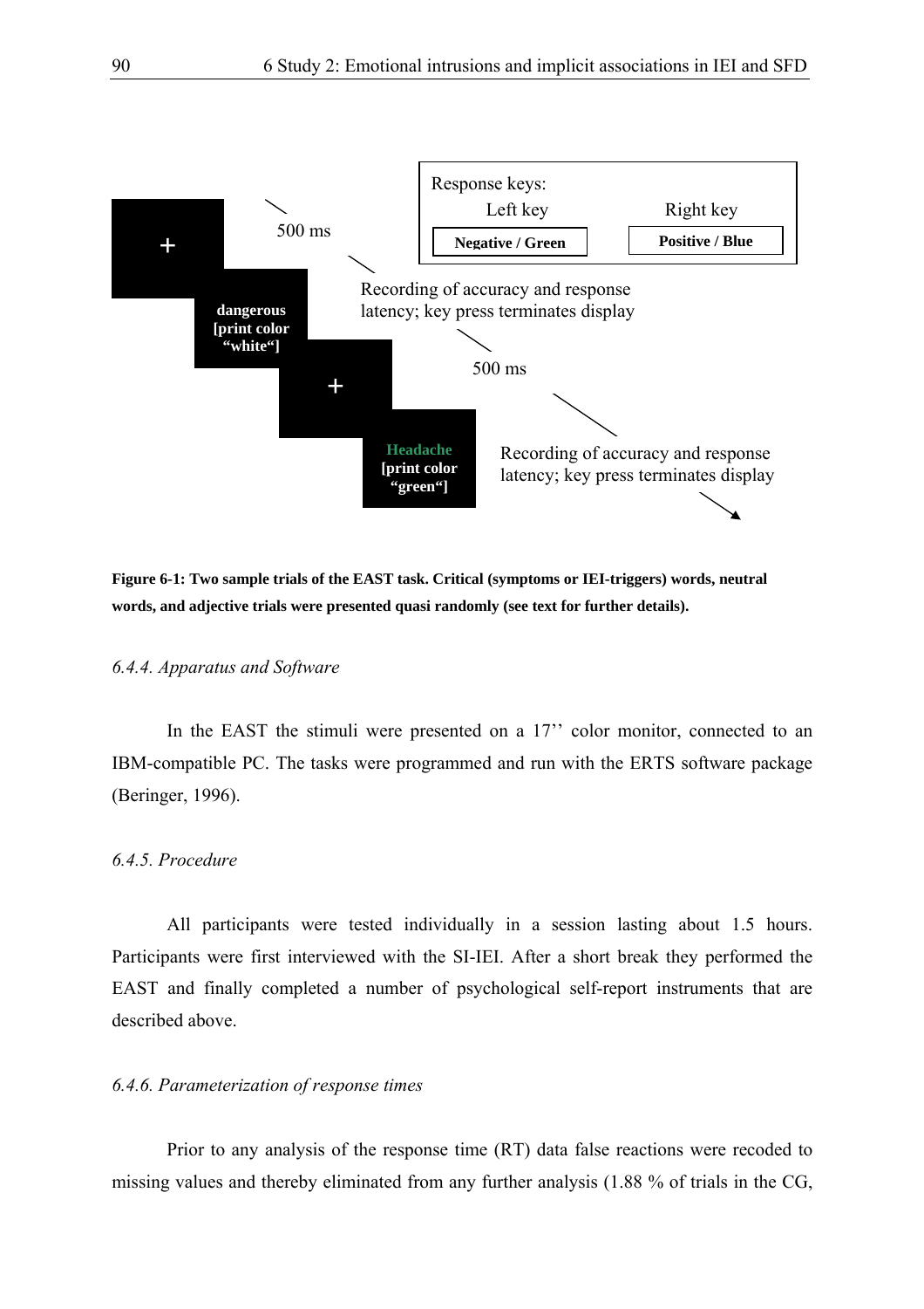Response keys:

| Left key | Right key |
|---|---|
| **Negative / Green** | **Positive / Blue** |

500 ms

**dangerous [print color "white"]**

Recording of accuracy and response latency; key press terminates display

500 ms

**Headache [print color "green"]**

Recording of accuracy and response latency; key press terminates display

**Figure 6-1: Two sample trials of the EAST task. Critical (symptoms or IEI-triggers) words, neutral words, and adjective trials were presented quasi randomly (see text for further details).**

### *6.4.4. Apparatus and Software*

In the EAST the stimuli were presented on a 17'' color monitor, connected to an IBM-compatible PC. The tasks were programmed and run with the ERTS software package (Beringer, 1996).

### *6.4.5. Procedure*

All participants were tested individually in a session lasting about 1.5 hours. Participants were first interviewed with the SI-IEI. After a short break they performed the EAST and finally completed a number of psychological self-report instruments that are described above.

### *6.4.6. Parameterization of response times*

Prior to any analysis of the response time (RT) data false reactions were recoded to missing values and thereby eliminated from any further analysis (1.88 % of trials in the CG,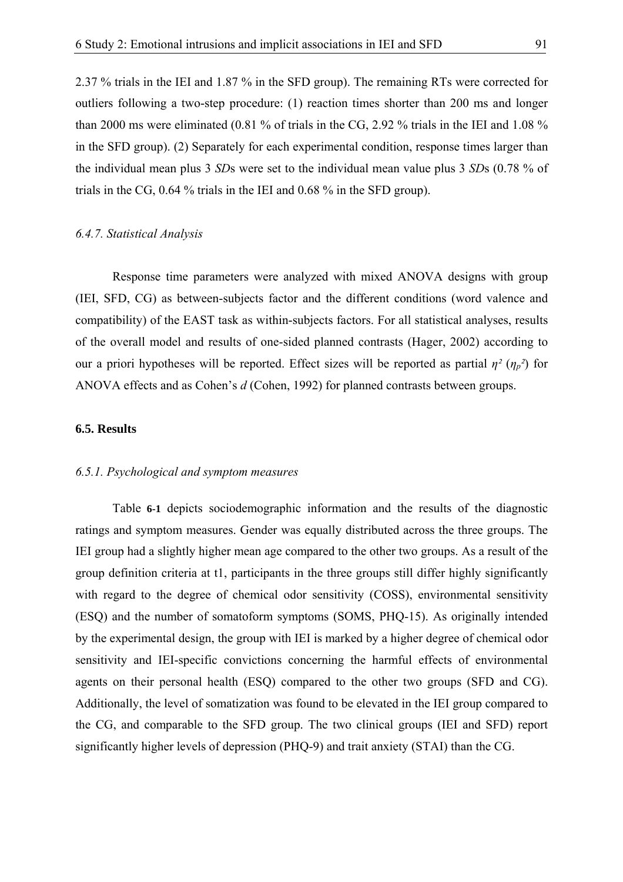2.37 % trials in the IEI and 1.87 % in the SFD group). The remaining RTs were corrected for outliers following a two-step procedure: (1) reaction times shorter than 200 ms and longer than 2000 ms were eliminated (0.81 % of trials in the CG, 2.92 % trials in the IEI and 1.08 % in the SFD group). (2) Separately for each experimental condition, response times larger than the individual mean plus 3 *SD*s were set to the individual mean value plus 3 *SD*s (0.78 % of trials in the CG, 0.64 % trials in the IEI and 0.68 % in the SFD group).

### *6.4.7. Statistical Analysis*

Response time parameters were analyzed with mixed ANOVA designs with group (IEI, SFD, CG) as between-subjects factor and the different conditions (word valence and compatibility) of the EAST task as within-subjects factors. For all statistical analyses, results of the overall model and results of one-sided planned contrasts (Hager, 2002) according to our a priori hypotheses will be reported. Effect sizes will be reported as partial $\eta^2$ ($\eta_p^2$) for ANOVA effects and as Cohen's *d* (Cohen, 1992) for planned contrasts between groups.

## 6.5. Results

### *6.5.1. Psychological and symptom measures*

Table **6-1** depicts sociodemographic information and the results of the diagnostic ratings and symptom measures. Gender was equally distributed across the three groups. The IEI group had a slightly higher mean age compared to the other two groups. As a result of the group definition criteria at t1, participants in the three groups still differ highly significantly with regard to the degree of chemical odor sensitivity (COSS), environmental sensitivity (ESQ) and the number of somatoform symptoms (SOMS, PHQ-15). As originally intended by the experimental design, the group with IEI is marked by a higher degree of chemical odor sensitivity and IEI-specific convictions concerning the harmful effects of environmental agents on their personal health (ESQ) compared to the other two groups (SFD and CG). Additionally, the level of somatization was found to be elevated in the IEI group compared to the CG, and comparable to the SFD group. The two clinical groups (IEI and SFD) report significantly higher levels of depression (PHQ-9) and trait anxiety (STAI) than the CG.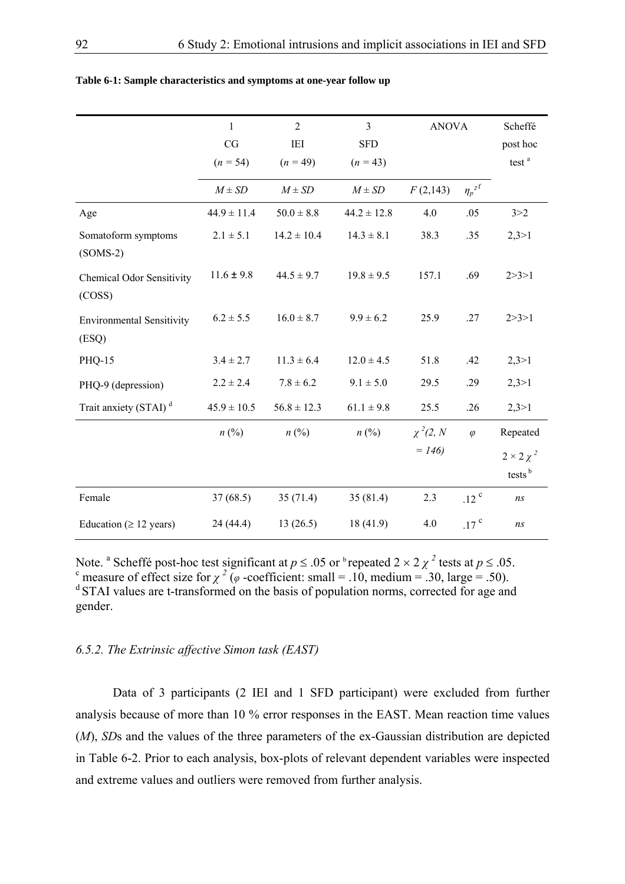**Table 6-1: Sample characteristics and symptoms at one-year follow up**

| | 1<br>CG<br>($n$ = 54) | 2<br>IEI<br>($n$ = 49) | 3<br>SFD<br>($n$ = 43) | ANOVA | | Scheffé post hoc test [a] |
|---|---|---|---|---|---|---|
| | $M \pm SD$ | $M \pm SD$ | $M \pm SD$ | $F$ (2,143) | $\eta_p^{2}$ [f] | |
| Age | 44.9 ± 11.4 | 50.0 ± 8.8 | 44.2 ± 12.8 | 4.0 | .05 | 3>2 |
| Somatoform symptoms (SOMS-2) | 2.1 ± 5.1 | 14.2 ± 10.4 | 14.3 ± 8.1 | 38.3 | .35 | 2,3>1 |
| Chemical Odor Sensitivity (COSS) | 11.6 ± 9.8 | 44.5 ± 9.7 | 19.8 ± 9.5 | 157.1 | .69 | 2>3>1 |
| Environmental Sensitivity (ESQ) | 6.2 ± 5.5 | 16.0 ± 8.7 | 9.9 ± 6.2 | 25.9 | .27 | 2>3>1 |
| PHQ-15 | 3.4 ± 2.7 | 11.3 ± 6.4 | 12.0 ± 4.5 | 51.8 | .42 | 2,3>1 |
| PHQ-9 (depression) | 2.2 ± 2.4 | 7.8 ± 6.2 | 9.1 ± 5.0 | 29.5 | .29 | 2,3>1 |
| Trait anxiety (STAI) [d] | 45.9 ± 10.5 | 56.8 ± 12.3 | 61.1 ± 9.8 | 25.5 | .26 | 2,3>1 |
| | $n$ (%) | $n$ (%) | $n$ (%) | $\chi^2(2, N = 146)$ | $\varphi$ | Repeated $2 \times 2\ \chi^2$ tests [b] |
| Female | 37 (68.5) | 35 (71.4) | 35 (81.4) | 2.3 | .12 [c] | *ns* |
| Education (≥ 12 years) | 24 (44.4) | 13 (26.5) | 18 (41.9) | 4.0 | .17 [c] | *ns* |

Note. [a] Scheffé post-hoc test significant at $p \leq .05$ or [b] repeated $2 \times 2\ \chi^2$ tests at $p \leq .05$.
[c] measure of effect size for $\chi^2$ ($\varphi$ -coefficient: small = .10, medium = .30, large = .50).
[d] STAI values are t-transformed on the basis of population norms, corrected for age and gender.

### *6.5.2. The Extrinsic affective Simon task (EAST)*

Data of 3 participants (2 IEI and 1 SFD participant) were excluded from further analysis because of more than 10 % error responses in the EAST. Mean reaction time values (*M*), *SD*s and the values of the three parameters of the ex-Gaussian distribution are depicted in Table 6-2. Prior to each analysis, box-plots of relevant dependent variables were inspected and extreme values and outliers were removed from further analysis.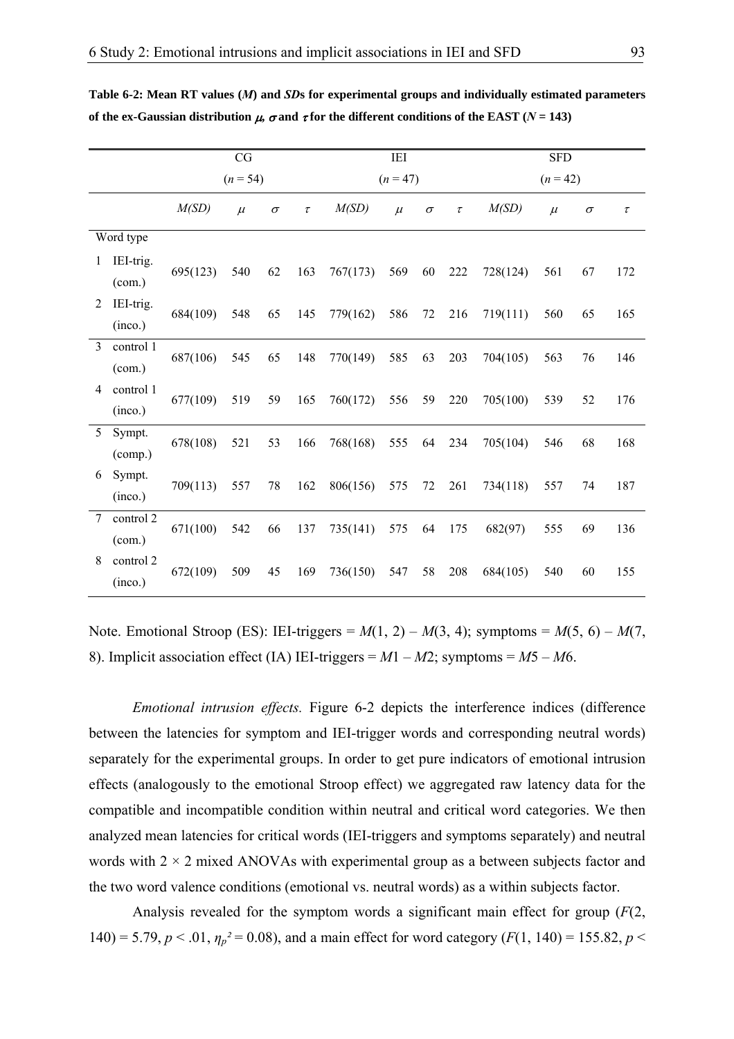**Table 6-2: Mean RT values (*M*) and *SD*s for experimental groups and individually estimated parameters of the ex-Gaussian distribution $\mu$, $\sigma$ and $\tau$ for the different conditions of the EAST (*N* = 143)**

| | | CG | | | | IEI | | | | SFD | | | |
|---|---|---|---|---|---|---|---|---|---|---|---|---|---|
| | | (*n* = 54) | | | | (*n* = 47) | | | | (*n* = 42) | | | |
| | | *M(SD)* | $\mu$ | $\sigma$ | $\tau$ | *M(SD)* | $\mu$ | $\sigma$ | $\tau$ | *M(SD)* | $\mu$ | $\sigma$ | $\tau$ |
| Word type | | | | | | | | | | | | | |
| 1 | IEI-trig. (com.) | 695(123) | 540 | 62 | 163 | 767(173) | 569 | 60 | 222 | 728(124) | 561 | 67 | 172 |
| 2 | IEI-trig. (inco.) | 684(109) | 548 | 65 | 145 | 779(162) | 586 | 72 | 216 | 719(111) | 560 | 65 | 165 |
| 3 | control 1 (com.) | 687(106) | 545 | 65 | 148 | 770(149) | 585 | 63 | 203 | 704(105) | 563 | 76 | 146 |
| 4 | control 1 (inco.) | 677(109) | 519 | 59 | 165 | 760(172) | 556 | 59 | 220 | 705(100) | 539 | 52 | 176 |
| 5 | Sympt. (comp.) | 678(108) | 521 | 53 | 166 | 768(168) | 555 | 64 | 234 | 705(104) | 546 | 68 | 168 |
| 6 | Sympt. (inco.) | 709(113) | 557 | 78 | 162 | 806(156) | 575 | 72 | 261 | 734(118) | 557 | 74 | 187 |
| 7 | control 2 (com.) | 671(100) | 542 | 66 | 137 | 735(141) | 575 | 64 | 175 | 682(97) | 555 | 69 | 136 |
| 8 | control 2 (inco.) | 672(109) | 509 | 45 | 169 | 736(150) | 547 | 58 | 208 | 684(105) | 540 | 60 | 155 |

Note. Emotional Stroop (ES): IEI-triggers = *M*(1, 2) – *M*(3, 4); symptoms = *M*(5, 6) – *M*(7, 8). Implicit association effect (IA) IEI-triggers = *M*1 – *M*2; symptoms = *M*5 – *M*6.

*Emotional intrusion effects.* Figure 6-2 depicts the interference indices (difference between the latencies for symptom and IEI-trigger words and corresponding neutral words) separately for the experimental groups. In order to get pure indicators of emotional intrusion effects (analogously to the emotional Stroop effect) we aggregated raw latency data for the compatible and incompatible condition within neutral and critical word categories. We then analyzed mean latencies for critical words (IEI-triggers and symptoms separately) and neutral words with 2 × 2 mixed ANOVAs with experimental group as a between subjects factor and the two word valence conditions (emotional vs. neutral words) as a within subjects factor.

Analysis revealed for the symptom words a significant main effect for group ($F(2, 140) = 5.79$, $p < .01$, $\eta_p^2 = 0.08$), and a main effect for word category ($F(1, 140) = 155.82$, $p <$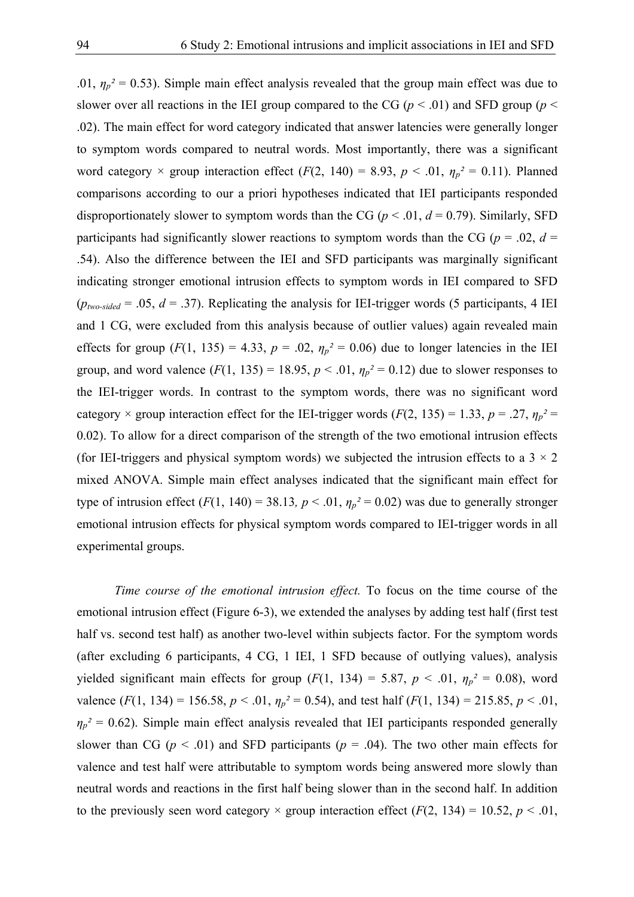.01, $\eta_p^2 = 0.53$). Simple main effect analysis revealed that the group main effect was due to slower over all reactions in the IEI group compared to the CG ($p < .01$) and SFD group ($p < .02$). The main effect for word category indicated that answer latencies were generally longer to symptom words compared to neutral words. Most importantly, there was a significant word category × group interaction effect ($F(2, 140) = 8.93$, $p < .01$, $\eta_p^2 = 0.11$). Planned comparisons according to our a priori hypotheses indicated that IEI participants responded disproportionately slower to symptom words than the CG ($p < .01$, $d = 0.79$). Similarly, SFD participants had significantly slower reactions to symptom words than the CG ($p = .02$, $d = .54$). Also the difference between the IEI and SFD participants was marginally significant indicating stronger emotional intrusion effects to symptom words in IEI compared to SFD ($p_{two\text{-}sided} = .05$, $d = .37$). Replicating the analysis for IEI-trigger words (5 participants, 4 IEI and 1 CG, were excluded from this analysis because of outlier values) again revealed main effects for group ($F(1, 135) = 4.33$, $p = .02$, $\eta_p^2 = 0.06$) due to longer latencies in the IEI group, and word valence ($F(1, 135) = 18.95$, $p < .01$, $\eta_p^2 = 0.12$) due to slower responses to the IEI-trigger words. In contrast to the symptom words, there was no significant word category × group interaction effect for the IEI-trigger words ($F(2, 135) = 1.33$, $p = .27$, $\eta_p^2 = 0.02$). To allow for a direct comparison of the strength of the two emotional intrusion effects (for IEI-triggers and physical symptom words) we subjected the intrusion effects to a 3 × 2 mixed ANOVA. Simple main effect analyses indicated that the significant main effect for type of intrusion effect ($F(1, 140) = 38.13$, $p < .01$, $\eta_p^2 = 0.02$) was due to generally stronger emotional intrusion effects for physical symptom words compared to IEI-trigger words in all experimental groups.

*Time course of the emotional intrusion effect.* To focus on the time course of the emotional intrusion effect (Figure 6-3), we extended the analyses by adding test half (first test half vs. second test half) as another two-level within subjects factor. For the symptom words (after excluding 6 participants, 4 CG, 1 IEI, 1 SFD because of outlying values), analysis yielded significant main effects for group ($F(1, 134) = 5.87$, $p < .01$, $\eta_p^2 = 0.08$), word valence ($F(1, 134) = 156.58$, $p < .01$, $\eta_p^2 = 0.54$), and test half ($F(1, 134) = 215.85$, $p < .01$, $\eta_p^2 = 0.62$). Simple main effect analysis revealed that IEI participants responded generally slower than CG ($p < .01$) and SFD participants ($p = .04$). The two other main effects for valence and test half were attributable to symptom words being answered more slowly than neutral words and reactions in the first half being slower than in the second half. In addition to the previously seen word category × group interaction effect ($F(2, 134) = 10.52$, $p < .01$,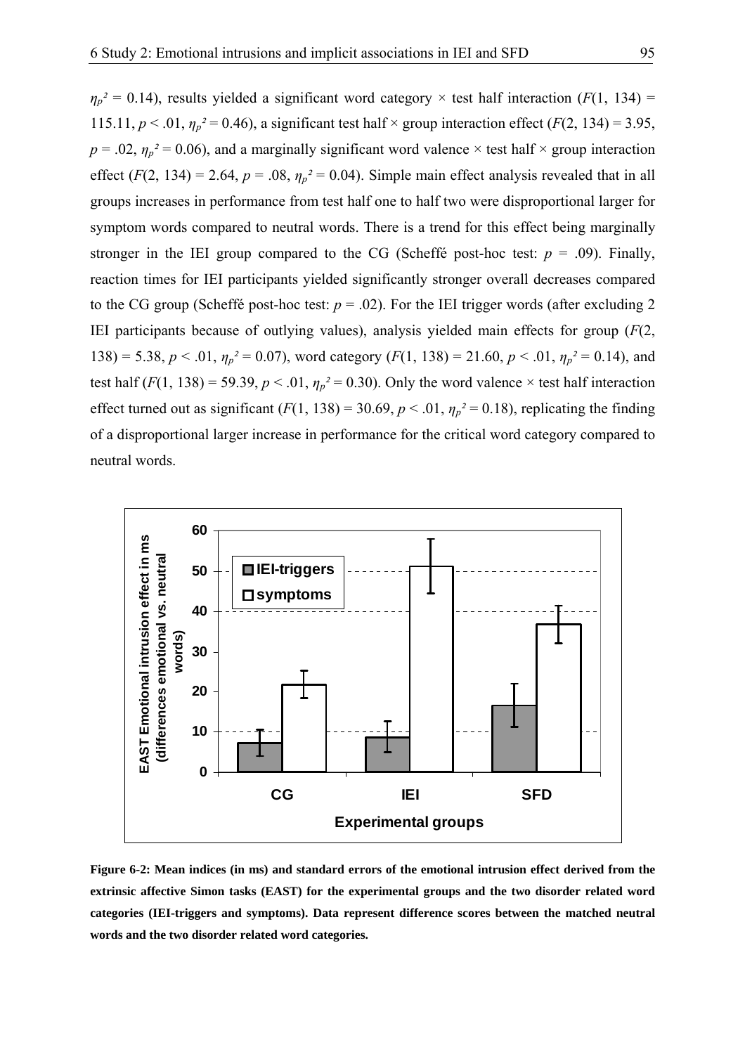$\eta_p{}^2 = 0.14$), results yielded a significant word category × test half interaction ($F(1, 134) = 115.11$, $p < .01$, $\eta_p{}^2 = 0.46$), a significant test half × group interaction effect ($F(2, 134) = 3.95$, $p = .02$, $\eta_p{}^2 = 0.06$), and a marginally significant word valence × test half × group interaction effect ($F(2, 134) = 2.64$, $p = .08$, $\eta_p{}^2 = 0.04$). Simple main effect analysis revealed that in all groups increases in performance from test half one to half two were disproportional larger for symptom words compared to neutral words. There is a trend for this effect being marginally stronger in the IEI group compared to the CG (Scheffé post-hoc test: $p = .09$). Finally, reaction times for IEI participants yielded significantly stronger overall decreases compared to the CG group (Scheffé post-hoc test: $p = .02$). For the IEI trigger words (after excluding 2 IEI participants because of outlying values), analysis yielded main effects for group ($F(2, 138) = 5.38$, $p < .01$, $\eta_p{}^2 = 0.07$), word category ($F(1, 138) = 21.60$, $p < .01$, $\eta_p{}^2 = 0.14$), and test half ($F(1, 138) = 59.39$, $p < .01$, $\eta_p{}^2 = 0.30$). Only the word valence × test half interaction effect turned out as significant ($F(1, 138) = 30.69$, $p < .01$, $\eta_p{}^2 = 0.18$), replicating the finding of a disproportional larger increase in performance for the critical word category compared to neutral words.

**Figure 6-2: Mean indices (in ms) and standard errors of the emotional intrusion effect derived from the extrinsic affective Simon tasks (EAST) for the experimental groups and the two disorder related word categories (IEI-triggers and symptoms). Data represent difference scores between the matched neutral words and the two disorder related word categories.**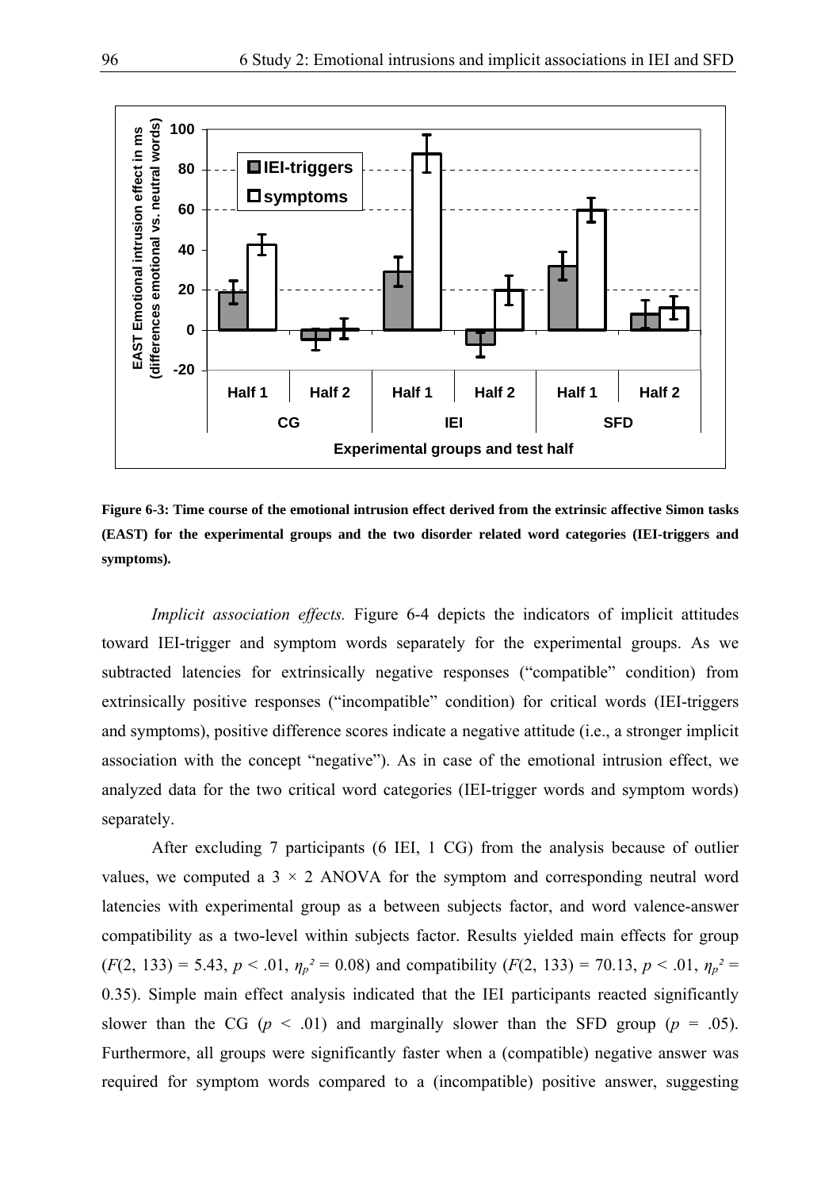**Figure 6-3: Time course of the emotional intrusion effect derived from the extrinsic affective Simon tasks (EAST) for the experimental groups and the two disorder related word categories (IEI-triggers and symptoms).**

*Implicit association effects.* Figure 6-4 depicts the indicators of implicit attitudes toward IEI-trigger and symptom words separately for the experimental groups. As we subtracted latencies for extrinsically negative responses ("compatible" condition) from extrinsically positive responses ("incompatible" condition) for critical words (IEI-triggers and symptoms), positive difference scores indicate a negative attitude (i.e., a stronger implicit association with the concept "negative"). As in case of the emotional intrusion effect, we analyzed data for the two critical word categories (IEI-trigger words and symptom words) separately.

After excluding 7 participants (6 IEI, 1 CG) from the analysis because of outlier values, we computed a $3 \times 2$ ANOVA for the symptom and corresponding neutral word latencies with experimental group as a between subjects factor, and word valence-answer compatibility as a two-level within subjects factor. Results yielded main effects for group ($F(2, 133) = 5.43$, $p < .01$, $\eta_p^2 = 0.08$) and compatibility ($F(2, 133) = 70.13$, $p < .01$, $\eta_p^2 = 0.35$). Simple main effect analysis indicated that the IEI participants reacted significantly slower than the CG ($p < .01$) and marginally slower than the SFD group ($p = .05$). Furthermore, all groups were significantly faster when a (compatible) negative answer was required for symptom words compared to a (incompatible) positive answer, suggesting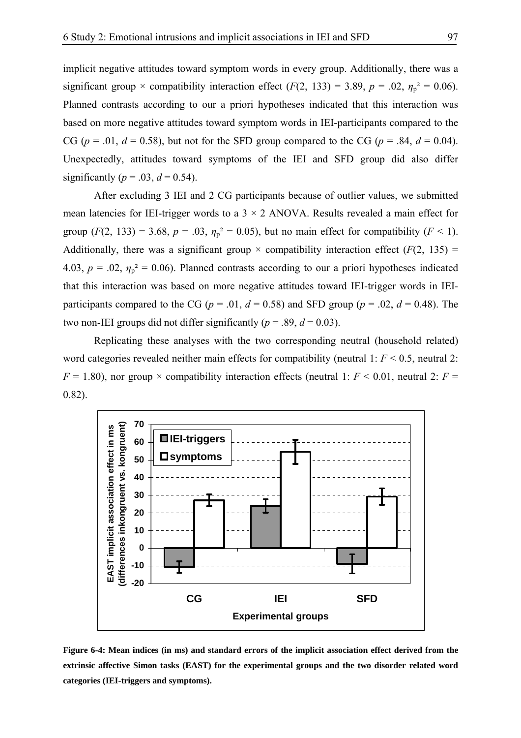implicit negative attitudes toward symptom words in every group. Additionally, there was a significant group × compatibility interaction effect ($F(2, 133) = 3.89$, $p = .02$, $\eta_p^2 = 0.06$). Planned contrasts according to our a priori hypotheses indicated that this interaction was based on more negative attitudes toward symptom words in IEI-participants compared to the CG ($p = .01$, $d = 0.58$), but not for the SFD group compared to the CG ($p = .84$, $d = 0.04$). Unexpectedly, attitudes toward symptoms of the IEI and SFD group did also differ significantly ($p = .03$, $d = 0.54$).

After excluding 3 IEI and 2 CG participants because of outlier values, we submitted mean latencies for IEI-trigger words to a 3 × 2 ANOVA. Results revealed a main effect for group ($F(2, 133) = 3.68$, $p = .03$, $\eta_p^2 = 0.05$), but no main effect for compatibility ($F < 1$). Additionally, there was a significant group × compatibility interaction effect ($F(2, 135) = 4.03$, $p = .02$, $\eta_p^2 = 0.06$). Planned contrasts according to our a priori hypotheses indicated that this interaction was based on more negative attitudes toward IEI-trigger words in IEI-participants compared to the CG ($p = .01$, $d = 0.58$) and SFD group ($p = .02$, $d = 0.48$). The two non-IEI groups did not differ significantly ($p = .89$, $d = 0.03$).

Replicating these analyses with the two corresponding neutral (household related) word categories revealed neither main effects for compatibility (neutral 1: $F < 0.5$, neutral 2: $F = 1.80$), nor group × compatibility interaction effects (neutral 1: $F < 0.01$, neutral 2: $F = 0.82$).

**Figure 6-4: Mean indices (in ms) and standard errors of the implicit association effect derived from the extrinsic affective Simon tasks (EAST) for the experimental groups and the two disorder related word categories (IEI-triggers and symptoms).**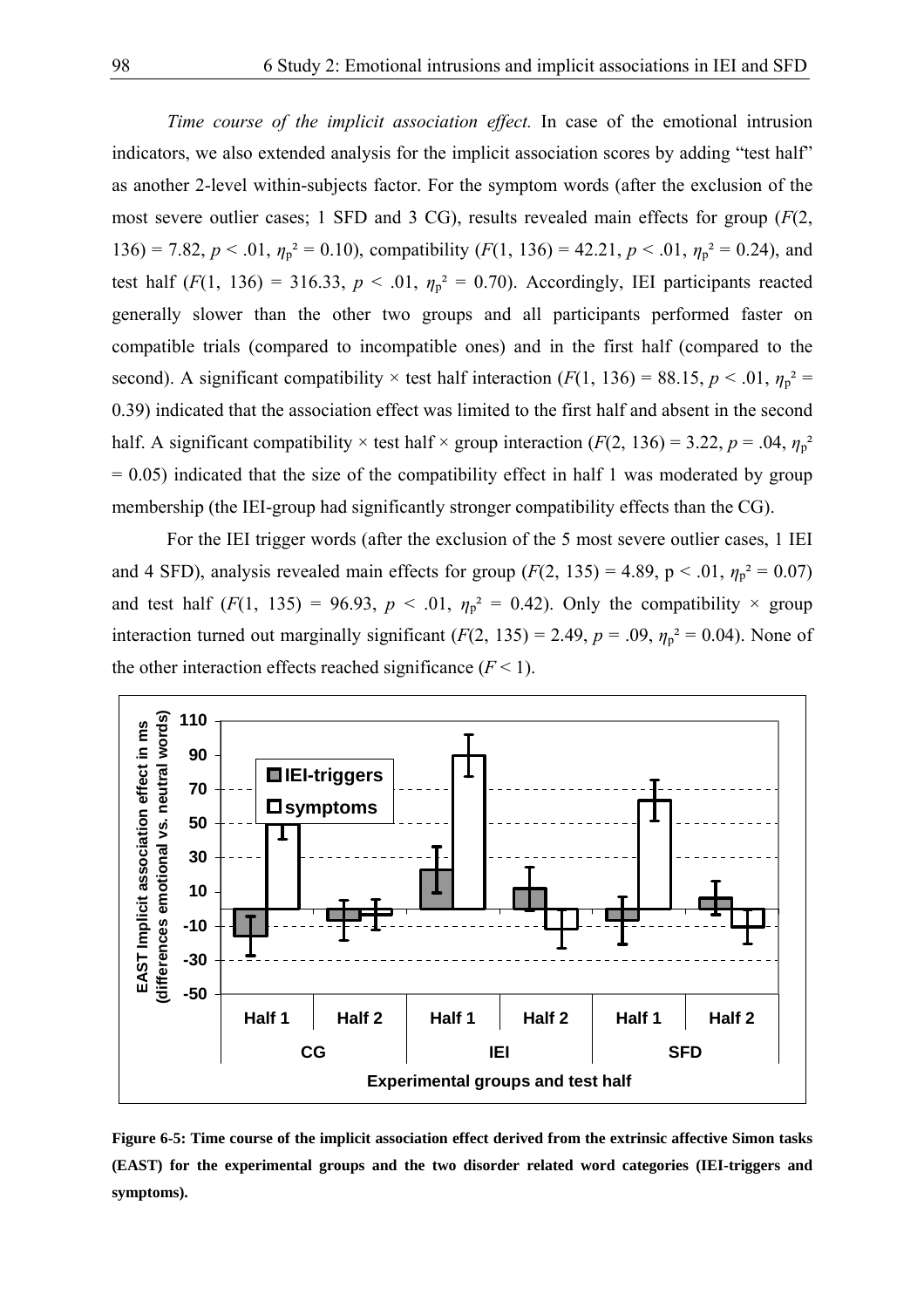*Time course of the implicit association effect.* In case of the emotional intrusion indicators, we also extended analysis for the implicit association scores by adding "test half" as another 2-level within-subjects factor. For the symptom words (after the exclusion of the most severe outlier cases; 1 SFD and 3 CG), results revealed main effects for group ($F(2, 136) = 7.82$, $p < .01$, $\eta_p^2 = 0.10$), compatibility ($F(1, 136) = 42.21$, $p < .01$, $\eta_p^2 = 0.24$), and test half ($F(1, 136) = 316.33$, $p < .01$, $\eta_p^2 = 0.70$). Accordingly, IEI participants reacted generally slower than the other two groups and all participants performed faster on compatible trials (compared to incompatible ones) and in the first half (compared to the second). A significant compatibility × test half interaction ($F(1, 136) = 88.15$, $p < .01$, $\eta_p^2 = 0.39$) indicated that the association effect was limited to the first half and absent in the second half. A significant compatibility × test half × group interaction ($F(2, 136) = 3.22$, $p = .04$, $\eta_p^2 = 0.05$) indicated that the size of the compatibility effect in half 1 was moderated by group membership (the IEI-group had significantly stronger compatibility effects than the CG).

For the IEI trigger words (after the exclusion of the 5 most severe outlier cases, 1 IEI and 4 SFD), analysis revealed main effects for group ($F(2, 135) = 4.89$, $p < .01$, $\eta_p^2 = 0.07$) and test half ($F(1, 135) = 96.93$, $p < .01$, $\eta_p^2 = 0.42$). Only the compatibility × group interaction turned out marginally significant ($F(2, 135) = 2.49$, $p = .09$, $\eta_p^2 = 0.04$). None of the other interaction effects reached significance ($F < 1$).

**Figure 6-5: Time course of the implicit association effect derived from the extrinsic affective Simon tasks (EAST) for the experimental groups and the two disorder related word categories (IEI-triggers and symptoms).**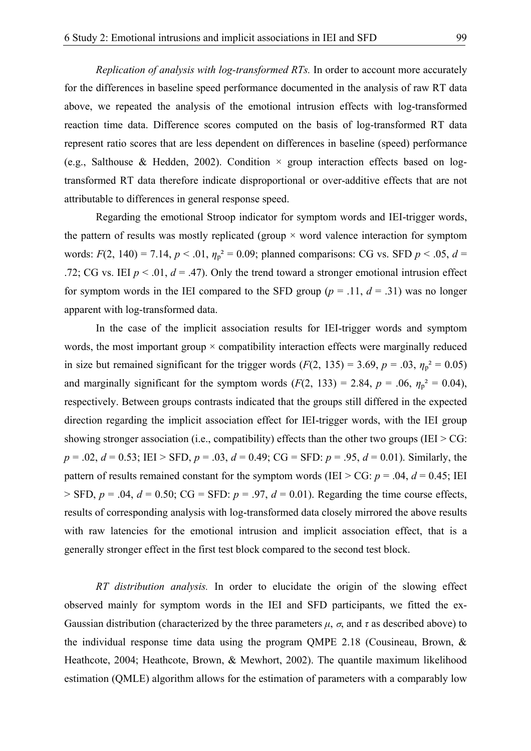*Replication of analysis with log-transformed RTs.* In order to account more accurately for the differences in baseline speed performance documented in the analysis of raw RT data above, we repeated the analysis of the emotional intrusion effects with log-transformed reaction time data. Difference scores computed on the basis of log-transformed RT data represent ratio scores that are less dependent on differences in baseline (speed) performance (e.g., Salthouse & Hedden, 2002). Condition × group interaction effects based on log-transformed RT data therefore indicate disproportional or over-additive effects that are not attributable to differences in general response speed.

Regarding the emotional Stroop indicator for symptom words and IEI-trigger words, the pattern of results was mostly replicated (group × word valence interaction for symptom words: $F(2, 140) = 7.14$, $p < .01$, $\eta_p^2 = 0.09$; planned comparisons: CG vs. SFD $p < .05$, $d = .72$; CG vs. IEI $p < .01$, $d = .47$). Only the trend toward a stronger emotional intrusion effect for symptom words in the IEI compared to the SFD group ($p = .11$, $d = .31$) was no longer apparent with log-transformed data.

In the case of the implicit association results for IEI-trigger words and symptom words, the most important group × compatibility interaction effects were marginally reduced in size but remained significant for the trigger words ($F(2, 135) = 3.69$, $p = .03$, $\eta_p^2 = 0.05$) and marginally significant for the symptom words ($F(2, 133) = 2.84$, $p = .06$, $\eta_p^2 = 0.04$), respectively. Between groups contrasts indicated that the groups still differed in the expected direction regarding the implicit association effect for IEI-trigger words, with the IEI group showing stronger association (i.e., compatibility) effects than the other two groups (IEI > CG: $p = .02$, $d = 0.53$; IEI > SFD, $p = .03$, $d = 0.49$; CG = SFD: $p = .95$, $d = 0.01$). Similarly, the pattern of results remained constant for the symptom words (IEI > CG: $p = .04$, $d = 0.45$; IEI > SFD, $p = .04$, $d = 0.50$; CG = SFD: $p = .97$, $d = 0.01$). Regarding the time course effects, results of corresponding analysis with log-transformed data closely mirrored the above results with raw latencies for the emotional intrusion and implicit association effect, that is a generally stronger effect in the first test block compared to the second test block.

*RT distribution analysis.* In order to elucidate the origin of the slowing effect observed mainly for symptom words in the IEI and SFD participants, we fitted the ex-Gaussian distribution (characterized by the three parameters $\mu$, $\sigma$, and $\tau$ as described above) to the individual response time data using the program QMPE 2.18 (Cousineau, Brown, & Heathcote, 2004; Heathcote, Brown, & Mewhort, 2002). The quantile maximum likelihood estimation (QMLE) algorithm allows for the estimation of parameters with a comparably low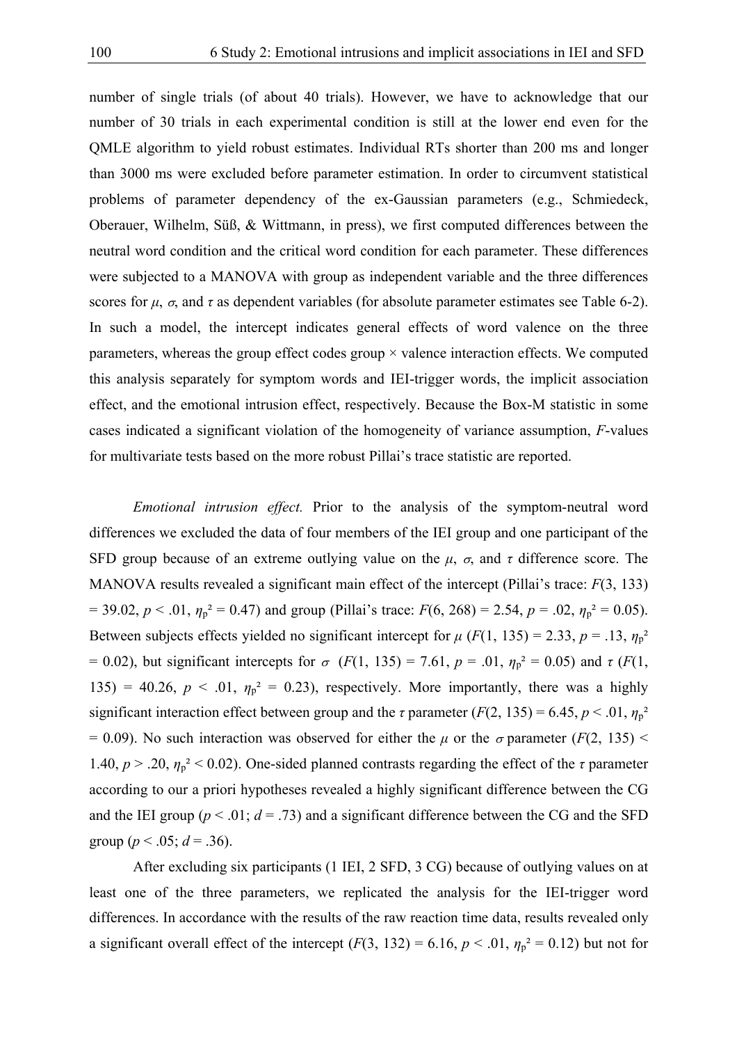number of single trials (of about 40 trials). However, we have to acknowledge that our number of 30 trials in each experimental condition is still at the lower end even for the QMLE algorithm to yield robust estimates. Individual RTs shorter than 200 ms and longer than 3000 ms were excluded before parameter estimation. In order to circumvent statistical problems of parameter dependency of the ex-Gaussian parameters (e.g., Schmiedeck, Oberauer, Wilhelm, Süß, & Wittmann, in press), we first computed differences between the neutral word condition and the critical word condition for each parameter. These differences were subjected to a MANOVA with group as independent variable and the three differences scores for $\mu$, $\sigma$, and $\tau$ as dependent variables (for absolute parameter estimates see Table 6-2). In such a model, the intercept indicates general effects of word valence on the three parameters, whereas the group effect codes group × valence interaction effects. We computed this analysis separately for symptom words and IEI-trigger words, the implicit association effect, and the emotional intrusion effect, respectively. Because the Box-M statistic in some cases indicated a significant violation of the homogeneity of variance assumption, *F*-values for multivariate tests based on the more robust Pillai's trace statistic are reported.

*Emotional intrusion effect.* Prior to the analysis of the symptom-neutral word differences we excluded the data of four members of the IEI group and one participant of the SFD group because of an extreme outlying value on the $\mu$, $\sigma$, and $\tau$ difference score. The MANOVA results revealed a significant main effect of the intercept (Pillai's trace: $F(3, 133) = 39.02$, $p < .01$, $\eta_p^2 = 0.47$) and group (Pillai's trace: $F(6, 268) = 2.54$, $p = .02$, $\eta_p^2 = 0.05$). Between subjects effects yielded no significant intercept for $\mu$ ($F(1, 135) = 2.33$, $p = .13$, $\eta_p^2 = 0.02$), but significant intercepts for $\sigma$ ($F(1, 135) = 7.61$, $p = .01$, $\eta_p^2 = 0.05$) and $\tau$ ($F(1, 135) = 40.26$, $p < .01$, $\eta_p^2 = 0.23$), respectively. More importantly, there was a highly significant interaction effect between group and the $\tau$ parameter ($F(2, 135) = 6.45$, $p < .01$, $\eta_p^2 = 0.09$). No such interaction was observed for either the $\mu$ or the $\sigma$ parameter ($F(2, 135) < 1.40$, $p > .20$, $\eta_p^2 < 0.02$). One-sided planned contrasts regarding the effect of the $\tau$ parameter according to our a priori hypotheses revealed a highly significant difference between the CG and the IEI group ($p < .01$; $d = .73$) and a significant difference between the CG and the SFD group ($p < .05$; $d = .36$).

After excluding six participants (1 IEI, 2 SFD, 3 CG) because of outlying values on at least one of the three parameters, we replicated the analysis for the IEI-trigger word differences. In accordance with the results of the raw reaction time data, results revealed only a significant overall effect of the intercept ($F(3, 132) = 6.16$, $p < .01$, $\eta_p^2 = 0.12$) but not for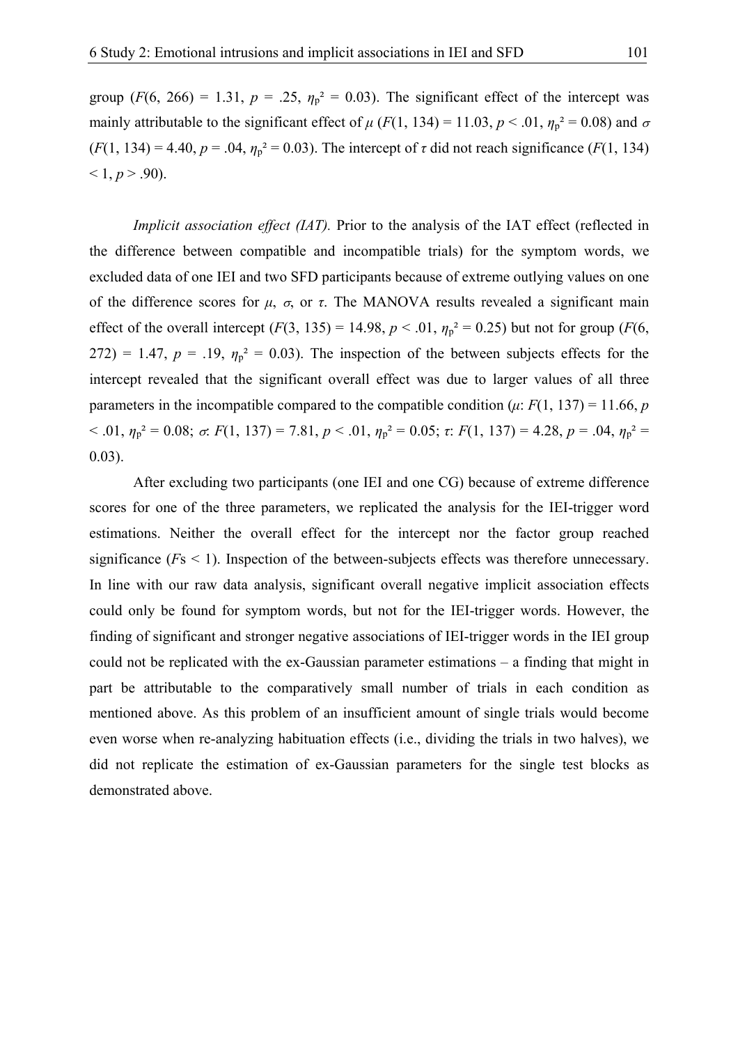group ($F(6, 266) = 1.31$, $p = .25$, $\eta_p^2 = 0.03$). The significant effect of the intercept was mainly attributable to the significant effect of $\mu$ ($F(1, 134) = 11.03$, $p < .01$, $\eta_p^2 = 0.08$) and $\sigma$ ($F(1, 134) = 4.40$, $p = .04$, $\eta_p^2 = 0.03$). The intercept of $\tau$ did not reach significance ($F(1, 134) < 1$, $p > .90$).

*Implicit association effect (IAT).* Prior to the analysis of the IAT effect (reflected in the difference between compatible and incompatible trials) for the symptom words, we excluded data of one IEI and two SFD participants because of extreme outlying values on one of the difference scores for $\mu$, $\sigma$, or $\tau$. The MANOVA results revealed a significant main effect of the overall intercept ($F(3, 135) = 14.98$, $p < .01$, $\eta_p^2 = 0.25$) but not for group ($F(6, 272) = 1.47$, $p = .19$, $\eta_p^2 = 0.03$). The inspection of the between subjects effects for the intercept revealed that the significant overall effect was due to larger values of all three parameters in the incompatible compared to the compatible condition ($\mu$: $F(1, 137) = 11.66$, $p < .01$, $\eta_p^2 = 0.08$; $\sigma$: $F(1, 137) = 7.81$, $p < .01$, $\eta_p^2 = 0.05$; $\tau$: $F(1, 137) = 4.28$, $p = .04$, $\eta_p^2 = 0.03$).

After excluding two participants (one IEI and one CG) because of extreme difference scores for one of the three parameters, we replicated the analysis for the IEI-trigger word estimations. Neither the overall effect for the intercept nor the factor group reached significance ($F$s $< 1$). Inspection of the between-subjects effects was therefore unnecessary. In line with our raw data analysis, significant overall negative implicit association effects could only be found for symptom words, but not for the IEI-trigger words. However, the finding of significant and stronger negative associations of IEI-trigger words in the IEI group could not be replicated with the ex-Gaussian parameter estimations – a finding that might in part be attributable to the comparatively small number of trials in each condition as mentioned above. As this problem of an insufficient amount of single trials would become even worse when re-analyzing habituation effects (i.e., dividing the trials in two halves), we did not replicate the estimation of ex-Gaussian parameters for the single test blocks as demonstrated above.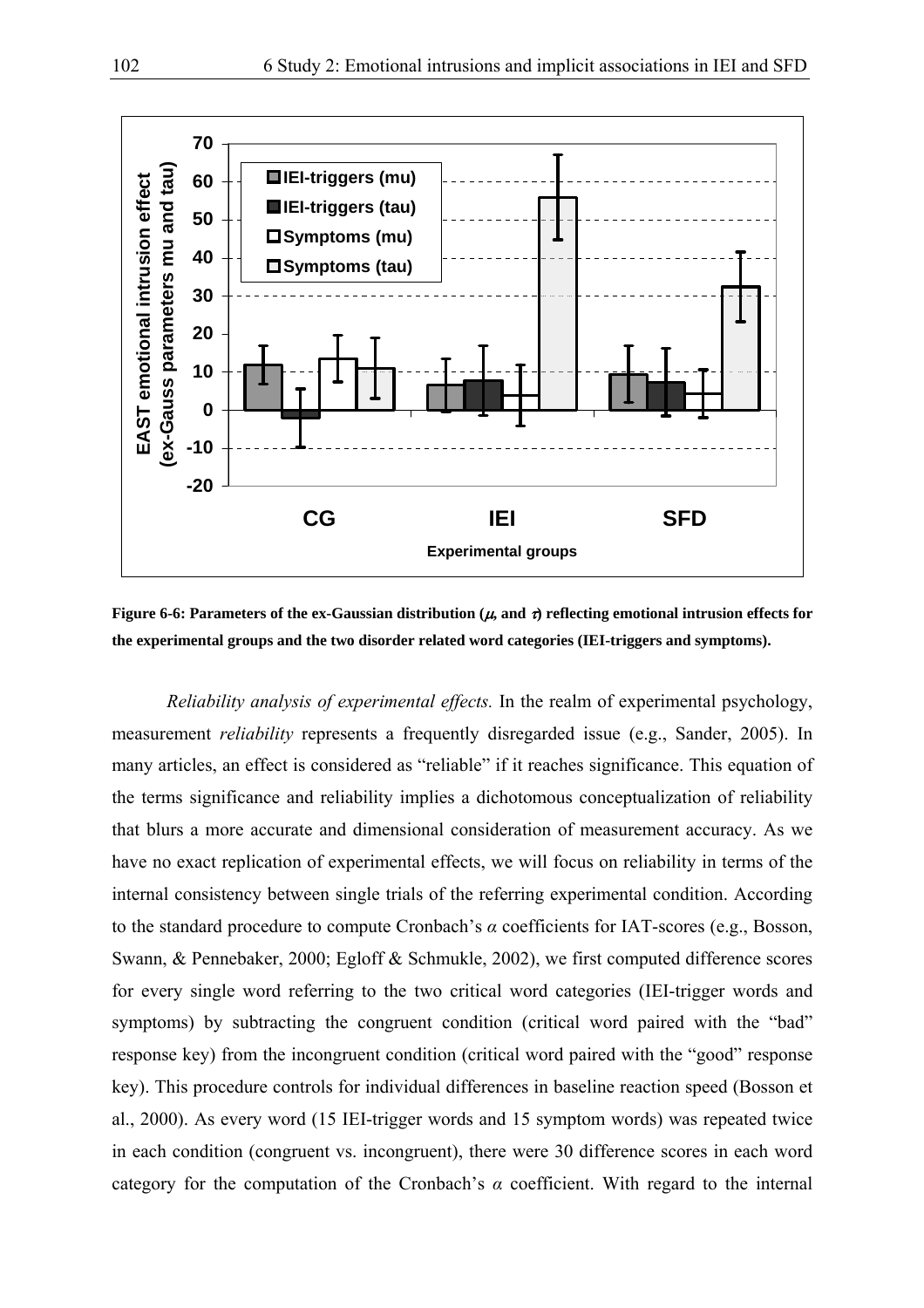**Figure 6-6: Parameters of the ex-Gaussian distribution ($\mu$, and $\tau$) reflecting emotional intrusion effects for the experimental groups and the two disorder related word categories (IEI-triggers and symptoms).**

*Reliability analysis of experimental effects.* In the realm of experimental psychology, measurement *reliability* represents a frequently disregarded issue (e.g., Sander, 2005). In many articles, an effect is considered as "reliable" if it reaches significance. This equation of the terms significance and reliability implies a dichotomous conceptualization of reliability that blurs a more accurate and dimensional consideration of measurement accuracy. As we have no exact replication of experimental effects, we will focus on reliability in terms of the internal consistency between single trials of the referring experimental condition. According to the standard procedure to compute Cronbach's $\alpha$ coefficients for IAT-scores (e.g., Bosson, Swann, & Pennebaker, 2000; Egloff & Schmukle, 2002), we first computed difference scores for every single word referring to the two critical word categories (IEI-trigger words and symptoms) by subtracting the congruent condition (critical word paired with the "bad" response key) from the incongruent condition (critical word paired with the "good" response key). This procedure controls for individual differences in baseline reaction speed (Bosson et al., 2000). As every word (15 IEI-trigger words and 15 symptom words) was repeated twice in each condition (congruent vs. incongruent), there were 30 difference scores in each word category for the computation of the Cronbach's $\alpha$ coefficient. With regard to the internal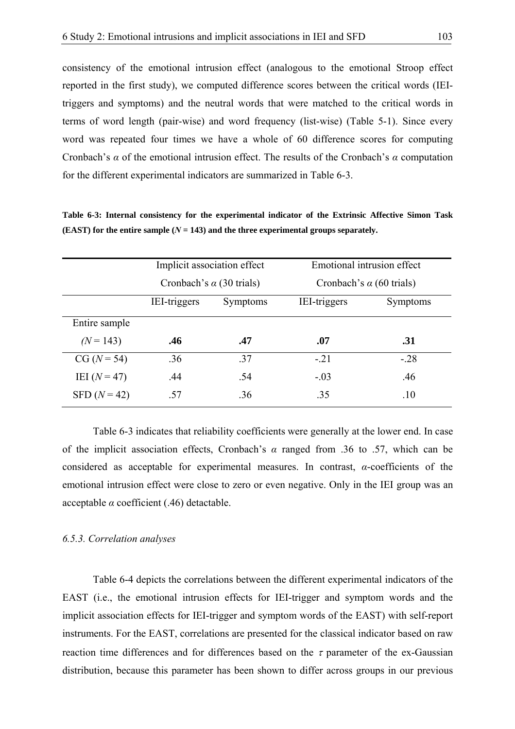consistency of the emotional intrusion effect (analogous to the emotional Stroop effect reported in the first study), we computed difference scores between the critical words (IEI-triggers and symptoms) and the neutral words that were matched to the critical words in terms of word length (pair-wise) and word frequency (list-wise) (Table 5-1). Since every word was repeated four times we have a whole of 60 difference scores for computing Cronbach's $\alpha$ of the emotional intrusion effect. The results of the Cronbach's $\alpha$ computation for the different experimental indicators are summarized in Table 6-3.

**Table 6-3: Internal consistency for the experimental indicator of the Extrinsic Affective Simon Task (EAST) for the entire sample ($N$ = 143) and the three experimental groups separately.**

| | Implicit association effect Cronbach's $\alpha$ (30 trials) | | Emotional intrusion effect Cronbach's $\alpha$ (60 trials) | |
|---|---|---|---|---|
| | IEI-triggers | Symptoms | IEI-triggers | Symptoms |
| Entire sample ($N$ = 143) | **.46** | **.47** | **.07** | **.31** |
| CG ($N$ = 54) | .36 | .37 | -.21 | -.28 |
| IEI ($N$ = 47) | .44 | .54 | -.03 | .46 |
| SFD ($N$ = 42) | .57 | .36 | .35 | .10 |

Table 6-3 indicates that reliability coefficients were generally at the lower end. In case of the implicit association effects, Cronbach's $\alpha$ ranged from .36 to .57, which can be considered as acceptable for experimental measures. In contrast, $\alpha$-coefficients of the emotional intrusion effect were close to zero or even negative. Only in the IEI group was an acceptable $\alpha$ coefficient (.46) detactable.

*6.5.3. Correlation analyses*

Table 6-4 depicts the correlations between the different experimental indicators of the EAST (i.e., the emotional intrusion effects for IEI-trigger and symptom words and the implicit association effects for IEI-trigger and symptom words of the EAST) with self-report instruments. For the EAST, correlations are presented for the classical indicator based on raw reaction time differences and for differences based on the $\tau$ parameter of the ex-Gaussian distribution, because this parameter has been shown to differ across groups in our previous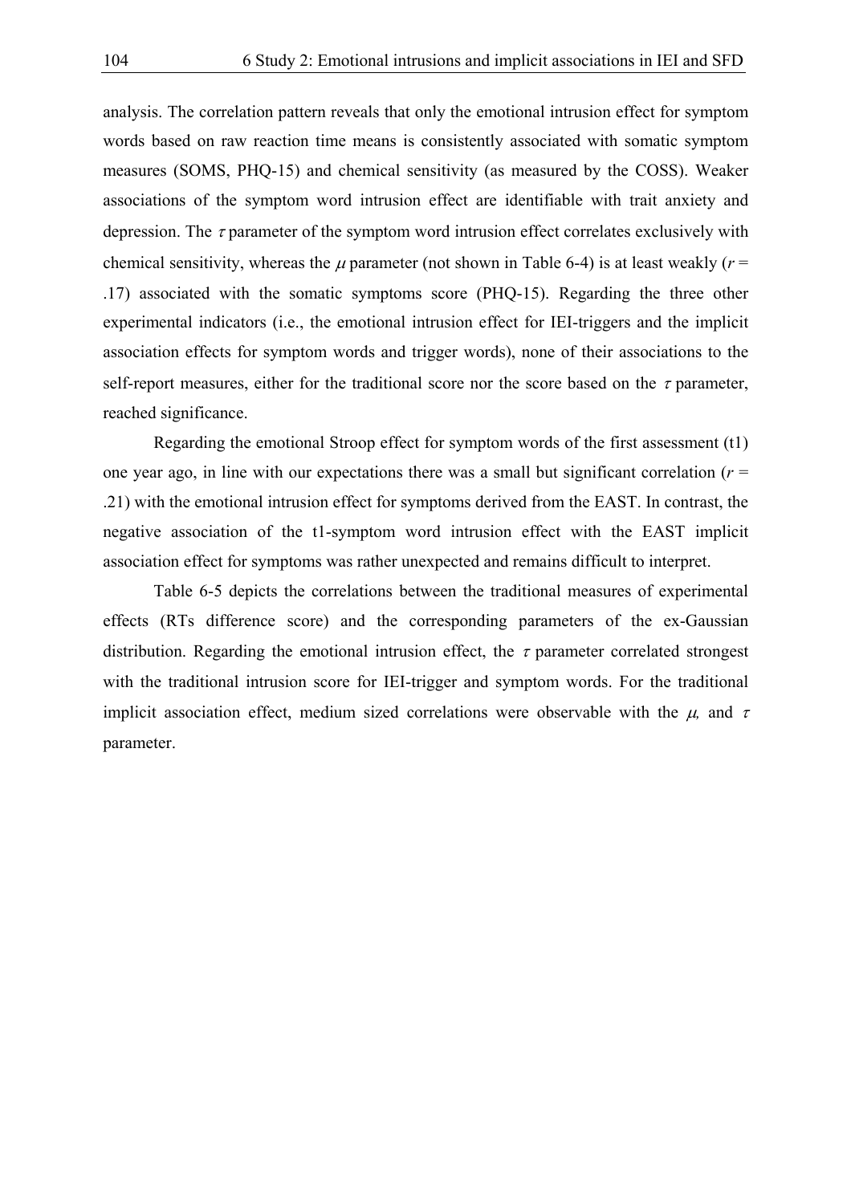analysis. The correlation pattern reveals that only the emotional intrusion effect for symptom words based on raw reaction time means is consistently associated with somatic symptom measures (SOMS, PHQ-15) and chemical sensitivity (as measured by the COSS). Weaker associations of the symptom word intrusion effect are identifiable with trait anxiety and depression. The $\tau$ parameter of the symptom word intrusion effect correlates exclusively with chemical sensitivity, whereas the $\mu$ parameter (not shown in Table 6-4) is at least weakly ($r$ = .17) associated with the somatic symptoms score (PHQ-15). Regarding the three other experimental indicators (i.e., the emotional intrusion effect for IEI-triggers and the implicit association effects for symptom words and trigger words), none of their associations to the self-report measures, either for the traditional score nor the score based on the $\tau$ parameter, reached significance.

Regarding the emotional Stroop effect for symptom words of the first assessment (t1) one year ago, in line with our expectations there was a small but significant correlation ($r$ = .21) with the emotional intrusion effect for symptoms derived from the EAST. In contrast, the negative association of the t1-symptom word intrusion effect with the EAST implicit association effect for symptoms was rather unexpected and remains difficult to interpret.

Table 6-5 depicts the correlations between the traditional measures of experimental effects (RTs difference score) and the corresponding parameters of the ex-Gaussian distribution. Regarding the emotional intrusion effect, the $\tau$ parameter correlated strongest with the traditional intrusion score for IEI-trigger and symptom words. For the traditional implicit association effect, medium sized correlations were observable with the $\mu$, and $\tau$ parameter.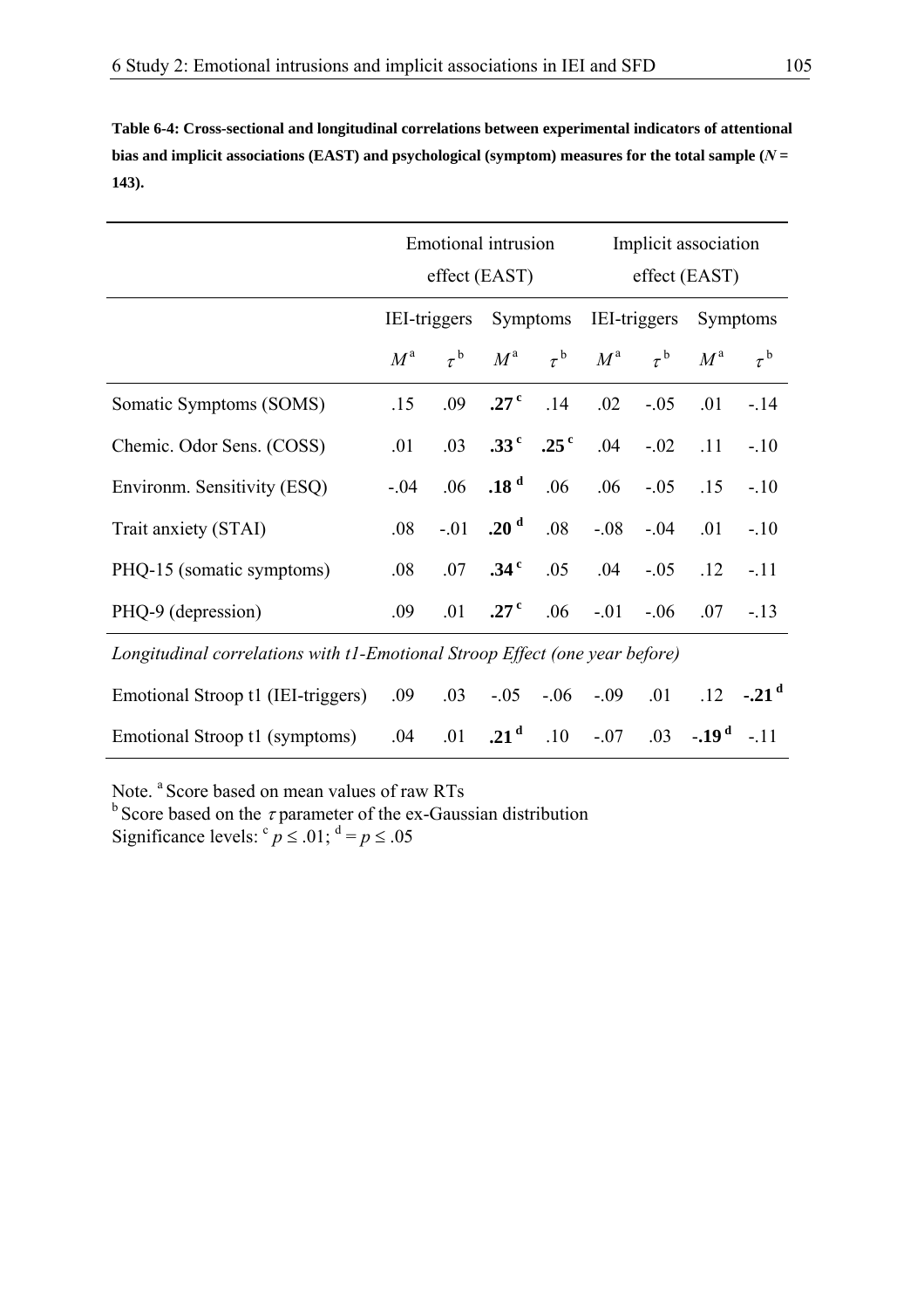**Table 6-4: Cross-sectional and longitudinal correlations between experimental indicators of attentional bias and implicit associations (EAST) and psychological (symptom) measures for the total sample ($N$ = 143).**

| | Emotional intrusion effect (EAST) | | | | Implicit association effect (EAST) | | | |
|---|---|---|---|---|---|---|---|---|
| | IEI-triggers | | Symptoms | | IEI-triggers | | Symptoms | |
| | $M^a$ | $\tau^b$ | $M^a$ | $\tau^b$ | $M^a$ | $\tau^b$ | $M^a$ | $\tau^b$ |
| Somatic Symptoms (SOMS) | .15 | .09 | **.27** [c] | .14 | .02 | -.05 | .01 | -.14 |
| Chemic. Odor Sens. (COSS) | .01 | .03 | **.33** [c] | **.25** [c] | .04 | -.02 | .11 | -.10 |
| Environm. Sensitivity (ESQ) | -.04 | .06 | **.18** [d] | .06 | .06 | -.05 | .15 | -.10 |
| Trait anxiety (STAI) | .08 | -.01 | **.20** [d] | .08 | -.08 | -.04 | .01 | -.10 |
| PHQ-15 (somatic symptoms) | .08 | .07 | **.34** [c] | .05 | .04 | -.05 | .12 | -.11 |
| PHQ-9 (depression) | .09 | .01 | **.27** [c] | .06 | -.01 | -.06 | .07 | -.13 |
| *Longitudinal correlations with t1-Emotional Stroop Effect (one year before)* | | | | | | | | |
| Emotional Stroop t1 (IEI-triggers) | .09 | .03 | -.05 | -.06 | -.09 | .01 | .12 | **-.21** [d] |
| Emotional Stroop t1 (symptoms) | .04 | .01 | **.21** [d] | .10 | -.07 | .03 | **-.19** [d] | -.11 |

Note. [a] Score based on mean values of raw RTs
[b] Score based on the $\tau$ parameter of the ex-Gaussian distribution
Significance levels: [c] $p \leq .01$; [d] $= p \leq .05$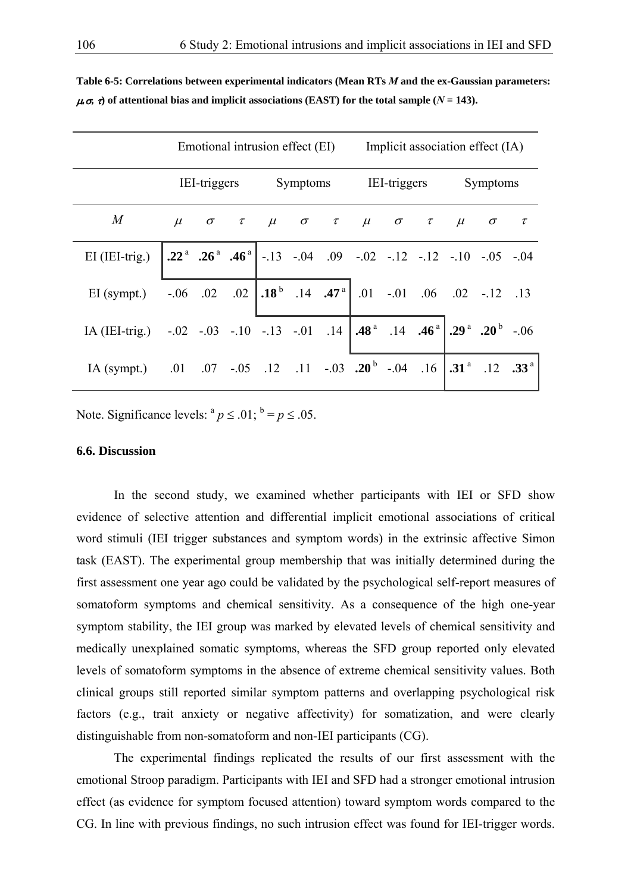**Table 6-5: Correlations between experimental indicators (Mean RTs *M* and the ex-Gaussian parameters: $\mu, \sigma, \tau$) of attentional bias and implicit associations (EAST) for the total sample ($N$ = 143).**

| | Emotional intrusion effect (EI) | | | | | | Implicit association effect (IA) | | | | | |
|---|---|---|---|---|---|---|---|---|---|---|---|---|
| | IEI-triggers | | | Symptoms | | | IEI-triggers | | | Symptoms | | |
| $M$ | $\mu$ | $\sigma$ | $\tau$ | $\mu$ | $\sigma$ | $\tau$ | $\mu$ | $\sigma$ | $\tau$ | $\mu$ | $\sigma$ | $\tau$ |
| EI (IEI-trig.) | **.22** [a] | **.26** [a] | **.46** [a] | -.13 | -.04 | .09 | -.02 | -.12 | -.12 | -.10 | -.05 | -.04 |
| EI (sympt.) | -.06 | .02 | .02 | **.18** [b] | .14 | **.47** [a] | .01 | -.01 | .06 | .02 | -.12 | .13 |
| IA (IEI-trig.) | -.02 | -.03 | -.10 | -.13 | -.01 | .14 | **.48** [a] | .14 | **.46** [a] | **.29** [a] | **.20** [b] | -.06 |
| IA (sympt.) | .01 | .07 | -.05 | .12 | .11 | -.03 | **.20** [b] | -.04 | .16 | **.31** [a] | .12 | **.33** [a] |

Note. Significance levels: [a] $p \leq .01$; [b] = $p \leq .05$.

### 6.6. Discussion

In the second study, we examined whether participants with IEI or SFD show evidence of selective attention and differential implicit emotional associations of critical word stimuli (IEI trigger substances and symptom words) in the extrinsic affective Simon task (EAST). The experimental group membership that was initially determined during the first assessment one year ago could be validated by the psychological self-report measures of somatoform symptoms and chemical sensitivity. As a consequence of the high one-year symptom stability, the IEI group was marked by elevated levels of chemical sensitivity and medically unexplained somatic symptoms, whereas the SFD group reported only elevated levels of somatoform symptoms in the absence of extreme chemical sensitivity values. Both clinical groups still reported similar symptom patterns and overlapping psychological risk factors (e.g., trait anxiety or negative affectivity) for somatization, and were clearly distinguishable from non-somatoform and non-IEI participants (CG).

The experimental findings replicated the results of our first assessment with the emotional Stroop paradigm. Participants with IEI and SFD had a stronger emotional intrusion effect (as evidence for symptom focused attention) toward symptom words compared to the CG. In line with previous findings, no such intrusion effect was found for IEI-trigger words.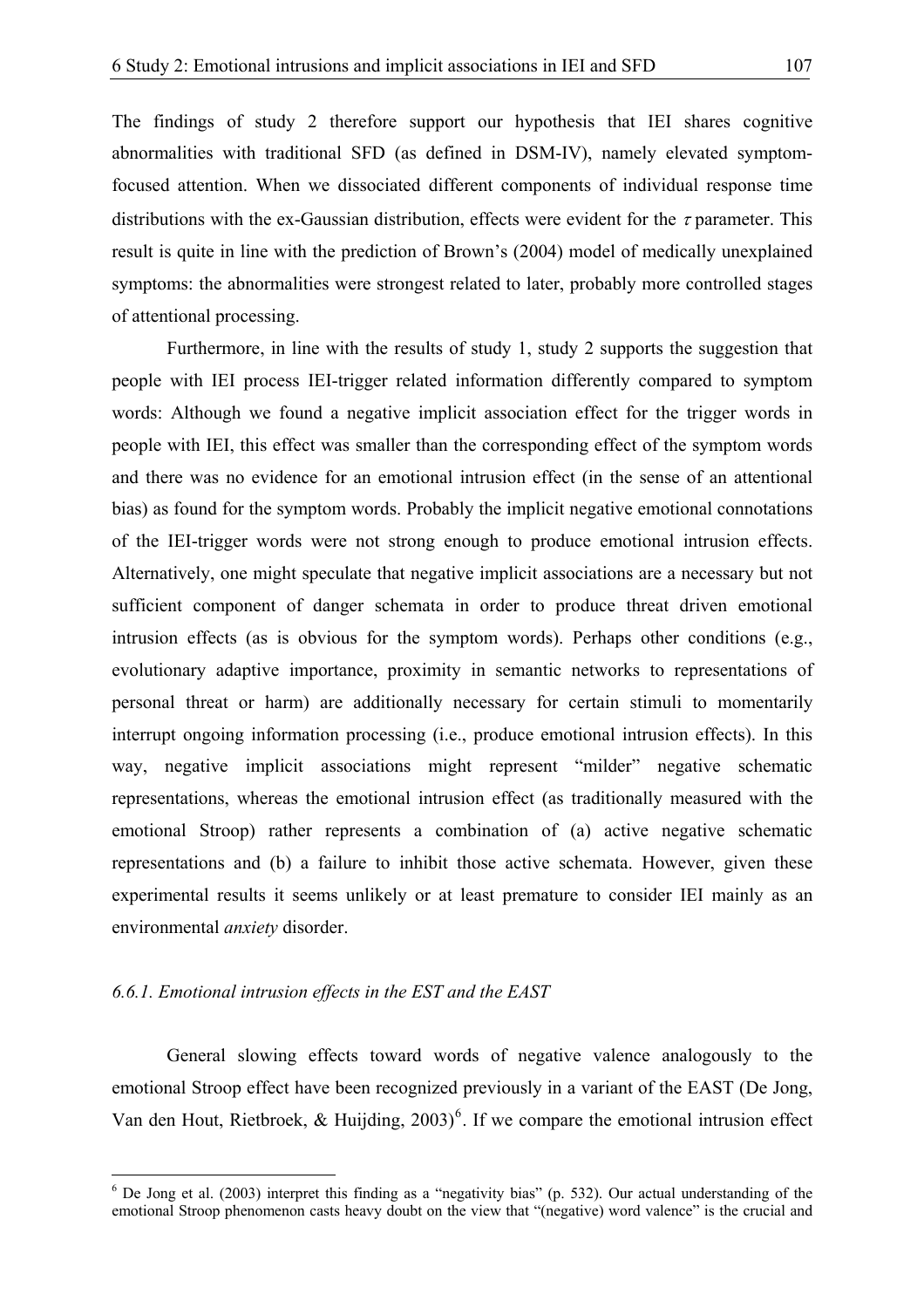The findings of study 2 therefore support our hypothesis that IEI shares cognitive abnormalities with traditional SFD (as defined in DSM-IV), namely elevated symptom-focused attention. When we dissociated different components of individual response time distributions with the ex-Gaussian distribution, effects were evident for the $\tau$ parameter. This result is quite in line with the prediction of Brown's (2004) model of medically unexplained symptoms: the abnormalities were strongest related to later, probably more controlled stages of attentional processing.

Furthermore, in line with the results of study 1, study 2 supports the suggestion that people with IEI process IEI-trigger related information differently compared to symptom words: Although we found a negative implicit association effect for the trigger words in people with IEI, this effect was smaller than the corresponding effect of the symptom words and there was no evidence for an emotional intrusion effect (in the sense of an attentional bias) as found for the symptom words. Probably the implicit negative emotional connotations of the IEI-trigger words were not strong enough to produce emotional intrusion effects. Alternatively, one might speculate that negative implicit associations are a necessary but not sufficient component of danger schemata in order to produce threat driven emotional intrusion effects (as is obvious for the symptom words). Perhaps other conditions (e.g., evolutionary adaptive importance, proximity in semantic networks to representations of personal threat or harm) are additionally necessary for certain stimuli to momentarily interrupt ongoing information processing (i.e., produce emotional intrusion effects). In this way, negative implicit associations might represent "milder" negative schematic representations, whereas the emotional intrusion effect (as traditionally measured with the emotional Stroop) rather represents a combination of (a) active negative schematic representations and (b) a failure to inhibit those active schemata. However, given these experimental results it seems unlikely or at least premature to consider IEI mainly as an environmental *anxiety* disorder.

### *6.6.1. Emotional intrusion effects in the EST and the EAST*

General slowing effects toward words of negative valence analogously to the emotional Stroop effect have been recognized previously in a variant of the EAST (De Jong, Van den Hout, Rietbroek, & Huijding, 2003)[6]. If we compare the emotional intrusion effect

[6] De Jong et al. (2003) interpret this finding as a "negativity bias" (p. 532). Our actual understanding of the emotional Stroop phenomenon casts heavy doubt on the view that "(negative) word valence" is the crucial and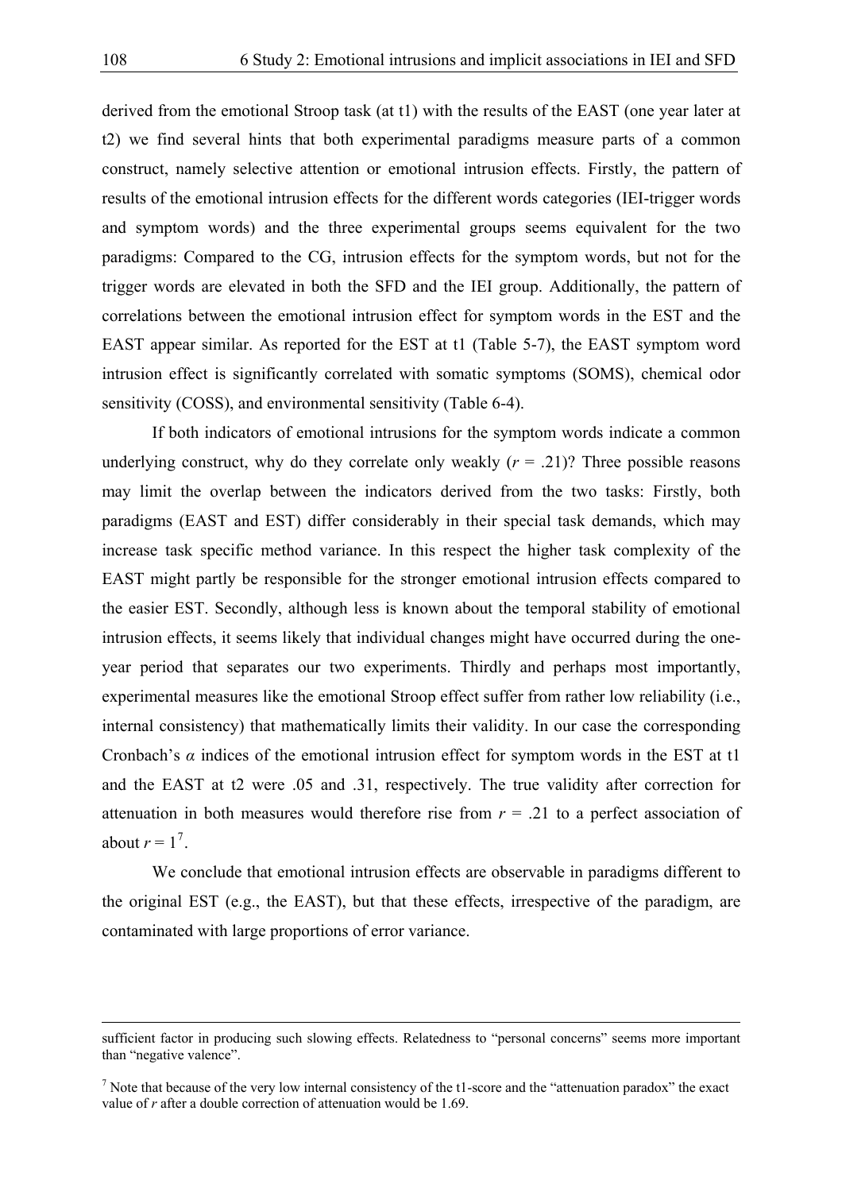derived from the emotional Stroop task (at t1) with the results of the EAST (one year later at t2) we find several hints that both experimental paradigms measure parts of a common construct, namely selective attention or emotional intrusion effects. Firstly, the pattern of results of the emotional intrusion effects for the different words categories (IEI-trigger words and symptom words) and the three experimental groups seems equivalent for the two paradigms: Compared to the CG, intrusion effects for the symptom words, but not for the trigger words are elevated in both the SFD and the IEI group. Additionally, the pattern of correlations between the emotional intrusion effect for symptom words in the EST and the EAST appear similar. As reported for the EST at t1 (Table 5-7), the EAST symptom word intrusion effect is significantly correlated with somatic symptoms (SOMS), chemical odor sensitivity (COSS), and environmental sensitivity (Table 6-4).

If both indicators of emotional intrusions for the symptom words indicate a common underlying construct, why do they correlate only weakly ($r = .21$)? Three possible reasons may limit the overlap between the indicators derived from the two tasks: Firstly, both paradigms (EAST and EST) differ considerably in their special task demands, which may increase task specific method variance. In this respect the higher task complexity of the EAST might partly be responsible for the stronger emotional intrusion effects compared to the easier EST. Secondly, although less is known about the temporal stability of emotional intrusion effects, it seems likely that individual changes might have occurred during the one-year period that separates our two experiments. Thirdly and perhaps most importantly, experimental measures like the emotional Stroop effect suffer from rather low reliability (i.e., internal consistency) that mathematically limits their validity. In our case the corresponding Cronbach's $\alpha$ indices of the emotional intrusion effect for symptom words in the EST at t1 and the EAST at t2 were .05 and .31, respectively. The true validity after correction for attenuation in both measures would therefore rise from $r = .21$ to a perfect association of about $r = 1$[7].

We conclude that emotional intrusion effects are observable in paradigms different to the original EST (e.g., the EAST), but that these effects, irrespective of the paradigm, are contaminated with large proportions of error variance.

---

sufficient factor in producing such slowing effects. Relatedness to "personal concerns" seems more important than "negative valence".

[7] Note that because of the very low internal consistency of the t1-score and the "attenuation paradox" the exact value of $r$ after a double correction of attenuation would be 1.69.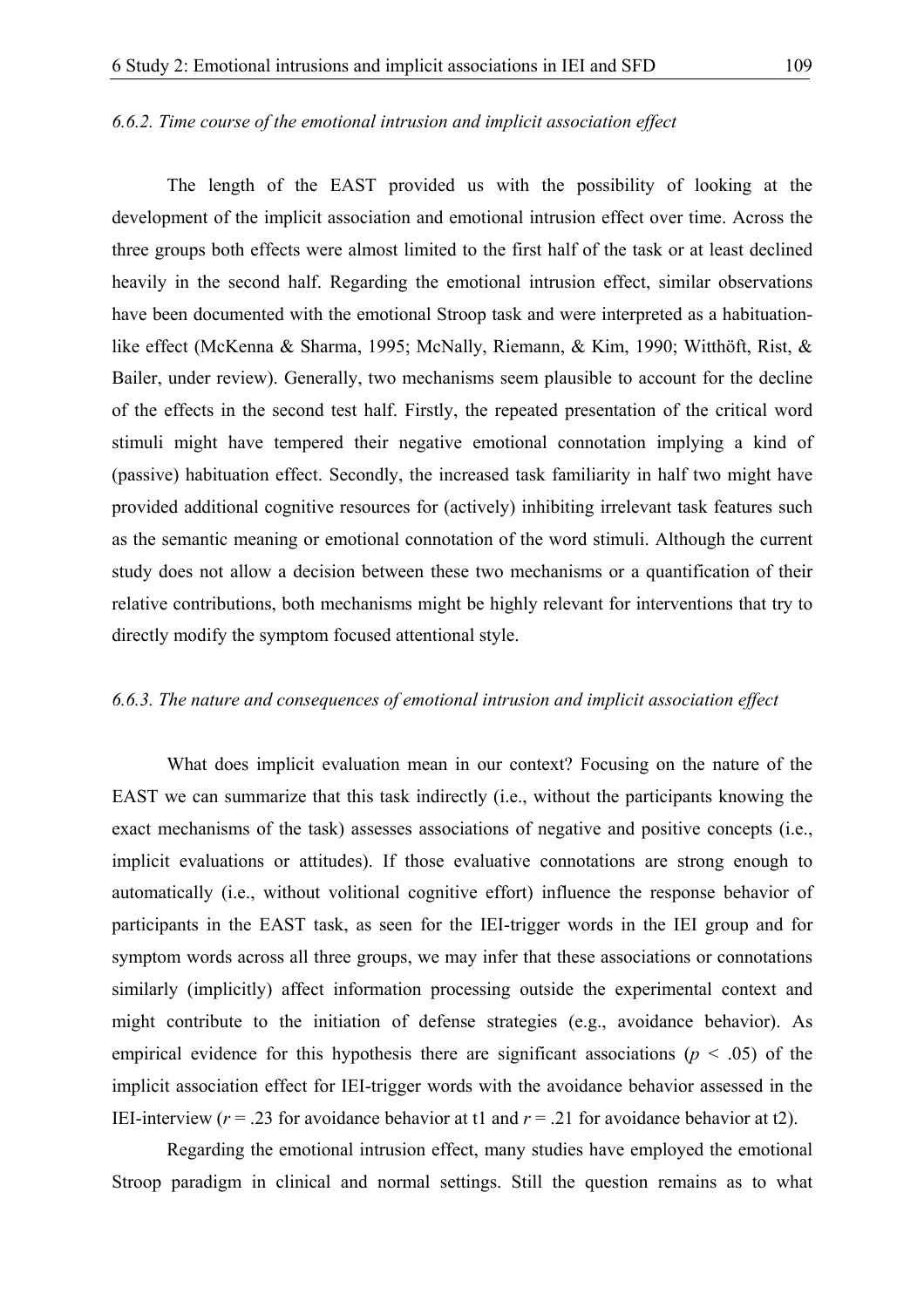### *6.6.2. Time course of the emotional intrusion and implicit association effect*

The length of the EAST provided us with the possibility of looking at the development of the implicit association and emotional intrusion effect over time. Across the three groups both effects were almost limited to the first half of the task or at least declined heavily in the second half. Regarding the emotional intrusion effect, similar observations have been documented with the emotional Stroop task and were interpreted as a habituation-like effect (McKenna & Sharma, 1995; McNally, Riemann, & Kim, 1990; Witthöft, Rist, & Bailer, under review). Generally, two mechanisms seem plausible to account for the decline of the effects in the second test half. Firstly, the repeated presentation of the critical word stimuli might have tempered their negative emotional connotation implying a kind of (passive) habituation effect. Secondly, the increased task familiarity in half two might have provided additional cognitive resources for (actively) inhibiting irrelevant task features such as the semantic meaning or emotional connotation of the word stimuli. Although the current study does not allow a decision between these two mechanisms or a quantification of their relative contributions, both mechanisms might be highly relevant for interventions that try to directly modify the symptom focused attentional style.

### *6.6.3. The nature and consequences of emotional intrusion and implicit association effect*

What does implicit evaluation mean in our context? Focusing on the nature of the EAST we can summarize that this task indirectly (i.e., without the participants knowing the exact mechanisms of the task) assesses associations of negative and positive concepts (i.e., implicit evaluations or attitudes). If those evaluative connotations are strong enough to automatically (i.e., without volitional cognitive effort) influence the response behavior of participants in the EAST task, as seen for the IEI-trigger words in the IEI group and for symptom words across all three groups, we may infer that these associations or connotations similarly (implicitly) affect information processing outside the experimental context and might contribute to the initiation of defense strategies (e.g., avoidance behavior). As empirical evidence for this hypothesis there are significant associations ($p < .05$) of the implicit association effect for IEI-trigger words with the avoidance behavior assessed in the IEI-interview ($r = .23$ for avoidance behavior at t1 and $r = .21$ for avoidance behavior at t2).

Regarding the emotional intrusion effect, many studies have employed the emotional Stroop paradigm in clinical and normal settings. Still the question remains as to what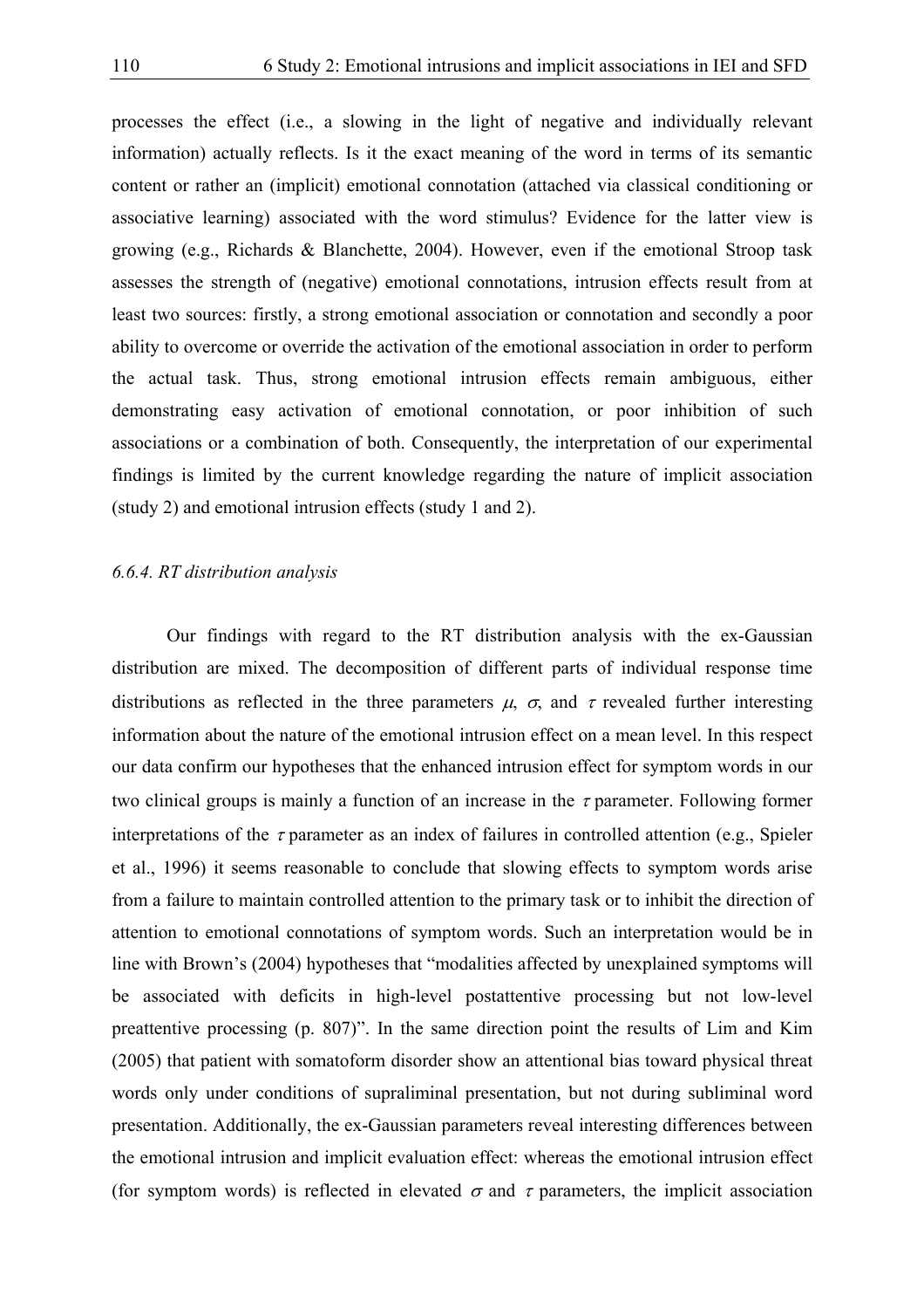processes the effect (i.e., a slowing in the light of negative and individually relevant information) actually reflects. Is it the exact meaning of the word in terms of its semantic content or rather an (implicit) emotional connotation (attached via classical conditioning or associative learning) associated with the word stimulus? Evidence for the latter view is growing (e.g., Richards & Blanchette, 2004). However, even if the emotional Stroop task assesses the strength of (negative) emotional connotations, intrusion effects result from at least two sources: firstly, a strong emotional association or connotation and secondly a poor ability to overcome or override the activation of the emotional association in order to perform the actual task. Thus, strong emotional intrusion effects remain ambiguous, either demonstrating easy activation of emotional connotation, or poor inhibition of such associations or a combination of both. Consequently, the interpretation of our experimental findings is limited by the current knowledge regarding the nature of implicit association (study 2) and emotional intrusion effects (study 1 and 2).

### *6.6.4. RT distribution analysis*

Our findings with regard to the RT distribution analysis with the ex-Gaussian distribution are mixed. The decomposition of different parts of individual response time distributions as reflected in the three parameters $\mu$, $\sigma$, and $\tau$ revealed further interesting information about the nature of the emotional intrusion effect on a mean level. In this respect our data confirm our hypotheses that the enhanced intrusion effect for symptom words in our two clinical groups is mainly a function of an increase in the $\tau$ parameter. Following former interpretations of the $\tau$ parameter as an index of failures in controlled attention (e.g., Spieler et al., 1996) it seems reasonable to conclude that slowing effects to symptom words arise from a failure to maintain controlled attention to the primary task or to inhibit the direction of attention to emotional connotations of symptom words. Such an interpretation would be in line with Brown's (2004) hypotheses that "modalities affected by unexplained symptoms will be associated with deficits in high-level postattentive processing but not low-level preattentive processing (p. 807)". In the same direction point the results of Lim and Kim (2005) that patient with somatoform disorder show an attentional bias toward physical threat words only under conditions of supraliminal presentation, but not during subliminal word presentation. Additionally, the ex-Gaussian parameters reveal interesting differences between the emotional intrusion and implicit evaluation effect: whereas the emotional intrusion effect (for symptom words) is reflected in elevated $\sigma$ and $\tau$ parameters, the implicit association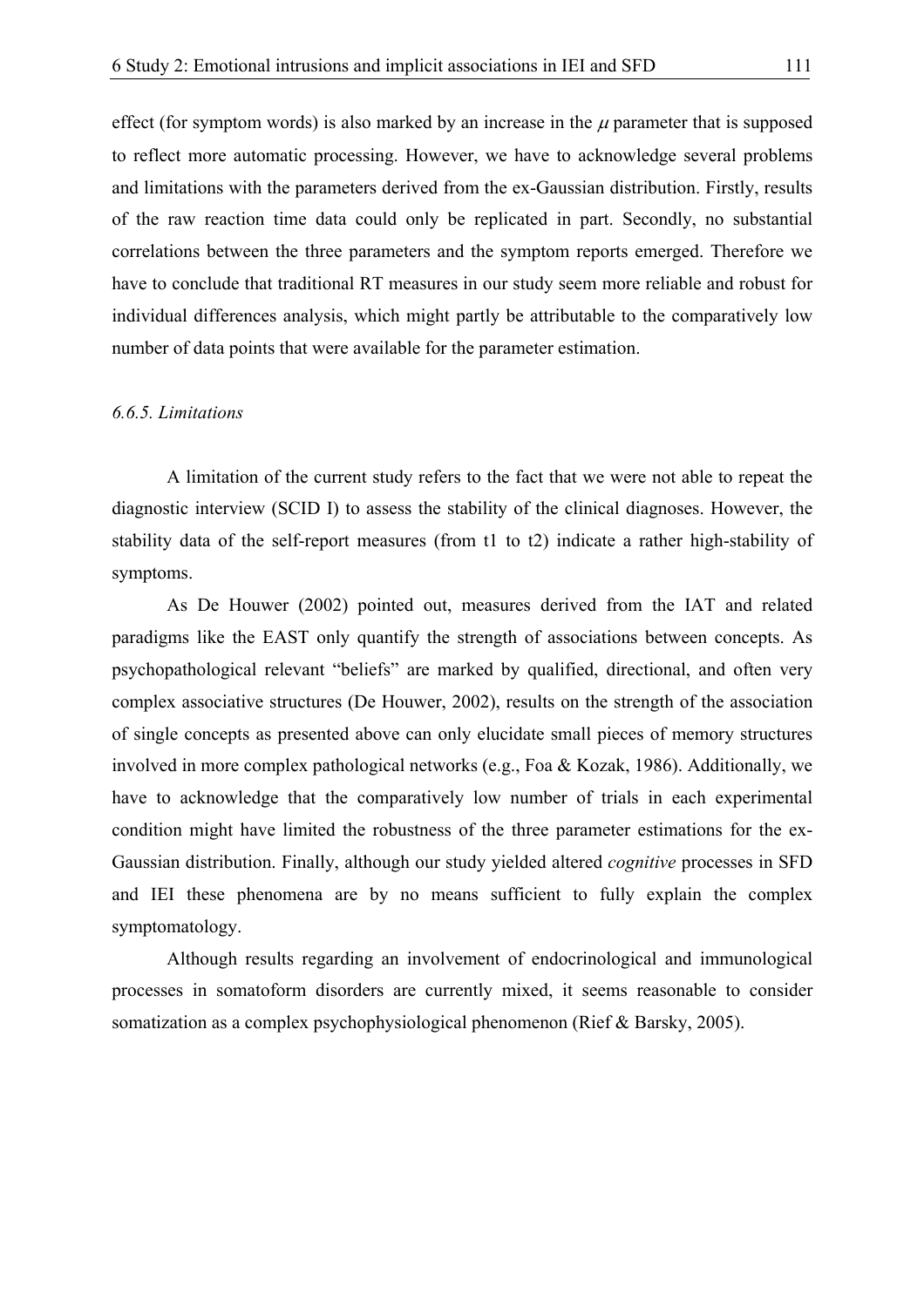effect (for symptom words) is also marked by an increase in the $\mu$ parameter that is supposed to reflect more automatic processing. However, we have to acknowledge several problems and limitations with the parameters derived from the ex-Gaussian distribution. Firstly, results of the raw reaction time data could only be replicated in part. Secondly, no substantial correlations between the three parameters and the symptom reports emerged. Therefore we have to conclude that traditional RT measures in our study seem more reliable and robust for individual differences analysis, which might partly be attributable to the comparatively low number of data points that were available for the parameter estimation.

### *6.6.5. Limitations*

A limitation of the current study refers to the fact that we were not able to repeat the diagnostic interview (SCID I) to assess the stability of the clinical diagnoses. However, the stability data of the self-report measures (from t1 to t2) indicate a rather high-stability of symptoms.

As De Houwer (2002) pointed out, measures derived from the IAT and related paradigms like the EAST only quantify the strength of associations between concepts. As psychopathological relevant "beliefs" are marked by qualified, directional, and often very complex associative structures (De Houwer, 2002), results on the strength of the association of single concepts as presented above can only elucidate small pieces of memory structures involved in more complex pathological networks (e.g., Foa & Kozak, 1986). Additionally, we have to acknowledge that the comparatively low number of trials in each experimental condition might have limited the robustness of the three parameter estimations for the ex-Gaussian distribution. Finally, although our study yielded altered *cognitive* processes in SFD and IEI these phenomena are by no means sufficient to fully explain the complex symptomatology.

Although results regarding an involvement of endocrinological and immunological processes in somatoform disorders are currently mixed, it seems reasonable to consider somatization as a complex psychophysiological phenomenon (Rief & Barsky, 2005).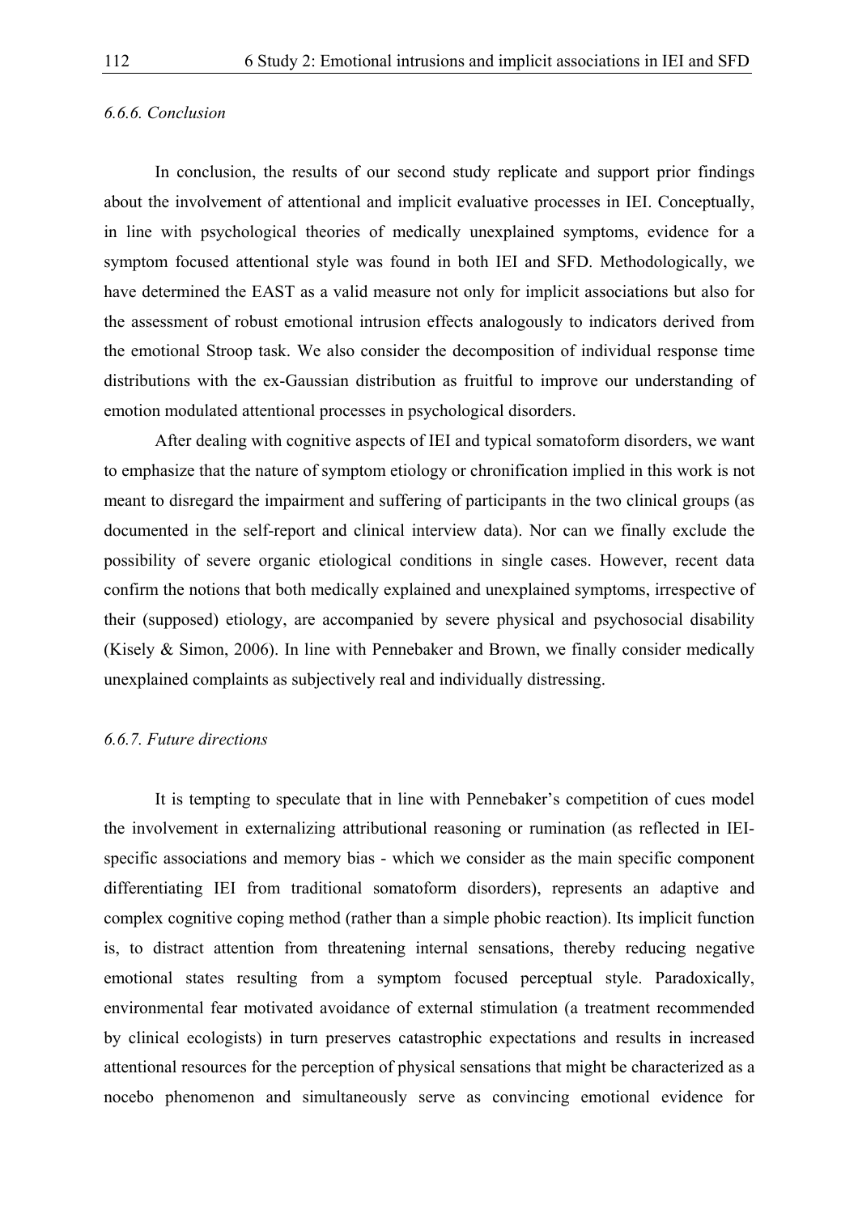### *6.6.6. Conclusion*

In conclusion, the results of our second study replicate and support prior findings about the involvement of attentional and implicit evaluative processes in IEI. Conceptually, in line with psychological theories of medically unexplained symptoms, evidence for a symptom focused attentional style was found in both IEI and SFD. Methodologically, we have determined the EAST as a valid measure not only for implicit associations but also for the assessment of robust emotional intrusion effects analogously to indicators derived from the emotional Stroop task. We also consider the decomposition of individual response time distributions with the ex-Gaussian distribution as fruitful to improve our understanding of emotion modulated attentional processes in psychological disorders.

After dealing with cognitive aspects of IEI and typical somatoform disorders, we want to emphasize that the nature of symptom etiology or chronification implied in this work is not meant to disregard the impairment and suffering of participants in the two clinical groups (as documented in the self-report and clinical interview data). Nor can we finally exclude the possibility of severe organic etiological conditions in single cases. However, recent data confirm the notions that both medically explained and unexplained symptoms, irrespective of their (supposed) etiology, are accompanied by severe physical and psychosocial disability (Kisely & Simon, 2006). In line with Pennebaker and Brown, we finally consider medically unexplained complaints as subjectively real and individually distressing.

### *6.6.7. Future directions*

It is tempting to speculate that in line with Pennebaker's competition of cues model the involvement in externalizing attributional reasoning or rumination (as reflected in IEI-specific associations and memory bias - which we consider as the main specific component differentiating IEI from traditional somatoform disorders), represents an adaptive and complex cognitive coping method (rather than a simple phobic reaction). Its implicit function is, to distract attention from threatening internal sensations, thereby reducing negative emotional states resulting from a symptom focused perceptual style. Paradoxically, environmental fear motivated avoidance of external stimulation (a treatment recommended by clinical ecologists) in turn preserves catastrophic expectations and results in increased attentional resources for the perception of physical sensations that might be characterized as a nocebo phenomenon and simultaneously serve as convincing emotional evidence for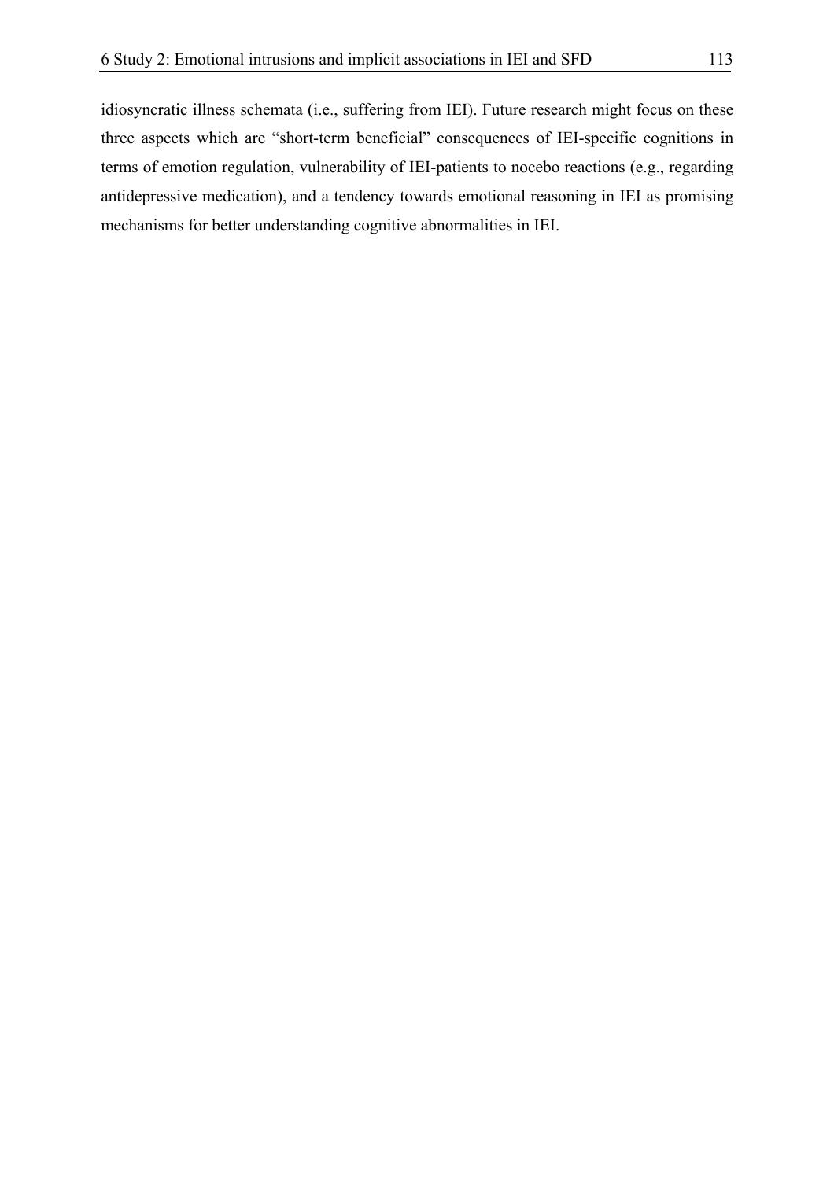idiosyncratic illness schemata (i.e., suffering from IEI). Future research might focus on these three aspects which are "short-term beneficial" consequences of IEI-specific cognitions in terms of emotion regulation, vulnerability of IEI-patients to nocebo reactions (e.g., regarding antidepressive medication), and a tendency towards emotional reasoning in IEI as promising mechanisms for better understanding cognitive abnormalities in IEI.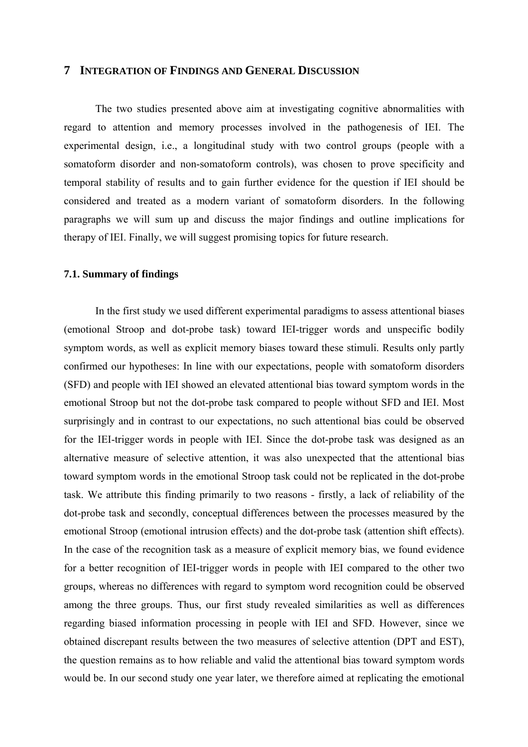# 7 INTEGRATION OF FINDINGS AND GENERAL DISCUSSION

The two studies presented above aim at investigating cognitive abnormalities with regard to attention and memory processes involved in the pathogenesis of IEI. The experimental design, i.e., a longitudinal study with two control groups (people with a somatoform disorder and non-somatoform controls), was chosen to prove specificity and temporal stability of results and to gain further evidence for the question if IEI should be considered and treated as a modern variant of somatoform disorders. In the following paragraphs we will sum up and discuss the major findings and outline implications for therapy of IEI. Finally, we will suggest promising topics for future research.

## 7.1. Summary of findings

In the first study we used different experimental paradigms to assess attentional biases (emotional Stroop and dot-probe task) toward IEI-trigger words and unspecific bodily symptom words, as well as explicit memory biases toward these stimuli. Results only partly confirmed our hypotheses: In line with our expectations, people with somatoform disorders (SFD) and people with IEI showed an elevated attentional bias toward symptom words in the emotional Stroop but not the dot-probe task compared to people without SFD and IEI. Most surprisingly and in contrast to our expectations, no such attentional bias could be observed for the IEI-trigger words in people with IEI. Since the dot-probe task was designed as an alternative measure of selective attention, it was also unexpected that the attentional bias toward symptom words in the emotional Stroop task could not be replicated in the dot-probe task. We attribute this finding primarily to two reasons - firstly, a lack of reliability of the dot-probe task and secondly, conceptual differences between the processes measured by the emotional Stroop (emotional intrusion effects) and the dot-probe task (attention shift effects). In the case of the recognition task as a measure of explicit memory bias, we found evidence for a better recognition of IEI-trigger words in people with IEI compared to the other two groups, whereas no differences with regard to symptom word recognition could be observed among the three groups. Thus, our first study revealed similarities as well as differences regarding biased information processing in people with IEI and SFD. However, since we obtained discrepant results between the two measures of selective attention (DPT and EST), the question remains as to how reliable and valid the attentional bias toward symptom words would be. In our second study one year later, we therefore aimed at replicating the emotional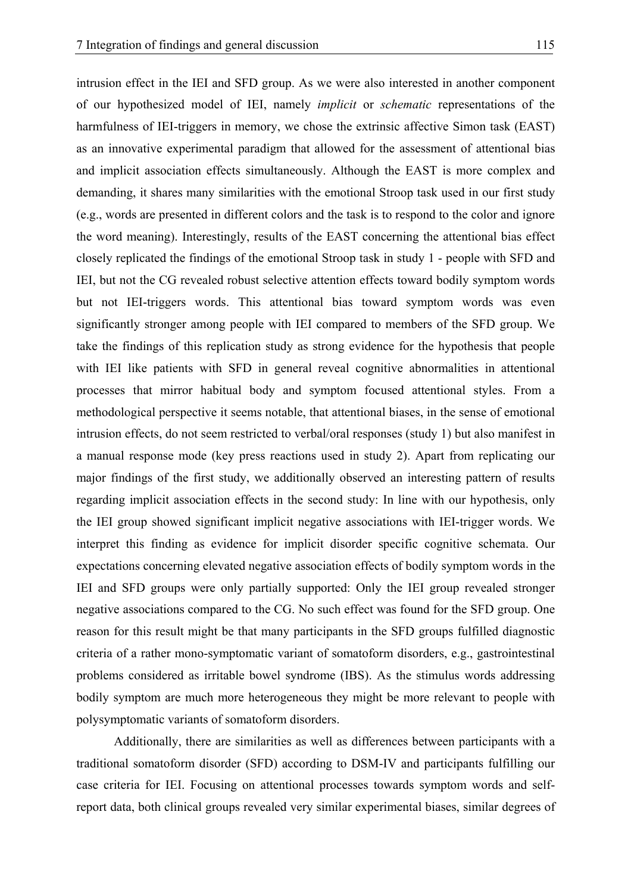intrusion effect in the IEI and SFD group. As we were also interested in another component of our hypothesized model of IEI, namely *implicit* or *schematic* representations of the harmfulness of IEI-triggers in memory, we chose the extrinsic affective Simon task (EAST) as an innovative experimental paradigm that allowed for the assessment of attentional bias and implicit association effects simultaneously. Although the EAST is more complex and demanding, it shares many similarities with the emotional Stroop task used in our first study (e.g., words are presented in different colors and the task is to respond to the color and ignore the word meaning). Interestingly, results of the EAST concerning the attentional bias effect closely replicated the findings of the emotional Stroop task in study 1 - people with SFD and IEI, but not the CG revealed robust selective attention effects toward bodily symptom words but not IEI-triggers words. This attentional bias toward symptom words was even significantly stronger among people with IEI compared to members of the SFD group. We take the findings of this replication study as strong evidence for the hypothesis that people with IEI like patients with SFD in general reveal cognitive abnormalities in attentional processes that mirror habitual body and symptom focused attentional styles. From a methodological perspective it seems notable, that attentional biases, in the sense of emotional intrusion effects, do not seem restricted to verbal/oral responses (study 1) but also manifest in a manual response mode (key press reactions used in study 2). Apart from replicating our major findings of the first study, we additionally observed an interesting pattern of results regarding implicit association effects in the second study: In line with our hypothesis, only the IEI group showed significant implicit negative associations with IEI-trigger words. We interpret this finding as evidence for implicit disorder specific cognitive schemata. Our expectations concerning elevated negative association effects of bodily symptom words in the IEI and SFD groups were only partially supported: Only the IEI group revealed stronger negative associations compared to the CG. No such effect was found for the SFD group. One reason for this result might be that many participants in the SFD groups fulfilled diagnostic criteria of a rather mono-symptomatic variant of somatoform disorders, e.g., gastrointestinal problems considered as irritable bowel syndrome (IBS). As the stimulus words addressing bodily symptom are much more heterogeneous they might be more relevant to people with polysymptomatic variants of somatoform disorders.

Additionally, there are similarities as well as differences between participants with a traditional somatoform disorder (SFD) according to DSM-IV and participants fulfilling our case criteria for IEI. Focusing on attentional processes towards symptom words and self-report data, both clinical groups revealed very similar experimental biases, similar degrees of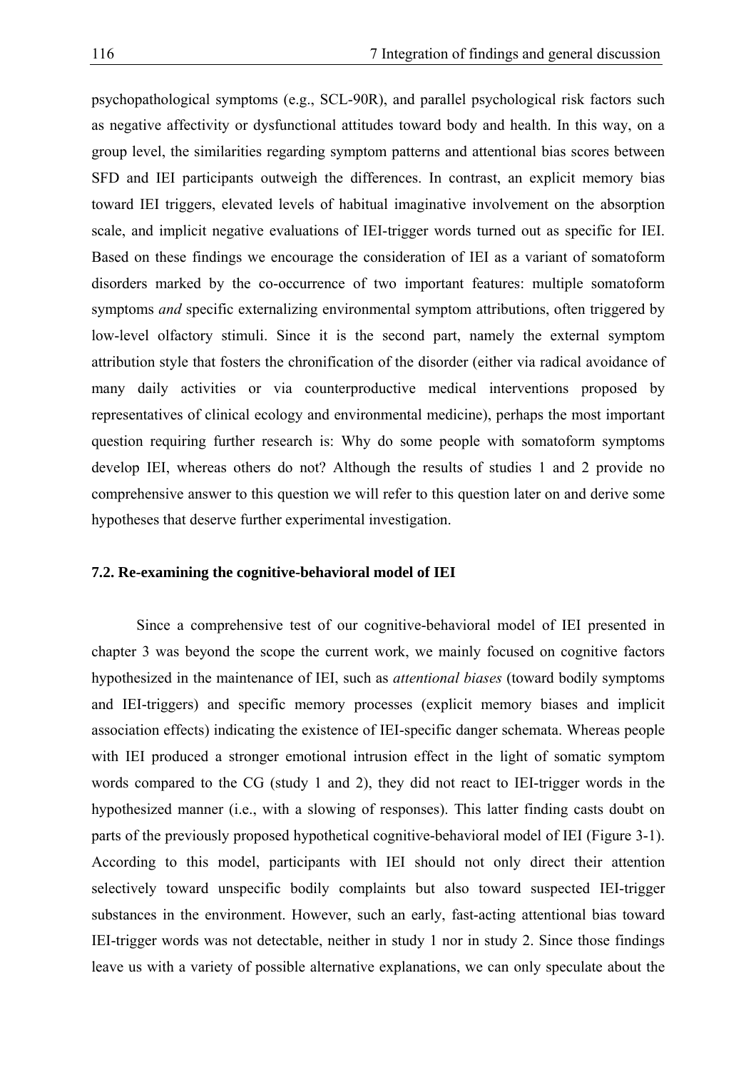psychopathological symptoms (e.g., SCL-90R), and parallel psychological risk factors such as negative affectivity or dysfunctional attitudes toward body and health. In this way, on a group level, the similarities regarding symptom patterns and attentional bias scores between SFD and IEI participants outweigh the differences. In contrast, an explicit memory bias toward IEI triggers, elevated levels of habitual imaginative involvement on the absorption scale, and implicit negative evaluations of IEI-trigger words turned out as specific for IEI. Based on these findings we encourage the consideration of IEI as a variant of somatoform disorders marked by the co-occurrence of two important features: multiple somatoform symptoms *and* specific externalizing environmental symptom attributions, often triggered by low-level olfactory stimuli. Since it is the second part, namely the external symptom attribution style that fosters the chronification of the disorder (either via radical avoidance of many daily activities or via counterproductive medical interventions proposed by representatives of clinical ecology and environmental medicine), perhaps the most important question requiring further research is: Why do some people with somatoform symptoms develop IEI, whereas others do not? Although the results of studies 1 and 2 provide no comprehensive answer to this question we will refer to this question later on and derive some hypotheses that deserve further experimental investigation.

### 7.2. Re-examining the cognitive-behavioral model of IEI

Since a comprehensive test of our cognitive-behavioral model of IEI presented in chapter 3 was beyond the scope the current work, we mainly focused on cognitive factors hypothesized in the maintenance of IEI, such as *attentional biases* (toward bodily symptoms and IEI-triggers) and specific memory processes (explicit memory biases and implicit association effects) indicating the existence of IEI-specific danger schemata. Whereas people with IEI produced a stronger emotional intrusion effect in the light of somatic symptom words compared to the CG (study 1 and 2), they did not react to IEI-trigger words in the hypothesized manner (i.e., with a slowing of responses). This latter finding casts doubt on parts of the previously proposed hypothetical cognitive-behavioral model of IEI (Figure 3-1). According to this model, participants with IEI should not only direct their attention selectively toward unspecific bodily complaints but also toward suspected IEI-trigger substances in the environment. However, such an early, fast-acting attentional bias toward IEI-trigger words was not detectable, neither in study 1 nor in study 2. Since those findings leave us with a variety of possible alternative explanations, we can only speculate about the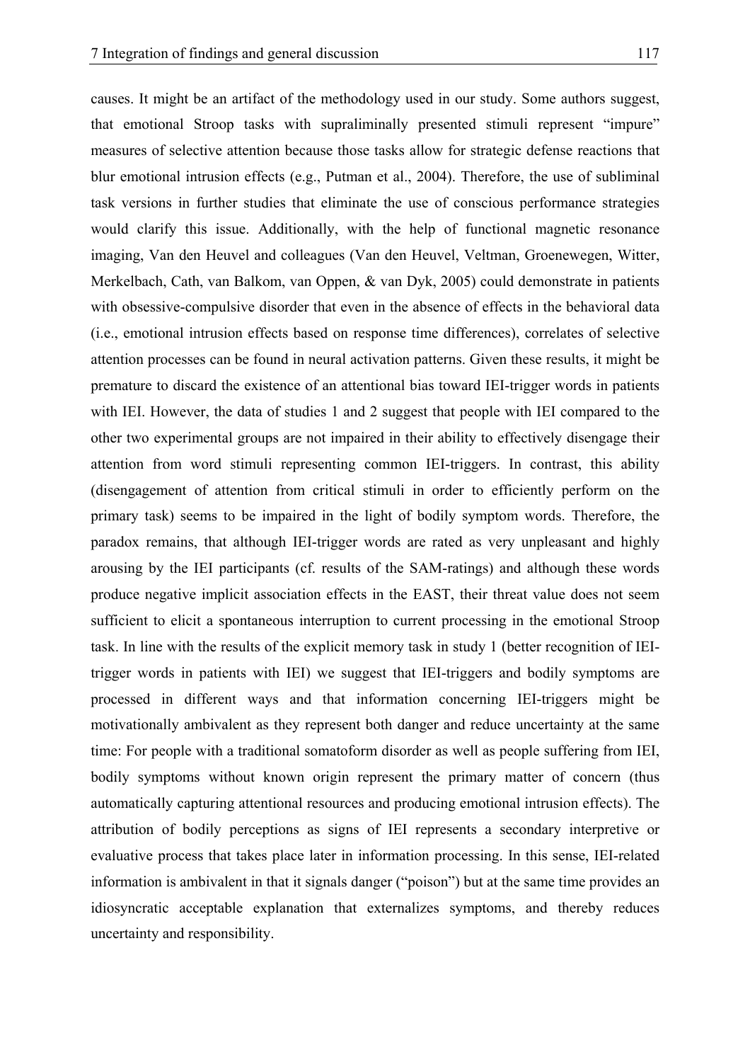causes. It might be an artifact of the methodology used in our study. Some authors suggest, that emotional Stroop tasks with supraliminally presented stimuli represent "impure" measures of selective attention because those tasks allow for strategic defense reactions that blur emotional intrusion effects (e.g., Putman et al., 2004). Therefore, the use of subliminal task versions in further studies that eliminate the use of conscious performance strategies would clarify this issue. Additionally, with the help of functional magnetic resonance imaging, Van den Heuvel and colleagues (Van den Heuvel, Veltman, Groenewegen, Witter, Merkelbach, Cath, van Balkom, van Oppen, & van Dyk, 2005) could demonstrate in patients with obsessive-compulsive disorder that even in the absence of effects in the behavioral data (i.e., emotional intrusion effects based on response time differences), correlates of selective attention processes can be found in neural activation patterns. Given these results, it might be premature to discard the existence of an attentional bias toward IEI-trigger words in patients with IEI. However, the data of studies 1 and 2 suggest that people with IEI compared to the other two experimental groups are not impaired in their ability to effectively disengage their attention from word stimuli representing common IEI-triggers. In contrast, this ability (disengagement of attention from critical stimuli in order to efficiently perform on the primary task) seems to be impaired in the light of bodily symptom words. Therefore, the paradox remains, that although IEI-trigger words are rated as very unpleasant and highly arousing by the IEI participants (cf. results of the SAM-ratings) and although these words produce negative implicit association effects in the EAST, their threat value does not seem sufficient to elicit a spontaneous interruption to current processing in the emotional Stroop task. In line with the results of the explicit memory task in study 1 (better recognition of IEI-trigger words in patients with IEI) we suggest that IEI-triggers and bodily symptoms are processed in different ways and that information concerning IEI-triggers might be motivationally ambivalent as they represent both danger and reduce uncertainty at the same time: For people with a traditional somatoform disorder as well as people suffering from IEI, bodily symptoms without known origin represent the primary matter of concern (thus automatically capturing attentional resources and producing emotional intrusion effects). The attribution of bodily perceptions as signs of IEI represents a secondary interpretive or evaluative process that takes place later in information processing. In this sense, IEI-related information is ambivalent in that it signals danger ("poison") but at the same time provides an idiosyncratic acceptable explanation that externalizes symptoms, and thereby reduces uncertainty and responsibility.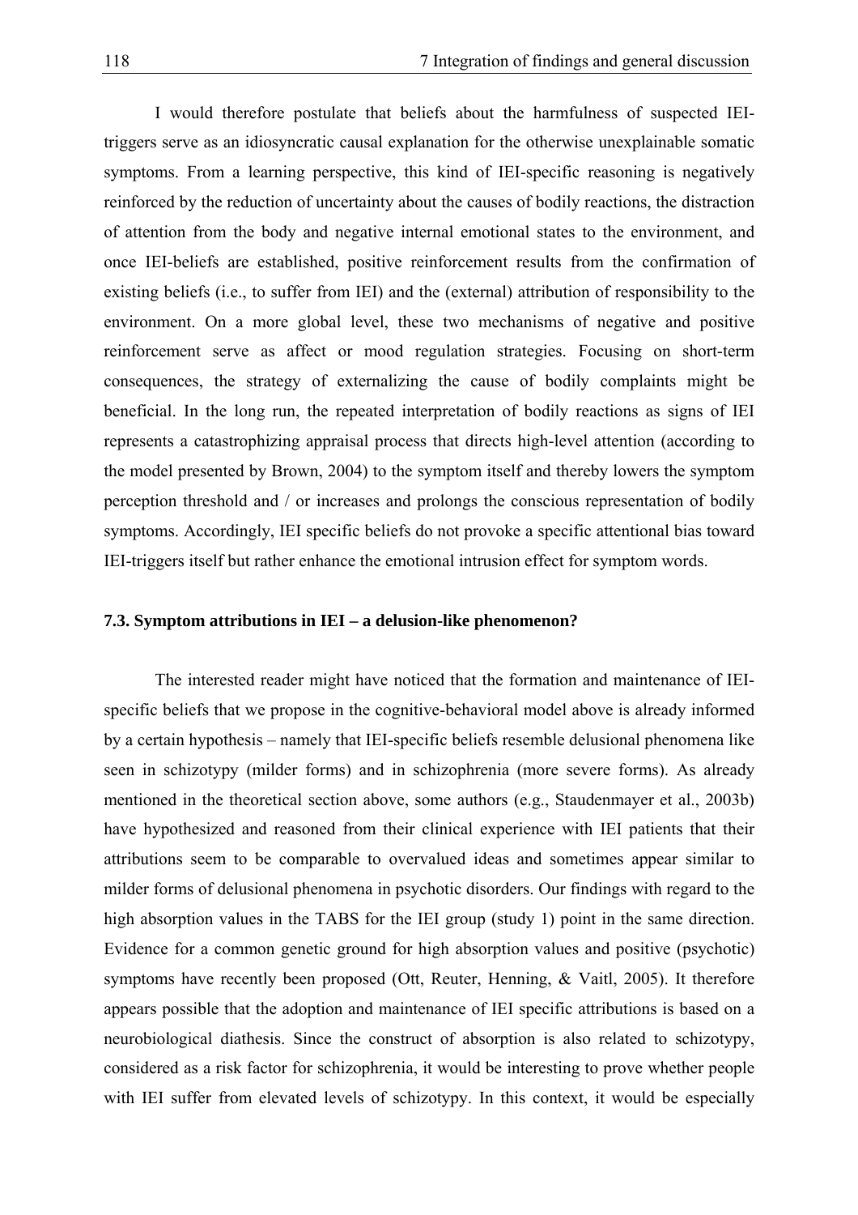I would therefore postulate that beliefs about the harmfulness of suspected IEI-triggers serve as an idiosyncratic causal explanation for the otherwise unexplainable somatic symptoms. From a learning perspective, this kind of IEI-specific reasoning is negatively reinforced by the reduction of uncertainty about the causes of bodily reactions, the distraction of attention from the body and negative internal emotional states to the environment, and once IEI-beliefs are established, positive reinforcement results from the confirmation of existing beliefs (i.e., to suffer from IEI) and the (external) attribution of responsibility to the environment. On a more global level, these two mechanisms of negative and positive reinforcement serve as affect or mood regulation strategies. Focusing on short-term consequences, the strategy of externalizing the cause of bodily complaints might be beneficial. In the long run, the repeated interpretation of bodily reactions as signs of IEI represents a catastrophizing appraisal process that directs high-level attention (according to the model presented by Brown, 2004) to the symptom itself and thereby lowers the symptom perception threshold and / or increases and prolongs the conscious representation of bodily symptoms. Accordingly, IEI specific beliefs do not provoke a specific attentional bias toward IEI-triggers itself but rather enhance the emotional intrusion effect for symptom words.

### 7.3. Symptom attributions in IEI – a delusion-like phenomenon?

The interested reader might have noticed that the formation and maintenance of IEI-specific beliefs that we propose in the cognitive-behavioral model above is already informed by a certain hypothesis – namely that IEI-specific beliefs resemble delusional phenomena like seen in schizotypy (milder forms) and in schizophrenia (more severe forms). As already mentioned in the theoretical section above, some authors (e.g., Staudenmayer et al., 2003b) have hypothesized and reasoned from their clinical experience with IEI patients that their attributions seem to be comparable to overvalued ideas and sometimes appear similar to milder forms of delusional phenomena in psychotic disorders. Our findings with regard to the high absorption values in the TABS for the IEI group (study 1) point in the same direction. Evidence for a common genetic ground for high absorption values and positive (psychotic) symptoms have recently been proposed (Ott, Reuter, Henning, & Vaitl, 2005). It therefore appears possible that the adoption and maintenance of IEI specific attributions is based on a neurobiological diathesis. Since the construct of absorption is also related to schizotypy, considered as a risk factor for schizophrenia, it would be interesting to prove whether people with IEI suffer from elevated levels of schizotypy. In this context, it would be especially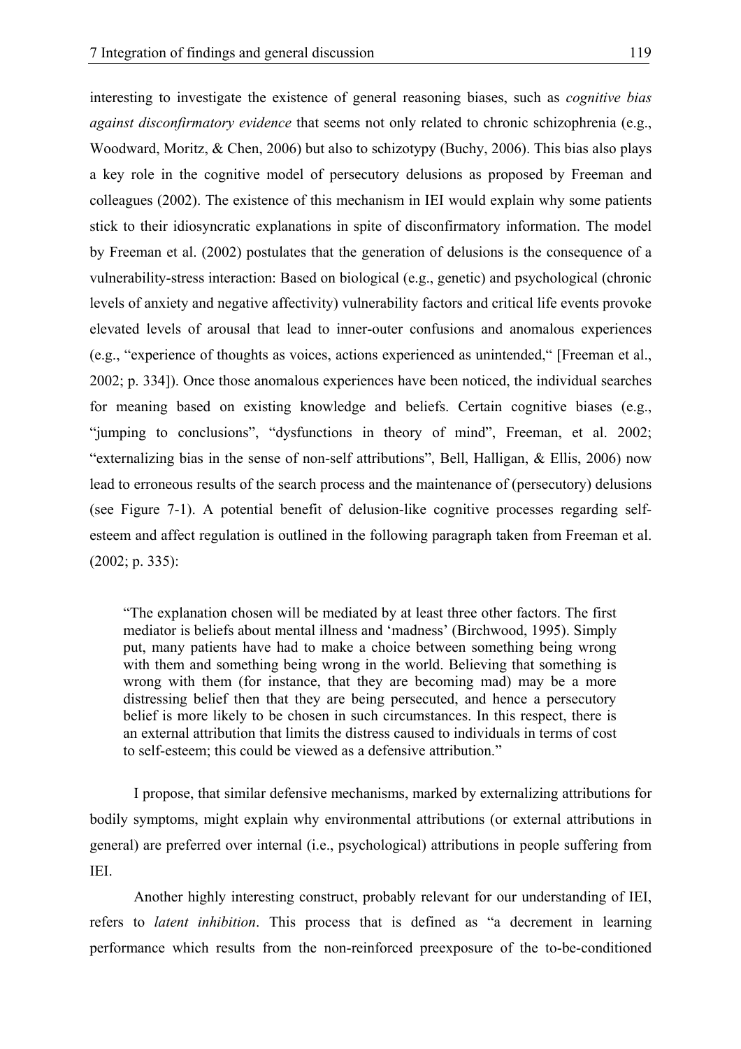interesting to investigate the existence of general reasoning biases, such as *cognitive bias against disconfirmatory evidence* that seems not only related to chronic schizophrenia (e.g., Woodward, Moritz, & Chen, 2006) but also to schizotypy (Buchy, 2006). This bias also plays a key role in the cognitive model of persecutory delusions as proposed by Freeman and colleagues (2002). The existence of this mechanism in IEI would explain why some patients stick to their idiosyncratic explanations in spite of disconfirmatory information. The model by Freeman et al. (2002) postulates that the generation of delusions is the consequence of a vulnerability-stress interaction: Based on biological (e.g., genetic) and psychological (chronic levels of anxiety and negative affectivity) vulnerability factors and critical life events provoke elevated levels of arousal that lead to inner-outer confusions and anomalous experiences (e.g., "experience of thoughts as voices, actions experienced as unintended," [Freeman et al., 2002; p. 334]). Once those anomalous experiences have been noticed, the individual searches for meaning based on existing knowledge and beliefs. Certain cognitive biases (e.g., "jumping to conclusions", "dysfunctions in theory of mind", Freeman, et al. 2002; "externalizing bias in the sense of non-self attributions", Bell, Halligan, & Ellis, 2006) now lead to erroneous results of the search process and the maintenance of (persecutory) delusions (see Figure 7-1). A potential benefit of delusion-like cognitive processes regarding self-esteem and affect regulation is outlined in the following paragraph taken from Freeman et al. (2002; p. 335):

> "The explanation chosen will be mediated by at least three other factors. The first mediator is beliefs about mental illness and 'madness' (Birchwood, 1995). Simply put, many patients have had to make a choice between something being wrong with them and something being wrong in the world. Believing that something is wrong with them (for instance, that they are becoming mad) may be a more distressing belief then that they are being persecuted, and hence a persecutory belief is more likely to be chosen in such circumstances. In this respect, there is an external attribution that limits the distress caused to individuals in terms of cost to self-esteem; this could be viewed as a defensive attribution."

I propose, that similar defensive mechanisms, marked by externalizing attributions for bodily symptoms, might explain why environmental attributions (or external attributions in general) are preferred over internal (i.e., psychological) attributions in people suffering from IEI.

Another highly interesting construct, probably relevant for our understanding of IEI, refers to *latent inhibition*. This process that is defined as "a decrement in learning performance which results from the non-reinforced preexposure of the to-be-conditioned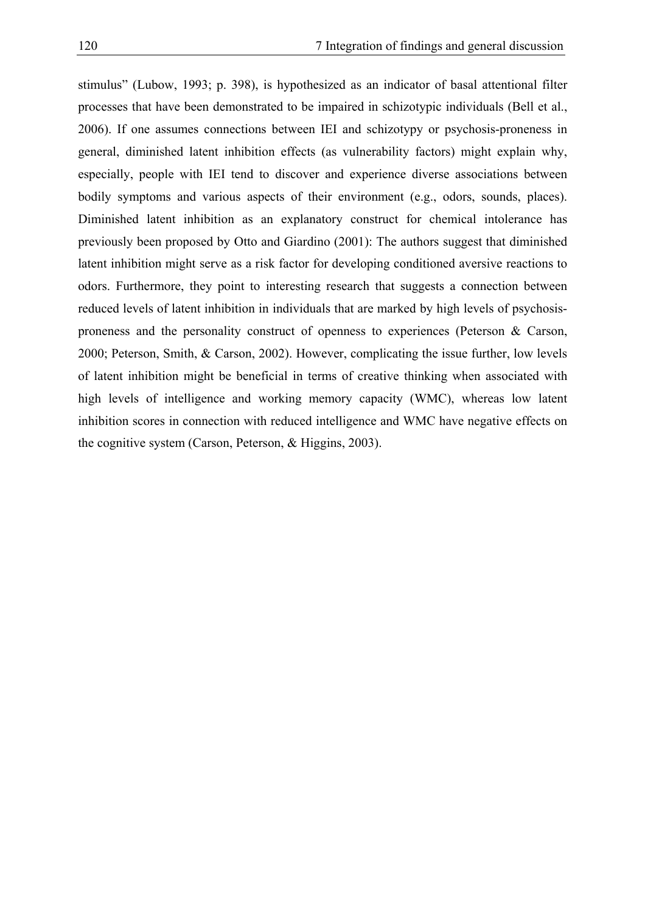stimulus" (Lubow, 1993; p. 398), is hypothesized as an indicator of basal attentional filter processes that have been demonstrated to be impaired in schizotypic individuals (Bell et al., 2006). If one assumes connections between IEI and schizotypy or psychosis-proneness in general, diminished latent inhibition effects (as vulnerability factors) might explain why, especially, people with IEI tend to discover and experience diverse associations between bodily symptoms and various aspects of their environment (e.g., odors, sounds, places). Diminished latent inhibition as an explanatory construct for chemical intolerance has previously been proposed by Otto and Giardino (2001): The authors suggest that diminished latent inhibition might serve as a risk factor for developing conditioned aversive reactions to odors. Furthermore, they point to interesting research that suggests a connection between reduced levels of latent inhibition in individuals that are marked by high levels of psychosis-proneness and the personality construct of openness to experiences (Peterson & Carson, 2000; Peterson, Smith, & Carson, 2002). However, complicating the issue further, low levels of latent inhibition might be beneficial in terms of creative thinking when associated with high levels of intelligence and working memory capacity (WMC), whereas low latent inhibition scores in connection with reduced intelligence and WMC have negative effects on the cognitive system (Carson, Peterson, & Higgins, 2003).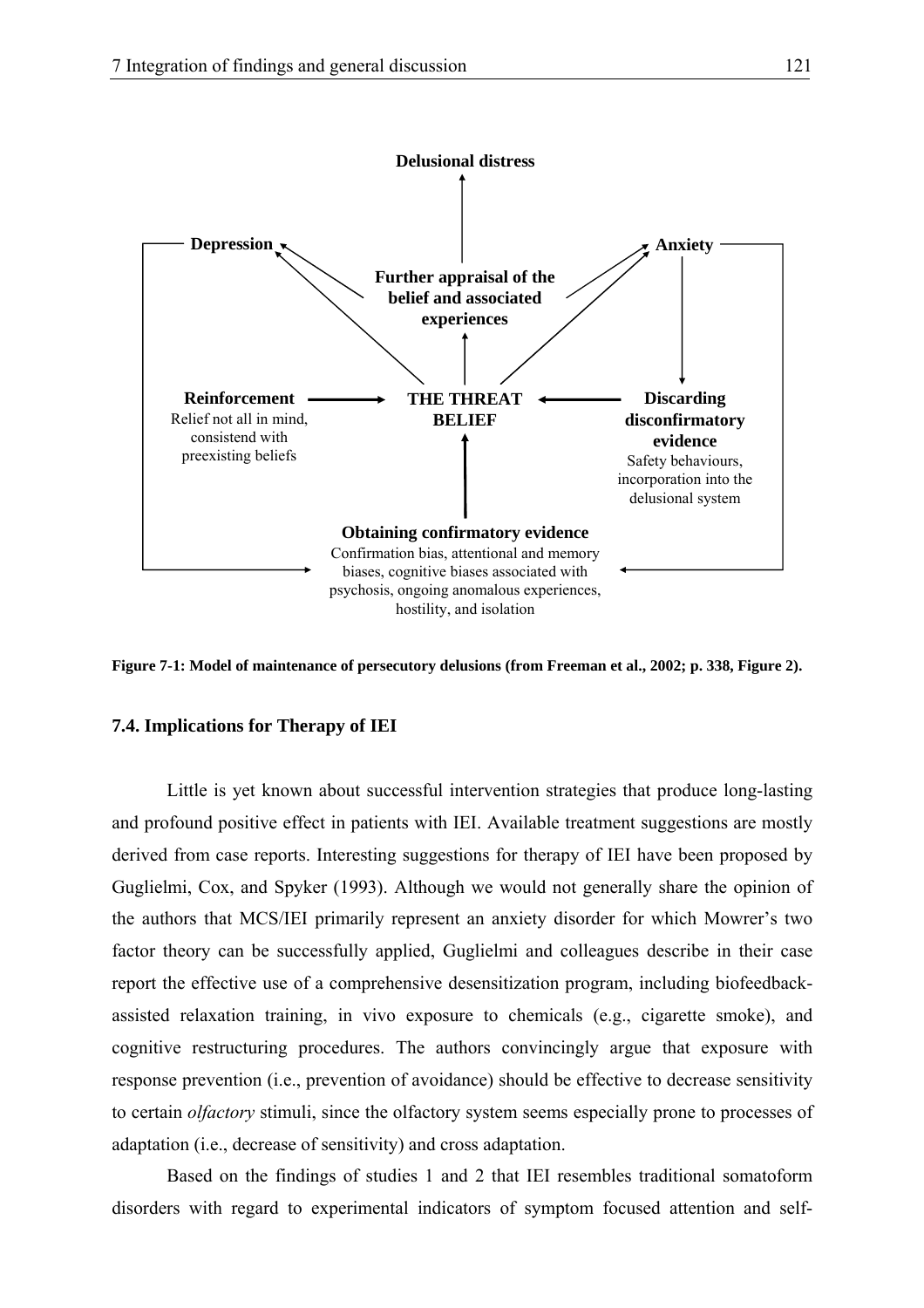Delusional distress

Depression

Anxiety

Further appraisal of the belief and associated experiences

Reinforcement
Relief not all in mind, consistend with preexisting beliefs

THE THREAT BELIEF

Discarding disconfirmatory evidence
Safety behaviours, incorporation into the delusional system

Obtaining confirmatory evidence
Confirmation bias, attentional and memory biases, cognitive biases associated with psychosis, ongoing anomalous experiences, hostility, and isolation

**Figure 7-1: Model of maintenance of persecutory delusions (from Freeman et al., 2002; p. 338, Figure 2).**

### 7.4. Implications for Therapy of IEI

Little is yet known about successful intervention strategies that produce long-lasting and profound positive effect in patients with IEI. Available treatment suggestions are mostly derived from case reports. Interesting suggestions for therapy of IEI have been proposed by Guglielmi, Cox, and Spyker (1993). Although we would not generally share the opinion of the authors that MCS/IEI primarily represent an anxiety disorder for which Mowrer's two factor theory can be successfully applied, Guglielmi and colleagues describe in their case report the effective use of a comprehensive desensitization program, including biofeedback-assisted relaxation training, in vivo exposure to chemicals (e.g., cigarette smoke), and cognitive restructuring procedures. The authors convincingly argue that exposure with response prevention (i.e., prevention of avoidance) should be effective to decrease sensitivity to certain *olfactory* stimuli, since the olfactory system seems especially prone to processes of adaptation (i.e., decrease of sensitivity) and cross adaptation.

Based on the findings of studies 1 and 2 that IEI resembles traditional somatoform disorders with regard to experimental indicators of symptom focused attention and self-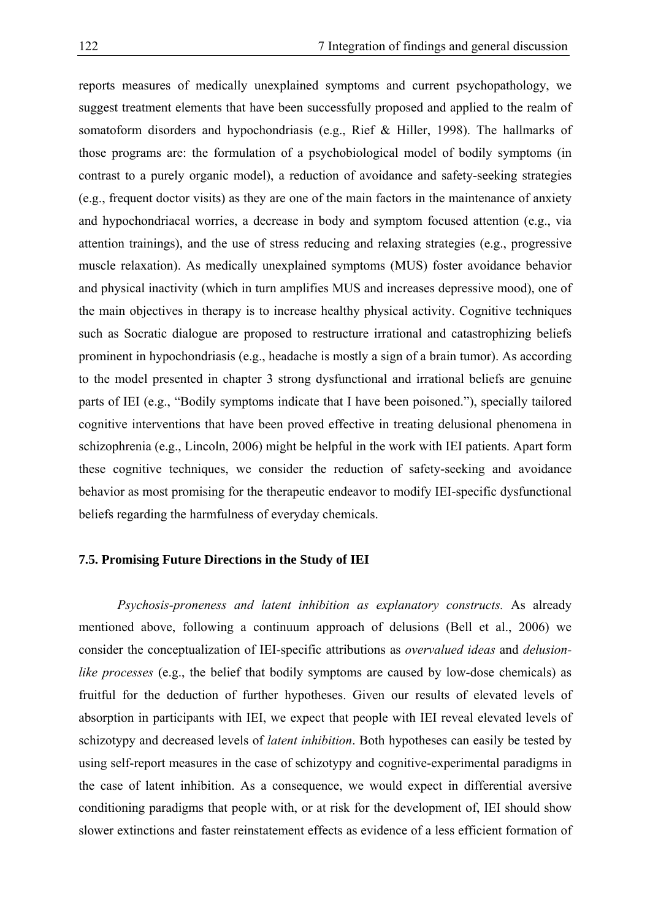reports measures of medically unexplained symptoms and current psychopathology, we suggest treatment elements that have been successfully proposed and applied to the realm of somatoform disorders and hypochondriasis (e.g., Rief & Hiller, 1998). The hallmarks of those programs are: the formulation of a psychobiological model of bodily symptoms (in contrast to a purely organic model), a reduction of avoidance and safety-seeking strategies (e.g., frequent doctor visits) as they are one of the main factors in the maintenance of anxiety and hypochondriacal worries, a decrease in body and symptom focused attention (e.g., via attention trainings), and the use of stress reducing and relaxing strategies (e.g., progressive muscle relaxation). As medically unexplained symptoms (MUS) foster avoidance behavior and physical inactivity (which in turn amplifies MUS and increases depressive mood), one of the main objectives in therapy is to increase healthy physical activity. Cognitive techniques such as Socratic dialogue are proposed to restructure irrational and catastrophizing beliefs prominent in hypochondriasis (e.g., headache is mostly a sign of a brain tumor). As according to the model presented in chapter 3 strong dysfunctional and irrational beliefs are genuine parts of IEI (e.g., "Bodily symptoms indicate that I have been poisoned."), specially tailored cognitive interventions that have been proved effective in treating delusional phenomena in schizophrenia (e.g., Lincoln, 2006) might be helpful in the work with IEI patients. Apart form these cognitive techniques, we consider the reduction of safety-seeking and avoidance behavior as most promising for the therapeutic endeavor to modify IEI-specific dysfunctional beliefs regarding the harmfulness of everyday chemicals.

### 7.5. Promising Future Directions in the Study of IEI

*Psychosis-proneness and latent inhibition as explanatory constructs.* As already mentioned above, following a continuum approach of delusions (Bell et al., 2006) we consider the conceptualization of IEI-specific attributions as *overvalued ideas* and *delusion-like processes* (e.g., the belief that bodily symptoms are caused by low-dose chemicals) as fruitful for the deduction of further hypotheses. Given our results of elevated levels of absorption in participants with IEI, we expect that people with IEI reveal elevated levels of schizotypy and decreased levels of *latent inhibition*. Both hypotheses can easily be tested by using self-report measures in the case of schizotypy and cognitive-experimental paradigms in the case of latent inhibition. As a consequence, we would expect in differential aversive conditioning paradigms that people with, or at risk for the development of, IEI should show slower extinctions and faster reinstatement effects as evidence of a less efficient formation of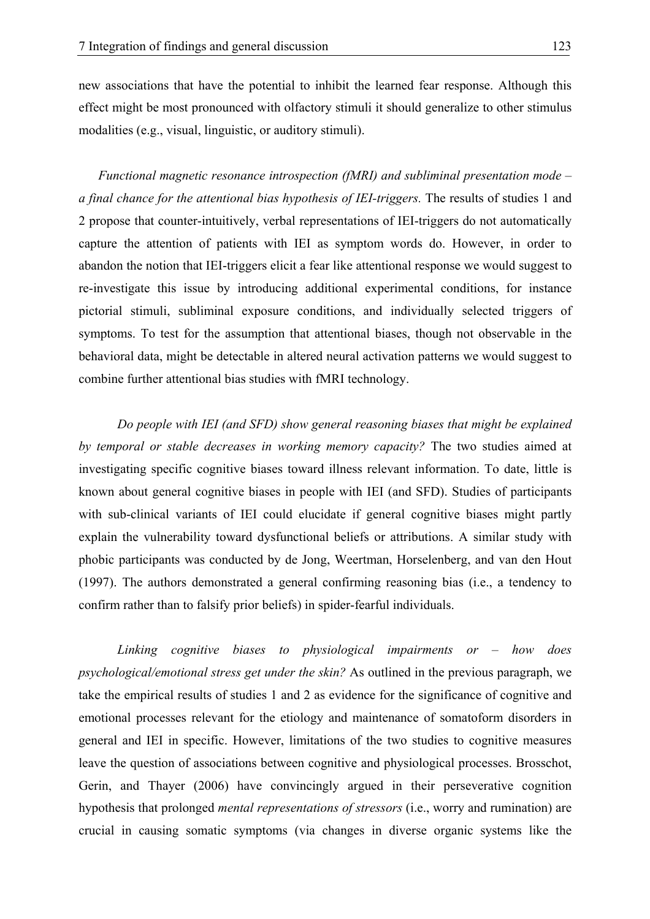new associations that have the potential to inhibit the learned fear response. Although this effect might be most pronounced with olfactory stimuli it should generalize to other stimulus modalities (e.g., visual, linguistic, or auditory stimuli).

*Functional magnetic resonance introspection (fMRI) and subliminal presentation mode – a final chance for the attentional bias hypothesis of IEI-triggers.* The results of studies 1 and 2 propose that counter-intuitively, verbal representations of IEI-triggers do not automatically capture the attention of patients with IEI as symptom words do. However, in order to abandon the notion that IEI-triggers elicit a fear like attentional response we would suggest to re-investigate this issue by introducing additional experimental conditions, for instance pictorial stimuli, subliminal exposure conditions, and individually selected triggers of symptoms. To test for the assumption that attentional biases, though not observable in the behavioral data, might be detectable in altered neural activation patterns we would suggest to combine further attentional bias studies with fMRI technology.

*Do people with IEI (and SFD) show general reasoning biases that might be explained by temporal or stable decreases in working memory capacity?* The two studies aimed at investigating specific cognitive biases toward illness relevant information. To date, little is known about general cognitive biases in people with IEI (and SFD). Studies of participants with sub-clinical variants of IEI could elucidate if general cognitive biases might partly explain the vulnerability toward dysfunctional beliefs or attributions. A similar study with phobic participants was conducted by de Jong, Weertman, Horselenberg, and van den Hout (1997). The authors demonstrated a general confirming reasoning bias (i.e., a tendency to confirm rather than to falsify prior beliefs) in spider-fearful individuals.

*Linking cognitive biases to physiological impairments or – how does psychological/emotional stress get under the skin?* As outlined in the previous paragraph, we take the empirical results of studies 1 and 2 as evidence for the significance of cognitive and emotional processes relevant for the etiology and maintenance of somatoform disorders in general and IEI in specific. However, limitations of the two studies to cognitive measures leave the question of associations between cognitive and physiological processes. Brosschot, Gerin, and Thayer (2006) have convincingly argued in their perseverative cognition hypothesis that prolonged *mental representations of stressors* (i.e., worry and rumination) are crucial in causing somatic symptoms (via changes in diverse organic systems like the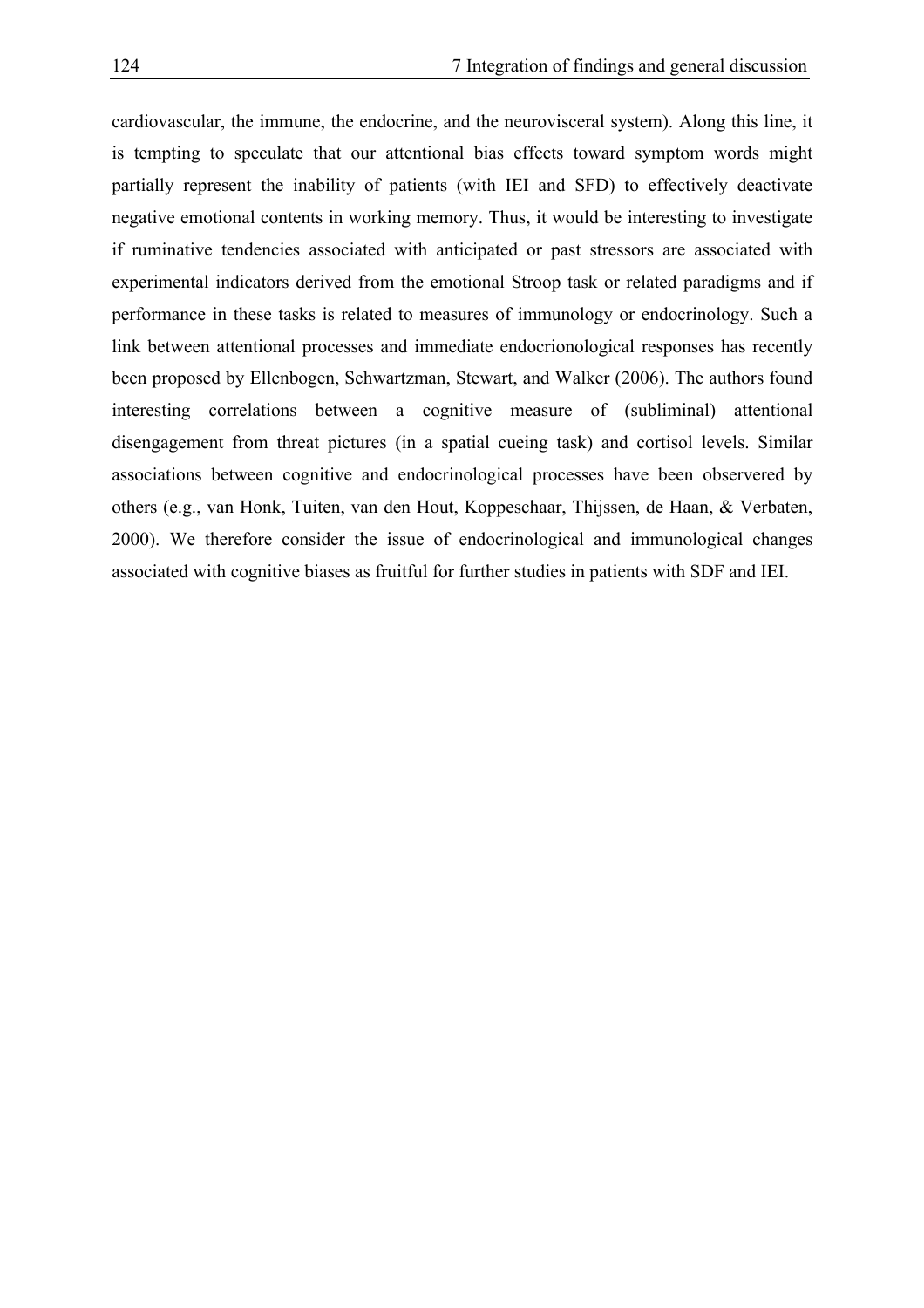cardiovascular, the immune, the endocrine, and the neurovisceral system). Along this line, it is tempting to speculate that our attentional bias effects toward symptom words might partially represent the inability of patients (with IEI and SFD) to effectively deactivate negative emotional contents in working memory. Thus, it would be interesting to investigate if ruminative tendencies associated with anticipated or past stressors are associated with experimental indicators derived from the emotional Stroop task or related paradigms and if performance in these tasks is related to measures of immunology or endocrinology. Such a link between attentional processes and immediate endocrionological responses has recently been proposed by Ellenbogen, Schwartzman, Stewart, and Walker (2006). The authors found interesting correlations between a cognitive measure of (subliminal) attentional disengagement from threat pictures (in a spatial cueing task) and cortisol levels. Similar associations between cognitive and endocrinological processes have been observered by others (e.g., van Honk, Tuiten, van den Hout, Koppeschaar, Thijssen, de Haan, & Verbaten, 2000). We therefore consider the issue of endocrinological and immunological changes associated with cognitive biases as fruitful for further studies in patients with SDF and IEI.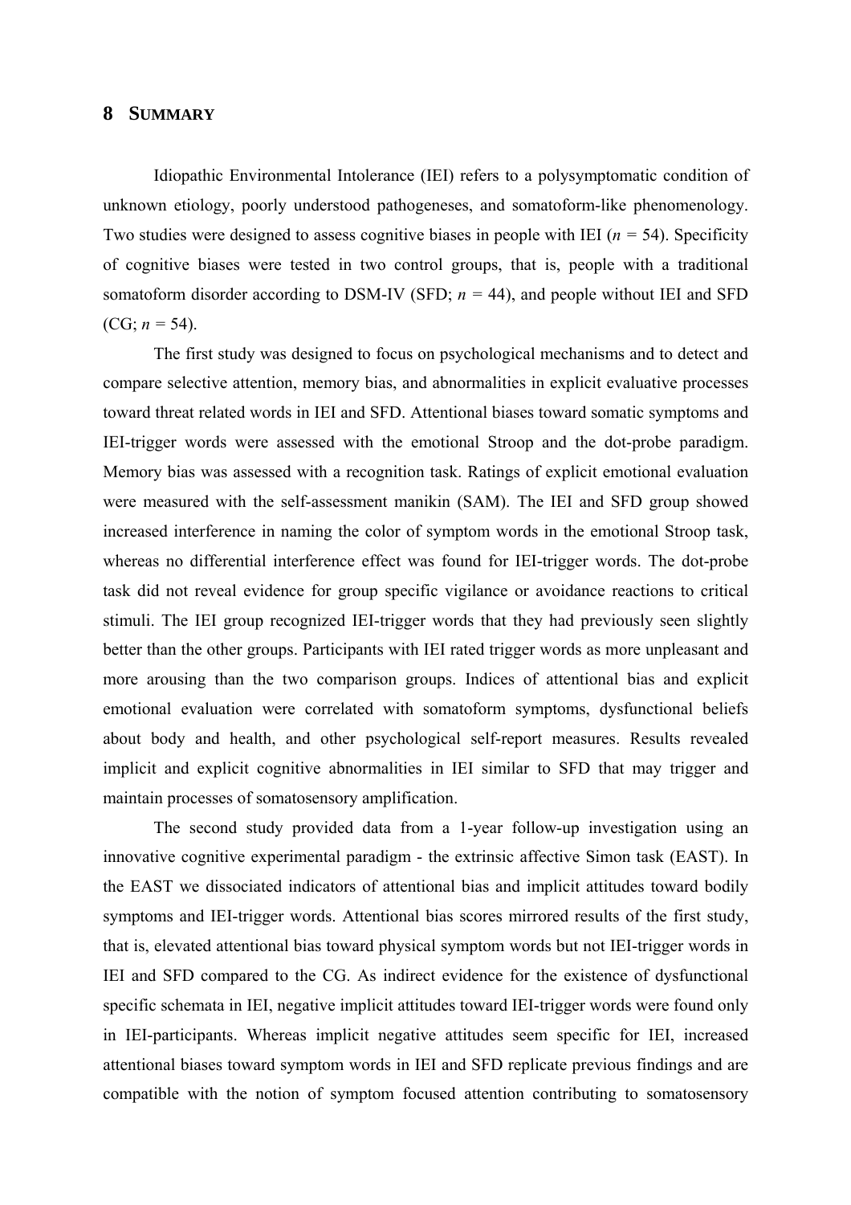# 8 SUMMARY

Idiopathic Environmental Intolerance (IEI) refers to a polysymptomatic condition of unknown etiology, poorly understood pathogeneses, and somatoform-like phenomenology. Two studies were designed to assess cognitive biases in people with IEI ($n$ = 54). Specificity of cognitive biases were tested in two control groups, that is, people with a traditional somatoform disorder according to DSM-IV (SFD; $n$ = 44), and people without IEI and SFD (CG; $n$ = 54).

The first study was designed to focus on psychological mechanisms and to detect and compare selective attention, memory bias, and abnormalities in explicit evaluative processes toward threat related words in IEI and SFD. Attentional biases toward somatic symptoms and IEI-trigger words were assessed with the emotional Stroop and the dot-probe paradigm. Memory bias was assessed with a recognition task. Ratings of explicit emotional evaluation were measured with the self-assessment manikin (SAM). The IEI and SFD group showed increased interference in naming the color of symptom words in the emotional Stroop task, whereas no differential interference effect was found for IEI-trigger words. The dot-probe task did not reveal evidence for group specific vigilance or avoidance reactions to critical stimuli. The IEI group recognized IEI-trigger words that they had previously seen slightly better than the other groups. Participants with IEI rated trigger words as more unpleasant and more arousing than the two comparison groups. Indices of attentional bias and explicit emotional evaluation were correlated with somatoform symptoms, dysfunctional beliefs about body and health, and other psychological self-report measures. Results revealed implicit and explicit cognitive abnormalities in IEI similar to SFD that may trigger and maintain processes of somatosensory amplification.

The second study provided data from a 1-year follow-up investigation using an innovative cognitive experimental paradigm - the extrinsic affective Simon task (EAST). In the EAST we dissociated indicators of attentional bias and implicit attitudes toward bodily symptoms and IEI-trigger words. Attentional bias scores mirrored results of the first study, that is, elevated attentional bias toward physical symptom words but not IEI-trigger words in IEI and SFD compared to the CG. As indirect evidence for the existence of dysfunctional specific schemata in IEI, negative implicit attitudes toward IEI-trigger words were found only in IEI-participants. Whereas implicit negative attitudes seem specific for IEI, increased attentional biases toward symptom words in IEI and SFD replicate previous findings and are compatible with the notion of symptom focused attention contributing to somatosensory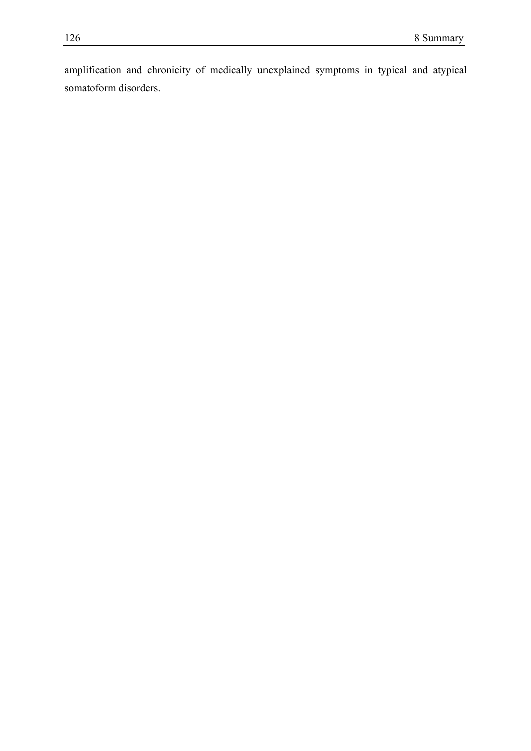amplification and chronicity of medically unexplained symptoms in typical and atypical somatoform disorders.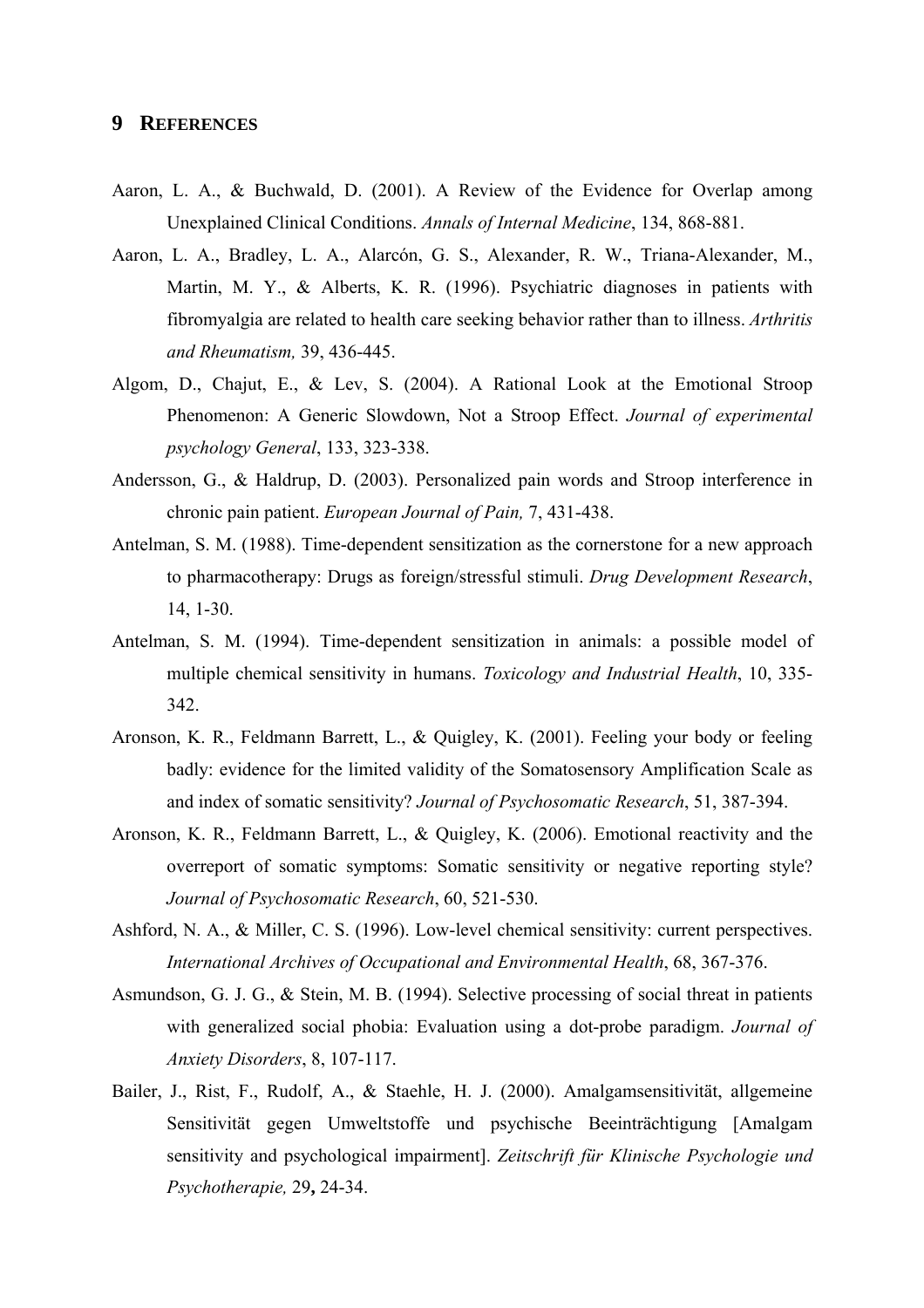# 9 REFERENCES

Aaron, L. A., & Buchwald, D. (2001). A Review of the Evidence for Overlap among Unexplained Clinical Conditions. *Annals of Internal Medicine*, 134, 868-881.

Aaron, L. A., Bradley, L. A., Alarcón, G. S., Alexander, R. W., Triana-Alexander, M., Martin, M. Y., & Alberts, K. R. (1996). Psychiatric diagnoses in patients with fibromyalgia are related to health care seeking behavior rather than to illness. *Arthritis and Rheumatism,* 39, 436-445.

Algom, D., Chajut, E., & Lev, S. (2004). A Rational Look at the Emotional Stroop Phenomenon: A Generic Slowdown, Not a Stroop Effect. *Journal of experimental psychology General*, 133, 323-338.

Andersson, G., & Haldrup, D. (2003). Personalized pain words and Stroop interference in chronic pain patient. *European Journal of Pain,* 7, 431-438.

Antelman, S. M. (1988). Time-dependent sensitization as the cornerstone for a new approach to pharmacotherapy: Drugs as foreign/stressful stimuli. *Drug Development Research*, 14, 1-30.

Antelman, S. M. (1994). Time-dependent sensitization in animals: a possible model of multiple chemical sensitivity in humans. *Toxicology and Industrial Health*, 10, 335-342.

Aronson, K. R., Feldmann Barrett, L., & Quigley, K. (2001). Feeling your body or feeling badly: evidence for the limited validity of the Somatosensory Amplification Scale as and index of somatic sensitivity? *Journal of Psychosomatic Research*, 51, 387-394.

Aronson, K. R., Feldmann Barrett, L., & Quigley, K. (2006). Emotional reactivity and the overreport of somatic symptoms: Somatic sensitivity or negative reporting style? *Journal of Psychosomatic Research*, 60, 521-530.

Ashford, N. A., & Miller, C. S. (1996). Low-level chemical sensitivity: current perspectives. *International Archives of Occupational and Environmental Health*, 68, 367-376.

Asmundson, G. J. G., & Stein, M. B. (1994). Selective processing of social threat in patients with generalized social phobia: Evaluation using a dot-probe paradigm. *Journal of Anxiety Disorders*, 8, 107-117.

Bailer, J., Rist, F., Rudolf, A., & Staehle, H. J. (2000). Amalgamsensitivität, allgemeine Sensitivität gegen Umweltstoffe und psychische Beeinträchtigung [Amalgam sensitivity and psychological impairment]. *Zeitschrift für Klinische Psychologie und Psychotherapie,* 29**,** 24-34.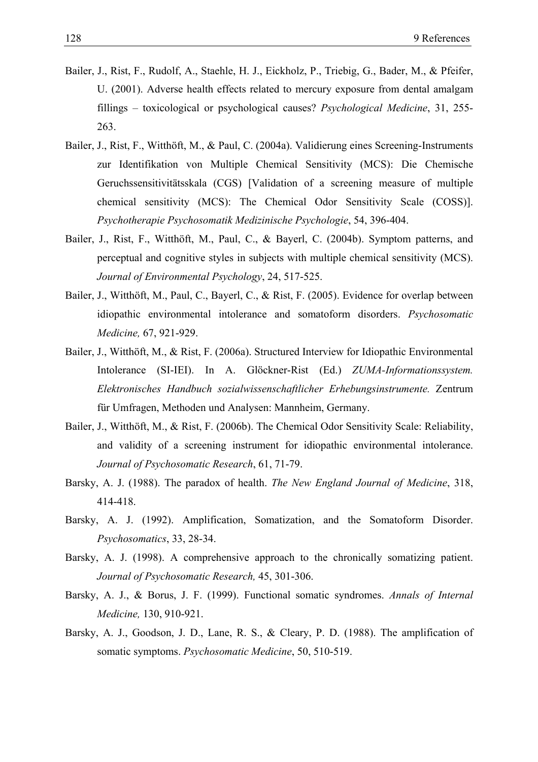Bailer, J., Rist, F., Rudolf, A., Staehle, H. J., Eickholz, P., Triebig, G., Bader, M., & Pfeifer, U. (2001). Adverse health effects related to mercury exposure from dental amalgam fillings – toxicological or psychological causes? *Psychological Medicine*, 31, 255-263.

Bailer, J., Rist, F., Witthöft, M., & Paul, C. (2004a). Validierung eines Screening-Instruments zur Identifikation von Multiple Chemical Sensitivity (MCS): Die Chemische Geruchssensitivitätsskala (CGS) [Validation of a screening measure of multiple chemical sensitivity (MCS): The Chemical Odor Sensitivity Scale (COSS)]. *Psychotherapie Psychosomatik Medizinische Psychologie*, 54, 396-404.

Bailer, J., Rist, F., Witthöft, M., Paul, C., & Bayerl, C. (2004b). Symptom patterns, and perceptual and cognitive styles in subjects with multiple chemical sensitivity (MCS). *Journal of Environmental Psychology*, 24, 517-525.

Bailer, J., Witthöft, M., Paul, C., Bayerl, C., & Rist, F. (2005). Evidence for overlap between idiopathic environmental intolerance and somatoform disorders. *Psychosomatic Medicine,* 67, 921-929.

Bailer, J., Witthöft, M., & Rist, F. (2006a). Structured Interview for Idiopathic Environmental Intolerance (SI-IEI). In A. Glöckner-Rist (Ed.) *ZUMA-Informationssystem. Elektronisches Handbuch sozialwissenschaftlicher Erhebungsinstrumente.* Zentrum für Umfragen, Methoden und Analysen: Mannheim, Germany.

Bailer, J., Witthöft, M., & Rist, F. (2006b). The Chemical Odor Sensitivity Scale: Reliability, and validity of a screening instrument for idiopathic environmental intolerance. *Journal of Psychosomatic Research*, 61, 71-79.

Barsky, A. J. (1988). The paradox of health. *The New England Journal of Medicine*, 318, 414-418.

Barsky, A. J. (1992). Amplification, Somatization, and the Somatoform Disorder. *Psychosomatics*, 33, 28-34.

Barsky, A. J. (1998). A comprehensive approach to the chronically somatizing patient. *Journal of Psychosomatic Research,* 45, 301-306.

Barsky, A. J., & Borus, J. F. (1999). Functional somatic syndromes. *Annals of Internal Medicine,* 130, 910-921.

Barsky, A. J., Goodson, J. D., Lane, R. S., & Cleary, P. D. (1988). The amplification of somatic symptoms. *Psychosomatic Medicine*, 50, 510-519.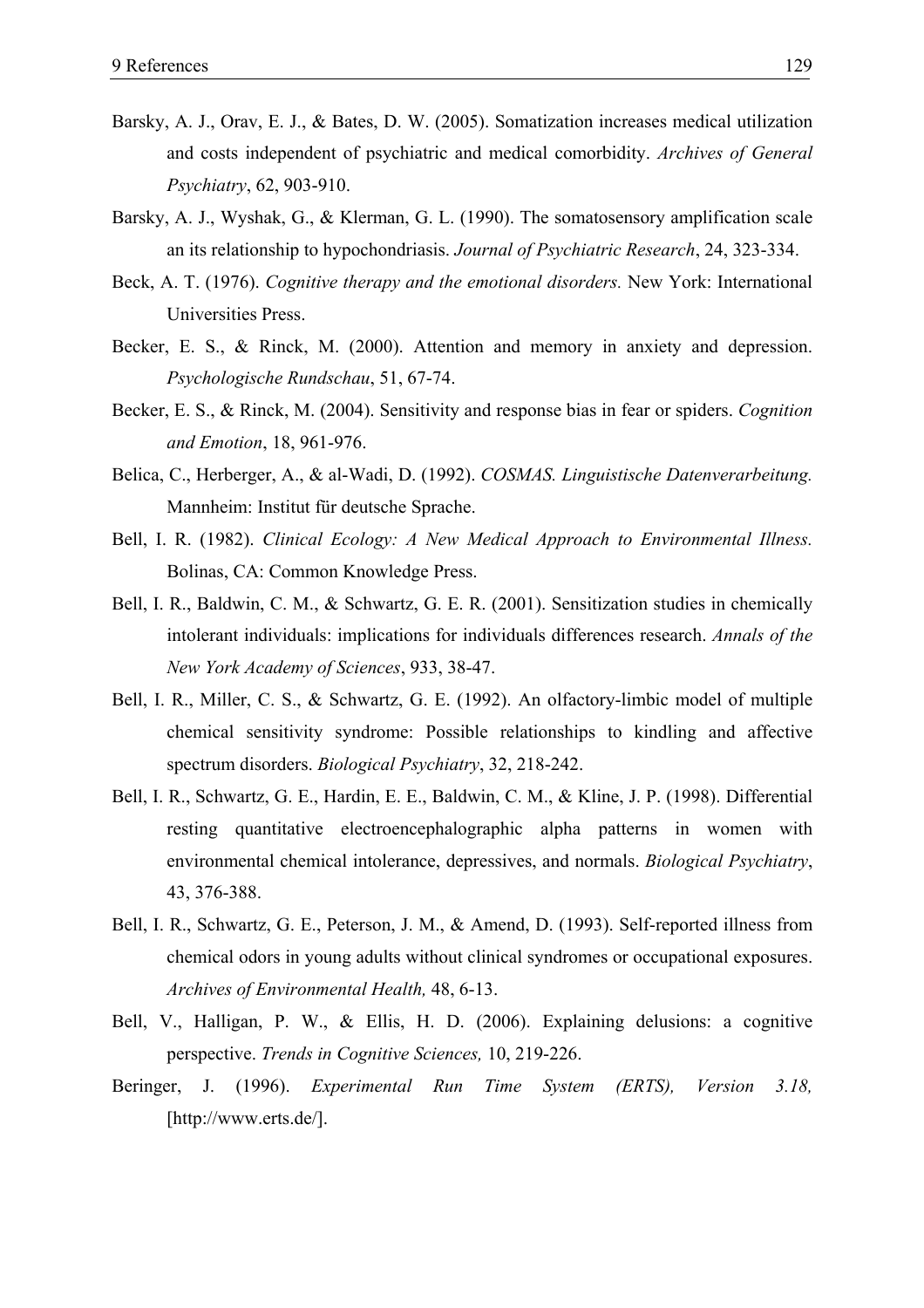Barsky, A. J., Orav, E. J., & Bates, D. W. (2005). Somatization increases medical utilization and costs independent of psychiatric and medical comorbidity. *Archives of General Psychiatry*, 62, 903-910.

Barsky, A. J., Wyshak, G., & Klerman, G. L. (1990). The somatosensory amplification scale an its relationship to hypochondriasis. *Journal of Psychiatric Research*, 24, 323-334.

Beck, A. T. (1976). *Cognitive therapy and the emotional disorders.* New York: International Universities Press.

Becker, E. S., & Rinck, M. (2000). Attention and memory in anxiety and depression. *Psychologische Rundschau*, 51, 67-74.

Becker, E. S., & Rinck, M. (2004). Sensitivity and response bias in fear or spiders. *Cognition and Emotion*, 18, 961-976.

Belica, C., Herberger, A., & al-Wadi, D. (1992). *COSMAS. Linguistische Datenverarbeitung.* Mannheim: Institut für deutsche Sprache.

Bell, I. R. (1982). *Clinical Ecology: A New Medical Approach to Environmental Illness.* Bolinas, CA: Common Knowledge Press.

Bell, I. R., Baldwin, C. M., & Schwartz, G. E. R. (2001). Sensitization studies in chemically intolerant individuals: implications for individuals differences research. *Annals of the New York Academy of Sciences*, 933, 38-47.

Bell, I. R., Miller, C. S., & Schwartz, G. E. (1992). An olfactory-limbic model of multiple chemical sensitivity syndrome: Possible relationships to kindling and affective spectrum disorders. *Biological Psychiatry*, 32, 218-242.

Bell, I. R., Schwartz, G. E., Hardin, E. E., Baldwin, C. M., & Kline, J. P. (1998). Differential resting quantitative electroencephalographic alpha patterns in women with environmental chemical intolerance, depressives, and normals. *Biological Psychiatry*, 43, 376-388.

Bell, I. R., Schwartz, G. E., Peterson, J. M., & Amend, D. (1993). Self-reported illness from chemical odors in young adults without clinical syndromes or occupational exposures. *Archives of Environmental Health,* 48, 6-13.

Bell, V., Halligan, P. W., & Ellis, H. D. (2006). Explaining delusions: a cognitive perspective. *Trends in Cognitive Sciences,* 10, 219-226.

Beringer, J. (1996). *Experimental Run Time System (ERTS), Version 3.18,* [http://www.erts.de/].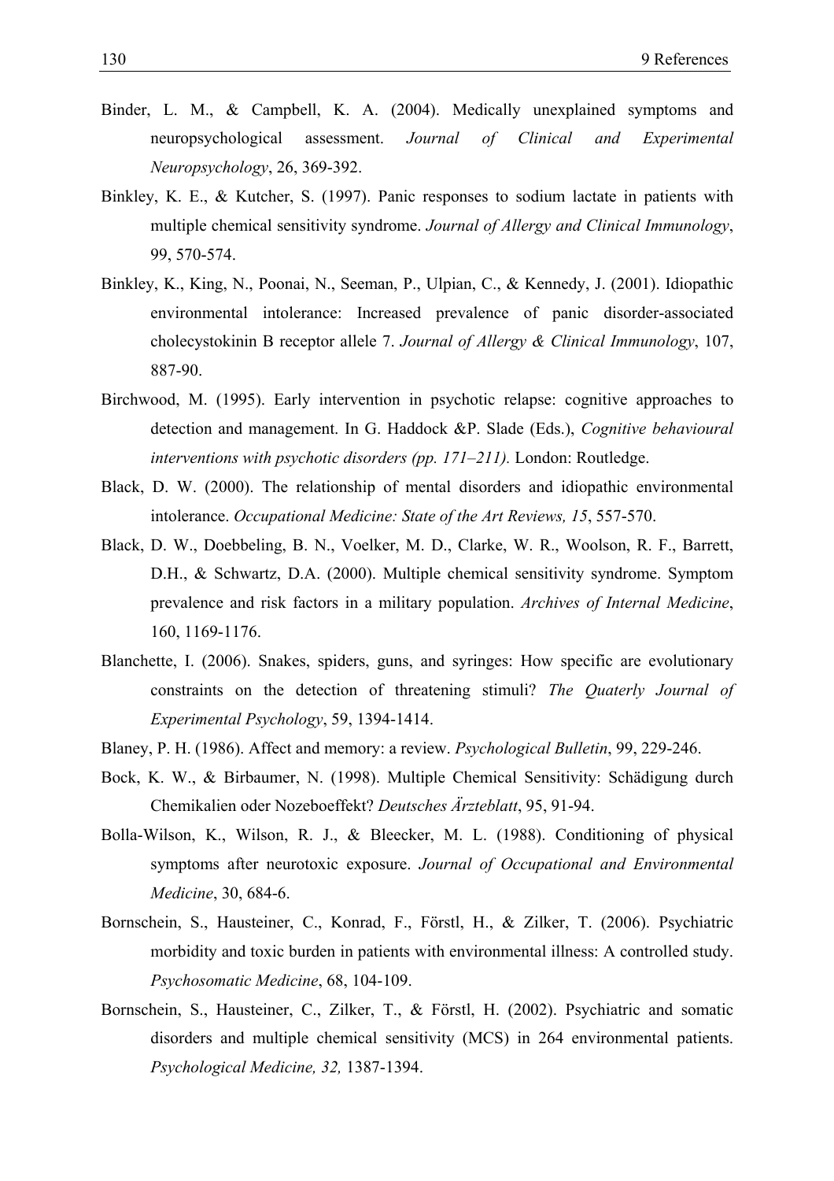Binder, L. M., & Campbell, K. A. (2004). Medically unexplained symptoms and neuropsychological assessment. *Journal of Clinical and Experimental Neuropsychology*, 26, 369-392.

Binkley, K. E., & Kutcher, S. (1997). Panic responses to sodium lactate in patients with multiple chemical sensitivity syndrome. *Journal of Allergy and Clinical Immunology*, 99, 570-574.

Binkley, K., King, N., Poonai, N., Seeman, P., Ulpian, C., & Kennedy, J. (2001). Idiopathic environmental intolerance: Increased prevalence of panic disorder-associated cholecystokinin B receptor allele 7. *Journal of Allergy & Clinical Immunology*, 107, 887-90.

Birchwood, M. (1995). Early intervention in psychotic relapse: cognitive approaches to detection and management. In G. Haddock &P. Slade (Eds.), *Cognitive behavioural interventions with psychotic disorders (pp. 171–211).* London: Routledge.

Black, D. W. (2000). The relationship of mental disorders and idiopathic environmental intolerance. *Occupational Medicine: State of the Art Reviews, 15*, 557-570.

Black, D. W., Doebbeling, B. N., Voelker, M. D., Clarke, W. R., Woolson, R. F., Barrett, D.H., & Schwartz, D.A. (2000). Multiple chemical sensitivity syndrome. Symptom prevalence and risk factors in a military population. *Archives of Internal Medicine*, 160, 1169-1176.

Blanchette, I. (2006). Snakes, spiders, guns, and syringes: How specific are evolutionary constraints on the detection of threatening stimuli? *The Quaterly Journal of Experimental Psychology*, 59, 1394-1414.

Blaney, P. H. (1986). Affect and memory: a review. *Psychological Bulletin*, 99, 229-246.

Bock, K. W., & Birbaumer, N. (1998). Multiple Chemical Sensitivity: Schädigung durch Chemikalien oder Nozeboeffekt? *Deutsches Ärzteblatt*, 95, 91-94.

Bolla-Wilson, K., Wilson, R. J., & Bleecker, M. L. (1988). Conditioning of physical symptoms after neurotoxic exposure. *Journal of Occupational and Environmental Medicine*, 30, 684-6.

Bornschein, S., Hausteiner, C., Konrad, F., Förstl, H., & Zilker, T. (2006). Psychiatric morbidity and toxic burden in patients with environmental illness: A controlled study. *Psychosomatic Medicine*, 68, 104-109.

Bornschein, S., Hausteiner, C., Zilker, T., & Förstl, H. (2002). Psychiatric and somatic disorders and multiple chemical sensitivity (MCS) in 264 environmental patients. *Psychological Medicine, 32,* 1387-1394.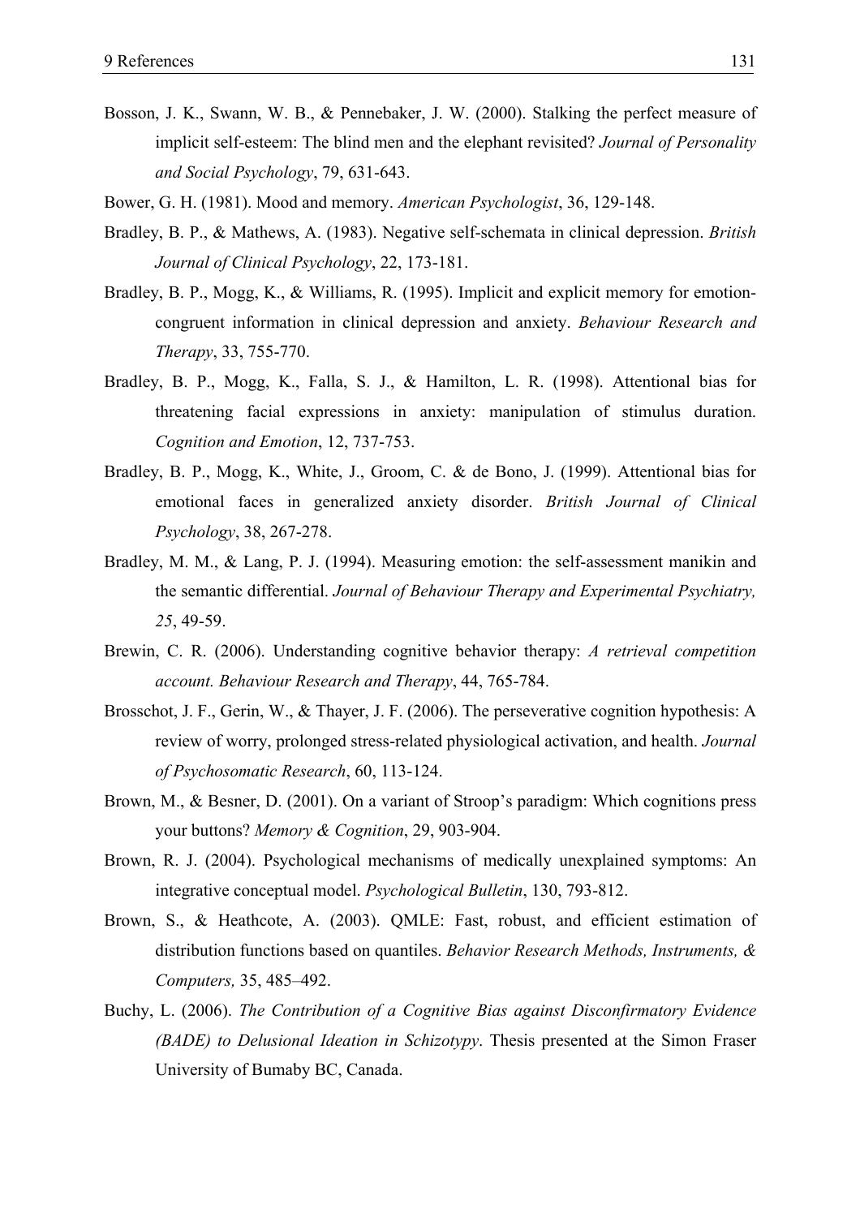Bosson, J. K., Swann, W. B., & Pennebaker, J. W. (2000). Stalking the perfect measure of implicit self-esteem: The blind men and the elephant revisited? *Journal of Personality and Social Psychology*, 79, 631-643.

Bower, G. H. (1981). Mood and memory. *American Psychologist*, 36, 129-148.

Bradley, B. P., & Mathews, A. (1983). Negative self-schemata in clinical depression. *British Journal of Clinical Psychology*, 22, 173-181.

Bradley, B. P., Mogg, K., & Williams, R. (1995). Implicit and explicit memory for emotion-congruent information in clinical depression and anxiety. *Behaviour Research and Therapy*, 33, 755-770.

Bradley, B. P., Mogg, K., Falla, S. J., & Hamilton, L. R. (1998). Attentional bias for threatening facial expressions in anxiety: manipulation of stimulus duration. *Cognition and Emotion*, 12, 737-753.

Bradley, B. P., Mogg, K., White, J., Groom, C. & de Bono, J. (1999). Attentional bias for emotional faces in generalized anxiety disorder. *British Journal of Clinical Psychology*, 38, 267-278.

Bradley, M. M., & Lang, P. J. (1994). Measuring emotion: the self-assessment manikin and the semantic differential. *Journal of Behaviour Therapy and Experimental Psychiatry, 25*, 49-59.

Brewin, C. R. (2006). Understanding cognitive behavior therapy: *A retrieval competition account. Behaviour Research and Therapy*, 44, 765-784.

Brosschot, J. F., Gerin, W., & Thayer, J. F. (2006). The perseverative cognition hypothesis: A review of worry, prolonged stress-related physiological activation, and health. *Journal of Psychosomatic Research*, 60, 113-124.

Brown, M., & Besner, D. (2001). On a variant of Stroop's paradigm: Which cognitions press your buttons? *Memory & Cognition*, 29, 903-904.

Brown, R. J. (2004). Psychological mechanisms of medically unexplained symptoms: An integrative conceptual model. *Psychological Bulletin*, 130, 793-812.

Brown, S., & Heathcote, A. (2003). QMLE: Fast, robust, and efficient estimation of distribution functions based on quantiles. *Behavior Research Methods, Instruments, & Computers,* 35, 485–492.

Buchy, L. (2006). *The Contribution of a Cognitive Bias against Disconfirmatory Evidence (BADE) to Delusional Ideation in Schizotypy*. Thesis presented at the Simon Fraser University of Bumaby BC, Canada.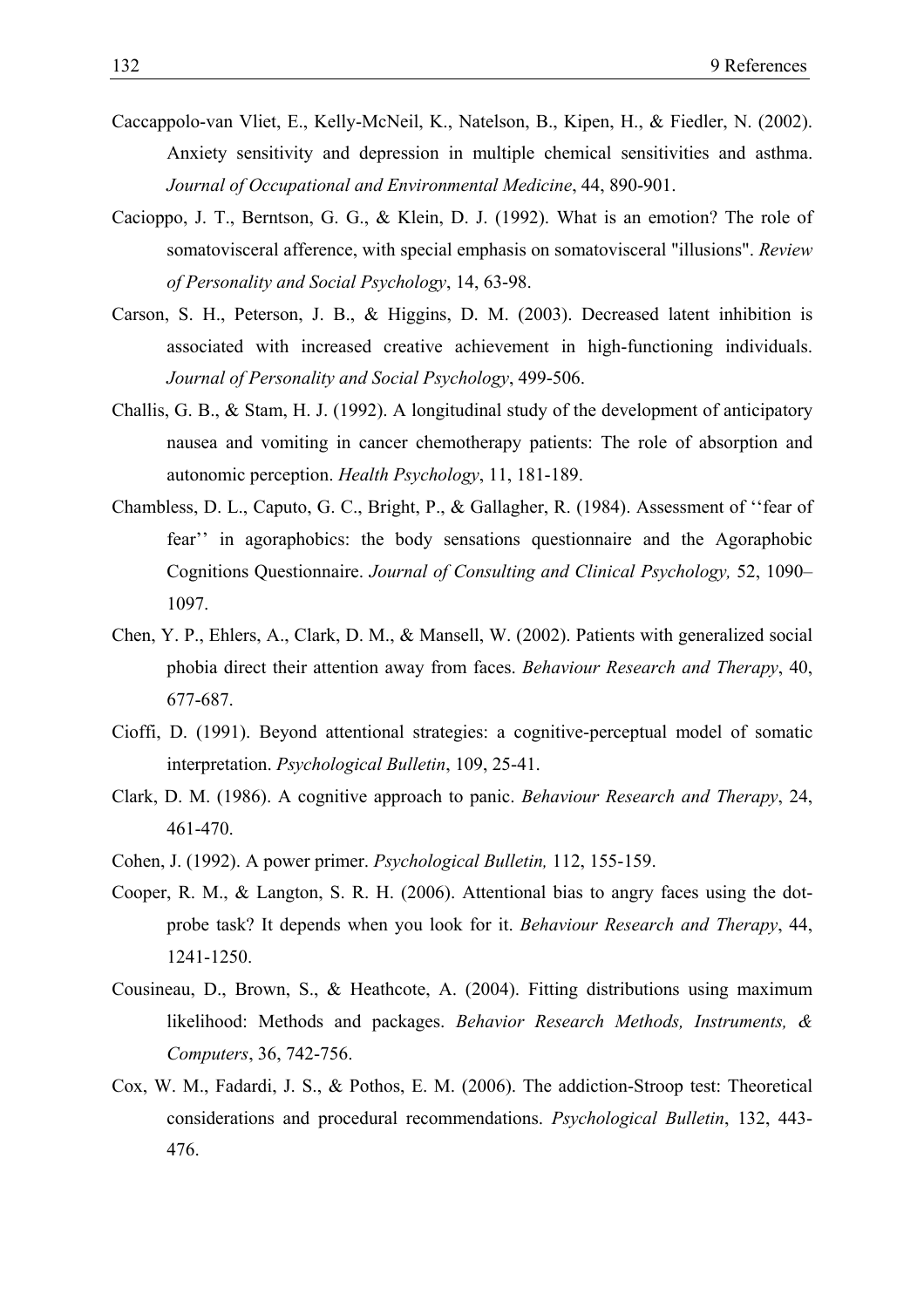Caccappolo-van Vliet, E., Kelly-McNeil, K., Natelson, B., Kipen, H., & Fiedler, N. (2002). Anxiety sensitivity and depression in multiple chemical sensitivities and asthma. *Journal of Occupational and Environmental Medicine*, 44, 890-901.

Cacioppo, J. T., Berntson, G. G., & Klein, D. J. (1992). What is an emotion? The role of somatovisceral afference, with special emphasis on somatovisceral "illusions". *Review of Personality and Social Psychology*, 14, 63-98.

Carson, S. H., Peterson, J. B., & Higgins, D. M. (2003). Decreased latent inhibition is associated with increased creative achievement in high-functioning individuals. *Journal of Personality and Social Psychology*, 499-506.

Challis, G. B., & Stam, H. J. (1992). A longitudinal study of the development of anticipatory nausea and vomiting in cancer chemotherapy patients: The role of absorption and autonomic perception. *Health Psychology*, 11, 181-189.

Chambless, D. L., Caputo, G. C., Bright, P., & Gallagher, R. (1984). Assessment of ''fear of fear'' in agoraphobics: the body sensations questionnaire and the Agoraphobic Cognitions Questionnaire. *Journal of Consulting and Clinical Psychology,* 52, 1090–1097.

Chen, Y. P., Ehlers, A., Clark, D. M., & Mansell, W. (2002). Patients with generalized social phobia direct their attention away from faces. *Behaviour Research and Therapy*, 40, 677-687.

Cioffi, D. (1991). Beyond attentional strategies: a cognitive-perceptual model of somatic interpretation. *Psychological Bulletin*, 109, 25-41.

Clark, D. M. (1986). A cognitive approach to panic. *Behaviour Research and Therapy*, 24, 461-470.

Cohen, J. (1992). A power primer. *Psychological Bulletin,* 112, 155-159.

Cooper, R. M., & Langton, S. R. H. (2006). Attentional bias to angry faces using the dot-probe task? It depends when you look for it. *Behaviour Research and Therapy*, 44, 1241-1250.

Cousineau, D., Brown, S., & Heathcote, A. (2004). Fitting distributions using maximum likelihood: Methods and packages. *Behavior Research Methods, Instruments, & Computers*, 36, 742-756.

Cox, W. M., Fadardi, J. S., & Pothos, E. M. (2006). The addiction-Stroop test: Theoretical considerations and procedural recommendations. *Psychological Bulletin*, 132, 443-476.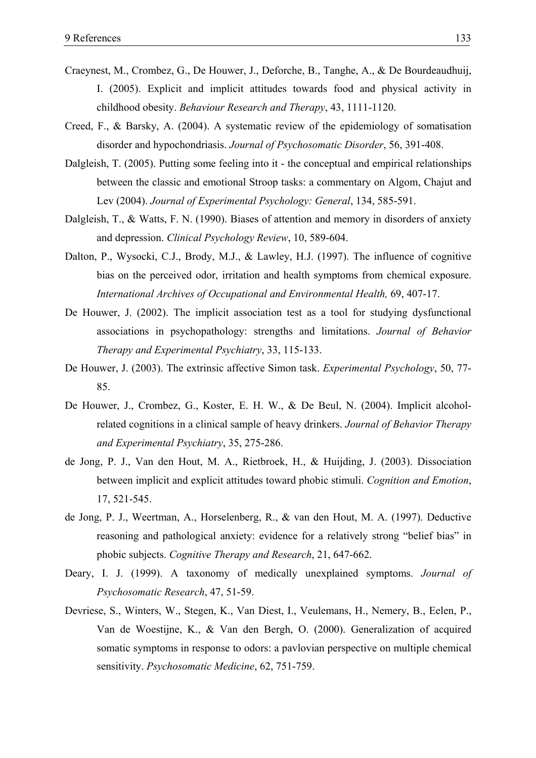Craeynest, M., Crombez, G., De Houwer, J., Deforche, B., Tanghe, A., & De Bourdeaudhuij, I. (2005). Explicit and implicit attitudes towards food and physical activity in childhood obesity. *Behaviour Research and Therapy*, 43, 1111-1120.

Creed, F., & Barsky, A. (2004). A systematic review of the epidemiology of somatisation disorder and hypochondriasis. *Journal of Psychosomatic Disorder*, 56, 391-408.

Dalgleish, T. (2005). Putting some feeling into it - the conceptual and empirical relationships between the classic and emotional Stroop tasks: a commentary on Algom, Chajut and Lev (2004). *Journal of Experimental Psychology: General*, 134, 585-591.

Dalgleish, T., & Watts, F. N. (1990). Biases of attention and memory in disorders of anxiety and depression. *Clinical Psychology Review*, 10, 589-604.

Dalton, P., Wysocki, C.J., Brody, M.J., & Lawley, H.J. (1997). The influence of cognitive bias on the perceived odor, irritation and health symptoms from chemical exposure. *International Archives of Occupational and Environmental Health,* 69, 407-17.

De Houwer, J. (2002). The implicit association test as a tool for studying dysfunctional associations in psychopathology: strengths and limitations. *Journal of Behavior Therapy and Experimental Psychiatry*, 33, 115-133.

De Houwer, J. (2003). The extrinsic affective Simon task. *Experimental Psychology*, 50, 77-85.

De Houwer, J., Crombez, G., Koster, E. H. W., & De Beul, N. (2004). Implicit alcohol-related cognitions in a clinical sample of heavy drinkers. *Journal of Behavior Therapy and Experimental Psychiatry*, 35, 275-286.

de Jong, P. J., Van den Hout, M. A., Rietbroek, H., & Huijding, J. (2003). Dissociation between implicit and explicit attitudes toward phobic stimuli. *Cognition and Emotion*, 17, 521-545.

de Jong, P. J., Weertman, A., Horselenberg, R., & van den Hout, M. A. (1997). Deductive reasoning and pathological anxiety: evidence for a relatively strong "belief bias" in phobic subjects. *Cognitive Therapy and Research*, 21, 647-662.

Deary, I. J. (1999). A taxonomy of medically unexplained symptoms. *Journal of Psychosomatic Research*, 47, 51-59.

Devriese, S., Winters, W., Stegen, K., Van Diest, I., Veulemans, H., Nemery, B., Eelen, P., Van de Woestijne, K., & Van den Bergh, O. (2000). Generalization of acquired somatic symptoms in response to odors: a pavlovian perspective on multiple chemical sensitivity. *Psychosomatic Medicine*, 62, 751-759.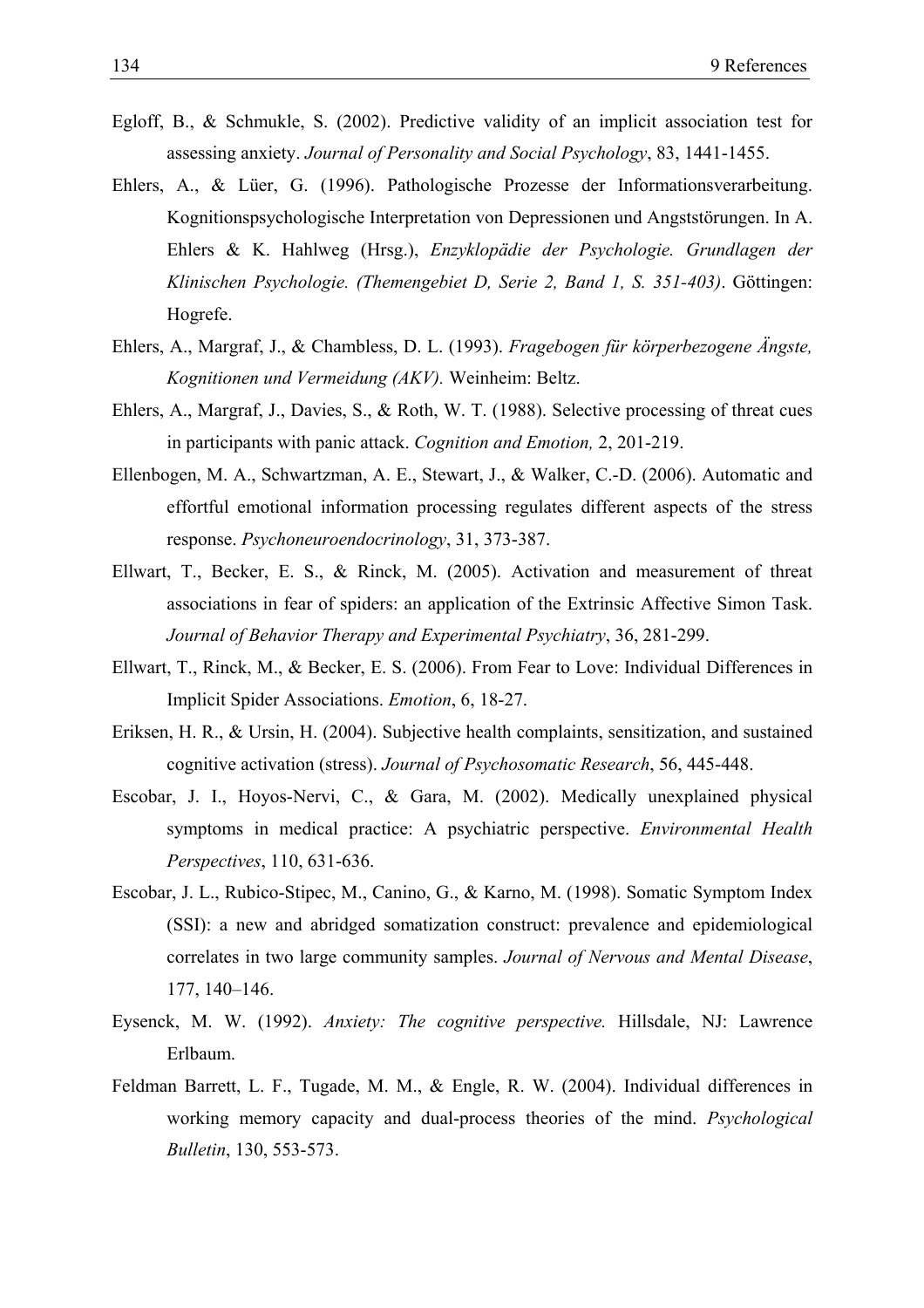Egloff, B., & Schmukle, S. (2002). Predictive validity of an implicit association test for assessing anxiety. *Journal of Personality and Social Psychology*, 83, 1441-1455.

Ehlers, A., & Lüer, G. (1996). Pathologische Prozesse der Informationsverarbeitung. Kognitionspsychologische Interpretation von Depressionen und Angststörungen. In A. Ehlers & K. Hahlweg (Hrsg.), *Enzyklopädie der Psychologie. Grundlagen der Klinischen Psychologie. (Themengebiet D, Serie 2, Band 1, S. 351-403)*. Göttingen: Hogrefe.

Ehlers, A., Margraf, J., & Chambless, D. L. (1993). *Fragebogen für körperbezogene Ängste, Kognitionen und Vermeidung (AKV).* Weinheim: Beltz.

Ehlers, A., Margraf, J., Davies, S., & Roth, W. T. (1988). Selective processing of threat cues in participants with panic attack. *Cognition and Emotion,* 2, 201-219.

Ellenbogen, M. A., Schwartzman, A. E., Stewart, J., & Walker, C.-D. (2006). Automatic and effortful emotional information processing regulates different aspects of the stress response. *Psychoneuroendocrinology*, 31, 373-387.

Ellwart, T., Becker, E. S., & Rinck, M. (2005). Activation and measurement of threat associations in fear of spiders: an application of the Extrinsic Affective Simon Task. *Journal of Behavior Therapy and Experimental Psychiatry*, 36, 281-299.

Ellwart, T., Rinck, M., & Becker, E. S. (2006). From Fear to Love: Individual Differences in Implicit Spider Associations. *Emotion*, 6, 18-27.

Eriksen, H. R., & Ursin, H. (2004). Subjective health complaints, sensitization, and sustained cognitive activation (stress). *Journal of Psychosomatic Research*, 56, 445-448.

Escobar, J. I., Hoyos-Nervi, C., & Gara, M. (2002). Medically unexplained physical symptoms in medical practice: A psychiatric perspective. *Environmental Health Perspectives*, 110, 631-636.

Escobar, J. L., Rubico-Stipec, M., Canino, G., & Karno, M. (1998). Somatic Symptom Index (SSI): a new and abridged somatization construct: prevalence and epidemiological correlates in two large community samples. *Journal of Nervous and Mental Disease*, 177, 140–146.

Eysenck, M. W. (1992). *Anxiety: The cognitive perspective.* Hillsdale, NJ: Lawrence Erlbaum.

Feldman Barrett, L. F., Tugade, M. M., & Engle, R. W. (2004). Individual differences in working memory capacity and dual-process theories of the mind. *Psychological Bulletin*, 130, 553-573.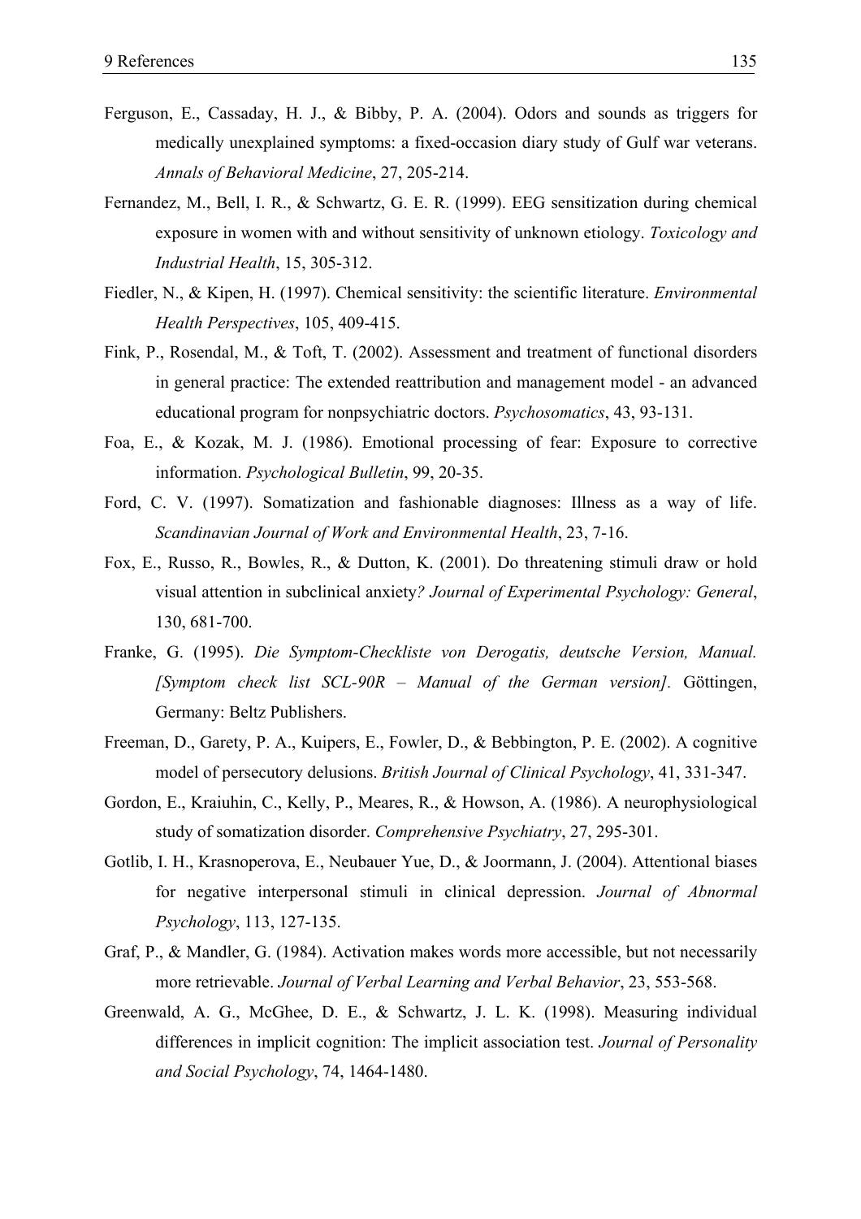Ferguson, E., Cassaday, H. J., & Bibby, P. A. (2004). Odors and sounds as triggers for medically unexplained symptoms: a fixed-occasion diary study of Gulf war veterans. *Annals of Behavioral Medicine*, 27, 205-214.

Fernandez, M., Bell, I. R., & Schwartz, G. E. R. (1999). EEG sensitization during chemical exposure in women with and without sensitivity of unknown etiology. *Toxicology and Industrial Health*, 15, 305-312.

Fiedler, N., & Kipen, H. (1997). Chemical sensitivity: the scientific literature. *Environmental Health Perspectives*, 105, 409-415.

Fink, P., Rosendal, M., & Toft, T. (2002). Assessment and treatment of functional disorders in general practice: The extended reattribution and management model - an advanced educational program for nonpsychiatric doctors. *Psychosomatics*, 43, 93-131.

Foa, E., & Kozak, M. J. (1986). Emotional processing of fear: Exposure to corrective information. *Psychological Bulletin*, 99, 20-35.

Ford, C. V. (1997). Somatization and fashionable diagnoses: Illness as a way of life. *Scandinavian Journal of Work and Environmental Health*, 23, 7-16.

Fox, E., Russo, R., Bowles, R., & Dutton, K. (2001). Do threatening stimuli draw or hold visual attention in subclinical anxiety*? Journal of Experimental Psychology: General*, 130, 681-700.

Franke, G. (1995). *Die Symptom-Checkliste von Derogatis, deutsche Version, Manual. [Symptom check list SCL-90R – Manual of the German version].* Göttingen, Germany: Beltz Publishers.

Freeman, D., Garety, P. A., Kuipers, E., Fowler, D., & Bebbington, P. E. (2002). A cognitive model of persecutory delusions. *British Journal of Clinical Psychology*, 41, 331-347.

Gordon, E., Kraiuhin, C., Kelly, P., Meares, R., & Howson, A. (1986). A neurophysiological study of somatization disorder. *Comprehensive Psychiatry*, 27, 295-301.

Gotlib, I. H., Krasnoperova, E., Neubauer Yue, D., & Joormann, J. (2004). Attentional biases for negative interpersonal stimuli in clinical depression. *Journal of Abnormal Psychology*, 113, 127-135.

Graf, P., & Mandler, G. (1984). Activation makes words more accessible, but not necessarily more retrievable. *Journal of Verbal Learning and Verbal Behavior*, 23, 553-568.

Greenwald, A. G., McGhee, D. E., & Schwartz, J. L. K. (1998). Measuring individual differences in implicit cognition: The implicit association test. *Journal of Personality and Social Psychology*, 74, 1464-1480.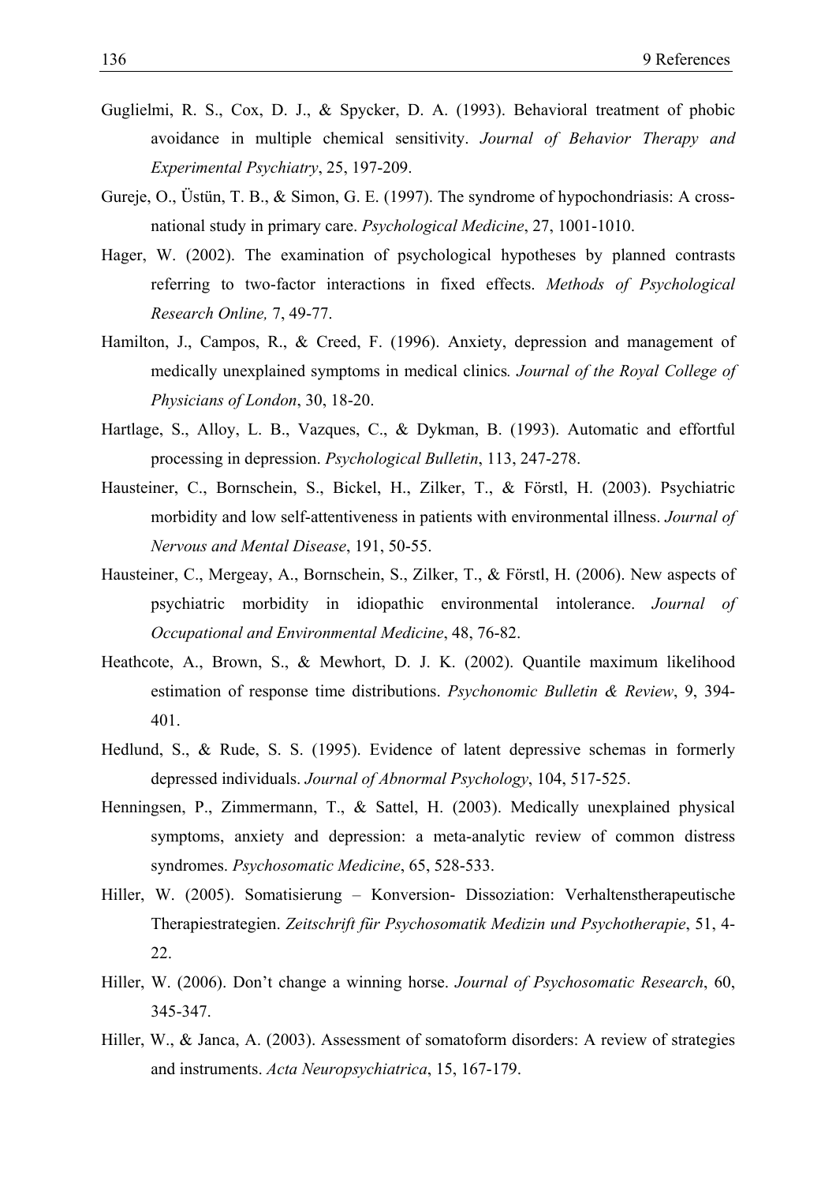Guglielmi, R. S., Cox, D. J., & Spycker, D. A. (1993). Behavioral treatment of phobic avoidance in multiple chemical sensitivity. *Journal of Behavior Therapy and Experimental Psychiatry*, 25, 197-209.

Gureje, O., Üstün, T. B., & Simon, G. E. (1997). The syndrome of hypochondriasis: A cross-national study in primary care. *Psychological Medicine*, 27, 1001-1010.

Hager, W. (2002). The examination of psychological hypotheses by planned contrasts referring to two-factor interactions in fixed effects. *Methods of Psychological Research Online,* 7, 49-77.

Hamilton, J., Campos, R., & Creed, F. (1996). Anxiety, depression and management of medically unexplained symptoms in medical clinics*. Journal of the Royal College of Physicians of London*, 30, 18-20.

Hartlage, S., Alloy, L. B., Vazques, C., & Dykman, B. (1993). Automatic and effortful processing in depression. *Psychological Bulletin*, 113, 247-278.

Hausteiner, C., Bornschein, S., Bickel, H., Zilker, T., & Förstl, H. (2003). Psychiatric morbidity and low self-attentiveness in patients with environmental illness. *Journal of Nervous and Mental Disease*, 191, 50-55.

Hausteiner, C., Mergeay, A., Bornschein, S., Zilker, T., & Förstl, H. (2006). New aspects of psychiatric morbidity in idiopathic environmental intolerance. *Journal of Occupational and Environmental Medicine*, 48, 76-82.

Heathcote, A., Brown, S., & Mewhort, D. J. K. (2002). Quantile maximum likelihood estimation of response time distributions. *Psychonomic Bulletin & Review*, 9, 394-401.

Hedlund, S., & Rude, S. S. (1995). Evidence of latent depressive schemas in formerly depressed individuals. *Journal of Abnormal Psychology*, 104, 517-525.

Henningsen, P., Zimmermann, T., & Sattel, H. (2003). Medically unexplained physical symptoms, anxiety and depression: a meta-analytic review of common distress syndromes. *Psychosomatic Medicine*, 65, 528-533.

Hiller, W. (2005). Somatisierung – Konversion- Dissoziation: Verhaltenstherapeutische Therapiestrategien. *Zeitschrift für Psychosomatik Medizin und Psychotherapie*, 51, 4-22.

Hiller, W. (2006). Don't change a winning horse. *Journal of Psychosomatic Research*, 60, 345-347.

Hiller, W., & Janca, A. (2003). Assessment of somatoform disorders: A review of strategies and instruments. *Acta Neuropsychiatrica*, 15, 167-179.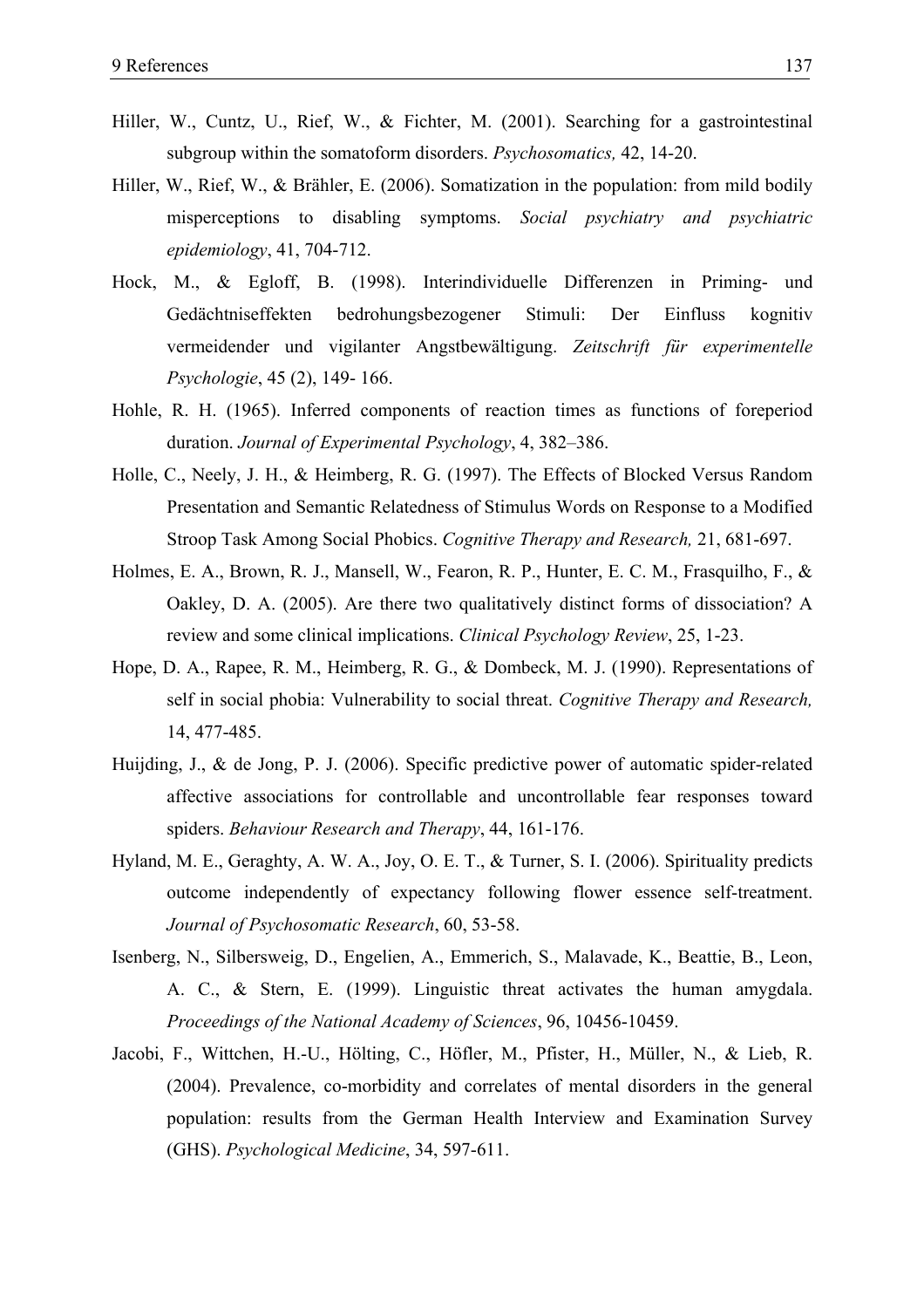Hiller, W., Cuntz, U., Rief, W., & Fichter, M. (2001). Searching for a gastrointestinal subgroup within the somatoform disorders. *Psychosomatics,* 42, 14-20.

Hiller, W., Rief, W., & Brähler, E. (2006). Somatization in the population: from mild bodily misperceptions to disabling symptoms. *Social psychiatry and psychiatric epidemiology*, 41, 704-712.

Hock, M., & Egloff, B. (1998). Interindividuelle Differenzen in Priming- und Gedächtniseffekten bedrohungsbezogener Stimuli: Der Einfluss kognitiv vermeidender und vigilanter Angstbewältigung. *Zeitschrift für experimentelle Psychologie*, 45 (2), 149- 166.

Hohle, R. H. (1965). Inferred components of reaction times as functions of foreperiod duration. *Journal of Experimental Psychology*, 4, 382–386.

Holle, C., Neely, J. H., & Heimberg, R. G. (1997). The Effects of Blocked Versus Random Presentation and Semantic Relatedness of Stimulus Words on Response to a Modified Stroop Task Among Social Phobics. *Cognitive Therapy and Research,* 21, 681-697.

Holmes, E. A., Brown, R. J., Mansell, W., Fearon, R. P., Hunter, E. C. M., Frasquilho, F., & Oakley, D. A. (2005). Are there two qualitatively distinct forms of dissociation? A review and some clinical implications. *Clinical Psychology Review*, 25, 1-23.

Hope, D. A., Rapee, R. M., Heimberg, R. G., & Dombeck, M. J. (1990). Representations of self in social phobia: Vulnerability to social threat. *Cognitive Therapy and Research,* 14, 477-485.

Huijding, J., & de Jong, P. J. (2006). Specific predictive power of automatic spider-related affective associations for controllable and uncontrollable fear responses toward spiders. *Behaviour Research and Therapy*, 44, 161-176.

Hyland, M. E., Geraghty, A. W. A., Joy, O. E. T., & Turner, S. I. (2006). Spirituality predicts outcome independently of expectancy following flower essence self-treatment. *Journal of Psychosomatic Research*, 60, 53-58.

Isenberg, N., Silbersweig, D., Engelien, A., Emmerich, S., Malavade, K., Beattie, B., Leon, A. C., & Stern, E. (1999). Linguistic threat activates the human amygdala. *Proceedings of the National Academy of Sciences*, 96, 10456-10459.

Jacobi, F., Wittchen, H.-U., Hölting, C., Höfler, M., Pfister, H., Müller, N., & Lieb, R. (2004). Prevalence, co-morbidity and correlates of mental disorders in the general population: results from the German Health Interview and Examination Survey (GHS). *Psychological Medicine*, 34, 597-611.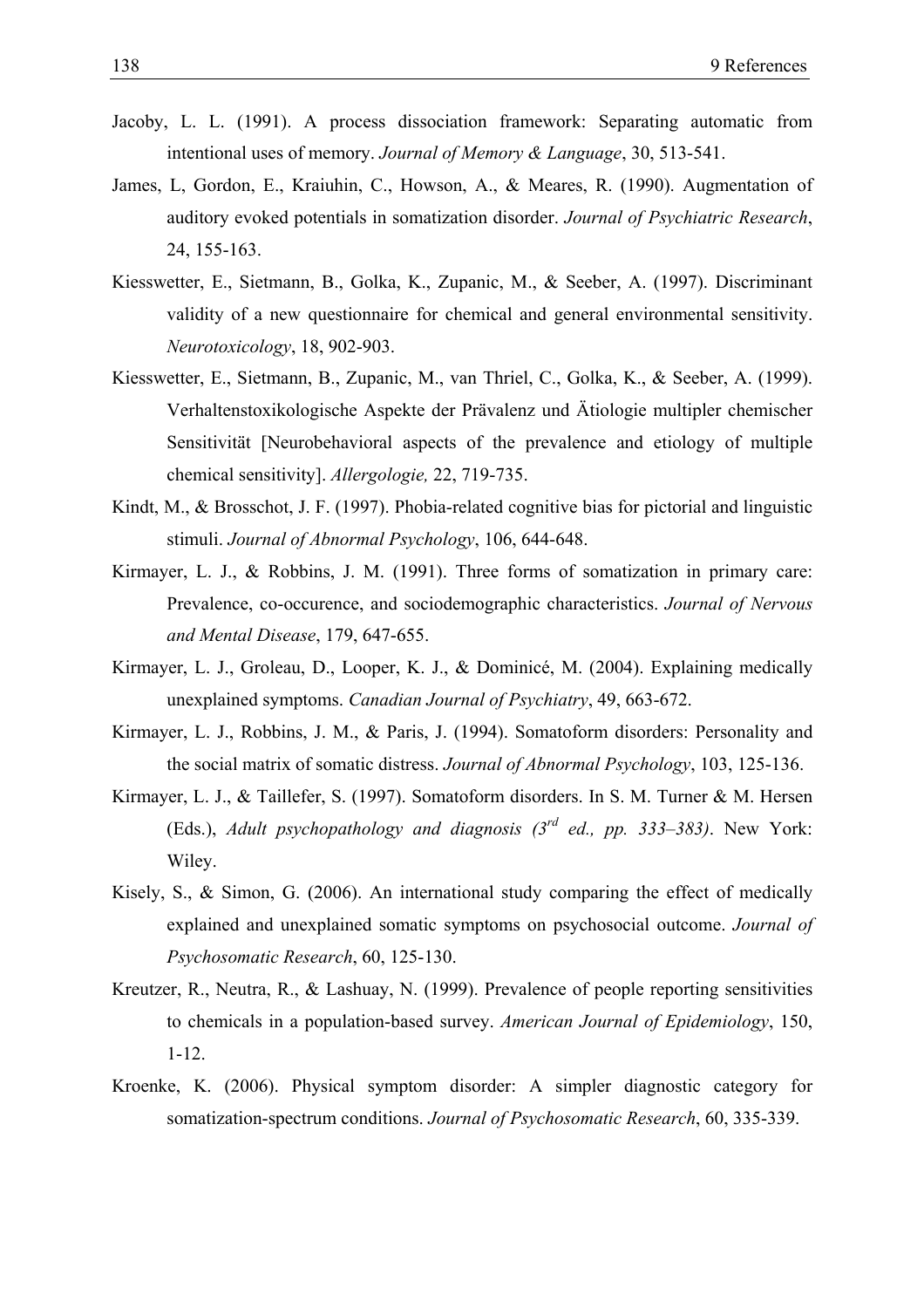Jacoby, L. L. (1991). A process dissociation framework: Separating automatic from intentional uses of memory. *Journal of Memory & Language*, 30, 513-541.

James, L, Gordon, E., Kraiuhin, C., Howson, A., & Meares, R. (1990). Augmentation of auditory evoked potentials in somatization disorder. *Journal of Psychiatric Research*, 24, 155-163.

Kiesswetter, E., Sietmann, B., Golka, K., Zupanic, M., & Seeber, A. (1997). Discriminant validity of a new questionnaire for chemical and general environmental sensitivity. *Neurotoxicology*, 18, 902-903.

Kiesswetter, E., Sietmann, B., Zupanic, M., van Thriel, C., Golka, K., & Seeber, A. (1999). Verhaltenstoxikologische Aspekte der Prävalenz und Ätiologie multipler chemischer Sensitivität [Neurobehavioral aspects of the prevalence and etiology of multiple chemical sensitivity]. *Allergologie,* 22, 719-735.

Kindt, M., & Brosschot, J. F. (1997). Phobia-related cognitive bias for pictorial and linguistic stimuli. *Journal of Abnormal Psychology*, 106, 644-648.

Kirmayer, L. J., & Robbins, J. M. (1991). Three forms of somatization in primary care: Prevalence, co-occurence, and sociodemographic characteristics. *Journal of Nervous and Mental Disease*, 179, 647-655.

Kirmayer, L. J., Groleau, D., Looper, K. J., & Dominicé, M. (2004). Explaining medically unexplained symptoms. *Canadian Journal of Psychiatry*, 49, 663-672.

Kirmayer, L. J., Robbins, J. M., & Paris, J. (1994). Somatoform disorders: Personality and the social matrix of somatic distress. *Journal of Abnormal Psychology*, 103, 125-136.

Kirmayer, L. J., & Taillefer, S. (1997). Somatoform disorders. In S. M. Turner & M. Hersen (Eds.), *Adult psychopathology and diagnosis (3rd ed., pp. 333–383)*. New York: Wiley.

Kisely, S., & Simon, G. (2006). An international study comparing the effect of medically explained and unexplained somatic symptoms on psychosocial outcome. *Journal of Psychosomatic Research*, 60, 125-130.

Kreutzer, R., Neutra, R., & Lashuay, N. (1999). Prevalence of people reporting sensitivities to chemicals in a population-based survey. *American Journal of Epidemiology*, 150, 1-12.

Kroenke, K. (2006). Physical symptom disorder: A simpler diagnostic category for somatization-spectrum conditions. *Journal of Psychosomatic Research*, 60, 335-339.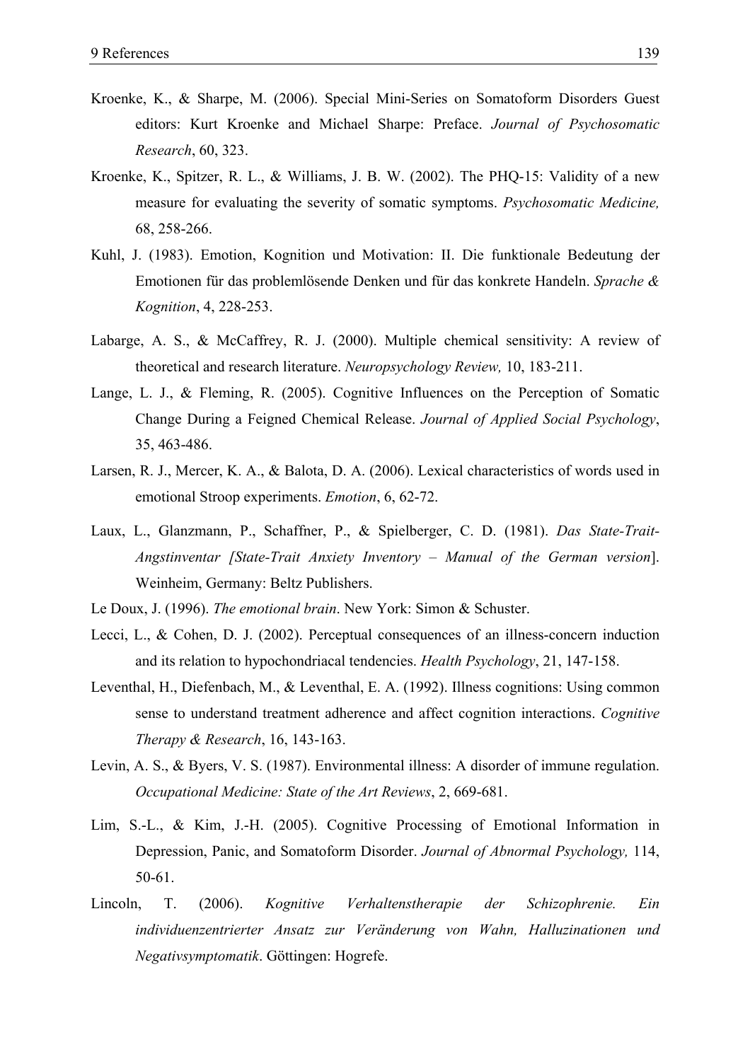Kroenke, K., & Sharpe, M. (2006). Special Mini-Series on Somatoform Disorders Guest editors: Kurt Kroenke and Michael Sharpe: Preface. *Journal of Psychosomatic Research*, 60, 323.

Kroenke, K., Spitzer, R. L., & Williams, J. B. W. (2002). The PHQ-15: Validity of a new measure for evaluating the severity of somatic symptoms. *Psychosomatic Medicine,* 68, 258-266.

Kuhl, J. (1983). Emotion, Kognition und Motivation: II. Die funktionale Bedeutung der Emotionen für das problemlösende Denken und für das konkrete Handeln. *Sprache & Kognition*, 4, 228-253.

Labarge, A. S., & McCaffrey, R. J. (2000). Multiple chemical sensitivity: A review of theoretical and research literature. *Neuropsychology Review,* 10, 183-211.

Lange, L. J., & Fleming, R. (2005). Cognitive Influences on the Perception of Somatic Change During a Feigned Chemical Release. *Journal of Applied Social Psychology*, 35, 463-486.

Larsen, R. J., Mercer, K. A., & Balota, D. A. (2006). Lexical characteristics of words used in emotional Stroop experiments. *Emotion*, 6, 62-72.

Laux, L., Glanzmann, P., Schaffner, P., & Spielberger, C. D. (1981). *Das State-Trait-Angstinventar [State-Trait Anxiety Inventory – Manual of the German version*]. Weinheim, Germany: Beltz Publishers.

Le Doux, J. (1996). *The emotional brain*. New York: Simon & Schuster.

Lecci, L., & Cohen, D. J. (2002). Perceptual consequences of an illness-concern induction and its relation to hypochondriacal tendencies. *Health Psychology*, 21, 147-158.

Leventhal, H., Diefenbach, M., & Leventhal, E. A. (1992). Illness cognitions: Using common sense to understand treatment adherence and affect cognition interactions. *Cognitive Therapy & Research*, 16, 143-163.

Levin, A. S., & Byers, V. S. (1987). Environmental illness: A disorder of immune regulation. *Occupational Medicine: State of the Art Reviews*, 2, 669-681.

Lim, S.-L., & Kim, J.-H. (2005). Cognitive Processing of Emotional Information in Depression, Panic, and Somatoform Disorder. *Journal of Abnormal Psychology,* 114, 50-61.

Lincoln, T. (2006). *Kognitive Verhaltenstherapie der Schizophrenie. Ein individuenzentrierter Ansatz zur Veränderung von Wahn, Halluzinationen und Negativsymptomatik*. Göttingen: Hogrefe.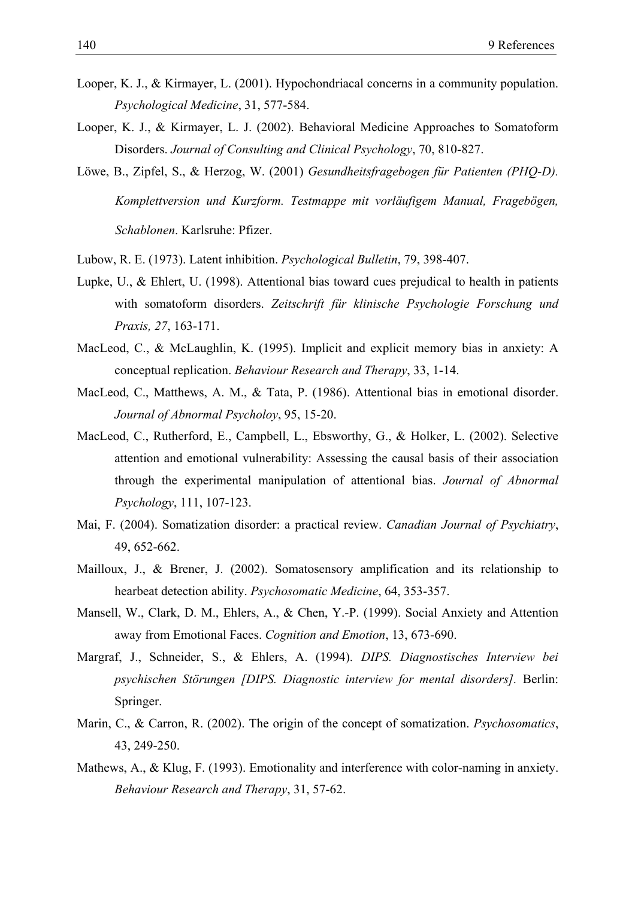Looper, K. J., & Kirmayer, L. (2001). Hypochondriacal concerns in a community population. *Psychological Medicine*, 31, 577-584.

Looper, K. J., & Kirmayer, L. J. (2002). Behavioral Medicine Approaches to Somatoform Disorders. *Journal of Consulting and Clinical Psychology*, 70, 810-827.

Löwe, B., Zipfel, S., & Herzog, W. (2001) *Gesundheitsfragebogen für Patienten (PHQ-D). Komplettversion und Kurzform. Testmappe mit vorläufigem Manual, Fragebögen, Schablonen*. Karlsruhe: Pfizer.

Lubow, R. E. (1973). Latent inhibition. *Psychological Bulletin*, 79, 398-407.

Lupke, U., & Ehlert, U. (1998). Attentional bias toward cues prejudical to health in patients with somatoform disorders. *Zeitschrift für klinische Psychologie Forschung und Praxis, 27*, 163-171.

MacLeod, C., & McLaughlin, K. (1995). Implicit and explicit memory bias in anxiety: A conceptual replication. *Behaviour Research and Therapy*, 33, 1-14.

MacLeod, C., Matthews, A. M., & Tata, P. (1986). Attentional bias in emotional disorder. *Journal of Abnormal Psycholoy*, 95, 15-20.

MacLeod, C., Rutherford, E., Campbell, L., Ebsworthy, G., & Holker, L. (2002). Selective attention and emotional vulnerability: Assessing the causal basis of their association through the experimental manipulation of attentional bias. *Journal of Abnormal Psychology*, 111, 107-123.

Mai, F. (2004). Somatization disorder: a practical review. *Canadian Journal of Psychiatry*, 49, 652-662.

Mailloux, J., & Brener, J. (2002). Somatosensory amplification and its relationship to hearbeat detection ability. *Psychosomatic Medicine*, 64, 353-357.

Mansell, W., Clark, D. M., Ehlers, A., & Chen, Y.-P. (1999). Social Anxiety and Attention away from Emotional Faces. *Cognition and Emotion*, 13, 673-690.

Margraf, J., Schneider, S., & Ehlers, A. (1994). *DIPS. Diagnostisches Interview bei psychischen Störungen [DIPS. Diagnostic interview for mental disorders].* Berlin: Springer.

Marin, C., & Carron, R. (2002). The origin of the concept of somatization. *Psychosomatics*, 43, 249-250.

Mathews, A., & Klug, F. (1993). Emotionality and interference with color-naming in anxiety. *Behaviour Research and Therapy*, 31, 57-62.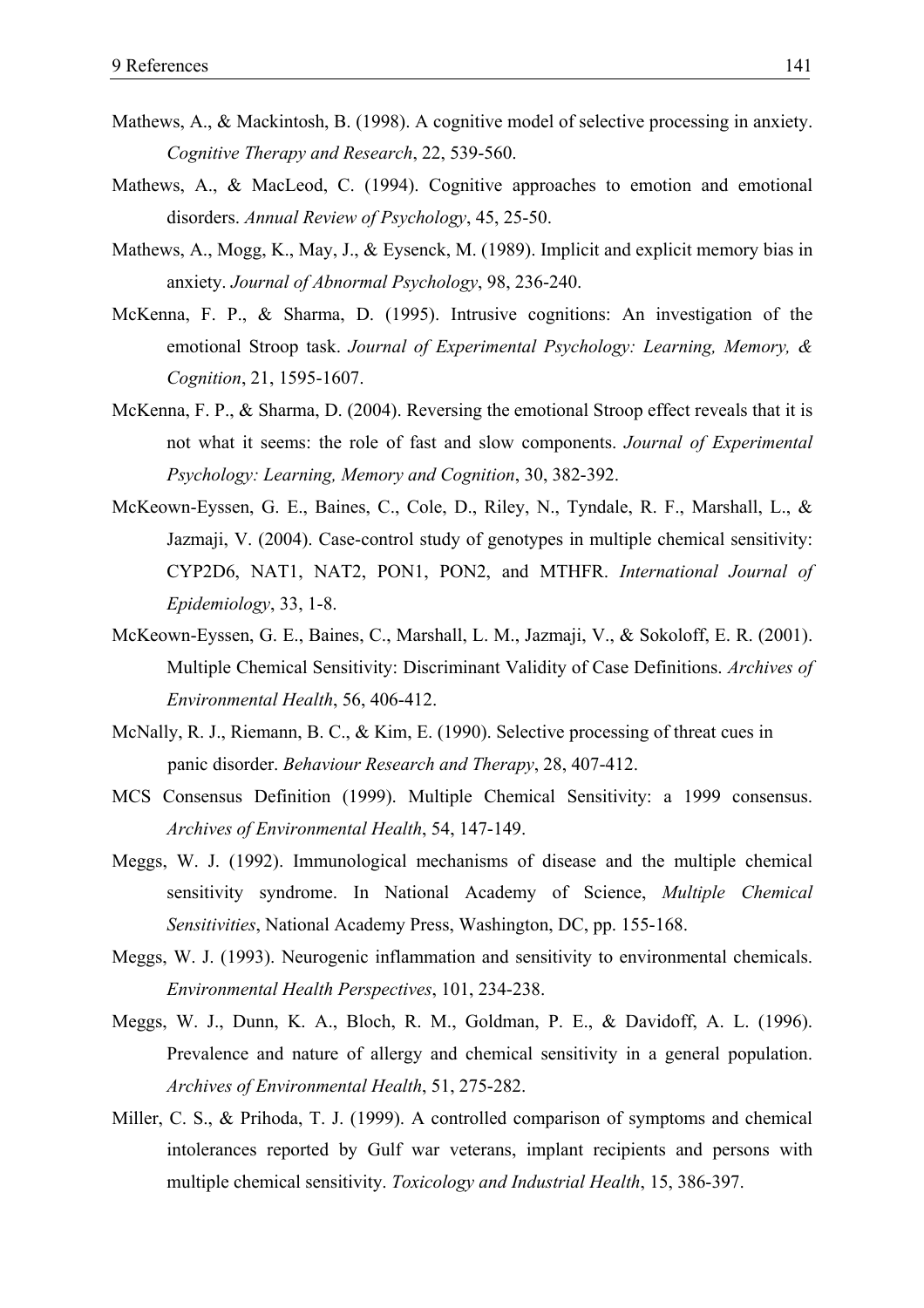Mathews, A., & Mackintosh, B. (1998). A cognitive model of selective processing in anxiety. *Cognitive Therapy and Research*, 22, 539-560.

Mathews, A., & MacLeod, C. (1994). Cognitive approaches to emotion and emotional disorders. *Annual Review of Psychology*, 45, 25-50.

Mathews, A., Mogg, K., May, J., & Eysenck, M. (1989). Implicit and explicit memory bias in anxiety. *Journal of Abnormal Psychology*, 98, 236-240.

McKenna, F. P., & Sharma, D. (1995). Intrusive cognitions: An investigation of the emotional Stroop task. *Journal of Experimental Psychology: Learning, Memory, & Cognition*, 21, 1595-1607.

McKenna, F. P., & Sharma, D. (2004). Reversing the emotional Stroop effect reveals that it is not what it seems: the role of fast and slow components. *Journal of Experimental Psychology: Learning, Memory and Cognition*, 30, 382-392.

McKeown-Eyssen, G. E., Baines, C., Cole, D., Riley, N., Tyndale, R. F., Marshall, L., & Jazmaji, V. (2004). Case-control study of genotypes in multiple chemical sensitivity: CYP2D6, NAT1, NAT2, PON1, PON2, and MTHFR. *International Journal of Epidemiology*, 33, 1-8.

McKeown-Eyssen, G. E., Baines, C., Marshall, L. M., Jazmaji, V., & Sokoloff, E. R. (2001). Multiple Chemical Sensitivity: Discriminant Validity of Case Definitions. *Archives of Environmental Health*, 56, 406-412.

McNally, R. J., Riemann, B. C., & Kim, E. (1990). Selective processing of threat cues in panic disorder. *Behaviour Research and Therapy*, 28, 407-412.

MCS Consensus Definition (1999). Multiple Chemical Sensitivity: a 1999 consensus. *Archives of Environmental Health*, 54, 147-149.

Meggs, W. J. (1992). Immunological mechanisms of disease and the multiple chemical sensitivity syndrome. In National Academy of Science, *Multiple Chemical Sensitivities*, National Academy Press, Washington, DC, pp. 155-168.

Meggs, W. J. (1993). Neurogenic inflammation and sensitivity to environmental chemicals. *Environmental Health Perspectives*, 101, 234-238.

Meggs, W. J., Dunn, K. A., Bloch, R. M., Goldman, P. E., & Davidoff, A. L. (1996). Prevalence and nature of allergy and chemical sensitivity in a general population. *Archives of Environmental Health*, 51, 275-282.

Miller, C. S., & Prihoda, T. J. (1999). A controlled comparison of symptoms and chemical intolerances reported by Gulf war veterans, implant recipients and persons with multiple chemical sensitivity. *Toxicology and Industrial Health*, 15, 386-397.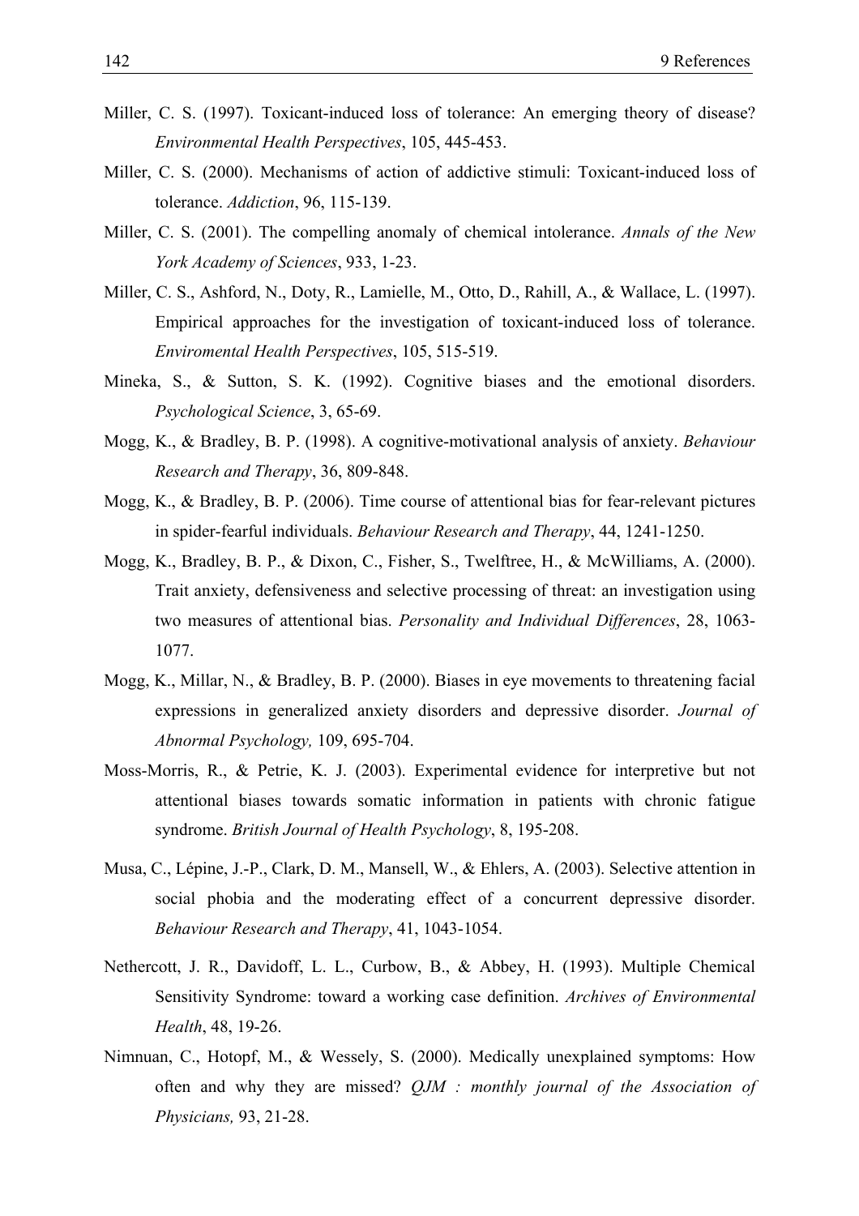Miller, C. S. (1997). Toxicant-induced loss of tolerance: An emerging theory of disease? *Environmental Health Perspectives*, 105, 445-453.

Miller, C. S. (2000). Mechanisms of action of addictive stimuli: Toxicant-induced loss of tolerance. *Addiction*, 96, 115-139.

Miller, C. S. (2001). The compelling anomaly of chemical intolerance. *Annals of the New York Academy of Sciences*, 933, 1-23.

Miller, C. S., Ashford, N., Doty, R., Lamielle, M., Otto, D., Rahill, A., & Wallace, L. (1997). Empirical approaches for the investigation of toxicant-induced loss of tolerance. *Enviromental Health Perspectives*, 105, 515-519.

Mineka, S., & Sutton, S. K. (1992). Cognitive biases and the emotional disorders. *Psychological Science*, 3, 65-69.

Mogg, K., & Bradley, B. P. (1998). A cognitive-motivational analysis of anxiety. *Behaviour Research and Therapy*, 36, 809-848.

Mogg, K., & Bradley, B. P. (2006). Time course of attentional bias for fear-relevant pictures in spider-fearful individuals. *Behaviour Research and Therapy*, 44, 1241-1250.

Mogg, K., Bradley, B. P., & Dixon, C., Fisher, S., Twelftree, H., & McWilliams, A. (2000). Trait anxiety, defensiveness and selective processing of threat: an investigation using two measures of attentional bias. *Personality and Individual Differences*, 28, 1063-1077.

Mogg, K., Millar, N., & Bradley, B. P. (2000). Biases in eye movements to threatening facial expressions in generalized anxiety disorders and depressive disorder. *Journal of Abnormal Psychology,* 109, 695-704.

Moss-Morris, R., & Petrie, K. J. (2003). Experimental evidence for interpretive but not attentional biases towards somatic information in patients with chronic fatigue syndrome. *British Journal of Health Psychology*, 8, 195-208.

Musa, C., Lépine, J.-P., Clark, D. M., Mansell, W., & Ehlers, A. (2003). Selective attention in social phobia and the moderating effect of a concurrent depressive disorder. *Behaviour Research and Therapy*, 41, 1043-1054.

Nethercott, J. R., Davidoff, L. L., Curbow, B., & Abbey, H. (1993). Multiple Chemical Sensitivity Syndrome: toward a working case definition. *Archives of Environmental Health*, 48, 19-26.

Nimnuan, C., Hotopf, M., & Wessely, S. (2000). Medically unexplained symptoms: How often and why they are missed? *QJM : monthly journal of the Association of Physicians,* 93, 21-28.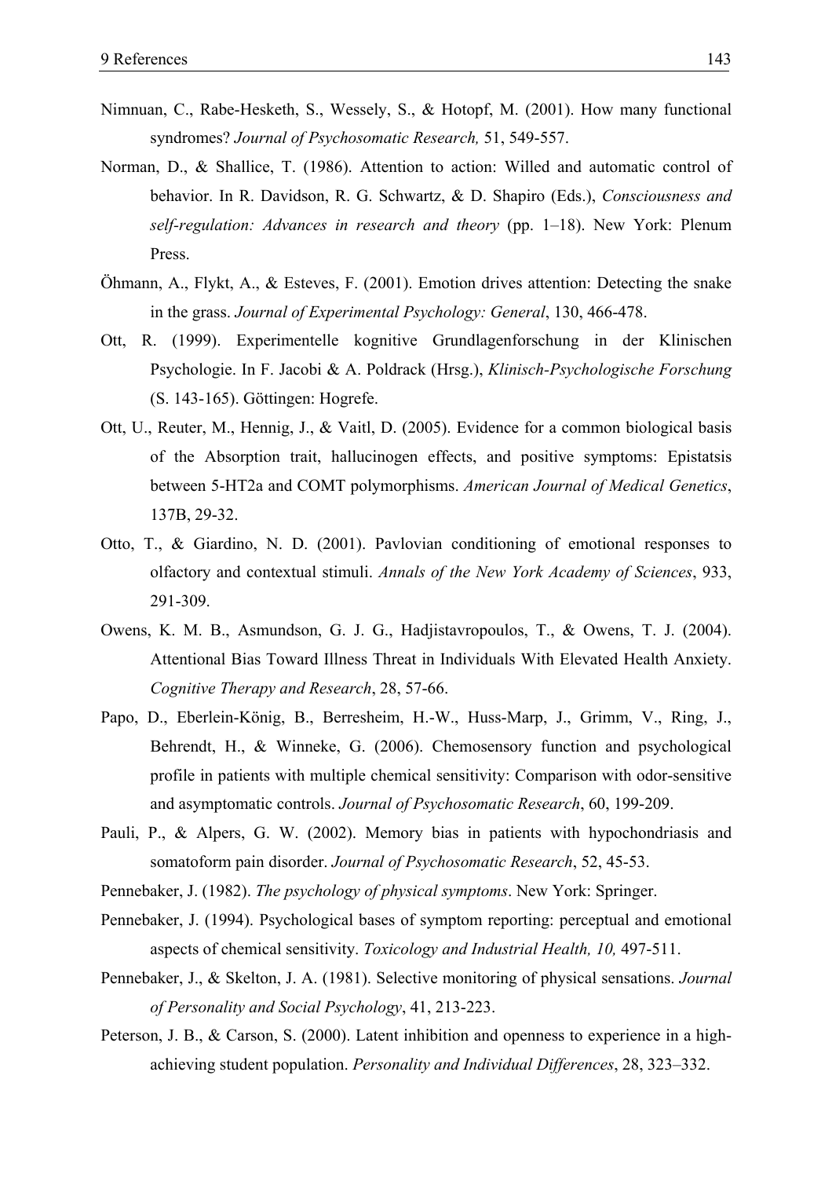Nimnuan, C., Rabe-Hesketh, S., Wessely, S., & Hotopf, M. (2001). How many functional syndromes? *Journal of Psychosomatic Research,* 51, 549-557.

Norman, D., & Shallice, T. (1986). Attention to action: Willed and automatic control of behavior. In R. Davidson, R. G. Schwartz, & D. Shapiro (Eds.), *Consciousness and self-regulation: Advances in research and theory* (pp. 1–18). New York: Plenum Press.

Öhmann, A., Flykt, A., & Esteves, F. (2001). Emotion drives attention: Detecting the snake in the grass. *Journal of Experimental Psychology: General*, 130, 466-478.

Ott, R. (1999). Experimentelle kognitive Grundlagenforschung in der Klinischen Psychologie. In F. Jacobi & A. Poldrack (Hrsg.), *Klinisch-Psychologische Forschung* (S. 143-165). Göttingen: Hogrefe.

Ott, U., Reuter, M., Hennig, J., & Vaitl, D. (2005). Evidence for a common biological basis of the Absorption trait, hallucinogen effects, and positive symptoms: Epistatsis between 5-HT2a and COMT polymorphisms. *American Journal of Medical Genetics*, 137B, 29-32.

Otto, T., & Giardino, N. D. (2001). Pavlovian conditioning of emotional responses to olfactory and contextual stimuli. *Annals of the New York Academy of Sciences*, 933, 291-309.

Owens, K. M. B., Asmundson, G. J. G., Hadjistavropoulos, T., & Owens, T. J. (2004). Attentional Bias Toward Illness Threat in Individuals With Elevated Health Anxiety. *Cognitive Therapy and Research*, 28, 57-66.

Papo, D., Eberlein-König, B., Berresheim, H.-W., Huss-Marp, J., Grimm, V., Ring, J., Behrendt, H., & Winneke, G. (2006). Chemosensory function and psychological profile in patients with multiple chemical sensitivity: Comparison with odor-sensitive and asymptomatic controls. *Journal of Psychosomatic Research*, 60, 199-209.

Pauli, P., & Alpers, G. W. (2002). Memory bias in patients with hypochondriasis and somatoform pain disorder. *Journal of Psychosomatic Research*, 52, 45-53.

Pennebaker, J. (1982). *The psychology of physical symptoms*. New York: Springer.

Pennebaker, J. (1994). Psychological bases of symptom reporting: perceptual and emotional aspects of chemical sensitivity. *Toxicology and Industrial Health, 10,* 497-511.

Pennebaker, J., & Skelton, J. A. (1981). Selective monitoring of physical sensations. *Journal of Personality and Social Psychology*, 41, 213-223.

Peterson, J. B., & Carson, S. (2000). Latent inhibition and openness to experience in a high-achieving student population. *Personality and Individual Differences*, 28, 323–332.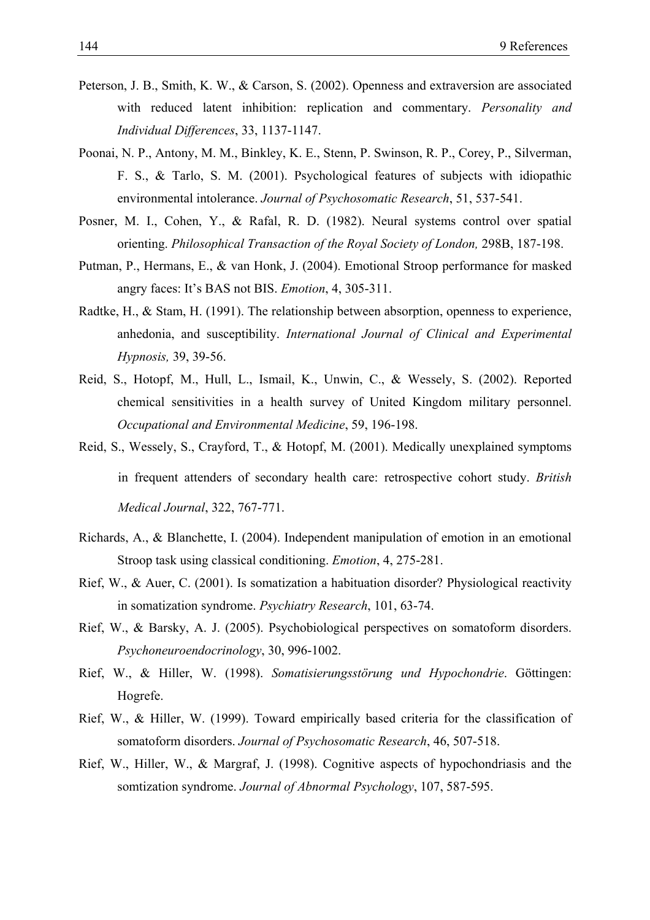Peterson, J. B., Smith, K. W., & Carson, S. (2002). Openness and extraversion are associated with reduced latent inhibition: replication and commentary. *Personality and Individual Differences*, 33, 1137-1147.

Poonai, N. P., Antony, M. M., Binkley, K. E., Stenn, P. Swinson, R. P., Corey, P., Silverman, F. S., & Tarlo, S. M. (2001). Psychological features of subjects with idiopathic environmental intolerance. *Journal of Psychosomatic Research*, 51, 537-541.

Posner, M. I., Cohen, Y., & Rafal, R. D. (1982). Neural systems control over spatial orienting. *Philosophical Transaction of the Royal Society of London,* 298B, 187-198.

Putman, P., Hermans, E., & van Honk, J. (2004). Emotional Stroop performance for masked angry faces: It's BAS not BIS. *Emotion*, 4, 305-311.

Radtke, H., & Stam, H. (1991). The relationship between absorption, openness to experience, anhedonia, and susceptibility. *International Journal of Clinical and Experimental Hypnosis,* 39, 39-56.

Reid, S., Hotopf, M., Hull, L., Ismail, K., Unwin, C., & Wessely, S. (2002). Reported chemical sensitivities in a health survey of United Kingdom military personnel. *Occupational and Environmental Medicine*, 59, 196-198.

Reid, S., Wessely, S., Crayford, T., & Hotopf, M. (2001). Medically unexplained symptoms in frequent attenders of secondary health care: retrospective cohort study. *British Medical Journal*, 322, 767-771.

Richards, A., & Blanchette, I. (2004). Independent manipulation of emotion in an emotional Stroop task using classical conditioning. *Emotion*, 4, 275-281.

Rief, W., & Auer, C. (2001). Is somatization a habituation disorder? Physiological reactivity in somatization syndrome. *Psychiatry Research*, 101, 63-74.

Rief, W., & Barsky, A. J. (2005). Psychobiological perspectives on somatoform disorders. *Psychoneuroendocrinology*, 30, 996-1002.

Rief, W., & Hiller, W. (1998). *Somatisierungsstörung und Hypochondrie*. Göttingen: Hogrefe.

Rief, W., & Hiller, W. (1999). Toward empirically based criteria for the classification of somatoform disorders. *Journal of Psychosomatic Research*, 46, 507-518.

Rief, W., Hiller, W., & Margraf, J. (1998). Cognitive aspects of hypochondriasis and the somtization syndrome. *Journal of Abnormal Psychology*, 107, 587-595.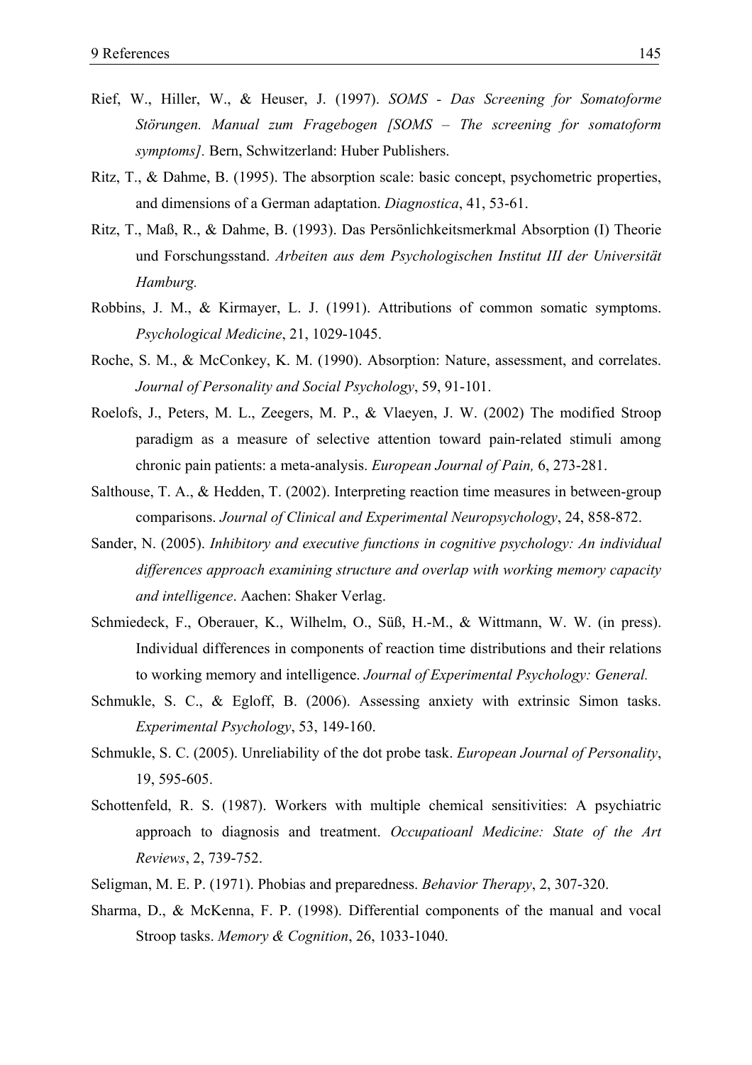Rief, W., Hiller, W., & Heuser, J. (1997). *SOMS - Das Screening for Somatoforme Störungen. Manual zum Fragebogen [SOMS – The screening for somatoform symptoms].* Bern, Schwitzerland: Huber Publishers.

Ritz, T., & Dahme, B. (1995). The absorption scale: basic concept, psychometric properties, and dimensions of a German adaptation. *Diagnostica*, 41, 53-61.

Ritz, T., Maß, R., & Dahme, B. (1993). Das Persönlichkeitsmerkmal Absorption (I) Theorie und Forschungsstand. *Arbeiten aus dem Psychologischen Institut III der Universität Hamburg.*

Robbins, J. M., & Kirmayer, L. J. (1991). Attributions of common somatic symptoms. *Psychological Medicine*, 21, 1029-1045.

Roche, S. M., & McConkey, K. M. (1990). Absorption: Nature, assessment, and correlates. *Journal of Personality and Social Psychology*, 59, 91-101.

Roelofs, J., Peters, M. L., Zeegers, M. P., & Vlaeyen, J. W. (2002) The modified Stroop paradigm as a measure of selective attention toward pain-related stimuli among chronic pain patients: a meta-analysis. *European Journal of Pain,* 6, 273-281.

Salthouse, T. A., & Hedden, T. (2002). Interpreting reaction time measures in between-group comparisons. *Journal of Clinical and Experimental Neuropsychology*, 24, 858-872.

Sander, N. (2005). *Inhibitory and executive functions in cognitive psychology: An individual differences approach examining structure and overlap with working memory capacity and intelligence*. Aachen: Shaker Verlag.

Schmiedeck, F., Oberauer, K., Wilhelm, O., Süß, H.-M., & Wittmann, W. W. (in press). Individual differences in components of reaction time distributions and their relations to working memory and intelligence. *Journal of Experimental Psychology: General.*

Schmukle, S. C., & Egloff, B. (2006). Assessing anxiety with extrinsic Simon tasks. *Experimental Psychology*, 53, 149-160.

Schmukle, S. C. (2005). Unreliability of the dot probe task. *European Journal of Personality*, 19, 595-605.

Schottenfeld, R. S. (1987). Workers with multiple chemical sensitivities: A psychiatric approach to diagnosis and treatment. *Occupatioanl Medicine: State of the Art Reviews*, 2, 739-752.

Seligman, M. E. P. (1971). Phobias and preparedness. *Behavior Therapy*, 2, 307-320.

Sharma, D., & McKenna, F. P. (1998). Differential components of the manual and vocal Stroop tasks. *Memory & Cognition*, 26, 1033-1040.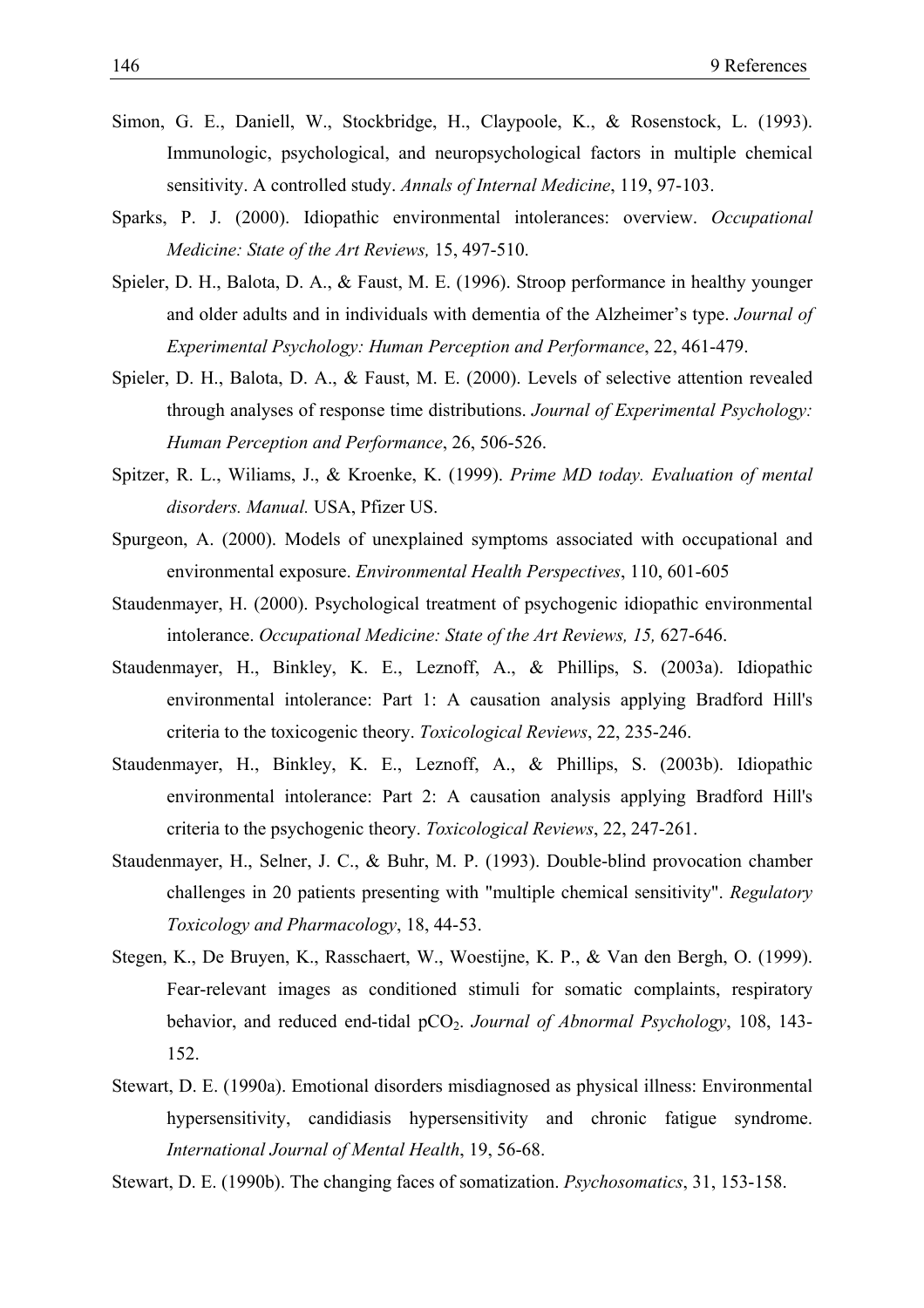Simon, G. E., Daniell, W., Stockbridge, H., Claypoole, K., & Rosenstock, L. (1993). Immunologic, psychological, and neuropsychological factors in multiple chemical sensitivity. A controlled study. *Annals of Internal Medicine*, 119, 97-103.

Sparks, P. J. (2000). Idiopathic environmental intolerances: overview. *Occupational Medicine: State of the Art Reviews,* 15, 497-510.

Spieler, D. H., Balota, D. A., & Faust, M. E. (1996). Stroop performance in healthy younger and older adults and in individuals with dementia of the Alzheimer's type. *Journal of Experimental Psychology: Human Perception and Performance*, 22, 461-479.

Spieler, D. H., Balota, D. A., & Faust, M. E. (2000). Levels of selective attention revealed through analyses of response time distributions. *Journal of Experimental Psychology: Human Perception and Performance*, 26, 506-526.

Spitzer, R. L., Wiliams, J., & Kroenke, K. (1999). *Prime MD today. Evaluation of mental disorders. Manual.* USA, Pfizer US.

Spurgeon, A. (2000). Models of unexplained symptoms associated with occupational and environmental exposure. *Environmental Health Perspectives*, 110, 601-605

Staudenmayer, H. (2000). Psychological treatment of psychogenic idiopathic environmental intolerance. *Occupational Medicine: State of the Art Reviews, 15,* 627-646.

Staudenmayer, H., Binkley, K. E., Leznoff, A., & Phillips, S. (2003a). Idiopathic environmental intolerance: Part 1: A causation analysis applying Bradford Hill's criteria to the toxicogenic theory. *Toxicological Reviews*, 22, 235-246.

Staudenmayer, H., Binkley, K. E., Leznoff, A., & Phillips, S. (2003b). Idiopathic environmental intolerance: Part 2: A causation analysis applying Bradford Hill's criteria to the psychogenic theory. *Toxicological Reviews*, 22, 247-261.

Staudenmayer, H., Selner, J. C., & Buhr, M. P. (1993). Double-blind provocation chamber challenges in 20 patients presenting with "multiple chemical sensitivity". *Regulatory Toxicology and Pharmacology*, 18, 44-53.

Stegen, K., De Bruyen, K., Rasschaert, W., Woestijne, K. P., & Van den Bergh, O. (1999). Fear-relevant images as conditioned stimuli for somatic complaints, respiratory behavior, and reduced end-tidal $pCO_2$. *Journal of Abnormal Psychology*, 108, 143-152.

Stewart, D. E. (1990a). Emotional disorders misdiagnosed as physical illness: Environmental hypersensitivity, candidiasis hypersensitivity and chronic fatigue syndrome. *International Journal of Mental Health*, 19, 56-68.

Stewart, D. E. (1990b). The changing faces of somatization. *Psychosomatics*, 31, 153-158.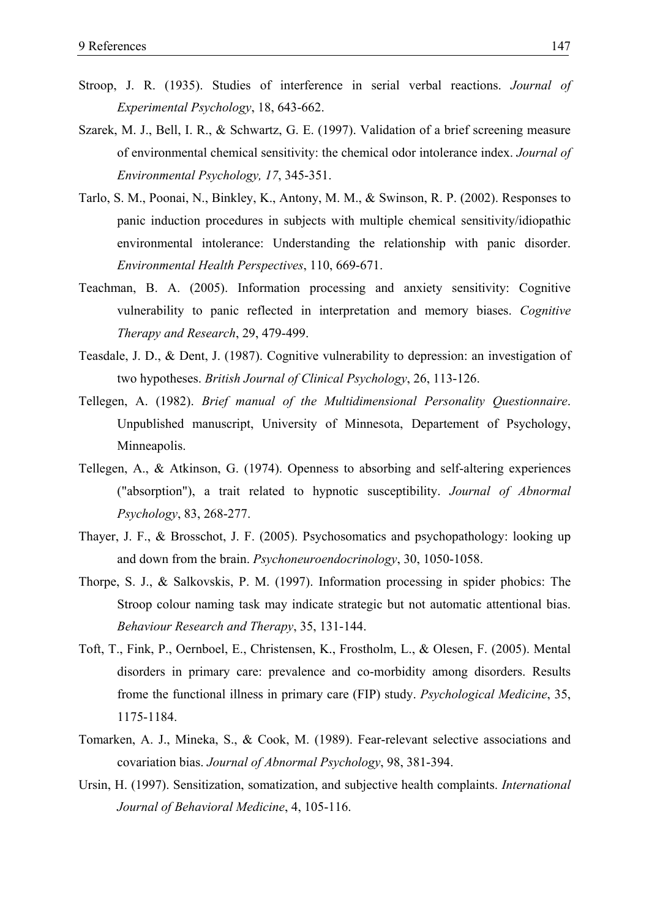Stroop, J. R. (1935). Studies of interference in serial verbal reactions. *Journal of Experimental Psychology*, 18, 643-662.

Szarek, M. J., Bell, I. R., & Schwartz, G. E. (1997). Validation of a brief screening measure of environmental chemical sensitivity: the chemical odor intolerance index. *Journal of Environmental Psychology, 17*, 345-351.

Tarlo, S. M., Poonai, N., Binkley, K., Antony, M. M., & Swinson, R. P. (2002). Responses to panic induction procedures in subjects with multiple chemical sensitivity/idiopathic environmental intolerance: Understanding the relationship with panic disorder. *Environmental Health Perspectives*, 110, 669-671.

Teachman, B. A. (2005). Information processing and anxiety sensitivity: Cognitive vulnerability to panic reflected in interpretation and memory biases. *Cognitive Therapy and Research*, 29, 479-499.

Teasdale, J. D., & Dent, J. (1987). Cognitive vulnerability to depression: an investigation of two hypotheses. *British Journal of Clinical Psychology*, 26, 113-126.

Tellegen, A. (1982). *Brief manual of the Multidimensional Personality Questionnaire*. Unpublished manuscript, University of Minnesota, Departement of Psychology, Minneapolis.

Tellegen, A., & Atkinson, G. (1974). Openness to absorbing and self-altering experiences ("absorption"), a trait related to hypnotic susceptibility. *Journal of Abnormal Psychology*, 83, 268-277.

Thayer, J. F., & Brosschot, J. F. (2005). Psychosomatics and psychopathology: looking up and down from the brain. *Psychoneuroendocrinology*, 30, 1050-1058.

Thorpe, S. J., & Salkovskis, P. M. (1997). Information processing in spider phobics: The Stroop colour naming task may indicate strategic but not automatic attentional bias. *Behaviour Research and Therapy*, 35, 131-144.

Toft, T., Fink, P., Oernboel, E., Christensen, K., Frostholm, L., & Olesen, F. (2005). Mental disorders in primary care: prevalence and co-morbidity among disorders. Results frome the functional illness in primary care (FIP) study. *Psychological Medicine*, 35, 1175-1184.

Tomarken, A. J., Mineka, S., & Cook, M. (1989). Fear-relevant selective associations and covariation bias. *Journal of Abnormal Psychology*, 98, 381-394.

Ursin, H. (1997). Sensitization, somatization, and subjective health complaints. *International Journal of Behavioral Medicine*, 4, 105-116.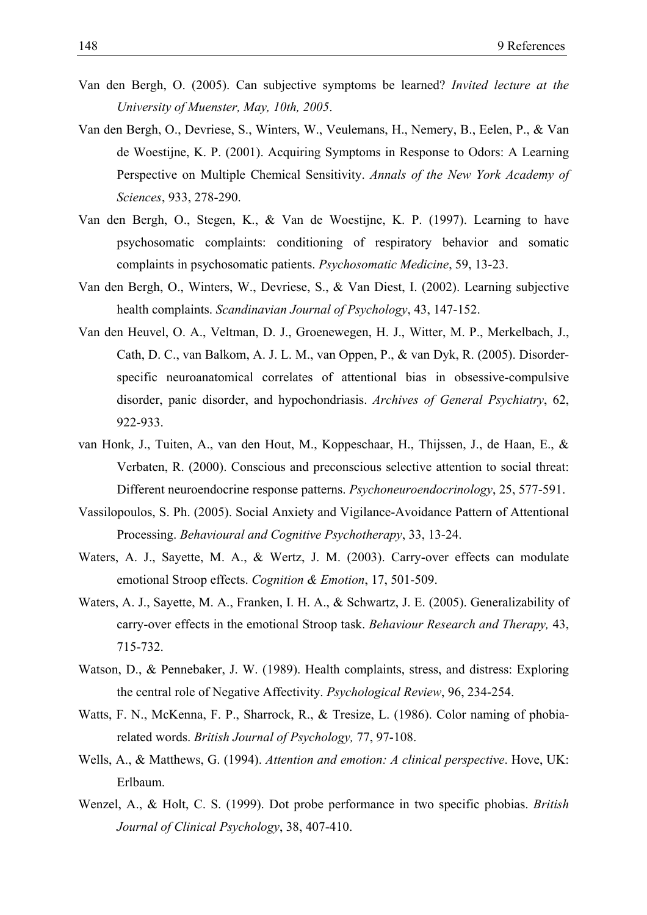Van den Bergh, O. (2005). Can subjective symptoms be learned? *Invited lecture at the University of Muenster, May, 10th, 2005*.

Van den Bergh, O., Devriese, S., Winters, W., Veulemans, H., Nemery, B., Eelen, P., & Van de Woestijne, K. P. (2001). Acquiring Symptoms in Response to Odors: A Learning Perspective on Multiple Chemical Sensitivity. *Annals of the New York Academy of Sciences*, 933, 278-290.

Van den Bergh, O., Stegen, K., & Van de Woestijne, K. P. (1997). Learning to have psychosomatic complaints: conditioning of respiratory behavior and somatic complaints in psychosomatic patients. *Psychosomatic Medicine*, 59, 13-23.

Van den Bergh, O., Winters, W., Devriese, S., & Van Diest, I. (2002). Learning subjective health complaints. *Scandinavian Journal of Psychology*, 43, 147-152.

Van den Heuvel, O. A., Veltman, D. J., Groenewegen, H. J., Witter, M. P., Merkelbach, J., Cath, D. C., van Balkom, A. J. L. M., van Oppen, P., & van Dyk, R. (2005). Disorder-specific neuroanatomical correlates of attentional bias in obsessive-compulsive disorder, panic disorder, and hypochondriasis. *Archives of General Psychiatry*, 62, 922-933.

van Honk, J., Tuiten, A., van den Hout, M., Koppeschaar, H., Thijssen, J., de Haan, E., & Verbaten, R. (2000). Conscious and preconscious selective attention to social threat: Different neuroendocrine response patterns. *Psychoneuroendocrinology*, 25, 577-591.

Vassilopoulos, S. Ph. (2005). Social Anxiety and Vigilance-Avoidance Pattern of Attentional Processing. *Behavioural and Cognitive Psychotherapy*, 33, 13-24.

Waters, A. J., Sayette, M. A., & Wertz, J. M. (2003). Carry-over effects can modulate emotional Stroop effects. *Cognition & Emotion*, 17, 501-509.

Waters, A. J., Sayette, M. A., Franken, I. H. A., & Schwartz, J. E. (2005). Generalizability of carry-over effects in the emotional Stroop task. *Behaviour Research and Therapy,* 43, 715-732.

Watson, D., & Pennebaker, J. W. (1989). Health complaints, stress, and distress: Exploring the central role of Negative Affectivity. *Psychological Review*, 96, 234-254.

Watts, F. N., McKenna, F. P., Sharrock, R., & Tresize, L. (1986). Color naming of phobia-related words. *British Journal of Psychology,* 77, 97-108.

Wells, A., & Matthews, G. (1994). *Attention and emotion: A clinical perspective*. Hove, UK: Erlbaum.

Wenzel, A., & Holt, C. S. (1999). Dot probe performance in two specific phobias. *British Journal of Clinical Psychology*, 38, 407-410.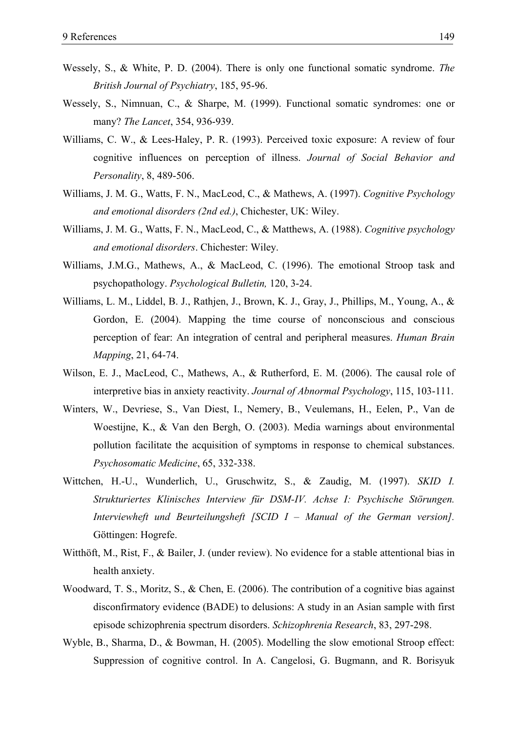Wessely, S., & White, P. D. (2004). There is only one functional somatic syndrome. *The British Journal of Psychiatry*, 185, 95-96.

Wessely, S., Nimnuan, C., & Sharpe, M. (1999). Functional somatic syndromes: one or many? *The Lancet*, 354, 936-939.

Williams, C. W., & Lees-Haley, P. R. (1993). Perceived toxic exposure: A review of four cognitive influences on perception of illness. *Journal of Social Behavior and Personality*, 8, 489-506.

Williams, J. M. G., Watts, F. N., MacLeod, C., & Mathews, A. (1997). *Cognitive Psychology and emotional disorders (2nd ed.)*, Chichester, UK: Wiley.

Williams, J. M. G., Watts, F. N., MacLeod, C., & Matthews, A. (1988). *Cognitive psychology and emotional disorders*. Chichester: Wiley.

Williams, J.M.G., Mathews, A., & MacLeod, C. (1996). The emotional Stroop task and psychopathology. *Psychological Bulletin,* 120, 3-24.

Williams, L. M., Liddel, B. J., Rathjen, J., Brown, K. J., Gray, J., Phillips, M., Young, A., & Gordon, E. (2004). Mapping the time course of nonconscious and conscious perception of fear: An integration of central and peripheral measures. *Human Brain Mapping*, 21, 64-74.

Wilson, E. J., MacLeod, C., Mathews, A., & Rutherford, E. M. (2006). The causal role of interpretive bias in anxiety reactivity. *Journal of Abnormal Psychology*, 115, 103-111.

Winters, W., Devriese, S., Van Diest, I., Nemery, B., Veulemans, H., Eelen, P., Van de Woestijne, K., & Van den Bergh, O. (2003). Media warnings about environmental pollution facilitate the acquisition of symptoms in response to chemical substances. *Psychosomatic Medicine*, 65, 332-338.

Wittchen, H.-U., Wunderlich, U., Gruschwitz, S., & Zaudig, M. (1997). *SKID I. Strukturiertes Klinisches Interview für DSM-IV. Achse I: Psychische Störungen. Interviewheft und Beurteilungsheft [SCID I – Manual of the German version].* Göttingen: Hogrefe.

Witthöft, M., Rist, F., & Bailer, J. (under review). No evidence for a stable attentional bias in health anxiety.

Woodward, T. S., Moritz, S., & Chen, E. (2006). The contribution of a cognitive bias against disconfirmatory evidence (BADE) to delusions: A study in an Asian sample with first episode schizophrenia spectrum disorders. *Schizophrenia Research*, 83, 297-298.

Wyble, B., Sharma, D., & Bowman, H. (2005). Modelling the slow emotional Stroop effect: Suppression of cognitive control. In A. Cangelosi, G. Bugmann, and R. Borisyuk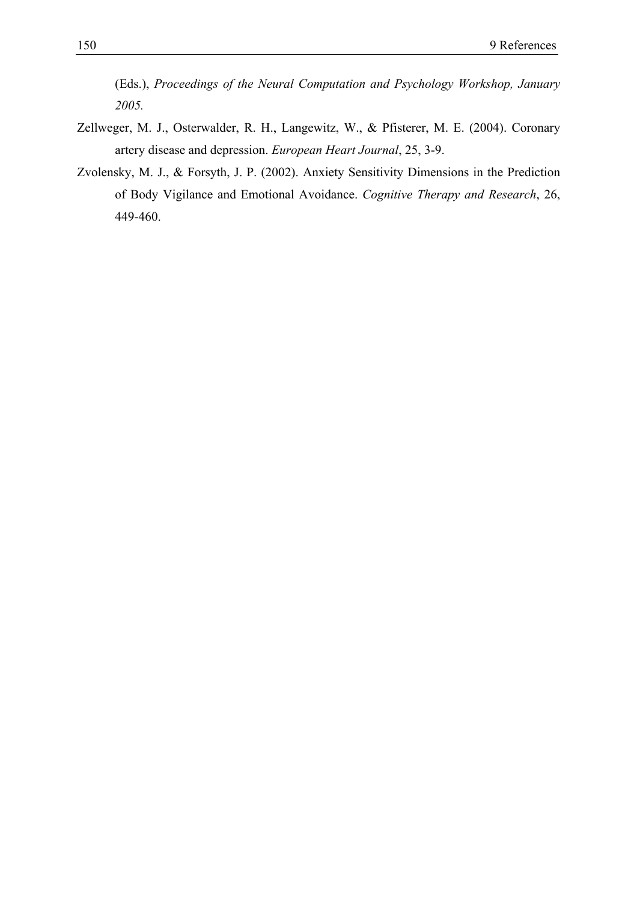(Eds.), *Proceedings of the Neural Computation and Psychology Workshop, January 2005.*

Zellweger, M. J., Osterwalder, R. H., Langewitz, W., & Pfisterer, M. E. (2004). Coronary artery disease and depression. *European Heart Journal*, 25, 3-9.

Zvolensky, M. J., & Forsyth, J. P. (2002). Anxiety Sensitivity Dimensions in the Prediction of Body Vigilance and Emotional Avoidance. *Cognitive Therapy and Research*, 26, 449-460.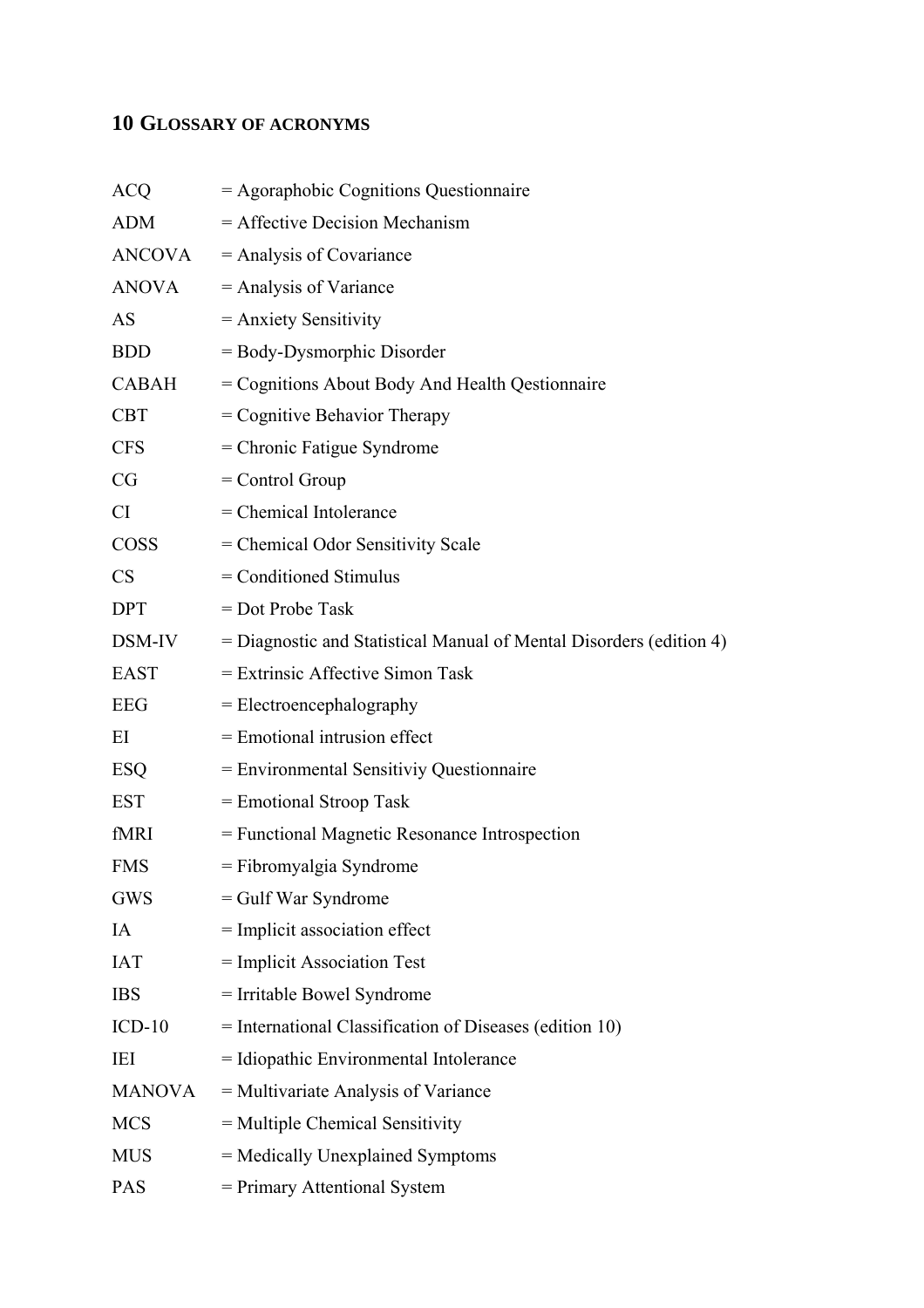## 10 Glossary of acronyms

ACQ = Agoraphobic Cognitions Questionnaire

ADM = Affective Decision Mechanism

ANCOVA = Analysis of Covariance

ANOVA = Analysis of Variance

AS = Anxiety Sensitivity

BDD = Body-Dysmorphic Disorder

CABAH = Cognitions About Body And Health Qestionnaire

CBT = Cognitive Behavior Therapy

CFS = Chronic Fatigue Syndrome

CG = Control Group

CI = Chemical Intolerance

COSS = Chemical Odor Sensitivity Scale

CS = Conditioned Stimulus

DPT = Dot Probe Task

DSM-IV = Diagnostic and Statistical Manual of Mental Disorders (edition 4)

EAST = Extrinsic Affective Simon Task

EEG = Electroencephalography

EI = Emotional intrusion effect

ESQ = Environmental Sensitiviy Questionnaire

EST = Emotional Stroop Task

fMRI = Functional Magnetic Resonance Introspection

FMS = Fibromyalgia Syndrome

GWS = Gulf War Syndrome

IA = Implicit association effect

IAT = Implicit Association Test

IBS = Irritable Bowel Syndrome

ICD-10 = International Classification of Diseases (edition 10)

IEI = Idiopathic Environmental Intolerance

MANOVA = Multivariate Analysis of Variance

MCS = Multiple Chemical Sensitivity

MUS = Medically Unexplained Symptoms

PAS = Primary Attentional System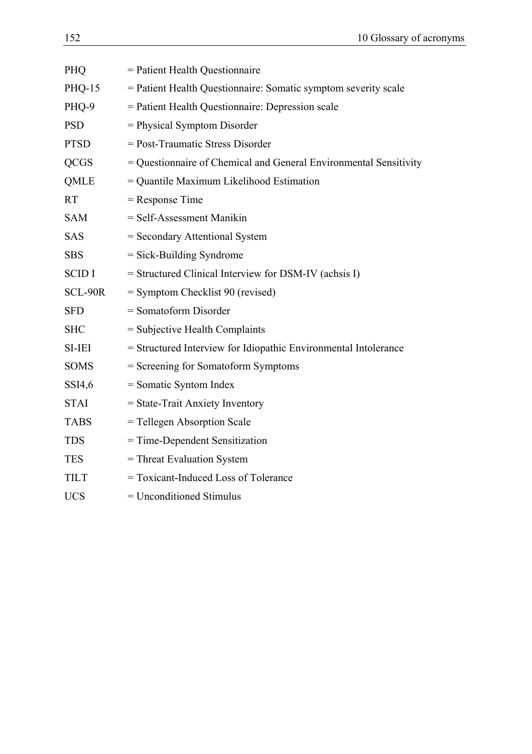PHQ = Patient Health Questionnaire

PHQ-15 = Patient Health Questionnaire: Somatic symptom severity scale

PHQ-9 = Patient Health Questionnaire: Depression scale

PSD = Physical Symptom Disorder

PTSD = Post-Traumatic Stress Disorder

QCGS = Questionnaire of Chemical and General Environmental Sensitivity

QMLE = Quantile Maximum Likelihood Estimation

RT = Response Time

SAM = Self-Assessment Manikin

SAS = Secondary Attentional System

SBS = Sick-Building Syndrome

SCID I = Structured Clinical Interview for DSM-IV (achsis I)

SCL-90R = Symptom Checklist 90 (revised)

SFD = Somatoform Disorder

SHC = Subjective Health Complaints

SI-IEI = Structured Interview for Idiopathic Environmental Intolerance

SOMS = Screening for Somatoform Symptoms

SSI4,6 = Somatic Syntom Index

STAI = State-Trait Anxiety Inventory

TABS = Tellegen Absorption Scale

TDS = Time-Dependent Sensitization

TES = Threat Evaluation System

TILT = Toxicant-Induced Loss of Tolerance

UCS = Unconditioned Stimulus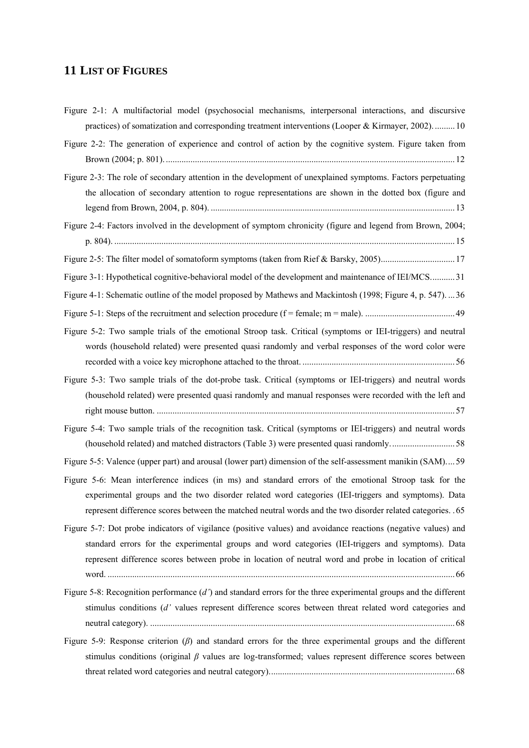# 11 LIST OF FIGURES

Figure 2-1: A multifactorial model (psychosocial mechanisms, interpersonal interactions, and discursive practices) of somatization and corresponding treatment interventions (Looper & Kirmayer, 2002). ......... 10

Figure 2-2: The generation of experience and control of action by the cognitive system. Figure taken from Brown (2004; p. 801). ......... 12

Figure 2-3: The role of secondary attention in the development of unexplained symptoms. Factors perpetuating the allocation of secondary attention to rogue representations are shown in the dotted box (figure and legend from Brown, 2004, p. 804). ......... 13

Figure 2-4: Factors involved in the development of symptom chronicity (figure and legend from Brown, 2004; p. 804). ......... 15

Figure 2-5: The filter model of somatoform symptoms (taken from Rief & Barsky, 2005) ......... 17

Figure 3-1: Hypothetical cognitive-behavioral model of the development and maintenance of IEI/MCS. ......... 31

Figure 4-1: Schematic outline of the model proposed by Mathews and Mackintosh (1998; Figure 4, p. 547). ... 36

Figure 5-1: Steps of the recruitment and selection procedure (f = female; m = male). ......... 49

Figure 5-2: Two sample trials of the emotional Stroop task. Critical (symptoms or IEI-triggers) and neutral words (household related) were presented quasi randomly and verbal responses of the word color were recorded with a voice key microphone attached to the throat. ......... 56

Figure 5-3: Two sample trials of the dot-probe task. Critical (symptoms or IEI-triggers) and neutral words (household related) were presented quasi randomly and manual responses were recorded with the left and right mouse button. ......... 57

Figure 5-4: Two sample trials of the recognition task. Critical (symptoms or IEI-triggers) and neutral words (household related) and matched distractors (Table 3) were presented quasi randomly. ......... 58

Figure 5-5: Valence (upper part) and arousal (lower part) dimension of the self-assessment manikin (SAM). ... 59

Figure 5-6: Mean interference indices (in ms) and standard errors of the emotional Stroop task for the experimental groups and the two disorder related word categories (IEI-triggers and symptoms). Data represent difference scores between the matched neutral words and the two disorder related categories. . 65

Figure 5-7: Dot probe indicators of vigilance (positive values) and avoidance reactions (negative values) and standard errors for the experimental groups and word categories (IEI-triggers and symptoms). Data represent difference scores between probe in location of neutral word and probe in location of critical word. ......... 66

Figure 5-8: Recognition performance (*d'*) and standard errors for the three experimental groups and the different stimulus conditions (*d'* values represent difference scores between threat related word categories and neutral category). ......... 68

Figure 5-9: Response criterion ($\beta$) and standard errors for the three experimental groups and the different stimulus conditions (original $\beta$ values are log-transformed; values represent difference scores between threat related word categories and neutral category). ......... 68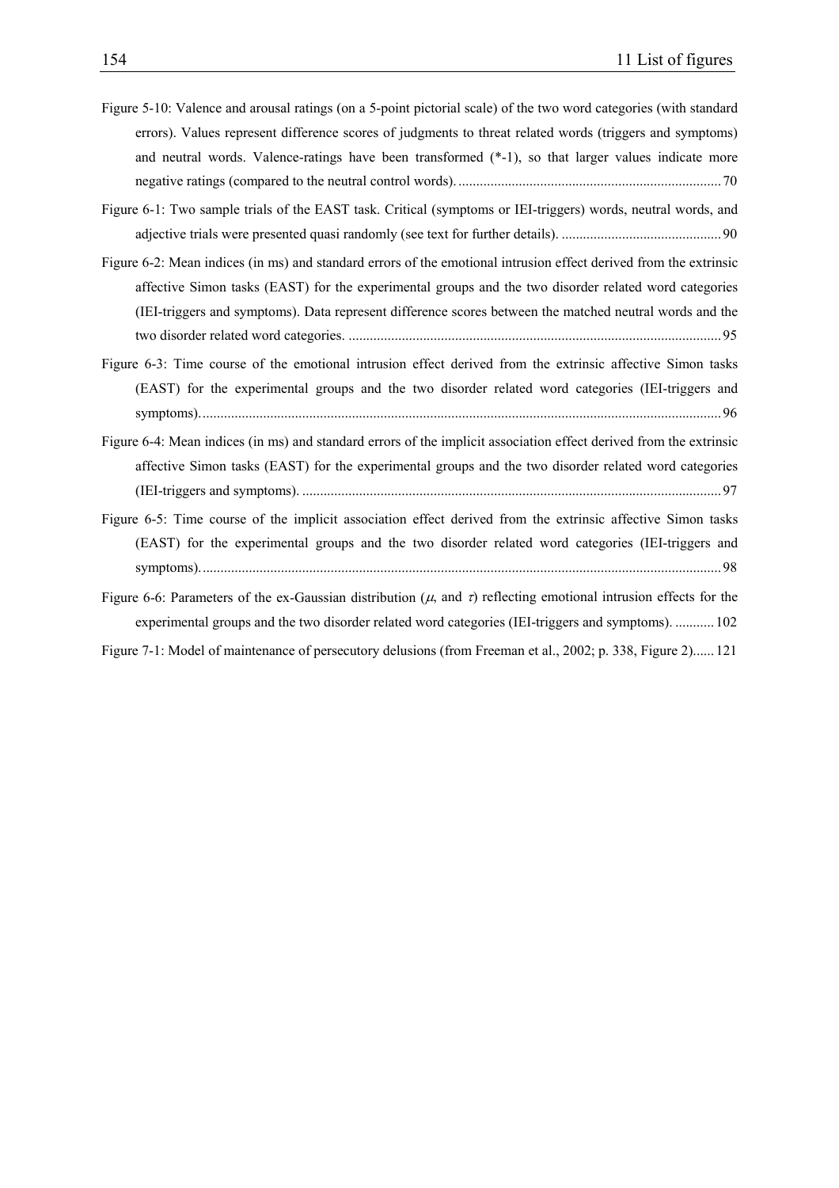Figure 5-10: Valence and arousal ratings (on a 5-point pictorial scale) of the two word categories (with standard errors). Values represent difference scores of judgments to threat related words (triggers and symptoms) and neutral words. Valence-ratings have been transformed (*-1), so that larger values indicate more negative ratings (compared to the neutral control words). .......................................................................... 70

Figure 6-1: Two sample trials of the EAST task. Critical (symptoms or IEI-triggers) words, neutral words, and adjective trials were presented quasi randomly (see text for further details). ............................................. 90

Figure 6-2: Mean indices (in ms) and standard errors of the emotional intrusion effect derived from the extrinsic affective Simon tasks (EAST) for the experimental groups and the two disorder related word categories (IEI-triggers and symptoms). Data represent difference scores between the matched neutral words and the two disorder related word categories. ........................................................................................................ 95

Figure 6-3: Time course of the emotional intrusion effect derived from the extrinsic affective Simon tasks (EAST) for the experimental groups and the two disorder related word categories (IEI-triggers and symptoms). ................................................................................................................................................. 96

Figure 6-4: Mean indices (in ms) and standard errors of the implicit association effect derived from the extrinsic affective Simon tasks (EAST) for the experimental groups and the two disorder related word categories (IEI-triggers and symptoms). ...................................................................................................................... 97

Figure 6-5: Time course of the implicit association effect derived from the extrinsic affective Simon tasks (EAST) for the experimental groups and the two disorder related word categories (IEI-triggers and symptoms). ................................................................................................................................................. 98

Figure 6-6: Parameters of the ex-Gaussian distribution ($\mu$, and $\tau$) reflecting emotional intrusion effects for the experimental groups and the two disorder related word categories (IEI-triggers and symptoms). ........... 102

Figure 7-1: Model of maintenance of persecutory delusions (from Freeman et al., 2002; p. 338, Figure 2)...... 121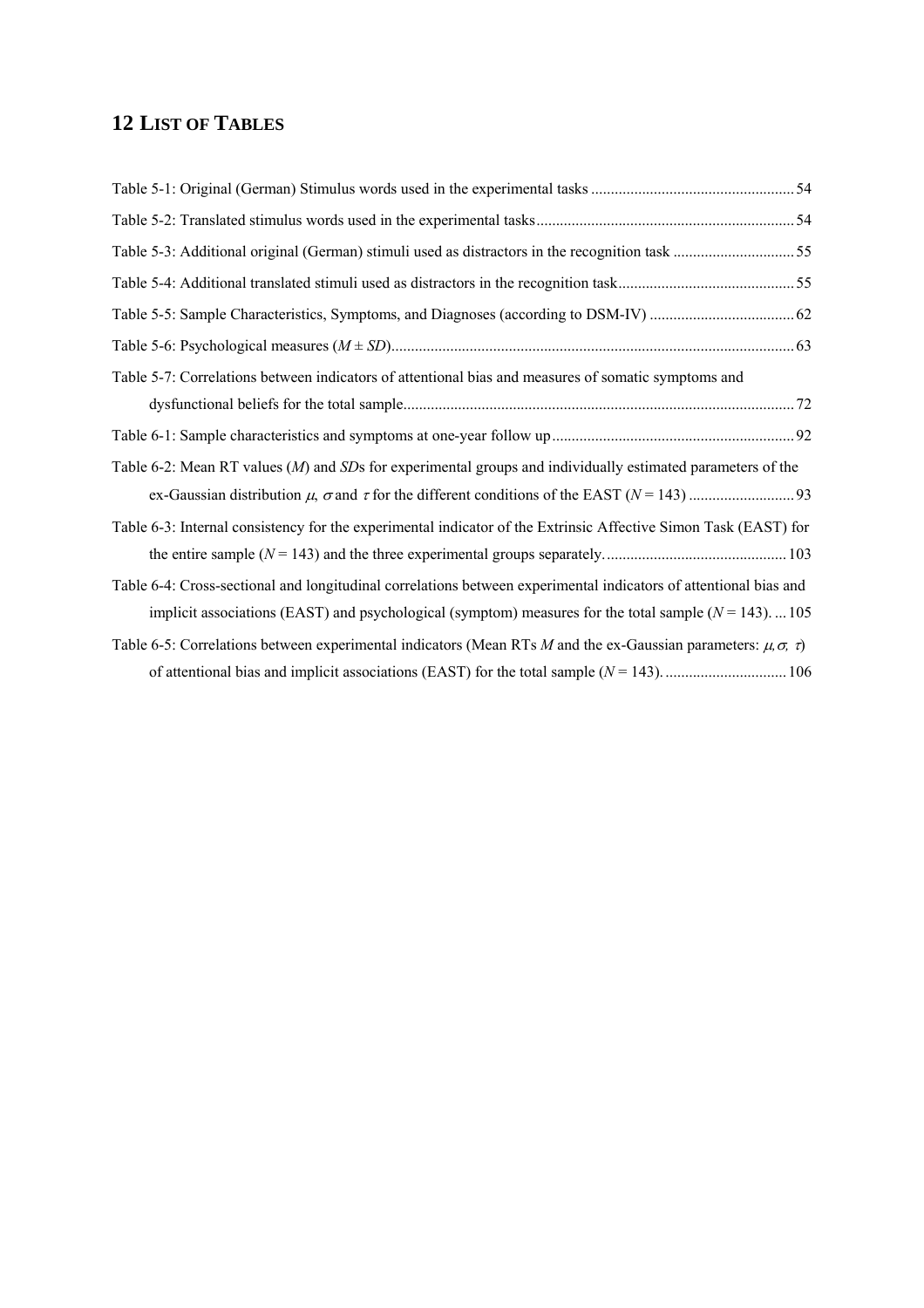# 12 List of Tables

Table 5-1: Original (German) Stimulus words used in the experimental tasks .... 54

Table 5-2: Translated stimulus words used in the experimental tasks .... 54

Table 5-3: Additional original (German) stimuli used as distractors in the recognition task .... 55

Table 5-4: Additional translated stimuli used as distractors in the recognition task .... 55

Table 5-5: Sample Characteristics, Symptoms, and Diagnoses (according to DSM-IV) .... 62

Table 5-6: Psychological measures ($M \pm SD$) .... 63

Table 5-7: Correlations between indicators of attentional bias and measures of somatic symptoms and dysfunctional beliefs for the total sample .... 72

Table 6-1: Sample characteristics and symptoms at one-year follow up .... 92

Table 6-2: Mean RT values ($M$) and $SD$s for experimental groups and individually estimated parameters of the ex-Gaussian distribution $\mu$, $\sigma$ and $\tau$ for the different conditions of the EAST ($N = 143$) .... 93

Table 6-3: Internal consistency for the experimental indicator of the Extrinsic Affective Simon Task (EAST) for the entire sample ($N = 143$) and the three experimental groups separately. .... 103

Table 6-4: Cross-sectional and longitudinal correlations between experimental indicators of attentional bias and implicit associations (EAST) and psychological (symptom) measures for the total sample ($N = 143$). .... 105

Table 6-5: Correlations between experimental indicators (Mean RTs $M$ and the ex-Gaussian parameters: $\mu, \sigma, \tau$) of attentional bias and implicit associations (EAST) for the total sample ($N = 143$). .... 106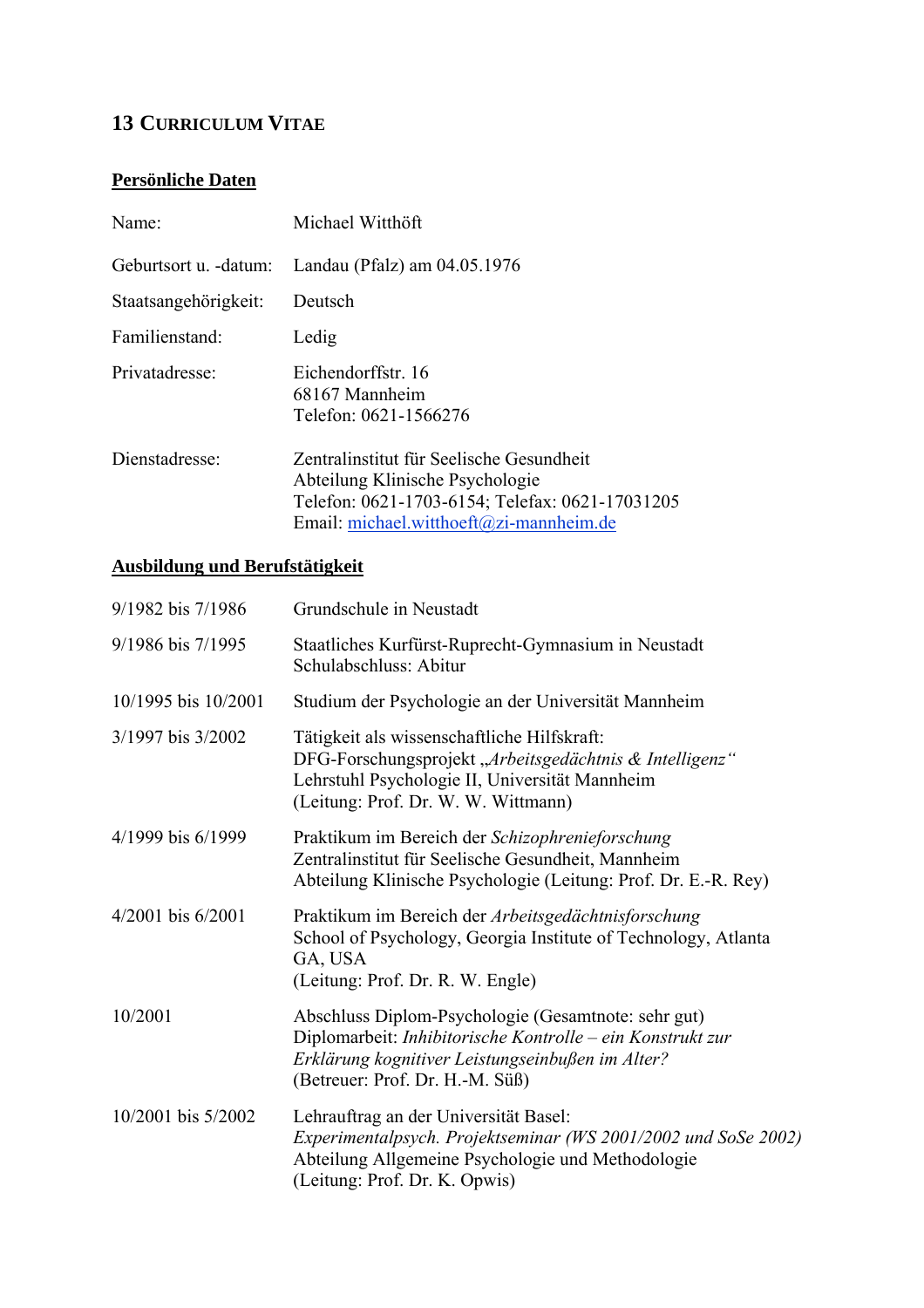# 13 CURRICULUM VITAE

**Persönliche Daten**

| | |
|---|---|
| Name: | Michael Witthöft |
| Geburtsort u. -datum: | Landau (Pfalz) am 04.05.1976 |
| Staatsangehörigkeit: | Deutsch |
| Familienstand: | Ledig |
| Privatadresse: | Eichendorffstr. 16<br>68167 Mannheim<br>Telefon: 0621-1566276 |
| Dienstadresse: | Zentralinstitut für Seelische Gesundheit<br>Abteilung Klinische Psychologie<br>Telefon: 0621-1703-6154; Telefax: 0621-17031205<br>Email: michael.witthoeft@zi-mannheim.de |

**Ausbildung und Berufstätigkeit**

| | |
|---|---|
| 9/1982 bis 7/1986 | Grundschule in Neustadt |
| 9/1986 bis 7/1995 | Staatliches Kurfürst-Ruprecht-Gymnasium in Neustadt<br>Schulabschluss: Abitur |
| 10/1995 bis 10/2001 | Studium der Psychologie an der Universität Mannheim |
| 3/1997 bis 3/2002 | Tätigkeit als wissenschaftliche Hilfskraft:<br>DFG-Forschungsprojekt „*Arbeitsgedächtnis & Intelligenz*“<br>Lehrstuhl Psychologie II, Universität Mannheim<br>(Leitung: Prof. Dr. W. W. Wittmann) |
| 4/1999 bis 6/1999 | Praktikum im Bereich der *Schizophrenieforschung*<br>Zentralinstitut für Seelische Gesundheit, Mannheim<br>Abteilung Klinische Psychologie (Leitung: Prof. Dr. E.-R. Rey) |
| 4/2001 bis 6/2001 | Praktikum im Bereich der *Arbeitsgedächtnisforschung*<br>School of Psychology, Georgia Institute of Technology, Atlanta GA, USA<br>(Leitung: Prof. Dr. R. W. Engle) |
| 10/2001 | Abschluss Diplom-Psychologie (Gesamtnote: sehr gut)<br>Diplomarbeit: *Inhibitorische Kontrolle – ein Konstrukt zur Erklärung kognitiver Leistungseinbußen im Alter?*<br>(Betreuer: Prof. Dr. H.-M. Süß) |
| 10/2001 bis 5/2002 | Lehrauftrag an der Universität Basel:<br>*Experimentalpsych. Projektseminar (WS 2001/2002 und SoSe 2002)*<br>Abteilung Allgemeine Psychologie und Methodologie<br>(Leitung: Prof. Dr. K. Opwis) |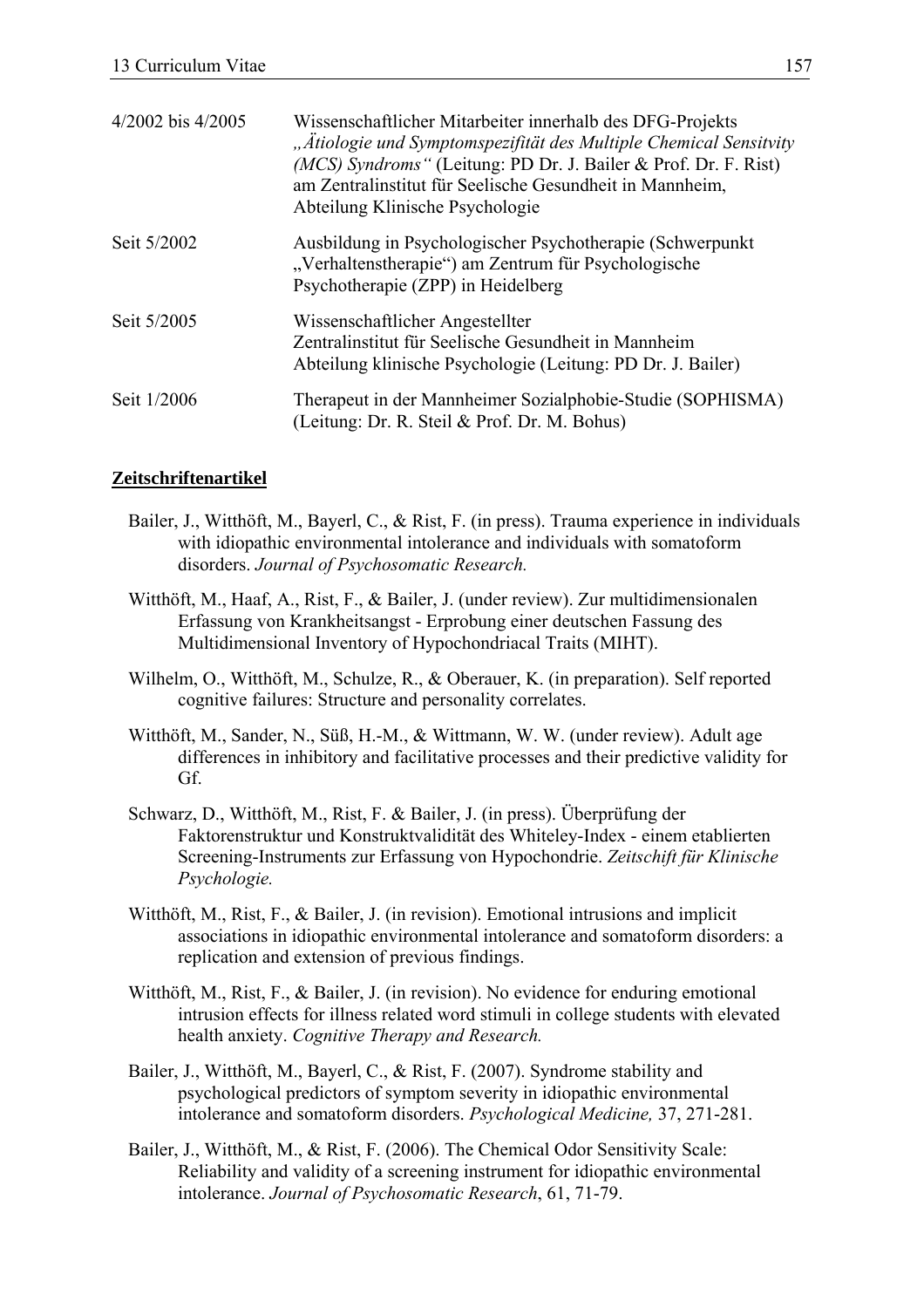| | |
|---|---|
| 4/2002 bis 4/2005 | Wissenschaftlicher Mitarbeiter innerhalb des DFG-Projekts *„Ätiologie und Symptomspezifität des Multiple Chemical Sensitvity (MCS) Syndroms"* (Leitung: PD Dr. J. Bailer & Prof. Dr. F. Rist) am Zentralinstitut für Seelische Gesundheit in Mannheim, Abteilung Klinische Psychologie |
| Seit 5/2002 | Ausbildung in Psychologischer Psychotherapie (Schwerpunkt „Verhaltenstherapie") am Zentrum für Psychologische Psychotherapie (ZPP) in Heidelberg |
| Seit 5/2005 | Wissenschaftlicher Angestellter Zentralinstitut für Seelische Gesundheit in Mannheim Abteilung klinische Psychologie (Leitung: PD Dr. J. Bailer) |
| Seit 1/2006 | Therapeut in der Mannheimer Sozialphobie-Studie (SOPHISMA) (Leitung: Dr. R. Steil & Prof. Dr. M. Bohus) |

**Zeitschriftenartikel**

Bailer, J., Witthöft, M., Bayerl, C., & Rist, F. (in press). Trauma experience in individuals with idiopathic environmental intolerance and individuals with somatoform disorders. *Journal of Psychosomatic Research.*

Witthöft, M., Haaf, A., Rist, F., & Bailer, J. (under review). Zur multidimensionalen Erfassung von Krankheitsangst - Erprobung einer deutschen Fassung des Multidimensional Inventory of Hypochondriacal Traits (MIHT).

Wilhelm, O., Witthöft, M., Schulze, R., & Oberauer, K. (in preparation). Self reported cognitive failures: Structure and personality correlates.

Witthöft, M., Sander, N., Süß, H.-M., & Wittmann, W. W. (under review). Adult age differences in inhibitory and facilitative processes and their predictive validity for Gf.

Schwarz, D., Witthöft, M., Rist, F. & Bailer, J. (in press). Überprüfung der Faktorenstruktur und Konstruktvalidität des Whiteley-Index - einem etablierten Screening-Instruments zur Erfassung von Hypochondrie. *Zeitschift für Klinische Psychologie.*

Witthöft, M., Rist, F., & Bailer, J. (in revision). Emotional intrusions and implicit associations in idiopathic environmental intolerance and somatoform disorders: a replication and extension of previous findings.

Witthöft, M., Rist, F., & Bailer, J. (in revision). No evidence for enduring emotional intrusion effects for illness related word stimuli in college students with elevated health anxiety. *Cognitive Therapy and Research.*

Bailer, J., Witthöft, M., Bayerl, C., & Rist, F. (2007). Syndrome stability and psychological predictors of symptom severity in idiopathic environmental intolerance and somatoform disorders. *Psychological Medicine,* 37, 271-281.

Bailer, J., Witthöft, M., & Rist, F. (2006). The Chemical Odor Sensitivity Scale: Reliability and validity of a screening instrument for idiopathic environmental intolerance. *Journal of Psychosomatic Research*, 61, 71-79.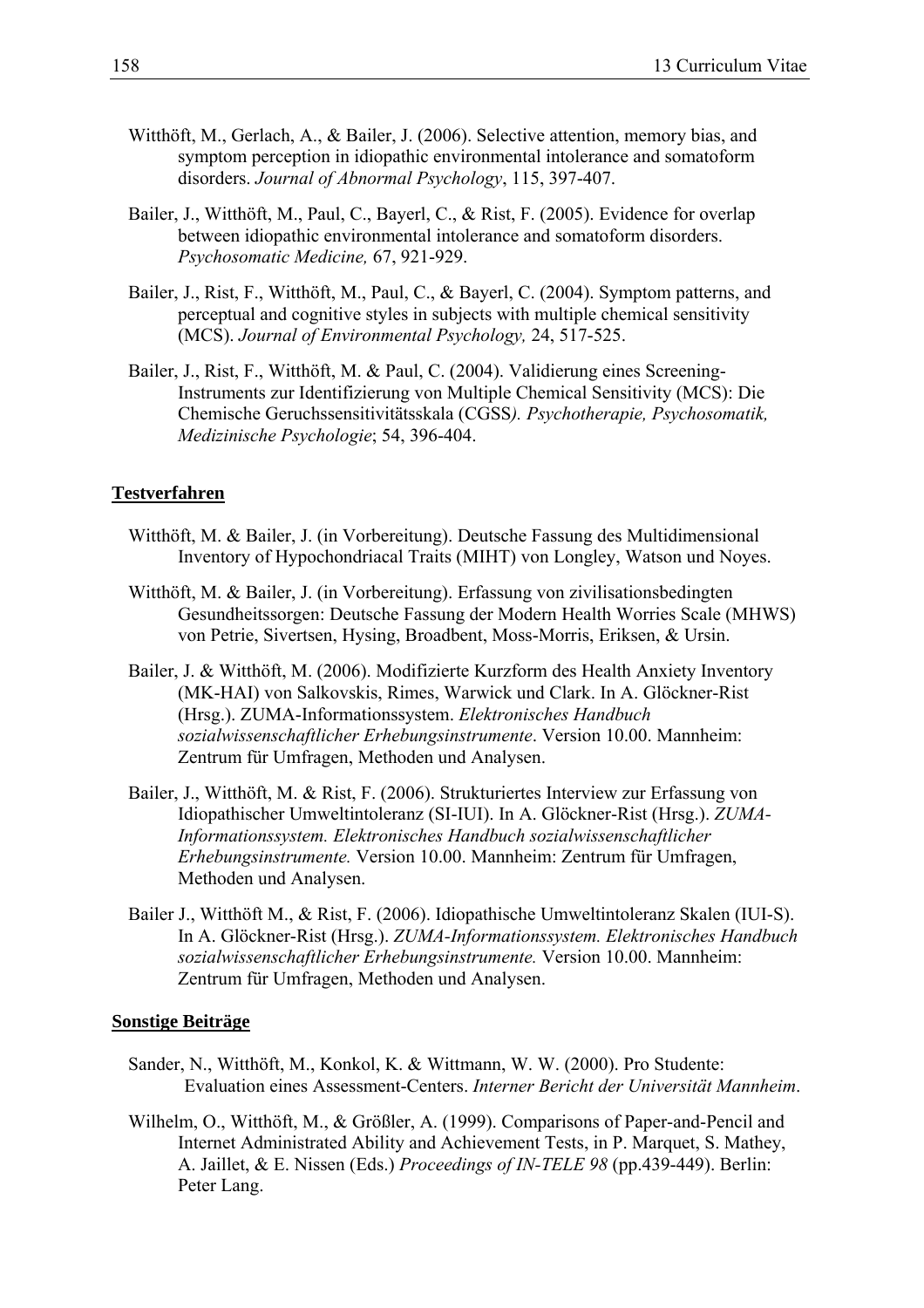Witthöft, M., Gerlach, A., & Bailer, J. (2006). Selective attention, memory bias, and symptom perception in idiopathic environmental intolerance and somatoform disorders. *Journal of Abnormal Psychology*, 115, 397-407.

Bailer, J., Witthöft, M., Paul, C., Bayerl, C., & Rist, F. (2005). Evidence for overlap between idiopathic environmental intolerance and somatoform disorders. *Psychosomatic Medicine,* 67, 921-929.

Bailer, J., Rist, F., Witthöft, M., Paul, C., & Bayerl, C. (2004). Symptom patterns, and perceptual and cognitive styles in subjects with multiple chemical sensitivity (MCS). *Journal of Environmental Psychology,* 24, 517-525.

Bailer, J., Rist, F., Witthöft, M. & Paul, C. (2004). Validierung eines Screening-Instruments zur Identifizierung von Multiple Chemical Sensitivity (MCS): Die Chemische Geruchssensitivitätsskala (CGSS*). Psychotherapie, Psychosomatik, Medizinische Psychologie*; 54, 396-404.

**Testverfahren**

Witthöft, M. & Bailer, J. (in Vorbereitung). Deutsche Fassung des Multidimensional Inventory of Hypochondriacal Traits (MIHT) von Longley, Watson und Noyes.

Witthöft, M. & Bailer, J. (in Vorbereitung). Erfassung von zivilisationsbedingten Gesundheitssorgen: Deutsche Fassung der Modern Health Worries Scale (MHWS) von Petrie, Sivertsen, Hysing, Broadbent, Moss-Morris, Eriksen, & Ursin.

Bailer, J. & Witthöft, M. (2006). Modifizierte Kurzform des Health Anxiety Inventory (MK-HAI) von Salkovskis, Rimes, Warwick und Clark. In A. Glöckner-Rist (Hrsg.). ZUMA-Informationssystem. *Elektronisches Handbuch sozialwissenschaftlicher Erhebungsinstrumente*. Version 10.00. Mannheim: Zentrum für Umfragen, Methoden und Analysen.

Bailer, J., Witthöft, M. & Rist, F. (2006). Strukturiertes Interview zur Erfassung von Idiopathischer Umweltintoleranz (SI-IUI). In A. Glöckner-Rist (Hrsg.). *ZUMA-Informationssystem. Elektronisches Handbuch sozialwissenschaftlicher Erhebungsinstrumente.* Version 10.00. Mannheim: Zentrum für Umfragen, Methoden und Analysen.

Bailer J., Witthöft M., & Rist, F. (2006). Idiopathische Umweltintoleranz Skalen (IUI-S). In A. Glöckner-Rist (Hrsg.). *ZUMA-Informationssystem. Elektronisches Handbuch sozialwissenschaftlicher Erhebungsinstrumente.* Version 10.00. Mannheim: Zentrum für Umfragen, Methoden und Analysen.

**Sonstige Beiträge**

Sander, N., Witthöft, M., Konkol, K. & Wittmann, W. W. (2000). Pro Studente: Evaluation eines Assessment-Centers. *Interner Bericht der Universität Mannheim*.

Wilhelm, O., Witthöft, M., & Größler, A. (1999). Comparisons of Paper-and-Pencil and Internet Administrated Ability and Achievement Tests, in P. Marquet, S. Mathey, A. Jaillet, & E. Nissen (Eds.) *Proceedings of IN-TELE 98* (pp.439-449). Berlin: Peter Lang.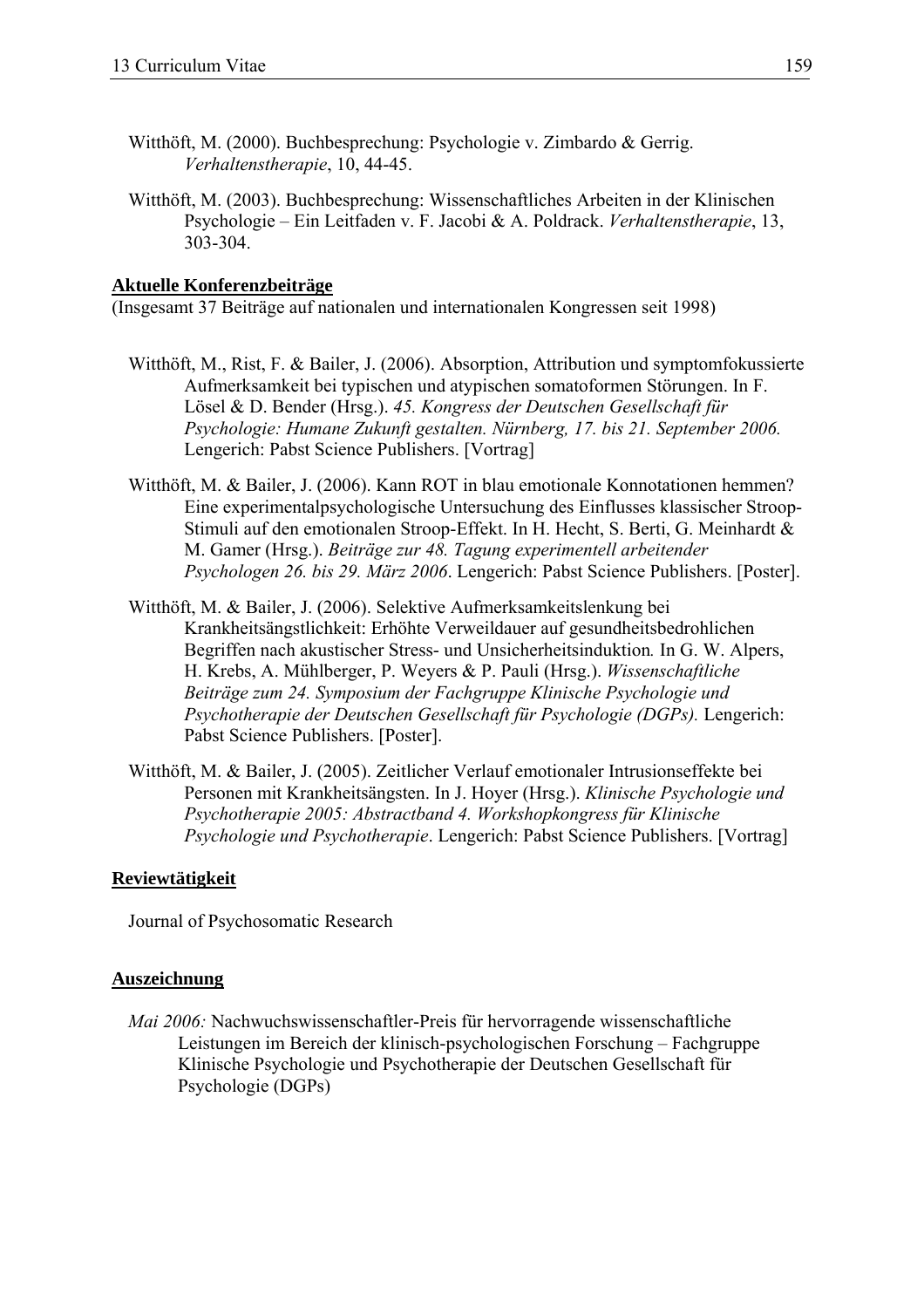Witthöft, M. (2000). Buchbesprechung: Psychologie v. Zimbardo & Gerrig. *Verhaltenstherapie*, 10, 44-45.

Witthöft, M. (2003). Buchbesprechung: Wissenschaftliches Arbeiten in der Klinischen Psychologie – Ein Leitfaden v. F. Jacobi & A. Poldrack. *Verhaltenstherapie*, 13, 303-304.

**Aktuelle Konferenzbeiträge**

(Insgesamt 37 Beiträge auf nationalen und internationalen Kongressen seit 1998)

Witthöft, M., Rist, F. & Bailer, J. (2006). Absorption, Attribution und symptomfokussierte Aufmerksamkeit bei typischen und atypischen somatoformen Störungen. In F. Lösel & D. Bender (Hrsg.). *45. Kongress der Deutschen Gesellschaft für Psychologie: Humane Zukunft gestalten. Nürnberg, 17. bis 21. September 2006.* Lengerich: Pabst Science Publishers. [Vortrag]

Witthöft, M. & Bailer, J. (2006). Kann ROT in blau emotionale Konnotationen hemmen? Eine experimentalpsychologische Untersuchung des Einflusses klassischer Stroop-Stimuli auf den emotionalen Stroop-Effekt. In H. Hecht, S. Berti, G. Meinhardt & M. Gamer (Hrsg.). *Beiträge zur 48. Tagung experimentell arbeitender Psychologen 26. bis 29. März 2006*. Lengerich: Pabst Science Publishers. [Poster].

Witthöft, M. & Bailer, J. (2006). Selektive Aufmerksamkeitslenkung bei Krankheitsängstlichkeit: Erhöhte Verweildauer auf gesundheitsbedrohlichen Begriffen nach akustischer Stress- und Unsicherheitsinduktion*.* In G. W. Alpers, H. Krebs, A. Mühlberger, P. Weyers & P. Pauli (Hrsg.). *Wissenschaftliche Beiträge zum 24. Symposium der Fachgruppe Klinische Psychologie und Psychotherapie der Deutschen Gesellschaft für Psychologie (DGPs).* Lengerich: Pabst Science Publishers. [Poster].

Witthöft, M. & Bailer, J. (2005). Zeitlicher Verlauf emotionaler Intrusionseffekte bei Personen mit Krankheitsängsten. In J. Hoyer (Hrsg.). *Klinische Psychologie und Psychotherapie 2005: Abstractband 4. Workshopkongress für Klinische Psychologie und Psychotherapie*. Lengerich: Pabst Science Publishers. [Vortrag]

**Reviewtätigkeit**

Journal of Psychosomatic Research

**Auszeichnung**

*Mai 2006:* Nachwuchswissenschaftler-Preis für hervorragende wissenschaftliche Leistungen im Bereich der klinisch-psychologischen Forschung – Fachgruppe Klinische Psychologie und Psychotherapie der Deutschen Gesellschaft für Psychologie (DGPs)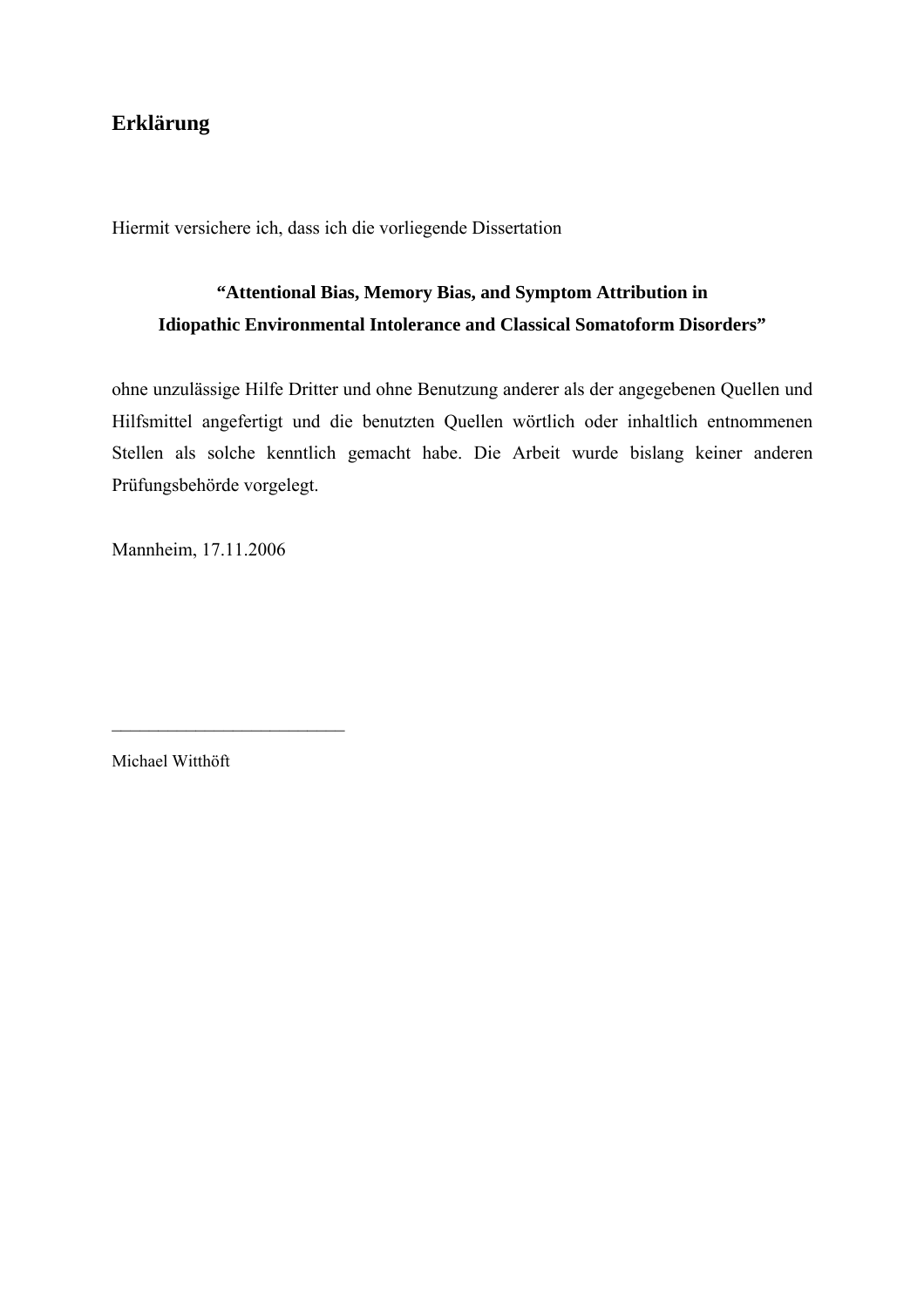## Erklärung

Hiermit versichere ich, dass ich die vorliegende Dissertation

**“Attentional Bias, Memory Bias, and Symptom Attribution in Idiopathic Environmental Intolerance and Classical Somatoform Disorders”**

ohne unzulässige Hilfe Dritter und ohne Benutzung anderer als der angegebenen Quellen und Hilfsmittel angefertigt und die benutzten Quellen wörtlich oder inhaltlich entnommenen Stellen als solche kenntlich gemacht habe. Die Arbeit wurde bislang keiner anderen Prüfungsbehörde vorgelegt.

Mannheim, 17.11.2006

_________________________

Michael Witthöft